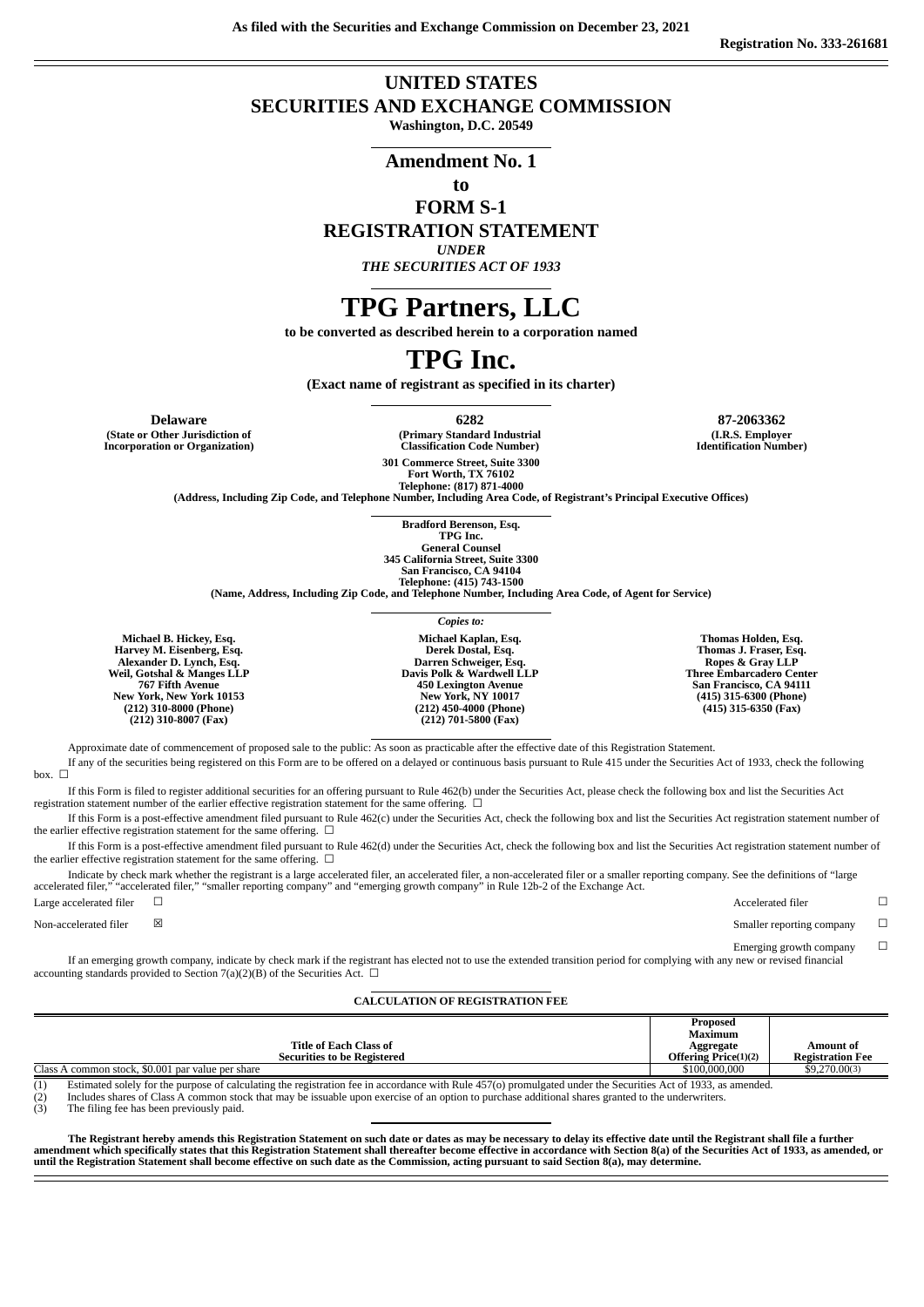**As filed with the Securities and Exchange Commission on December 23, 2021**

**Registration No. 333-261681**

# UNITED STATES
# SECURITIES AND EXCHANGE COMMISSION

**Washington, D.C. 20549**

## Amendment No. 1

**to**

## FORM S-1
## REGISTRATION STATEMENT

***UNDER***

***THE SECURITIES ACT OF 1933***

# TPG Partners, LLC

**to be converted as described herein to a corporation named**

# TPG Inc.

**(Exact name of registrant as specified in its charter)**

| **Delaware** | **6282** | **87-2063362** |
|---|---|---|
| **(State or Other Jurisdiction of Incorporation or Organization)** | **(Primary Standard Industrial Classification Code Number)** | **(I.R.S. Employer Identification Number)** |

**301 Commerce Street, Suite 3300**
**Fort Worth, TX 76102**
**Telephone: (817) 871-4000**
**(Address, Including Zip Code, and Telephone Number, Including Area Code, of Registrant's Principal Executive Offices)**

**Bradford Berenson, Esq.**
**TPG Inc.**
**General Counsel**
**345 California Street, Suite 3300**
**San Francisco, CA 94104**
**Telephone: (415) 743-1500**
**(Name, Address, Including Zip Code, and Telephone Number, Including Area Code, of Agent for Service)**

*Copies to:*

| | | |
|---|---|---|
| **Michael B. Hickey, Esq.**<br>**Harvey M. Eisenberg, Esq.**<br>**Alexander D. Lynch, Esq.**<br>**Weil, Gotshal & Manges LLP**<br>**767 Fifth Avenue**<br>**New York, New York 10153**<br>**(212) 310-8000 (Phone)**<br>**(212) 310-8007 (Fax)** | **Michael Kaplan, Esq.**<br>**Derek Dostal, Esq.**<br>**Darren Schweiger, Esq.**<br>**Davis Polk & Wardwell LLP**<br>**450 Lexington Avenue**<br>**New York, NY 10017**<br>**(212) 450-4000 (Phone)**<br>**(212) 701-5800 (Fax)** | **Thomas Holden, Esq.**<br>**Thomas J. Fraser, Esq.**<br>**Ropes & Gray LLP**<br>**Three Embarcadero Center**<br>**San Francisco, CA 94111**<br>**(415) 315-6300 (Phone)**<br>**(415) 315-6350 (Fax)** |

Approximate date of commencement of proposed sale to the public: As soon as practicable after the effective date of this Registration Statement.

If any of the securities being registered on this Form are to be offered on a delayed or continuous basis pursuant to Rule 415 under the Securities Act of 1933, check the following box. ☐

If this Form is filed to register additional securities for an offering pursuant to Rule 462(b) under the Securities Act, please check the following box and list the Securities Act registration statement number of the earlier effective registration statement for the same offering. ☐

If this Form is a post-effective amendment filed pursuant to Rule 462(c) under the Securities Act, check the following box and list the Securities Act registration statement number of the earlier effective registration statement for the same offering. ☐

If this Form is a post-effective amendment filed pursuant to Rule 462(d) under the Securities Act, check the following box and list the Securities Act registration statement number of the earlier effective registration statement for the same offering. ☐

Indicate by check mark whether the registrant is a large accelerated filer, an accelerated filer, a non-accelerated filer or a smaller reporting company. See the definitions of "large accelerated filer," "accelerated filer," "smaller reporting company" and "emerging growth company" in Rule 12b-2 of the Exchange Act.

| | | | |
|---|---|---|---|
| Large accelerated filer | ☐ | Accelerated filer | ☐ |
| Non-accelerated filer | ☒ | Smaller reporting company | ☐ |
| | | Emerging growth company | ☐ |

If an emerging growth company, indicate by check mark if the registrant has elected not to use the extended transition period for complying with any new or revised financial accounting standards provided to Section 7(a)(2)(B) of the Securities Act. ☐

**CALCULATION OF REGISTRATION FEE**

| **Title of Each Class of Securities to be Registered** | **Proposed Maximum Aggregate Offering Price(1)(2)** | **Amount of Registration Fee** |
|---|---|---|
| Class A common stock, $0.001 par value per share | $100,000,000 | $9,270.00(3) |

(1) Estimated solely for the purpose of calculating the registration fee in accordance with Rule 457(o) promulgated under the Securities Act of 1933, as amended.
(2) Includes shares of Class A common stock that may be issuable upon exercise of an option to purchase additional shares granted to the underwriters.
(3) The filing fee has been previously paid.

**The Registrant hereby amends this Registration Statement on such date or dates as may be necessary to delay its effective date until the Registrant shall file a further amendment which specifically states that this Registration Statement shall thereafter become effective in accordance with Section 8(a) of the Securities Act of 1933, as amended, or until the Registration Statement shall become effective on such date as the Commission, acting pursuant to said Section 8(a), may determine.**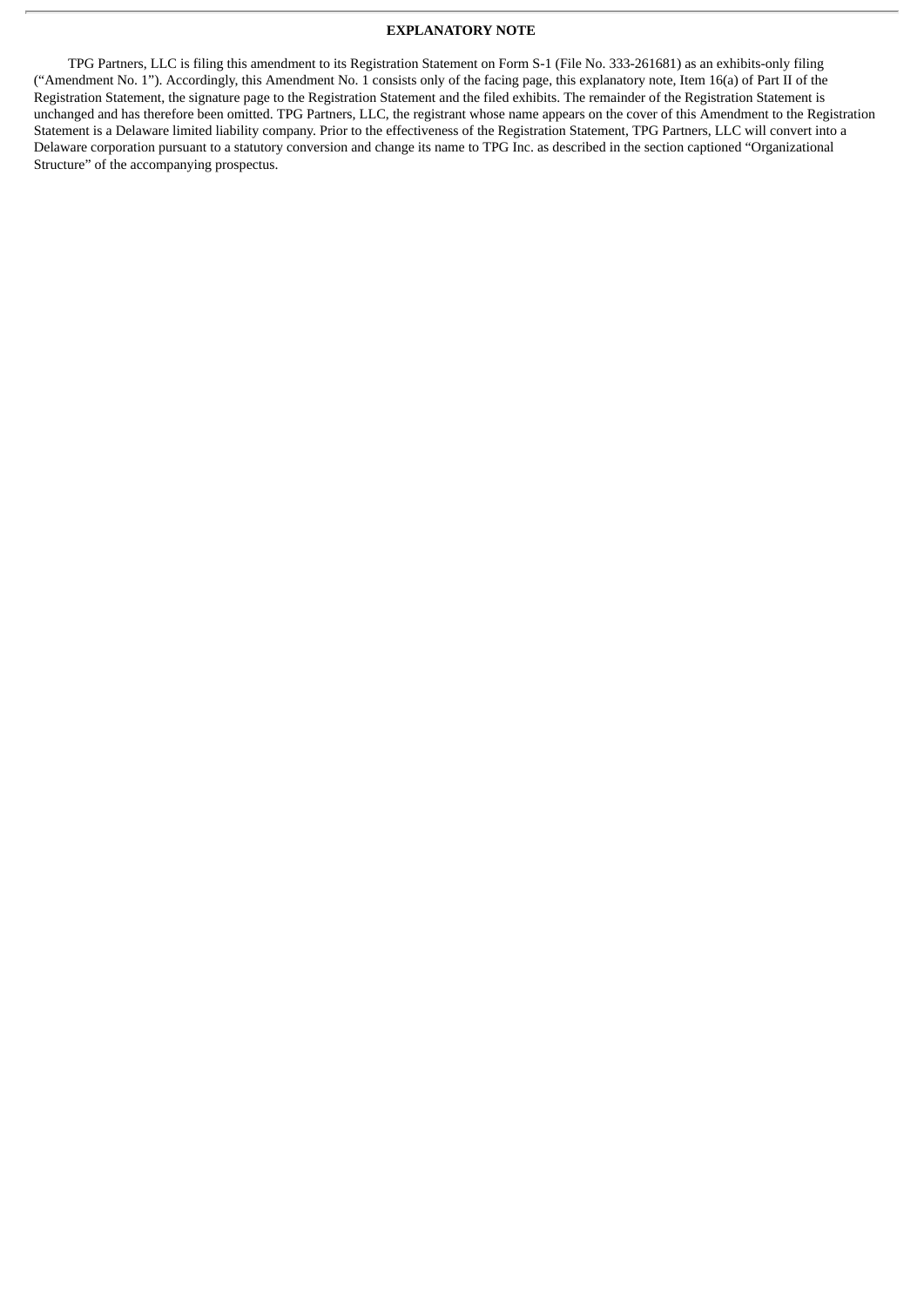## EXPLANATORY NOTE

TPG Partners, LLC is filing this amendment to its Registration Statement on Form S-1 (File No. 333-261681) as an exhibits-only filing ("Amendment No. 1"). Accordingly, this Amendment No. 1 consists only of the facing page, this explanatory note, Item 16(a) of Part II of the Registration Statement, the signature page to the Registration Statement and the filed exhibits. The remainder of the Registration Statement is unchanged and has therefore been omitted. TPG Partners, LLC, the registrant whose name appears on the cover of this Amendment to the Registration Statement is a Delaware limited liability company. Prior to the effectiveness of the Registration Statement, TPG Partners, LLC will convert into a Delaware corporation pursuant to a statutory conversion and change its name to TPG Inc. as described in the section captioned "Organizational Structure" of the accompanying prospectus.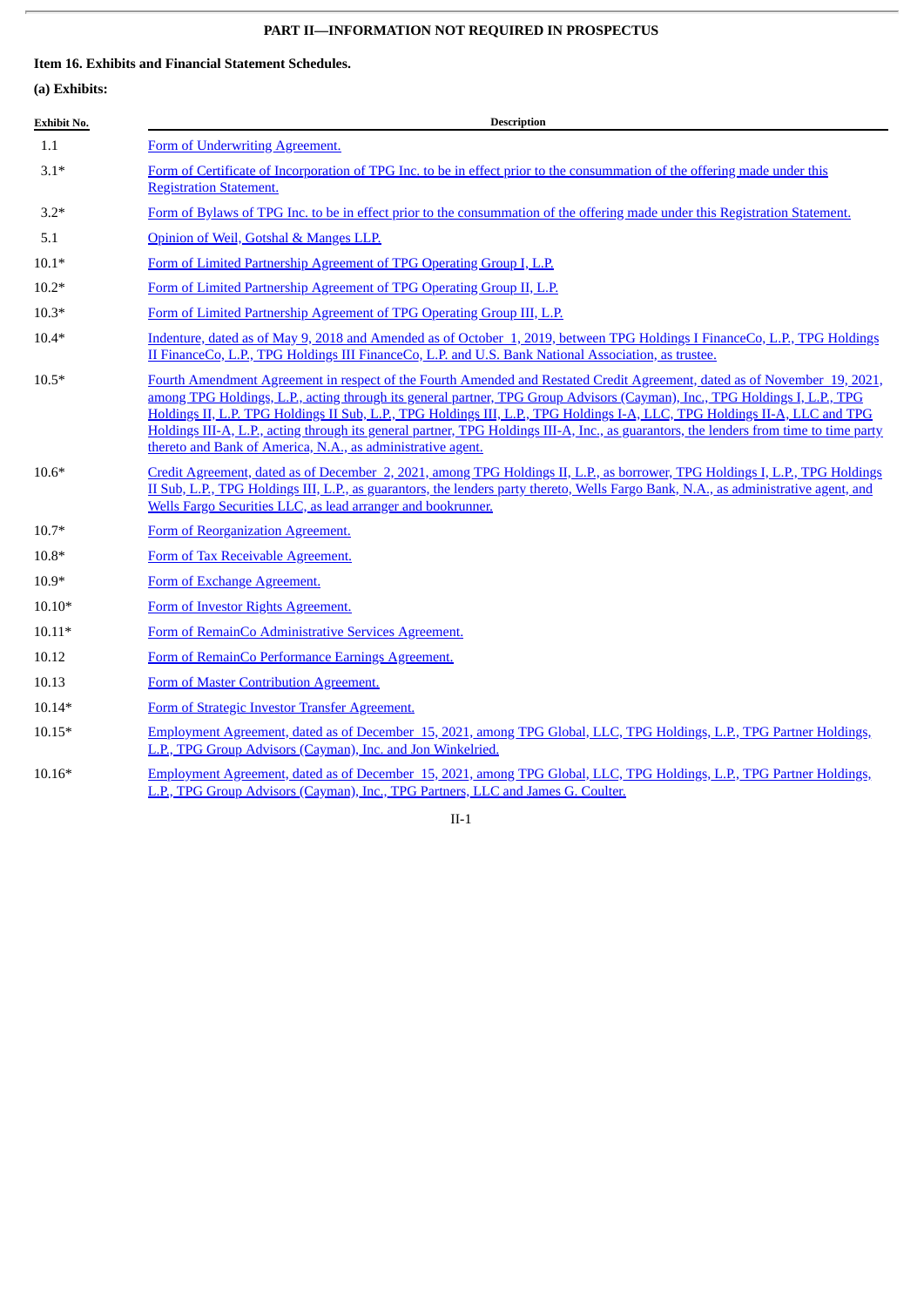## PART II—INFORMATION NOT REQUIRED IN PROSPECTUS

### Item 16. Exhibits and Financial Statement Schedules.

**(a) Exhibits:**

| Exhibit No. | Description |
|---|---|
| 1.1 | Form of Underwriting Agreement. |
| 3.1* | Form of Certificate of Incorporation of TPG Inc. to be in effect prior to the consummation of the offering made under this Registration Statement. |
| 3.2* | Form of Bylaws of TPG Inc. to be in effect prior to the consummation of the offering made under this Registration Statement. |
| 5.1 | Opinion of Weil, Gotshal & Manges LLP. |
| 10.1* | Form of Limited Partnership Agreement of TPG Operating Group I, L.P. |
| 10.2* | Form of Limited Partnership Agreement of TPG Operating Group II, L.P. |
| 10.3* | Form of Limited Partnership Agreement of TPG Operating Group III, L.P. |
| 10.4* | Indenture, dated as of May 9, 2018 and Amended as of October 1, 2019, between TPG Holdings I FinanceCo, L.P., TPG Holdings II FinanceCo, L.P., TPG Holdings III FinanceCo, L.P. and U.S. Bank National Association, as trustee. |
| 10.5* | Fourth Amendment Agreement in respect of the Fourth Amended and Restated Credit Agreement, dated as of November 19, 2021, among TPG Holdings, L.P., acting through its general partner, TPG Group Advisors (Cayman), Inc., TPG Holdings I, L.P., TPG Holdings II, L.P. TPG Holdings II Sub, L.P., TPG Holdings III, L.P., TPG Holdings I-A, LLC, TPG Holdings II-A, LLC and TPG Holdings III-A, L.P., acting through its general partner, TPG Holdings III-A, Inc., as guarantors, the lenders from time to time party thereto and Bank of America, N.A., as administrative agent. |
| 10.6* | Credit Agreement, dated as of December 2, 2021, among TPG Holdings II, L.P., as borrower, TPG Holdings I, L.P., TPG Holdings II Sub, L.P., TPG Holdings III, L.P., as guarantors, the lenders party thereto, Wells Fargo Bank, N.A., as administrative agent, and Wells Fargo Securities LLC, as lead arranger and bookrunner. |
| 10.7* | Form of Reorganization Agreement. |
| 10.8* | Form of Tax Receivable Agreement. |
| 10.9* | Form of Exchange Agreement. |
| 10.10* | Form of Investor Rights Agreement. |
| 10.11* | Form of RemainCo Administrative Services Agreement. |
| 10.12 | Form of RemainCo Performance Earnings Agreement. |
| 10.13 | Form of Master Contribution Agreement. |
| 10.14* | Form of Strategic Investor Transfer Agreement. |
| 10.15* | Employment Agreement, dated as of December 15, 2021, among TPG Global, LLC, TPG Holdings, L.P., TPG Partner Holdings, L.P., TPG Group Advisors (Cayman), Inc. and Jon Winkelried. |
| 10.16* | Employment Agreement, dated as of December 15, 2021, among TPG Global, LLC, TPG Holdings, L.P., TPG Partner Holdings, L.P., TPG Group Advisors (Cayman), Inc., TPG Partners, LLC and James G. Coulter. |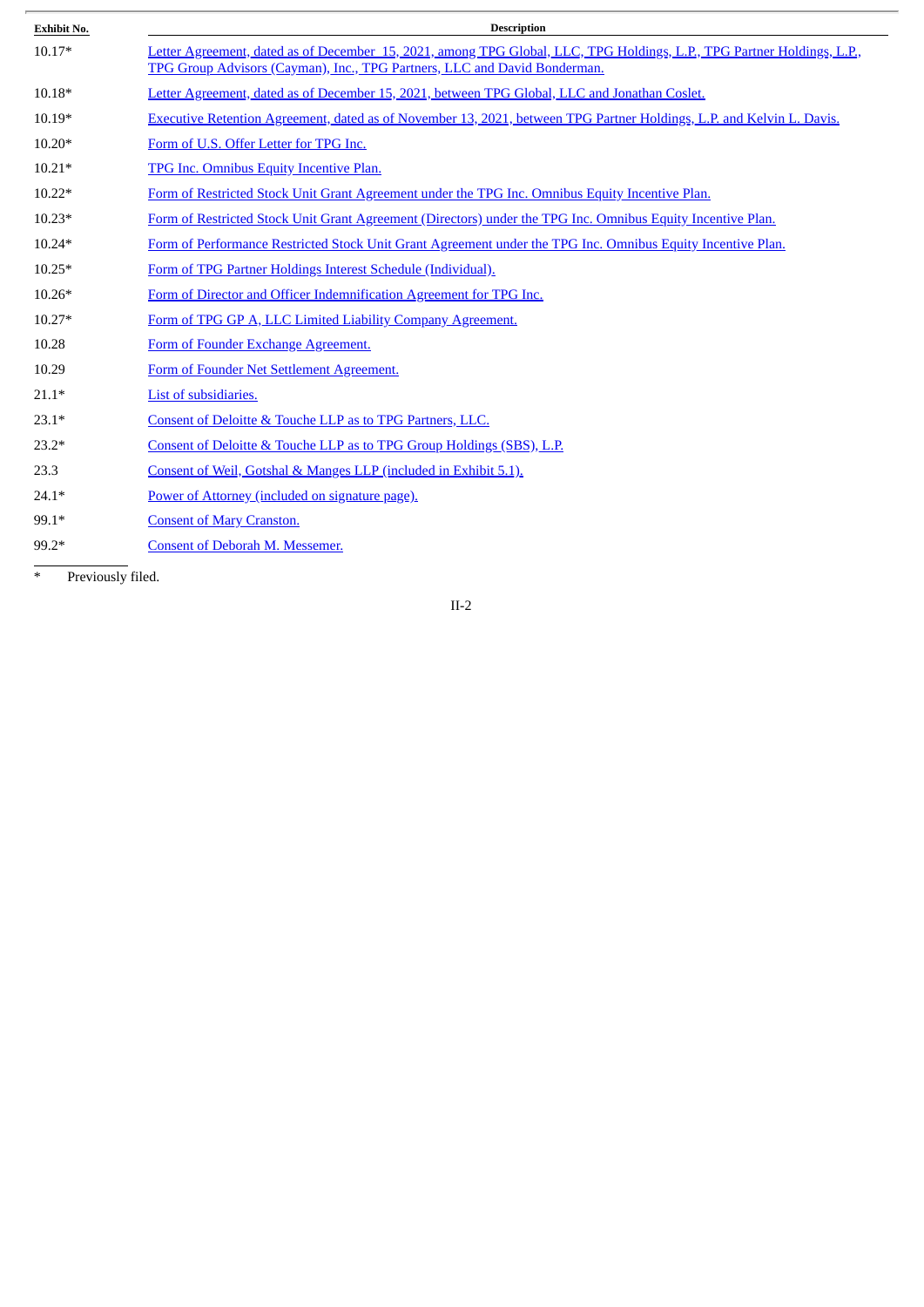| Exhibit No. | Description |
|---|---|
| 10.17* | Letter Agreement, dated as of December 15, 2021, among TPG Global, LLC, TPG Holdings, L.P., TPG Partner Holdings, L.P., TPG Group Advisors (Cayman), Inc., TPG Partners, LLC and David Bonderman. |
| 10.18* | Letter Agreement, dated as of December 15, 2021, between TPG Global, LLC and Jonathan Coslet. |
| 10.19* | Executive Retention Agreement, dated as of November 13, 2021, between TPG Partner Holdings, L.P. and Kelvin L. Davis. |
| 10.20* | Form of U.S. Offer Letter for TPG Inc. |
| 10.21* | TPG Inc. Omnibus Equity Incentive Plan. |
| 10.22* | Form of Restricted Stock Unit Grant Agreement under the TPG Inc. Omnibus Equity Incentive Plan. |
| 10.23* | Form of Restricted Stock Unit Grant Agreement (Directors) under the TPG Inc. Omnibus Equity Incentive Plan. |
| 10.24* | Form of Performance Restricted Stock Unit Grant Agreement under the TPG Inc. Omnibus Equity Incentive Plan. |
| 10.25* | Form of TPG Partner Holdings Interest Schedule (Individual). |
| 10.26* | Form of Director and Officer Indemnification Agreement for TPG Inc. |
| 10.27* | Form of TPG GP A, LLC Limited Liability Company Agreement. |
| 10.28 | Form of Founder Exchange Agreement. |
| 10.29 | Form of Founder Net Settlement Agreement. |
| 21.1* | List of subsidiaries. |
| 23.1* | Consent of Deloitte & Touche LLP as to TPG Partners, LLC. |
| 23.2* | Consent of Deloitte & Touche LLP as to TPG Group Holdings (SBS), L.P. |
| 23.3 | Consent of Weil, Gotshal & Manges LLP (included in Exhibit 5.1). |
| 24.1* | Power of Attorney (included on signature page). |
| 99.1* | Consent of Mary Cranston. |
| 99.2* | Consent of Deborah M. Messemer. |

* Previously filed.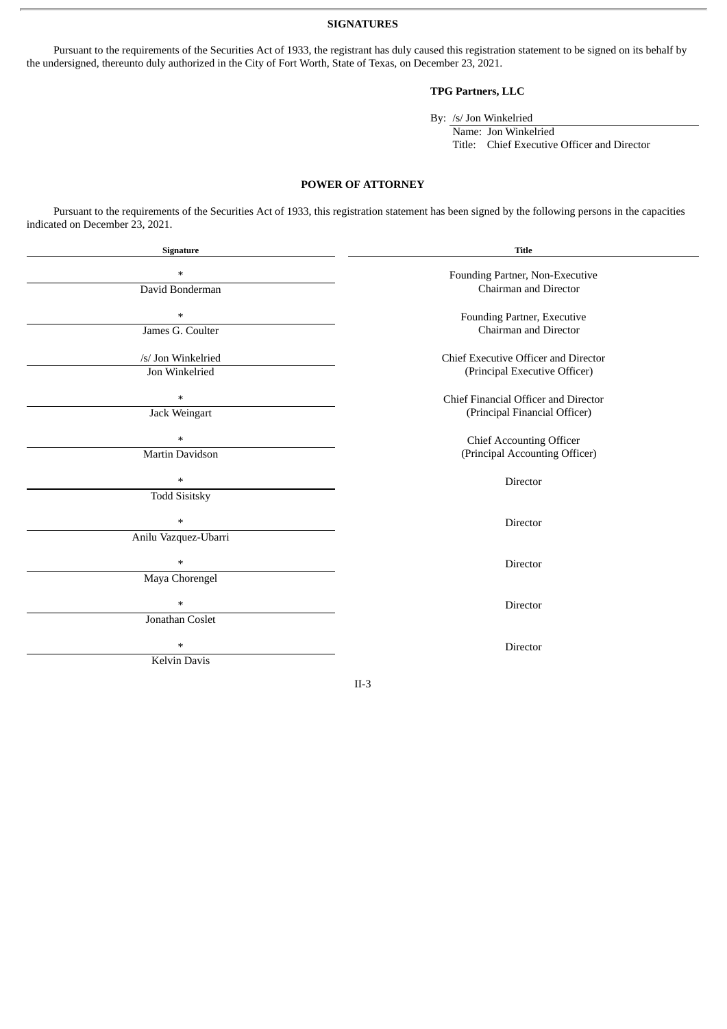## SIGNATURES

Pursuant to the requirements of the Securities Act of 1933, the registrant has duly caused this registration statement to be signed on its behalf by the undersigned, thereunto duly authorized in the City of Fort Worth, State of Texas, on December 23, 2021.

**TPG Partners, LLC**

By: /s/ Jon Winkelried
Name: Jon Winkelried
Title: Chief Executive Officer and Director

## POWER OF ATTORNEY

Pursuant to the requirements of the Securities Act of 1933, this registration statement has been signed by the following persons in the capacities indicated on December 23, 2021.

| Signature | Title |
|---|---|
| *<br>David Bonderman | Founding Partner, Non-Executive Chairman and Director |
| *<br>James G. Coulter | Founding Partner, Executive Chairman and Director |
| /s/ Jon Winkelried<br>Jon Winkelried | Chief Executive Officer and Director (Principal Executive Officer) |
| *<br>Jack Weingart | Chief Financial Officer and Director (Principal Financial Officer) |
| *<br>Martin Davidson | Chief Accounting Officer (Principal Accounting Officer) |
| *<br>Todd Sisitsky | Director |
| *<br>Anilu Vazquez-Ubarri | Director |
| *<br>Maya Chorengel | Director |
| *<br>Jonathan Coslet | Director |
| *<br>Kelvin Davis | Director |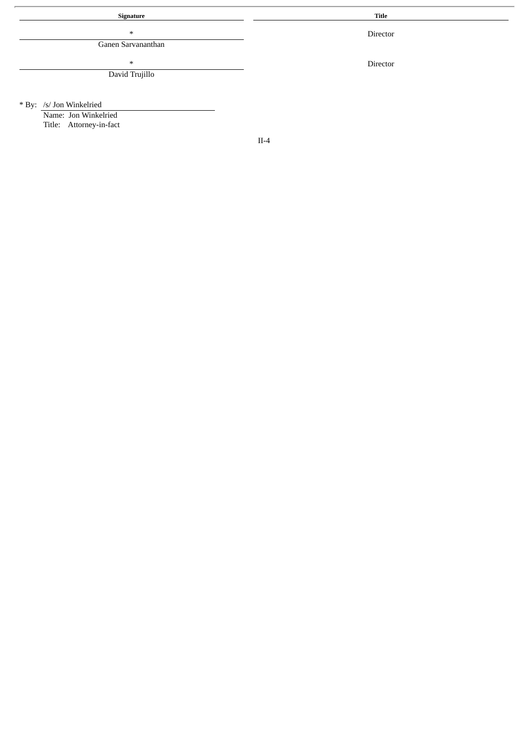| Signature | Title |
| --- | --- |
| *<br>Ganen Sarvananthan | Director |
| *<br>David Trujillo | Director |

* By: /s/ Jon Winkelried
Name: Jon Winkelried
Title: Attorney-in-fact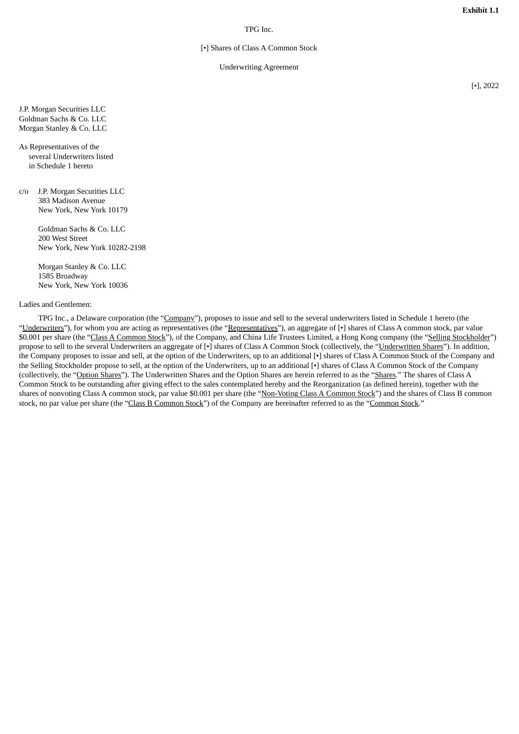**Exhibit 1.1**

TPG Inc.

[•] Shares of Class A Common Stock

Underwriting Agreement

[•], 2022

J.P. Morgan Securities LLC
Goldman Sachs & Co. LLC
Morgan Stanley & Co. LLC

As Representatives of the
several Underwriters listed
in Schedule 1 hereto

c/o J.P. Morgan Securities LLC
383 Madison Avenue
New York, New York 10179

Goldman Sachs & Co. LLC
200 West Street
New York, New York 10282-2198

Morgan Stanley & Co. LLC
1585 Broadway
New York, New York 10036

Ladies and Gentlemen:

TPG Inc., a Delaware corporation (the "Company"), proposes to issue and sell to the several underwriters listed in Schedule 1 hereto (the "Underwriters"), for whom you are acting as representatives (the "Representatives"), an aggregate of [•] shares of Class A common stock, par value $0.001 per share (the "Class A Common Stock"), of the Company, and China Life Trustees Limited, a Hong Kong company (the "Selling Stockholder") propose to sell to the several Underwriters an aggregate of [•] shares of Class A Common Stock (collectively, the "Underwritten Shares"). In addition, the Company proposes to issue and sell, at the option of the Underwriters, up to an additional [•] shares of Class A Common Stock of the Company and the Selling Stockholder propose to sell, at the option of the Underwriters, up to an additional [•] shares of Class A Common Stock of the Company (collectively, the "Option Shares"). The Underwritten Shares and the Option Shares are herein referred to as the "Shares." The shares of Class A Common Stock to be outstanding after giving effect to the sales contemplated hereby and the Reorganization (as defined herein), together with the shares of nonvoting Class A common stock, par value $0.001 per share (the "Non-Voting Class A Common Stock") and the shares of Class B common stock, no par value per share (the "Class B Common Stock") of the Company are hereinafter referred to as the "Common Stock."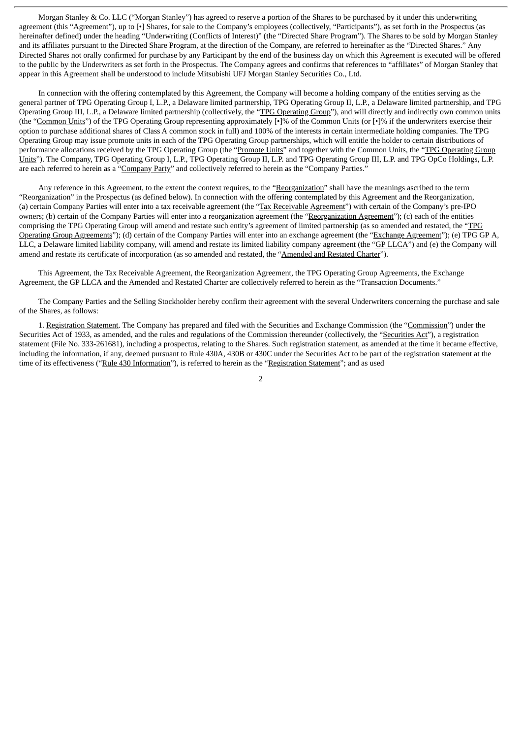Morgan Stanley & Co. LLC ("Morgan Stanley") has agreed to reserve a portion of the Shares to be purchased by it under this underwriting agreement (this "Agreement"), up to [•] Shares, for sale to the Company's employees (collectively, "Participants"), as set forth in the Prospectus (as hereinafter defined) under the heading "Underwriting (Conflicts of Interest)" (the "Directed Share Program"). The Shares to be sold by Morgan Stanley and its affiliates pursuant to the Directed Share Program, at the direction of the Company, are referred to hereinafter as the "Directed Shares." Any Directed Shares not orally confirmed for purchase by any Participant by the end of the business day on which this Agreement is executed will be offered to the public by the Underwriters as set forth in the Prospectus. The Company agrees and confirms that references to "affiliates" of Morgan Stanley that appear in this Agreement shall be understood to include Mitsubishi UFJ Morgan Stanley Securities Co., Ltd.

In connection with the offering contemplated by this Agreement, the Company will become a holding company of the entities serving as the general partner of TPG Operating Group I, L.P., a Delaware limited partnership, TPG Operating Group II, L.P., a Delaware limited partnership, and TPG Operating Group III, L.P., a Delaware limited partnership (collectively, the "TPG Operating Group"), and will directly and indirectly own common units (the "Common Units") of the TPG Operating Group representing approximately [•]% of the Common Units (or [•]% if the underwriters exercise their option to purchase additional shares of Class A common stock in full) and 100% of the interests in certain intermediate holding companies. The TPG Operating Group may issue promote units in each of the TPG Operating Group partnerships, which will entitle the holder to certain distributions of performance allocations received by the TPG Operating Group (the "Promote Units" and together with the Common Units, the "TPG Operating Group Units"). The Company, TPG Operating Group I, L.P., TPG Operating Group II, L.P. and TPG Operating Group III, L.P. and TPG OpCo Holdings, L.P. are each referred to herein as a "Company Party" and collectively referred to herein as the "Company Parties."

Any reference in this Agreement, to the extent the context requires, to the "Reorganization" shall have the meanings ascribed to the term "Reorganization" in the Prospectus (as defined below). In connection with the offering contemplated by this Agreement and the Reorganization, (a) certain Company Parties will enter into a tax receivable agreement (the "Tax Receivable Agreement") with certain of the Company's pre-IPO owners; (b) certain of the Company Parties will enter into a reorganization agreement (the "Reorganization Agreement"); (c) each of the entities comprising the TPG Operating Group will amend and restate such entity's agreement of limited partnership (as so amended and restated, the "TPG Operating Group Agreements"); (d) certain of the Company Parties will enter into an exchange agreement (the "Exchange Agreement"); (e) TPG GP A, LLC, a Delaware limited liability company, will amend and restate its limited liability company agreement (the "GP LLCA") and (e) the Company will amend and restate its certificate of incorporation (as so amended and restated, the "Amended and Restated Charter").

This Agreement, the Tax Receivable Agreement, the Reorganization Agreement, the TPG Operating Group Agreements, the Exchange Agreement, the GP LLCA and the Amended and Restated Charter are collectively referred to herein as the "Transaction Documents."

The Company Parties and the Selling Stockholder hereby confirm their agreement with the several Underwriters concerning the purchase and sale of the Shares, as follows:

1. Registration Statement. The Company has prepared and filed with the Securities and Exchange Commission (the "Commission") under the Securities Act of 1933, as amended, and the rules and regulations of the Commission thereunder (collectively, the "Securities Act"), a registration statement (File No. 333-261681), including a prospectus, relating to the Shares. Such registration statement, as amended at the time it became effective, including the information, if any, deemed pursuant to Rule 430A, 430B or 430C under the Securities Act to be part of the registration statement at the time of its effectiveness ("Rule 430 Information"), is referred to herein as the "Registration Statement"; and as used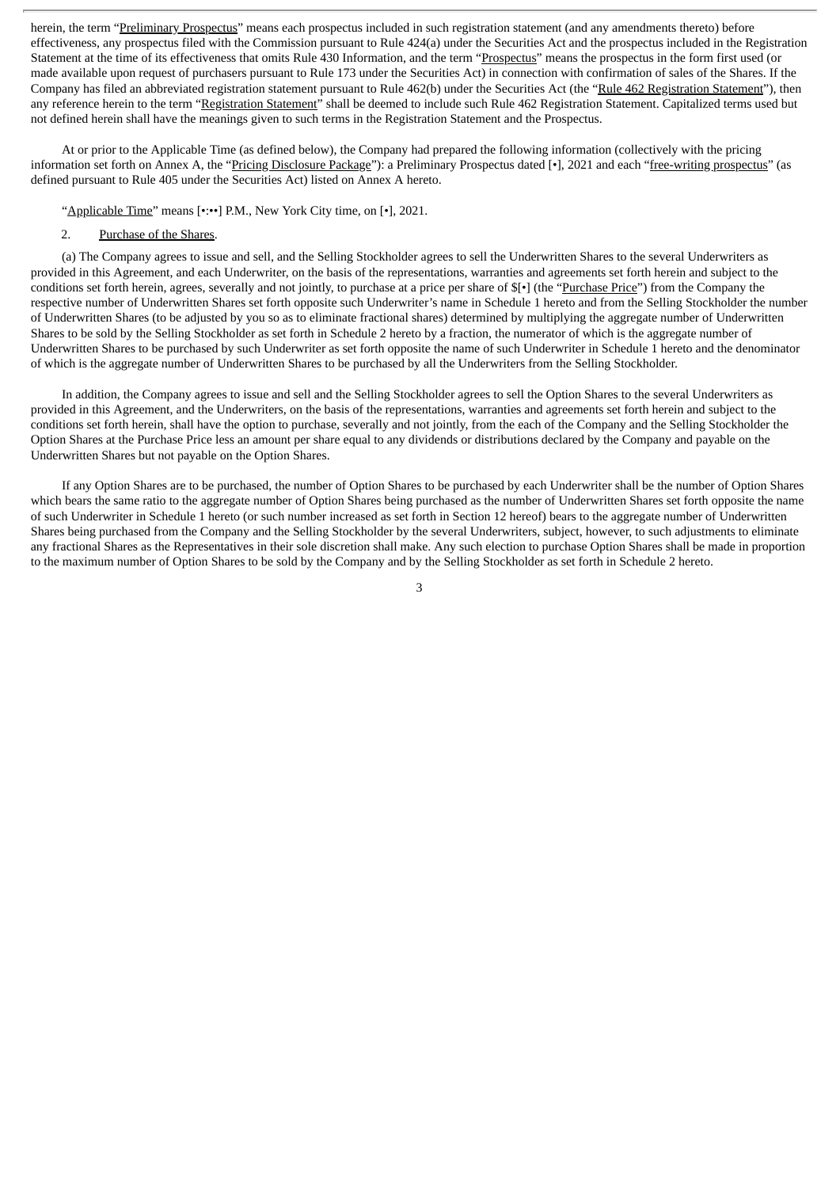herein, the term "Preliminary Prospectus" means each prospectus included in such registration statement (and any amendments thereto) before effectiveness, any prospectus filed with the Commission pursuant to Rule 424(a) under the Securities Act and the prospectus included in the Registration Statement at the time of its effectiveness that omits Rule 430 Information, and the term "Prospectus" means the prospectus in the form first used (or made available upon request of purchasers pursuant to Rule 173 under the Securities Act) in connection with confirmation of sales of the Shares. If the Company has filed an abbreviated registration statement pursuant to Rule 462(b) under the Securities Act (the "Rule 462 Registration Statement"), then any reference herein to the term "Registration Statement" shall be deemed to include such Rule 462 Registration Statement. Capitalized terms used but not defined herein shall have the meanings given to such terms in the Registration Statement and the Prospectus.

At or prior to the Applicable Time (as defined below), the Company had prepared the following information (collectively with the pricing information set forth on Annex A, the "Pricing Disclosure Package"): a Preliminary Prospectus dated [•], 2021 and each "free-writing prospectus" (as defined pursuant to Rule 405 under the Securities Act) listed on Annex A hereto.

"Applicable Time" means [•:••] P.M., New York City time, on [•], 2021.

2. Purchase of the Shares.

(a) The Company agrees to issue and sell, and the Selling Stockholder agrees to sell the Underwritten Shares to the several Underwriters as provided in this Agreement, and each Underwriter, on the basis of the representations, warranties and agreements set forth herein and subject to the conditions set forth herein, agrees, severally and not jointly, to purchase at a price per share of $[•] (the "Purchase Price") from the Company the respective number of Underwritten Shares set forth opposite such Underwriter's name in Schedule 1 hereto and from the Selling Stockholder the number of Underwritten Shares (to be adjusted by you so as to eliminate fractional shares) determined by multiplying the aggregate number of Underwritten Shares to be sold by the Selling Stockholder as set forth in Schedule 2 hereto by a fraction, the numerator of which is the aggregate number of Underwritten Shares to be purchased by such Underwriter as set forth opposite the name of such Underwriter in Schedule 1 hereto and the denominator of which is the aggregate number of Underwritten Shares to be purchased by all the Underwriters from the Selling Stockholder.

In addition, the Company agrees to issue and sell and the Selling Stockholder agrees to sell the Option Shares to the several Underwriters as provided in this Agreement, and the Underwriters, on the basis of the representations, warranties and agreements set forth herein and subject to the conditions set forth herein, shall have the option to purchase, severally and not jointly, from the each of the Company and the Selling Stockholder the Option Shares at the Purchase Price less an amount per share equal to any dividends or distributions declared by the Company and payable on the Underwritten Shares but not payable on the Option Shares.

If any Option Shares are to be purchased, the number of Option Shares to be purchased by each Underwriter shall be the number of Option Shares which bears the same ratio to the aggregate number of Option Shares being purchased as the number of Underwritten Shares set forth opposite the name of such Underwriter in Schedule 1 hereto (or such number increased as set forth in Section 12 hereof) bears to the aggregate number of Underwritten Shares being purchased from the Company and the Selling Stockholder by the several Underwriters, subject, however, to such adjustments to eliminate any fractional Shares as the Representatives in their sole discretion shall make. Any such election to purchase Option Shares shall be made in proportion to the maximum number of Option Shares to be sold by the Company and by the Selling Stockholder as set forth in Schedule 2 hereto.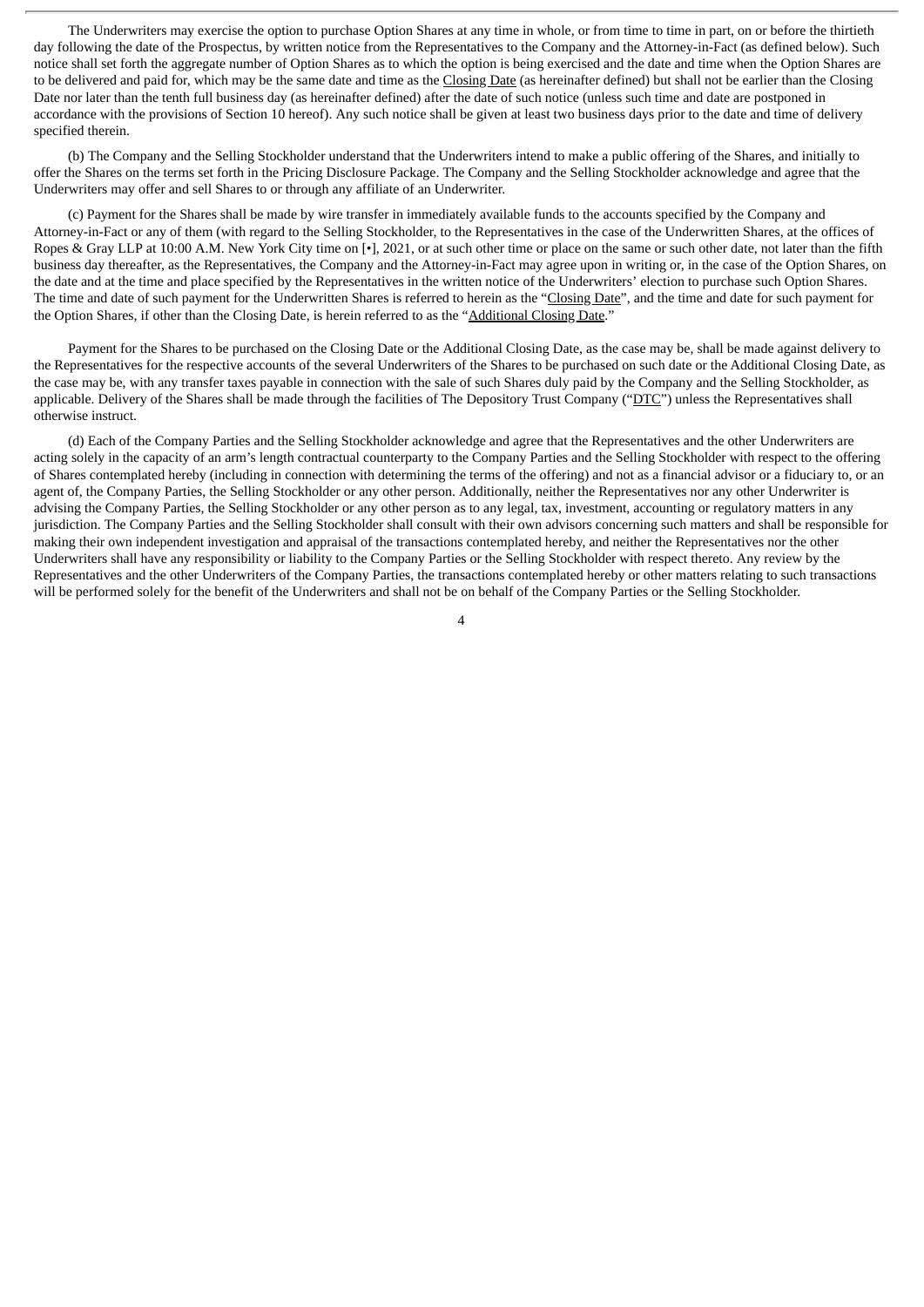The Underwriters may exercise the option to purchase Option Shares at any time in whole, or from time to time in part, on or before the thirtieth day following the date of the Prospectus, by written notice from the Representatives to the Company and the Attorney-in-Fact (as defined below). Such notice shall set forth the aggregate number of Option Shares as to which the option is being exercised and the date and time when the Option Shares are to be delivered and paid for, which may be the same date and time as the Closing Date (as hereinafter defined) but shall not be earlier than the Closing Date nor later than the tenth full business day (as hereinafter defined) after the date of such notice (unless such time and date are postponed in accordance with the provisions of Section 10 hereof). Any such notice shall be given at least two business days prior to the date and time of delivery specified therein.

(b) The Company and the Selling Stockholder understand that the Underwriters intend to make a public offering of the Shares, and initially to offer the Shares on the terms set forth in the Pricing Disclosure Package. The Company and the Selling Stockholder acknowledge and agree that the Underwriters may offer and sell Shares to or through any affiliate of an Underwriter.

(c) Payment for the Shares shall be made by wire transfer in immediately available funds to the accounts specified by the Company and Attorney-in-Fact or any of them (with regard to the Selling Stockholder, to the Representatives in the case of the Underwritten Shares, at the offices of Ropes & Gray LLP at 10:00 A.M. New York City time on [•], 2021, or at such other time or place on the same or such other date, not later than the fifth business day thereafter, as the Representatives, the Company and the Attorney-in-Fact may agree upon in writing or, in the case of the Option Shares, on the date and at the time and place specified by the Representatives in the written notice of the Underwriters' election to purchase such Option Shares. The time and date of such payment for the Underwritten Shares is referred to herein as the "Closing Date", and the time and date for such payment for the Option Shares, if other than the Closing Date, is herein referred to as the "Additional Closing Date."

Payment for the Shares to be purchased on the Closing Date or the Additional Closing Date, as the case may be, shall be made against delivery to the Representatives for the respective accounts of the several Underwriters of the Shares to be purchased on such date or the Additional Closing Date, as the case may be, with any transfer taxes payable in connection with the sale of such Shares duly paid by the Company and the Selling Stockholder, as applicable. Delivery of the Shares shall be made through the facilities of The Depository Trust Company ("DTC") unless the Representatives shall otherwise instruct.

(d) Each of the Company Parties and the Selling Stockholder acknowledge and agree that the Representatives and the other Underwriters are acting solely in the capacity of an arm's length contractual counterparty to the Company Parties and the Selling Stockholder with respect to the offering of Shares contemplated hereby (including in connection with determining the terms of the offering) and not as a financial advisor or a fiduciary to, or an agent of, the Company Parties, the Selling Stockholder or any other person. Additionally, neither the Representatives nor any other Underwriter is advising the Company Parties, the Selling Stockholder or any other person as to any legal, tax, investment, accounting or regulatory matters in any jurisdiction. The Company Parties and the Selling Stockholder shall consult with their own advisors concerning such matters and shall be responsible for making their own independent investigation and appraisal of the transactions contemplated hereby, and neither the Representatives nor the other Underwriters shall have any responsibility or liability to the Company Parties or the Selling Stockholder with respect thereto. Any review by the Representatives and the other Underwriters of the Company Parties, the transactions contemplated hereby or other matters relating to such transactions will be performed solely for the benefit of the Underwriters and shall not be on behalf of the Company Parties or the Selling Stockholder.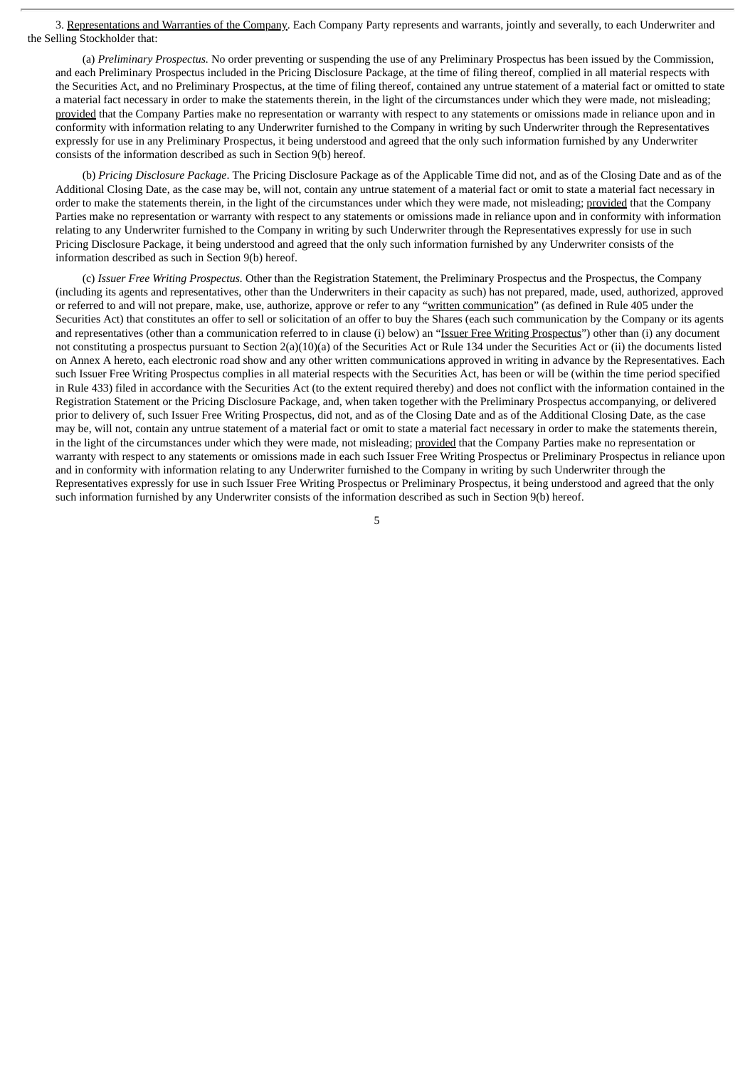3. Representations and Warranties of the Company. Each Company Party represents and warrants, jointly and severally, to each Underwriter and the Selling Stockholder that:

(a) *Preliminary Prospectus.* No order preventing or suspending the use of any Preliminary Prospectus has been issued by the Commission, and each Preliminary Prospectus included in the Pricing Disclosure Package, at the time of filing thereof, complied in all material respects with the Securities Act, and no Preliminary Prospectus, at the time of filing thereof, contained any untrue statement of a material fact or omitted to state a material fact necessary in order to make the statements therein, in the light of the circumstances under which they were made, not misleading; provided that the Company Parties make no representation or warranty with respect to any statements or omissions made in reliance upon and in conformity with information relating to any Underwriter furnished to the Company in writing by such Underwriter through the Representatives expressly for use in any Preliminary Prospectus, it being understood and agreed that the only such information furnished by any Underwriter consists of the information described as such in Section 9(b) hereof.

(b) *Pricing Disclosure Package*. The Pricing Disclosure Package as of the Applicable Time did not, and as of the Closing Date and as of the Additional Closing Date, as the case may be, will not, contain any untrue statement of a material fact or omit to state a material fact necessary in order to make the statements therein, in the light of the circumstances under which they were made, not misleading; provided that the Company Parties make no representation or warranty with respect to any statements or omissions made in reliance upon and in conformity with information relating to any Underwriter furnished to the Company in writing by such Underwriter through the Representatives expressly for use in such Pricing Disclosure Package, it being understood and agreed that the only such information furnished by any Underwriter consists of the information described as such in Section 9(b) hereof.

(c) *Issuer Free Writing Prospectus.* Other than the Registration Statement, the Preliminary Prospectus and the Prospectus, the Company (including its agents and representatives, other than the Underwriters in their capacity as such) has not prepared, made, used, authorized, approved or referred to and will not prepare, make, use, authorize, approve or refer to any "written communication" (as defined in Rule 405 under the Securities Act) that constitutes an offer to sell or solicitation of an offer to buy the Shares (each such communication by the Company or its agents and representatives (other than a communication referred to in clause (i) below) an "Issuer Free Writing Prospectus") other than (i) any document not constituting a prospectus pursuant to Section 2(a)(10)(a) of the Securities Act or Rule 134 under the Securities Act or (ii) the documents listed on Annex A hereto, each electronic road show and any other written communications approved in writing in advance by the Representatives. Each such Issuer Free Writing Prospectus complies in all material respects with the Securities Act, has been or will be (within the time period specified in Rule 433) filed in accordance with the Securities Act (to the extent required thereby) and does not conflict with the information contained in the Registration Statement or the Pricing Disclosure Package, and, when taken together with the Preliminary Prospectus accompanying, or delivered prior to delivery of, such Issuer Free Writing Prospectus, did not, and as of the Closing Date and as of the Additional Closing Date, as the case may be, will not, contain any untrue statement of a material fact or omit to state a material fact necessary in order to make the statements therein, in the light of the circumstances under which they were made, not misleading; provided that the Company Parties make no representation or warranty with respect to any statements or omissions made in each such Issuer Free Writing Prospectus or Preliminary Prospectus in reliance upon and in conformity with information relating to any Underwriter furnished to the Company in writing by such Underwriter through the Representatives expressly for use in such Issuer Free Writing Prospectus or Preliminary Prospectus, it being understood and agreed that the only such information furnished by any Underwriter consists of the information described as such in Section 9(b) hereof.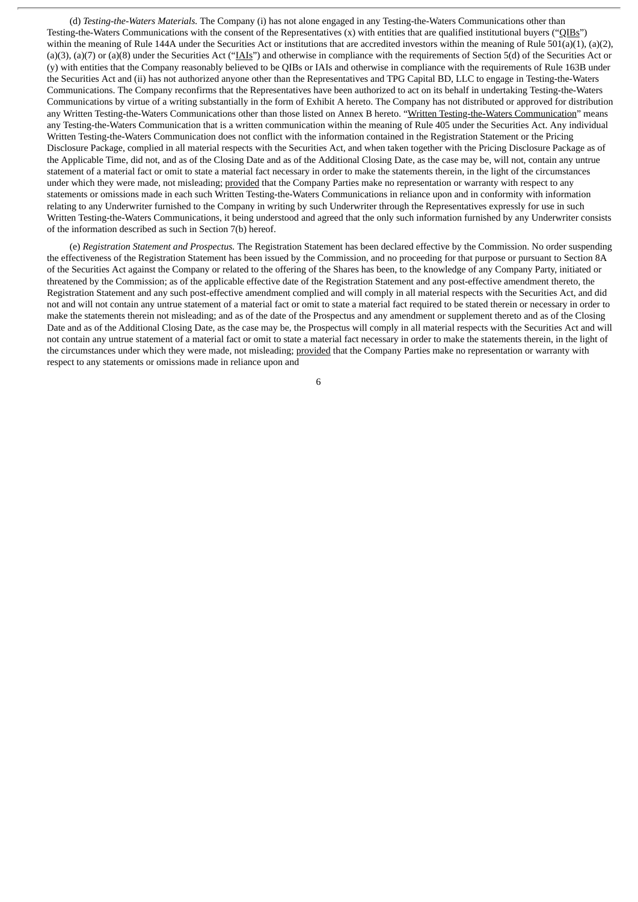(d) *Testing-the-Waters Materials.* The Company (i) has not alone engaged in any Testing-the-Waters Communications other than Testing-the-Waters Communications with the consent of the Representatives (x) with entities that are qualified institutional buyers ("QIBs") within the meaning of Rule 144A under the Securities Act or institutions that are accredited investors within the meaning of Rule 501(a)(1), (a)(2), (a)(3), (a)(7) or (a)(8) under the Securities Act ("IAIs") and otherwise in compliance with the requirements of Section 5(d) of the Securities Act or (y) with entities that the Company reasonably believed to be QIBs or IAIs and otherwise in compliance with the requirements of Rule 163B under the Securities Act and (ii) has not authorized anyone other than the Representatives and TPG Capital BD, LLC to engage in Testing-the-Waters Communications. The Company reconfirms that the Representatives have been authorized to act on its behalf in undertaking Testing-the-Waters Communications by virtue of a writing substantially in the form of Exhibit A hereto. The Company has not distributed or approved for distribution any Written Testing-the-Waters Communications other than those listed on Annex B hereto. "Written Testing-the-Waters Communication" means any Testing-the-Waters Communication that is a written communication within the meaning of Rule 405 under the Securities Act. Any individual Written Testing-the-Waters Communication does not conflict with the information contained in the Registration Statement or the Pricing Disclosure Package, complied in all material respects with the Securities Act, and when taken together with the Pricing Disclosure Package as of the Applicable Time, did not, and as of the Closing Date and as of the Additional Closing Date, as the case may be, will not, contain any untrue statement of a material fact or omit to state a material fact necessary in order to make the statements therein, in the light of the circumstances under which they were made, not misleading; provided that the Company Parties make no representation or warranty with respect to any statements or omissions made in each such Written Testing-the-Waters Communications in reliance upon and in conformity with information relating to any Underwriter furnished to the Company in writing by such Underwriter through the Representatives expressly for use in such Written Testing-the-Waters Communications, it being understood and agreed that the only such information furnished by any Underwriter consists of the information described as such in Section 7(b) hereof.

(e) *Registration Statement and Prospectus.* The Registration Statement has been declared effective by the Commission. No order suspending the effectiveness of the Registration Statement has been issued by the Commission, and no proceeding for that purpose or pursuant to Section 8A of the Securities Act against the Company or related to the offering of the Shares has been, to the knowledge of any Company Party, initiated or threatened by the Commission; as of the applicable effective date of the Registration Statement and any post-effective amendment thereto, the Registration Statement and any such post-effective amendment complied and will comply in all material respects with the Securities Act, and did not and will not contain any untrue statement of a material fact or omit to state a material fact required to be stated therein or necessary in order to make the statements therein not misleading; and as of the date of the Prospectus and any amendment or supplement thereto and as of the Closing Date and as of the Additional Closing Date, as the case may be, the Prospectus will comply in all material respects with the Securities Act and will not contain any untrue statement of a material fact or omit to state a material fact necessary in order to make the statements therein, in the light of the circumstances under which they were made, not misleading; provided that the Company Parties make no representation or warranty with respect to any statements or omissions made in reliance upon and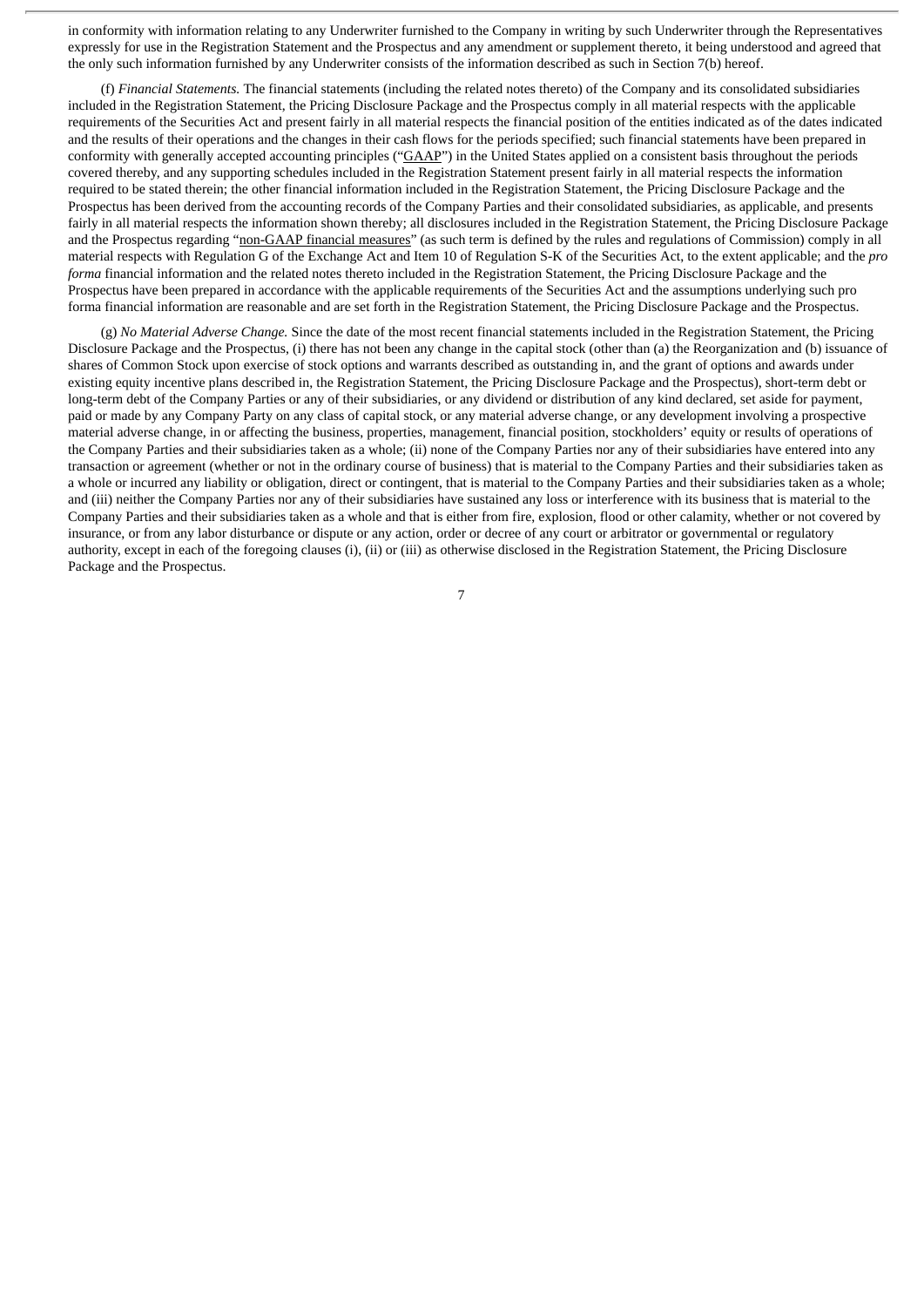in conformity with information relating to any Underwriter furnished to the Company in writing by such Underwriter through the Representatives expressly for use in the Registration Statement and the Prospectus and any amendment or supplement thereto, it being understood and agreed that the only such information furnished by any Underwriter consists of the information described as such in Section 7(b) hereof.

(f) *Financial Statements.* The financial statements (including the related notes thereto) of the Company and its consolidated subsidiaries included in the Registration Statement, the Pricing Disclosure Package and the Prospectus comply in all material respects with the applicable requirements of the Securities Act and present fairly in all material respects the financial position of the entities indicated as of the dates indicated and the results of their operations and the changes in their cash flows for the periods specified; such financial statements have been prepared in conformity with generally accepted accounting principles ("GAAP") in the United States applied on a consistent basis throughout the periods covered thereby, and any supporting schedules included in the Registration Statement present fairly in all material respects the information required to be stated therein; the other financial information included in the Registration Statement, the Pricing Disclosure Package and the Prospectus has been derived from the accounting records of the Company Parties and their consolidated subsidiaries, as applicable, and presents fairly in all material respects the information shown thereby; all disclosures included in the Registration Statement, the Pricing Disclosure Package and the Prospectus regarding "non-GAAP financial measures" (as such term is defined by the rules and regulations of Commission) comply in all material respects with Regulation G of the Exchange Act and Item 10 of Regulation S-K of the Securities Act, to the extent applicable; and the *pro forma* financial information and the related notes thereto included in the Registration Statement, the Pricing Disclosure Package and the Prospectus have been prepared in accordance with the applicable requirements of the Securities Act and the assumptions underlying such pro forma financial information are reasonable and are set forth in the Registration Statement, the Pricing Disclosure Package and the Prospectus.

(g) *No Material Adverse Change.* Since the date of the most recent financial statements included in the Registration Statement, the Pricing Disclosure Package and the Prospectus, (i) there has not been any change in the capital stock (other than (a) the Reorganization and (b) issuance of shares of Common Stock upon exercise of stock options and warrants described as outstanding in, and the grant of options and awards under existing equity incentive plans described in, the Registration Statement, the Pricing Disclosure Package and the Prospectus), short-term debt or long-term debt of the Company Parties or any of their subsidiaries, or any dividend or distribution of any kind declared, set aside for payment, paid or made by any Company Party on any class of capital stock, or any material adverse change, or any development involving a prospective material adverse change, in or affecting the business, properties, management, financial position, stockholders' equity or results of operations of the Company Parties and their subsidiaries taken as a whole; (ii) none of the Company Parties nor any of their subsidiaries have entered into any transaction or agreement (whether or not in the ordinary course of business) that is material to the Company Parties and their subsidiaries taken as a whole or incurred any liability or obligation, direct or contingent, that is material to the Company Parties and their subsidiaries taken as a whole; and (iii) neither the Company Parties nor any of their subsidiaries have sustained any loss or interference with its business that is material to the Company Parties and their subsidiaries taken as a whole and that is either from fire, explosion, flood or other calamity, whether or not covered by insurance, or from any labor disturbance or dispute or any action, order or decree of any court or arbitrator or governmental or regulatory authority, except in each of the foregoing clauses (i), (ii) or (iii) as otherwise disclosed in the Registration Statement, the Pricing Disclosure Package and the Prospectus.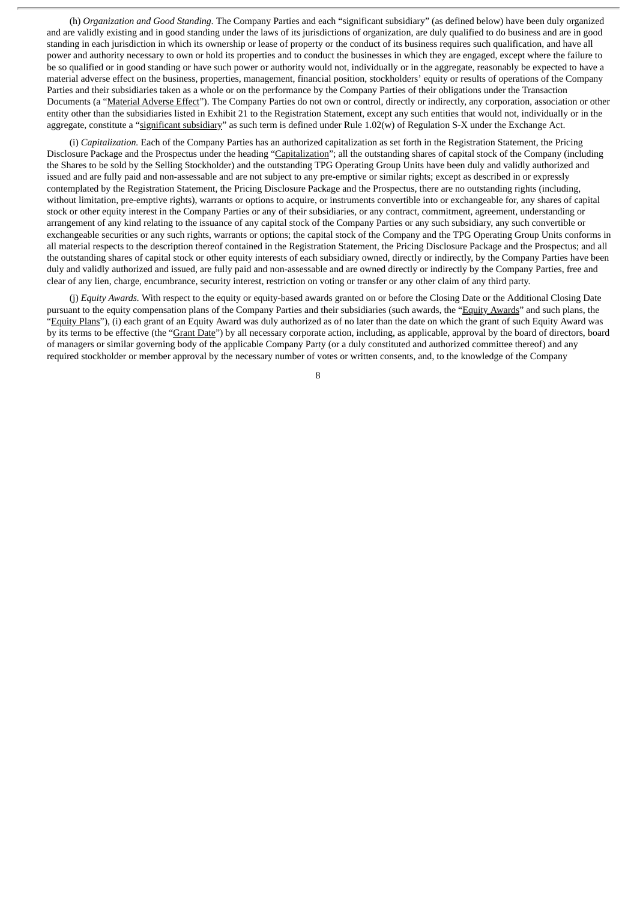(h) *Organization and Good Standing.* The Company Parties and each "significant subsidiary" (as defined below) have been duly organized and are validly existing and in good standing under the laws of its jurisdictions of organization, are duly qualified to do business and are in good standing in each jurisdiction in which its ownership or lease of property or the conduct of its business requires such qualification, and have all power and authority necessary to own or hold its properties and to conduct the businesses in which they are engaged, except where the failure to be so qualified or in good standing or have such power or authority would not, individually or in the aggregate, reasonably be expected to have a material adverse effect on the business, properties, management, financial position, stockholders' equity or results of operations of the Company Parties and their subsidiaries taken as a whole or on the performance by the Company Parties of their obligations under the Transaction Documents (a "Material Adverse Effect"). The Company Parties do not own or control, directly or indirectly, any corporation, association or other entity other than the subsidiaries listed in Exhibit 21 to the Registration Statement, except any such entities that would not, individually or in the aggregate, constitute a "significant subsidiary" as such term is defined under Rule 1.02(w) of Regulation S-X under the Exchange Act.

(i) *Capitalization.* Each of the Company Parties has an authorized capitalization as set forth in the Registration Statement, the Pricing Disclosure Package and the Prospectus under the heading "Capitalization"; all the outstanding shares of capital stock of the Company (including the Shares to be sold by the Selling Stockholder) and the outstanding TPG Operating Group Units have been duly and validly authorized and issued and are fully paid and non-assessable and are not subject to any pre-emptive or similar rights; except as described in or expressly contemplated by the Registration Statement, the Pricing Disclosure Package and the Prospectus, there are no outstanding rights (including, without limitation, pre-emptive rights), warrants or options to acquire, or instruments convertible into or exchangeable for, any shares of capital stock or other equity interest in the Company Parties or any of their subsidiaries, or any contract, commitment, agreement, understanding or arrangement of any kind relating to the issuance of any capital stock of the Company Parties or any such subsidiary, any such convertible or exchangeable securities or any such rights, warrants or options; the capital stock of the Company and the TPG Operating Group Units conforms in all material respects to the description thereof contained in the Registration Statement, the Pricing Disclosure Package and the Prospectus; and all the outstanding shares of capital stock or other equity interests of each subsidiary owned, directly or indirectly, by the Company Parties have been duly and validly authorized and issued, are fully paid and non-assessable and are owned directly or indirectly by the Company Parties, free and clear of any lien, charge, encumbrance, security interest, restriction on voting or transfer or any other claim of any third party.

(j) *Equity Awards.* With respect to the equity or equity-based awards granted on or before the Closing Date or the Additional Closing Date pursuant to the equity compensation plans of the Company Parties and their subsidiaries (such awards, the "Equity Awards" and such plans, the "Equity Plans"), (i) each grant of an Equity Award was duly authorized as of no later than the date on which the grant of such Equity Award was by its terms to be effective (the "Grant Date") by all necessary corporate action, including, as applicable, approval by the board of directors, board of managers or similar governing body of the applicable Company Party (or a duly constituted and authorized committee thereof) and any required stockholder or member approval by the necessary number of votes or written consents, and, to the knowledge of the Company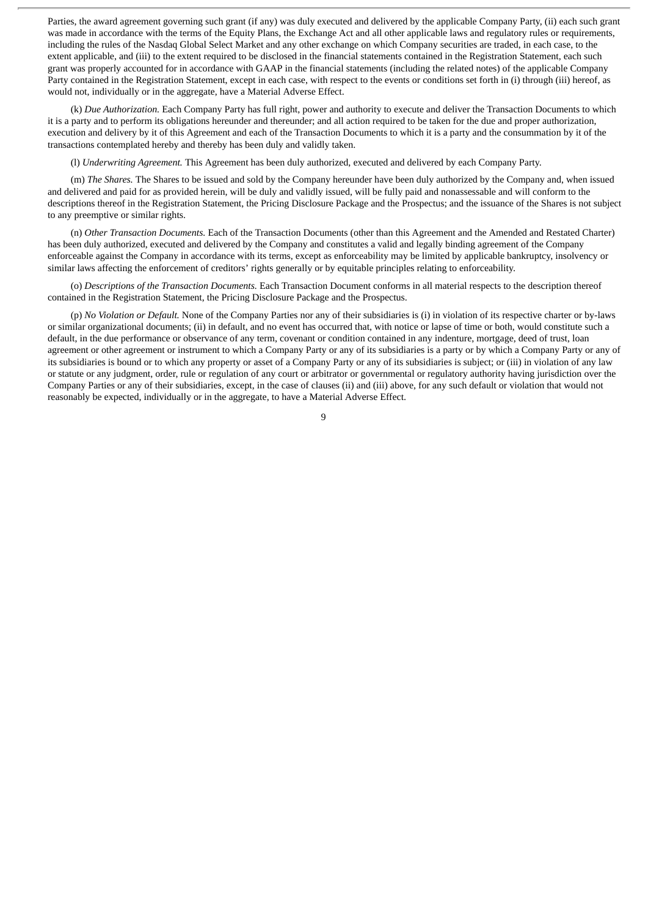Parties, the award agreement governing such grant (if any) was duly executed and delivered by the applicable Company Party, (ii) each such grant was made in accordance with the terms of the Equity Plans, the Exchange Act and all other applicable laws and regulatory rules or requirements, including the rules of the Nasdaq Global Select Market and any other exchange on which Company securities are traded, in each case, to the extent applicable, and (iii) to the extent required to be disclosed in the financial statements contained in the Registration Statement, each such grant was properly accounted for in accordance with GAAP in the financial statements (including the related notes) of the applicable Company Party contained in the Registration Statement, except in each case, with respect to the events or conditions set forth in (i) through (iii) hereof, as would not, individually or in the aggregate, have a Material Adverse Effect.

(k) *Due Authorization.* Each Company Party has full right, power and authority to execute and deliver the Transaction Documents to which it is a party and to perform its obligations hereunder and thereunder; and all action required to be taken for the due and proper authorization, execution and delivery by it of this Agreement and each of the Transaction Documents to which it is a party and the consummation by it of the transactions contemplated hereby and thereby has been duly and validly taken.

(l) *Underwriting Agreement.* This Agreement has been duly authorized, executed and delivered by each Company Party.

(m) *The Shares.* The Shares to be issued and sold by the Company hereunder have been duly authorized by the Company and, when issued and delivered and paid for as provided herein, will be duly and validly issued, will be fully paid and nonassessable and will conform to the descriptions thereof in the Registration Statement, the Pricing Disclosure Package and the Prospectus; and the issuance of the Shares is not subject to any preemptive or similar rights.

(n) *Other Transaction Documents.* Each of the Transaction Documents (other than this Agreement and the Amended and Restated Charter) has been duly authorized, executed and delivered by the Company and constitutes a valid and legally binding agreement of the Company enforceable against the Company in accordance with its terms, except as enforceability may be limited by applicable bankruptcy, insolvency or similar laws affecting the enforcement of creditors' rights generally or by equitable principles relating to enforceability.

(o) *Descriptions of the Transaction Documents.* Each Transaction Document conforms in all material respects to the description thereof contained in the Registration Statement, the Pricing Disclosure Package and the Prospectus.

(p) *No Violation or Default.* None of the Company Parties nor any of their subsidiaries is (i) in violation of its respective charter or by-laws or similar organizational documents; (ii) in default, and no event has occurred that, with notice or lapse of time or both, would constitute such a default, in the due performance or observance of any term, covenant or condition contained in any indenture, mortgage, deed of trust, loan agreement or other agreement or instrument to which a Company Party or any of its subsidiaries is a party or by which a Company Party or any of its subsidiaries is bound or to which any property or asset of a Company Party or any of its subsidiaries is subject; or (iii) in violation of any law or statute or any judgment, order, rule or regulation of any court or arbitrator or governmental or regulatory authority having jurisdiction over the Company Parties or any of their subsidiaries, except, in the case of clauses (ii) and (iii) above, for any such default or violation that would not reasonably be expected, individually or in the aggregate, to have a Material Adverse Effect.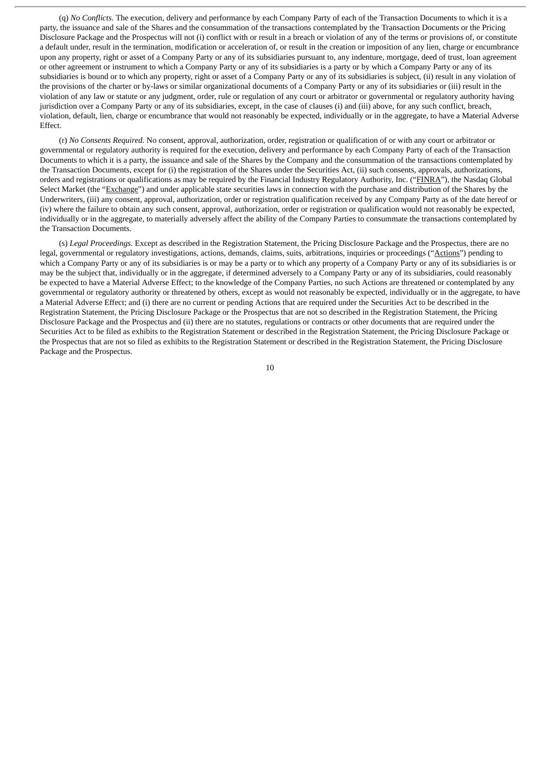(q) *No Conflicts.* The execution, delivery and performance by each Company Party of each of the Transaction Documents to which it is a party, the issuance and sale of the Shares and the consummation of the transactions contemplated by the Transaction Documents or the Pricing Disclosure Package and the Prospectus will not (i) conflict with or result in a breach or violation of any of the terms or provisions of, or constitute a default under, result in the termination, modification or acceleration of, or result in the creation or imposition of any lien, charge or encumbrance upon any property, right or asset of a Company Party or any of its subsidiaries pursuant to, any indenture, mortgage, deed of trust, loan agreement or other agreement or instrument to which a Company Party or any of its subsidiaries is a party or by which a Company Party or any of its subsidiaries is bound or to which any property, right or asset of a Company Party or any of its subsidiaries is subject, (ii) result in any violation of the provisions of the charter or by-laws or similar organizational documents of a Company Party or any of its subsidiaries or (iii) result in the violation of any law or statute or any judgment, order, rule or regulation of any court or arbitrator or governmental or regulatory authority having jurisdiction over a Company Party or any of its subsidiaries, except, in the case of clauses (i) and (iii) above, for any such conflict, breach, violation, default, lien, charge or encumbrance that would not reasonably be expected, individually or in the aggregate, to have a Material Adverse Effect.

(r) *No Consents Required.* No consent, approval, authorization, order, registration or qualification of or with any court or arbitrator or governmental or regulatory authority is required for the execution, delivery and performance by each Company Party of each of the Transaction Documents to which it is a party, the issuance and sale of the Shares by the Company and the consummation of the transactions contemplated by the Transaction Documents, except for (i) the registration of the Shares under the Securities Act, (ii) such consents, approvals, authorizations, orders and registrations or qualifications as may be required by the Financial Industry Regulatory Authority, Inc. ("FINRA"), the Nasdaq Global Select Market (the "Exchange") and under applicable state securities laws in connection with the purchase and distribution of the Shares by the Underwriters, (iii) any consent, approval, authorization, order or registration qualification received by any Company Party as of the date hereof or (iv) where the failure to obtain any such consent, approval, authorization, order or registration or qualification would not reasonably be expected, individually or in the aggregate, to materially adversely affect the ability of the Company Parties to consummate the transactions contemplated by the Transaction Documents.

(s) *Legal Proceedings.* Except as described in the Registration Statement, the Pricing Disclosure Package and the Prospectus, there are no legal, governmental or regulatory investigations, actions, demands, claims, suits, arbitrations, inquiries or proceedings ("Actions") pending to which a Company Party or any of its subsidiaries is or may be a party or to which any property of a Company Party or any of its subsidiaries is or may be the subject that, individually or in the aggregate, if determined adversely to a Company Party or any of its subsidiaries, could reasonably be expected to have a Material Adverse Effect; to the knowledge of the Company Parties, no such Actions are threatened or contemplated by any governmental or regulatory authority or threatened by others, except as would not reasonably be expected, individually or in the aggregate, to have a Material Adverse Effect; and (i) there are no current or pending Actions that are required under the Securities Act to be described in the Registration Statement, the Pricing Disclosure Package or the Prospectus that are not so described in the Registration Statement, the Pricing Disclosure Package and the Prospectus and (ii) there are no statutes, regulations or contracts or other documents that are required under the Securities Act to be filed as exhibits to the Registration Statement or described in the Registration Statement, the Pricing Disclosure Package or the Prospectus that are not so filed as exhibits to the Registration Statement or described in the Registration Statement, the Pricing Disclosure Package and the Prospectus.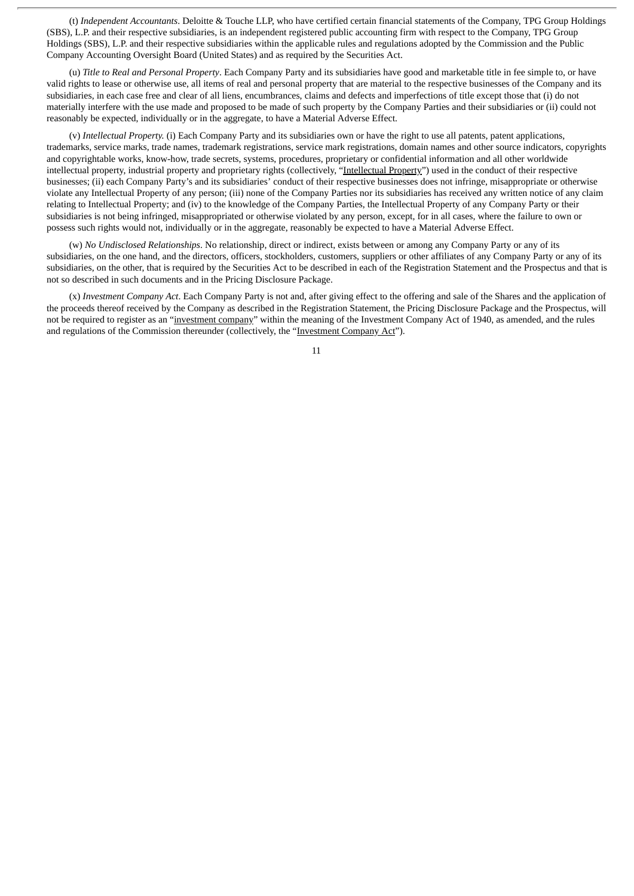(t) *Independent Accountants*. Deloitte & Touche LLP, who have certified certain financial statements of the Company, TPG Group Holdings (SBS), L.P. and their respective subsidiaries, is an independent registered public accounting firm with respect to the Company, TPG Group Holdings (SBS), L.P. and their respective subsidiaries within the applicable rules and regulations adopted by the Commission and the Public Company Accounting Oversight Board (United States) and as required by the Securities Act.

(u) *Title to Real and Personal Property*. Each Company Party and its subsidiaries have good and marketable title in fee simple to, or have valid rights to lease or otherwise use, all items of real and personal property that are material to the respective businesses of the Company and its subsidiaries, in each case free and clear of all liens, encumbrances, claims and defects and imperfections of title except those that (i) do not materially interfere with the use made and proposed to be made of such property by the Company Parties and their subsidiaries or (ii) could not reasonably be expected, individually or in the aggregate, to have a Material Adverse Effect.

(v) *Intellectual Property.* (i) Each Company Party and its subsidiaries own or have the right to use all patents, patent applications, trademarks, service marks, trade names, trademark registrations, service mark registrations, domain names and other source indicators, copyrights and copyrightable works, know-how, trade secrets, systems, procedures, proprietary or confidential information and all other worldwide intellectual property, industrial property and proprietary rights (collectively, "Intellectual Property") used in the conduct of their respective businesses; (ii) each Company Party's and its subsidiaries' conduct of their respective businesses does not infringe, misappropriate or otherwise violate any Intellectual Property of any person; (iii) none of the Company Parties nor its subsidiaries has received any written notice of any claim relating to Intellectual Property; and (iv) to the knowledge of the Company Parties, the Intellectual Property of any Company Party or their subsidiaries is not being infringed, misappropriated or otherwise violated by any person, except, for in all cases, where the failure to own or possess such rights would not, individually or in the aggregate, reasonably be expected to have a Material Adverse Effect.

(w) *No Undisclosed Relationships*. No relationship, direct or indirect, exists between or among any Company Party or any of its subsidiaries, on the one hand, and the directors, officers, stockholders, customers, suppliers or other affiliates of any Company Party or any of its subsidiaries, on the other, that is required by the Securities Act to be described in each of the Registration Statement and the Prospectus and that is not so described in such documents and in the Pricing Disclosure Package.

(x) *Investment Company Act*. Each Company Party is not and, after giving effect to the offering and sale of the Shares and the application of the proceeds thereof received by the Company as described in the Registration Statement, the Pricing Disclosure Package and the Prospectus, will not be required to register as an "investment company" within the meaning of the Investment Company Act of 1940, as amended, and the rules and regulations of the Commission thereunder (collectively, the "Investment Company Act").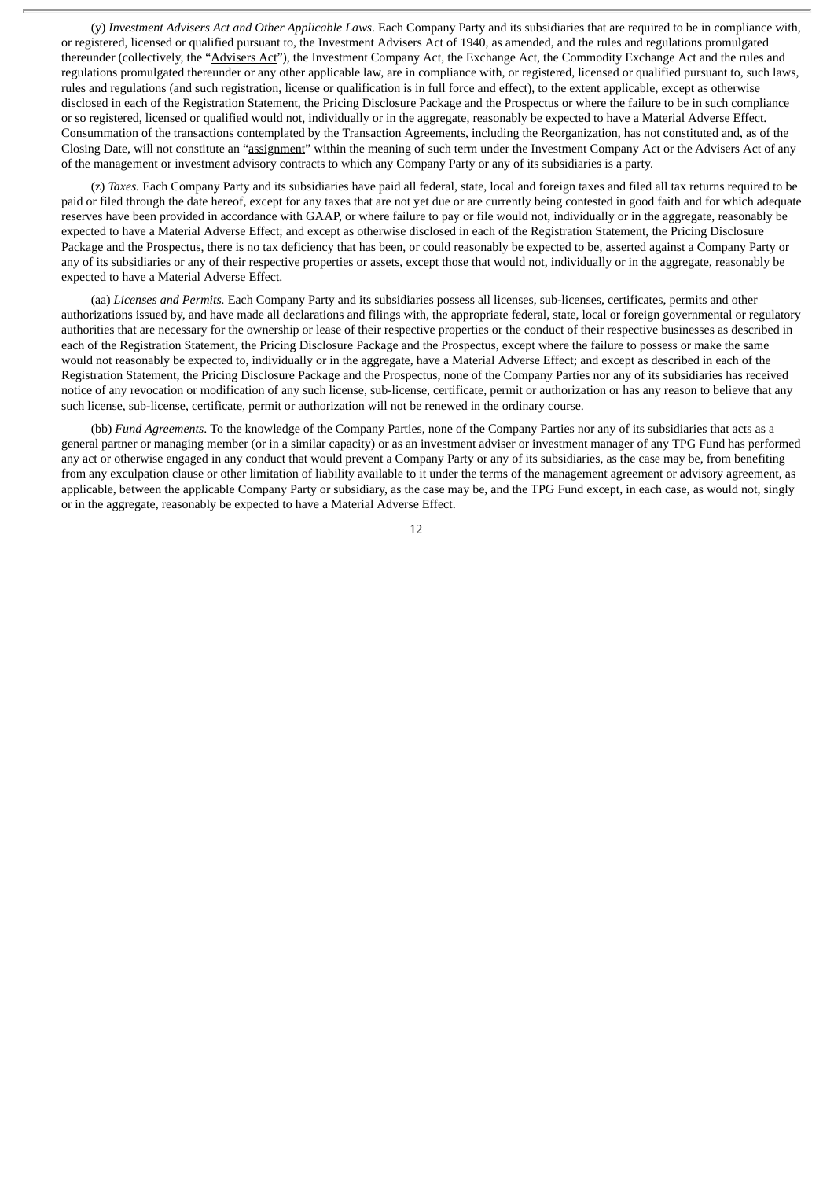(y) *Investment Advisers Act and Other Applicable Laws*. Each Company Party and its subsidiaries that are required to be in compliance with, or registered, licensed or qualified pursuant to, the Investment Advisers Act of 1940, as amended, and the rules and regulations promulgated thereunder (collectively, the "Advisers Act"), the Investment Company Act, the Exchange Act, the Commodity Exchange Act and the rules and regulations promulgated thereunder or any other applicable law, are in compliance with, or registered, licensed or qualified pursuant to, such laws, rules and regulations (and such registration, license or qualification is in full force and effect), to the extent applicable, except as otherwise disclosed in each of the Registration Statement, the Pricing Disclosure Package and the Prospectus or where the failure to be in such compliance or so registered, licensed or qualified would not, individually or in the aggregate, reasonably be expected to have a Material Adverse Effect. Consummation of the transactions contemplated by the Transaction Agreements, including the Reorganization, has not constituted and, as of the Closing Date, will not constitute an "assignment" within the meaning of such term under the Investment Company Act or the Advisers Act of any of the management or investment advisory contracts to which any Company Party or any of its subsidiaries is a party.

(z) *Taxes.* Each Company Party and its subsidiaries have paid all federal, state, local and foreign taxes and filed all tax returns required to be paid or filed through the date hereof, except for any taxes that are not yet due or are currently being contested in good faith and for which adequate reserves have been provided in accordance with GAAP, or where failure to pay or file would not, individually or in the aggregate, reasonably be expected to have a Material Adverse Effect; and except as otherwise disclosed in each of the Registration Statement, the Pricing Disclosure Package and the Prospectus, there is no tax deficiency that has been, or could reasonably be expected to be, asserted against a Company Party or any of its subsidiaries or any of their respective properties or assets, except those that would not, individually or in the aggregate, reasonably be expected to have a Material Adverse Effect.

(aa) *Licenses and Permits.* Each Company Party and its subsidiaries possess all licenses, sub-licenses, certificates, permits and other authorizations issued by, and have made all declarations and filings with, the appropriate federal, state, local or foreign governmental or regulatory authorities that are necessary for the ownership or lease of their respective properties or the conduct of their respective businesses as described in each of the Registration Statement, the Pricing Disclosure Package and the Prospectus, except where the failure to possess or make the same would not reasonably be expected to, individually or in the aggregate, have a Material Adverse Effect; and except as described in each of the Registration Statement, the Pricing Disclosure Package and the Prospectus, none of the Company Parties nor any of its subsidiaries has received notice of any revocation or modification of any such license, sub-license, certificate, permit or authorization or has any reason to believe that any such license, sub-license, certificate, permit or authorization will not be renewed in the ordinary course.

(bb) *Fund Agreements*. To the knowledge of the Company Parties, none of the Company Parties nor any of its subsidiaries that acts as a general partner or managing member (or in a similar capacity) or as an investment adviser or investment manager of any TPG Fund has performed any act or otherwise engaged in any conduct that would prevent a Company Party or any of its subsidiaries, as the case may be, from benefiting from any exculpation clause or other limitation of liability available to it under the terms of the management agreement or advisory agreement, as applicable, between the applicable Company Party or subsidiary, as the case may be, and the TPG Fund except, in each case, as would not, singly or in the aggregate, reasonably be expected to have a Material Adverse Effect.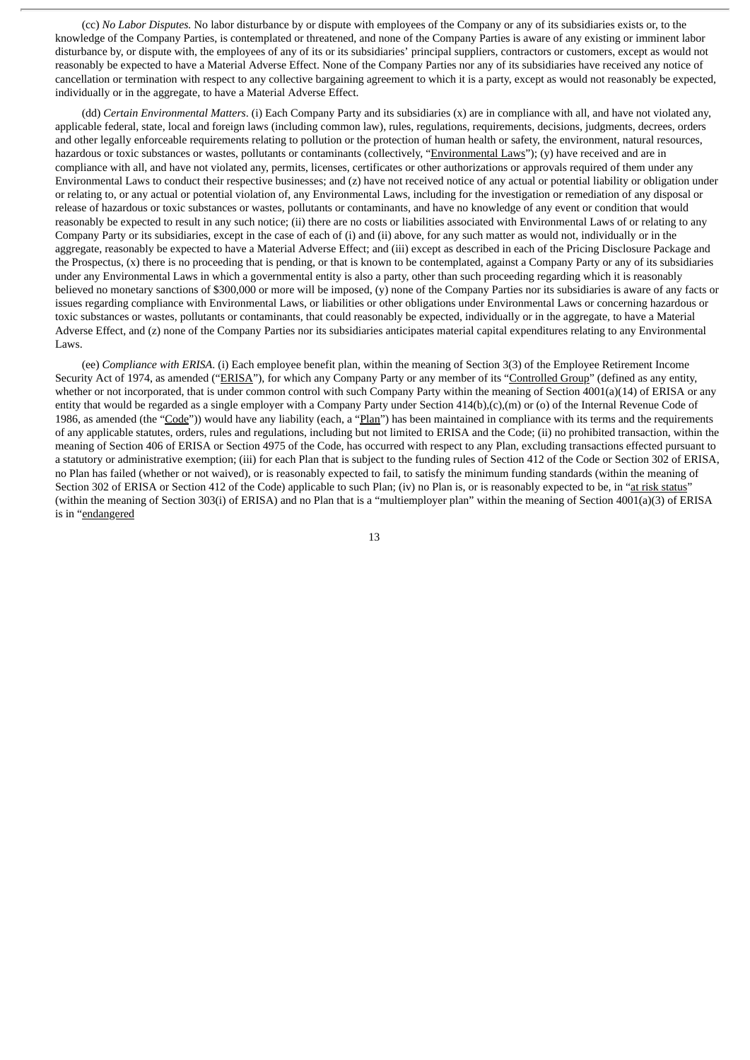(cc) *No Labor Disputes.* No labor disturbance by or dispute with employees of the Company or any of its subsidiaries exists or, to the knowledge of the Company Parties, is contemplated or threatened, and none of the Company Parties is aware of any existing or imminent labor disturbance by, or dispute with, the employees of any of its or its subsidiaries' principal suppliers, contractors or customers, except as would not reasonably be expected to have a Material Adverse Effect. None of the Company Parties nor any of its subsidiaries have received any notice of cancellation or termination with respect to any collective bargaining agreement to which it is a party, except as would not reasonably be expected, individually or in the aggregate, to have a Material Adverse Effect.

(dd) *Certain Environmental Matters*. (i) Each Company Party and its subsidiaries (x) are in compliance with all, and have not violated any, applicable federal, state, local and foreign laws (including common law), rules, regulations, requirements, decisions, judgments, decrees, orders and other legally enforceable requirements relating to pollution or the protection of human health or safety, the environment, natural resources, hazardous or toxic substances or wastes, pollutants or contaminants (collectively, "Environmental Laws"); (y) have received and are in compliance with all, and have not violated any, permits, licenses, certificates or other authorizations or approvals required of them under any Environmental Laws to conduct their respective businesses; and (z) have not received notice of any actual or potential liability or obligation under or relating to, or any actual or potential violation of, any Environmental Laws, including for the investigation or remediation of any disposal or release of hazardous or toxic substances or wastes, pollutants or contaminants, and have no knowledge of any event or condition that would reasonably be expected to result in any such notice; (ii) there are no costs or liabilities associated with Environmental Laws of or relating to any Company Party or its subsidiaries, except in the case of each of (i) and (ii) above, for any such matter as would not, individually or in the aggregate, reasonably be expected to have a Material Adverse Effect; and (iii) except as described in each of the Pricing Disclosure Package and the Prospectus, (x) there is no proceeding that is pending, or that is known to be contemplated, against a Company Party or any of its subsidiaries under any Environmental Laws in which a governmental entity is also a party, other than such proceeding regarding which it is reasonably believed no monetary sanctions of $300,000 or more will be imposed, (y) none of the Company Parties nor its subsidiaries is aware of any facts or issues regarding compliance with Environmental Laws, or liabilities or other obligations under Environmental Laws or concerning hazardous or toxic substances or wastes, pollutants or contaminants, that could reasonably be expected, individually or in the aggregate, to have a Material Adverse Effect, and (z) none of the Company Parties nor its subsidiaries anticipates material capital expenditures relating to any Environmental Laws.

(ee) *Compliance with ERISA*. (i) Each employee benefit plan, within the meaning of Section 3(3) of the Employee Retirement Income Security Act of 1974, as amended ("ERISA"), for which any Company Party or any member of its "Controlled Group" (defined as any entity, whether or not incorporated, that is under common control with such Company Party within the meaning of Section 4001(a)(14) of ERISA or any entity that would be regarded as a single employer with a Company Party under Section 414(b),(c),(m) or (o) of the Internal Revenue Code of 1986, as amended (the "Code")) would have any liability (each, a "Plan") has been maintained in compliance with its terms and the requirements of any applicable statutes, orders, rules and regulations, including but not limited to ERISA and the Code; (ii) no prohibited transaction, within the meaning of Section 406 of ERISA or Section 4975 of the Code, has occurred with respect to any Plan, excluding transactions effected pursuant to a statutory or administrative exemption; (iii) for each Plan that is subject to the funding rules of Section 412 of the Code or Section 302 of ERISA, no Plan has failed (whether or not waived), or is reasonably expected to fail, to satisfy the minimum funding standards (within the meaning of Section 302 of ERISA or Section 412 of the Code) applicable to such Plan; (iv) no Plan is, or is reasonably expected to be, in "at risk status" (within the meaning of Section 303(i) of ERISA) and no Plan that is a "multiemployer plan" within the meaning of Section 4001(a)(3) of ERISA is in "endangered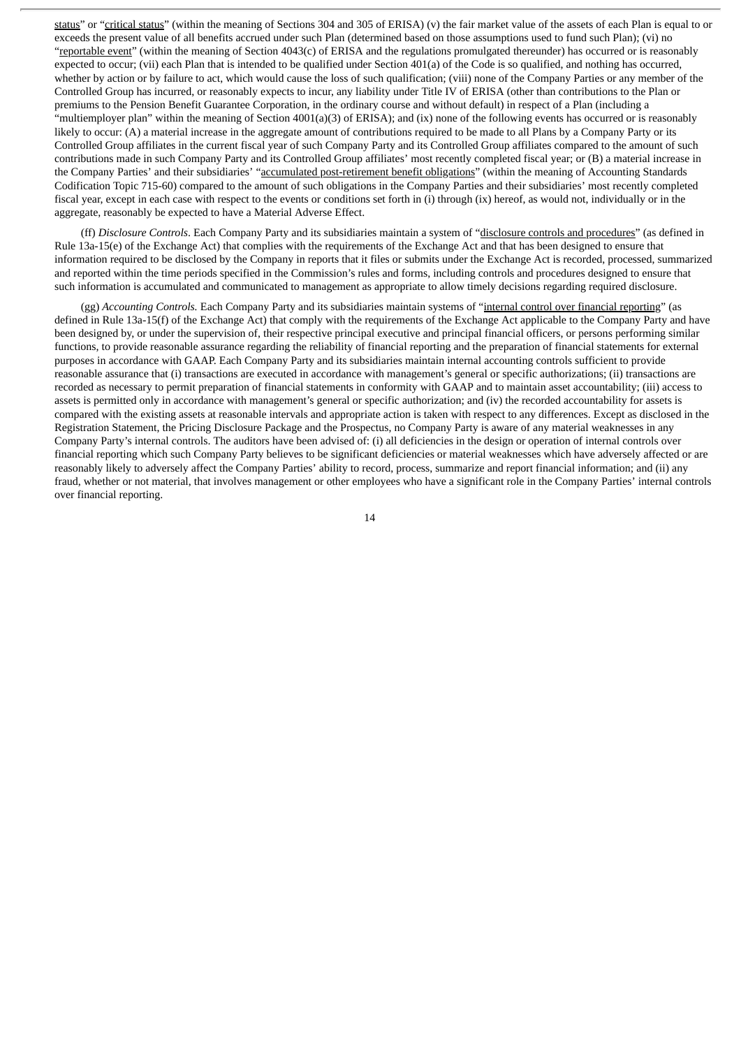status" or "critical status" (within the meaning of Sections 304 and 305 of ERISA) (v) the fair market value of the assets of each Plan is equal to or exceeds the present value of all benefits accrued under such Plan (determined based on those assumptions used to fund such Plan); (vi) no "reportable event" (within the meaning of Section 4043(c) of ERISA and the regulations promulgated thereunder) has occurred or is reasonably expected to occur; (vii) each Plan that is intended to be qualified under Section 401(a) of the Code is so qualified, and nothing has occurred, whether by action or by failure to act, which would cause the loss of such qualification; (viii) none of the Company Parties or any member of the Controlled Group has incurred, or reasonably expects to incur, any liability under Title IV of ERISA (other than contributions to the Plan or premiums to the Pension Benefit Guarantee Corporation, in the ordinary course and without default) in respect of a Plan (including a "multiemployer plan" within the meaning of Section 4001(a)(3) of ERISA); and (ix) none of the following events has occurred or is reasonably likely to occur: (A) a material increase in the aggregate amount of contributions required to be made to all Plans by a Company Party or its Controlled Group affiliates in the current fiscal year of such Company Party and its Controlled Group affiliates compared to the amount of such contributions made in such Company Party and its Controlled Group affiliates' most recently completed fiscal year; or (B) a material increase in the Company Parties' and their subsidiaries' "accumulated post-retirement benefit obligations" (within the meaning of Accounting Standards Codification Topic 715-60) compared to the amount of such obligations in the Company Parties and their subsidiaries' most recently completed fiscal year, except in each case with respect to the events or conditions set forth in (i) through (ix) hereof, as would not, individually or in the aggregate, reasonably be expected to have a Material Adverse Effect.

(ff) *Disclosure Controls*. Each Company Party and its subsidiaries maintain a system of "disclosure controls and procedures" (as defined in Rule 13a-15(e) of the Exchange Act) that complies with the requirements of the Exchange Act and that has been designed to ensure that information required to be disclosed by the Company in reports that it files or submits under the Exchange Act is recorded, processed, summarized and reported within the time periods specified in the Commission's rules and forms, including controls and procedures designed to ensure that such information is accumulated and communicated to management as appropriate to allow timely decisions regarding required disclosure.

(gg) *Accounting Controls.* Each Company Party and its subsidiaries maintain systems of "internal control over financial reporting" (as defined in Rule 13a-15(f) of the Exchange Act) that comply with the requirements of the Exchange Act applicable to the Company Party and have been designed by, or under the supervision of, their respective principal executive and principal financial officers, or persons performing similar functions, to provide reasonable assurance regarding the reliability of financial reporting and the preparation of financial statements for external purposes in accordance with GAAP. Each Company Party and its subsidiaries maintain internal accounting controls sufficient to provide reasonable assurance that (i) transactions are executed in accordance with management's general or specific authorizations; (ii) transactions are recorded as necessary to permit preparation of financial statements in conformity with GAAP and to maintain asset accountability; (iii) access to assets is permitted only in accordance with management's general or specific authorization; and (iv) the recorded accountability for assets is compared with the existing assets at reasonable intervals and appropriate action is taken with respect to any differences. Except as disclosed in the Registration Statement, the Pricing Disclosure Package and the Prospectus, no Company Party is aware of any material weaknesses in any Company Party's internal controls. The auditors have been advised of: (i) all deficiencies in the design or operation of internal controls over financial reporting which such Company Party believes to be significant deficiencies or material weaknesses which have adversely affected or are reasonably likely to adversely affect the Company Parties' ability to record, process, summarize and report financial information; and (ii) any fraud, whether or not material, that involves management or other employees who have a significant role in the Company Parties' internal controls over financial reporting.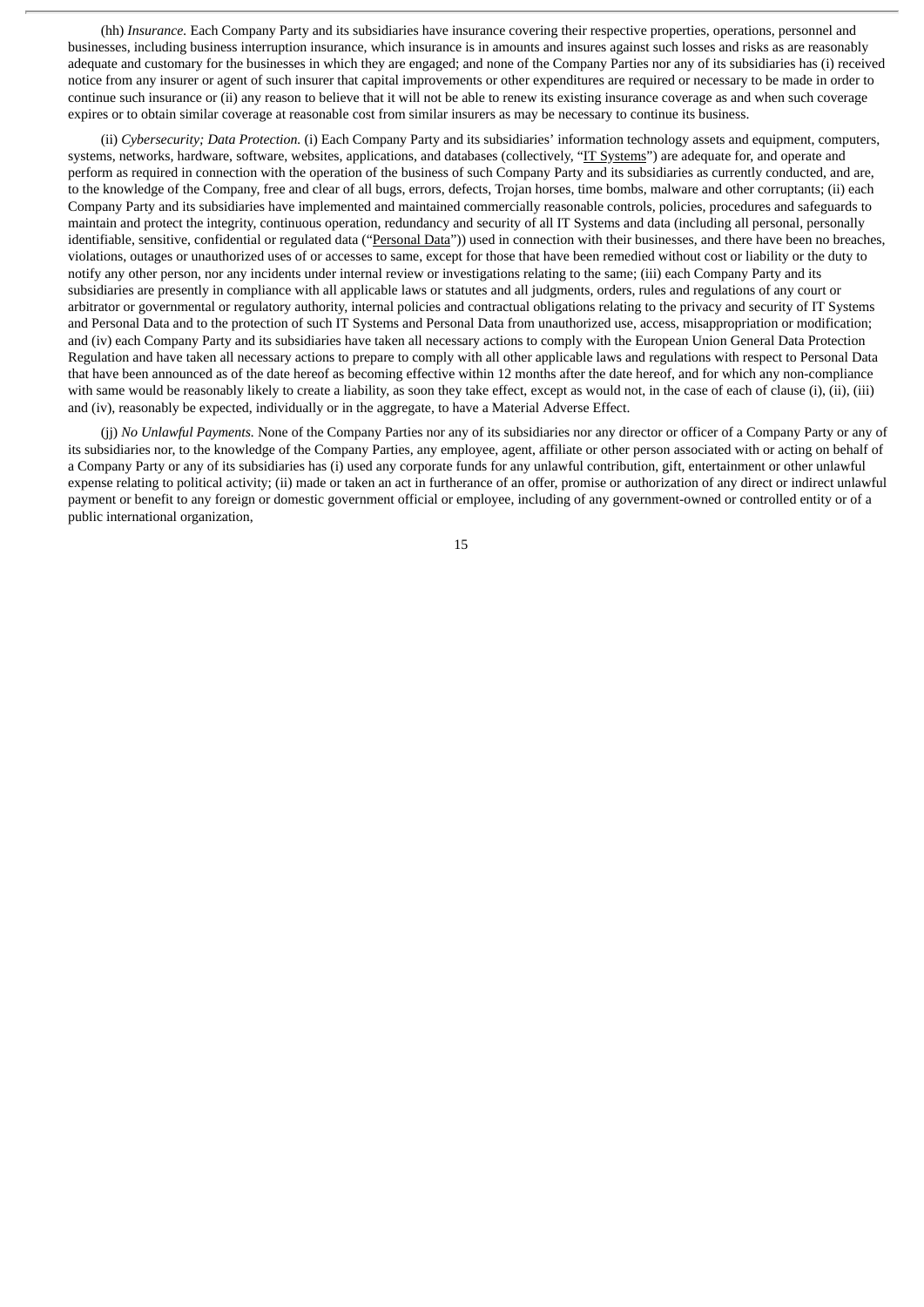(hh) *Insurance.* Each Company Party and its subsidiaries have insurance covering their respective properties, operations, personnel and businesses, including business interruption insurance, which insurance is in amounts and insures against such losses and risks as are reasonably adequate and customary for the businesses in which they are engaged; and none of the Company Parties nor any of its subsidiaries has (i) received notice from any insurer or agent of such insurer that capital improvements or other expenditures are required or necessary to be made in order to continue such insurance or (ii) any reason to believe that it will not be able to renew its existing insurance coverage as and when such coverage expires or to obtain similar coverage at reasonable cost from similar insurers as may be necessary to continue its business.

(ii) *Cybersecurity; Data Protection.* (i) Each Company Party and its subsidiaries' information technology assets and equipment, computers, systems, networks, hardware, software, websites, applications, and databases (collectively, "IT Systems") are adequate for, and operate and perform as required in connection with the operation of the business of such Company Party and its subsidiaries as currently conducted, and are, to the knowledge of the Company, free and clear of all bugs, errors, defects, Trojan horses, time bombs, malware and other corruptants; (ii) each Company Party and its subsidiaries have implemented and maintained commercially reasonable controls, policies, procedures and safeguards to maintain and protect the integrity, continuous operation, redundancy and security of all IT Systems and data (including all personal, personally identifiable, sensitive, confidential or regulated data ("Personal Data")) used in connection with their businesses, and there have been no breaches, violations, outages or unauthorized uses of or accesses to same, except for those that have been remedied without cost or liability or the duty to notify any other person, nor any incidents under internal review or investigations relating to the same; (iii) each Company Party and its subsidiaries are presently in compliance with all applicable laws or statutes and all judgments, orders, rules and regulations of any court or arbitrator or governmental or regulatory authority, internal policies and contractual obligations relating to the privacy and security of IT Systems and Personal Data and to the protection of such IT Systems and Personal Data from unauthorized use, access, misappropriation or modification; and (iv) each Company Party and its subsidiaries have taken all necessary actions to comply with the European Union General Data Protection Regulation and have taken all necessary actions to prepare to comply with all other applicable laws and regulations with respect to Personal Data that have been announced as of the date hereof as becoming effective within 12 months after the date hereof, and for which any non-compliance with same would be reasonably likely to create a liability, as soon they take effect, except as would not, in the case of each of clause (i), (ii), (iii) and (iv), reasonably be expected, individually or in the aggregate, to have a Material Adverse Effect.

(jj) *No Unlawful Payments.* None of the Company Parties nor any of its subsidiaries nor any director or officer of a Company Party or any of its subsidiaries nor, to the knowledge of the Company Parties, any employee, agent, affiliate or other person associated with or acting on behalf of a Company Party or any of its subsidiaries has (i) used any corporate funds for any unlawful contribution, gift, entertainment or other unlawful expense relating to political activity; (ii) made or taken an act in furtherance of an offer, promise or authorization of any direct or indirect unlawful payment or benefit to any foreign or domestic government official or employee, including of any government-owned or controlled entity or of a public international organization,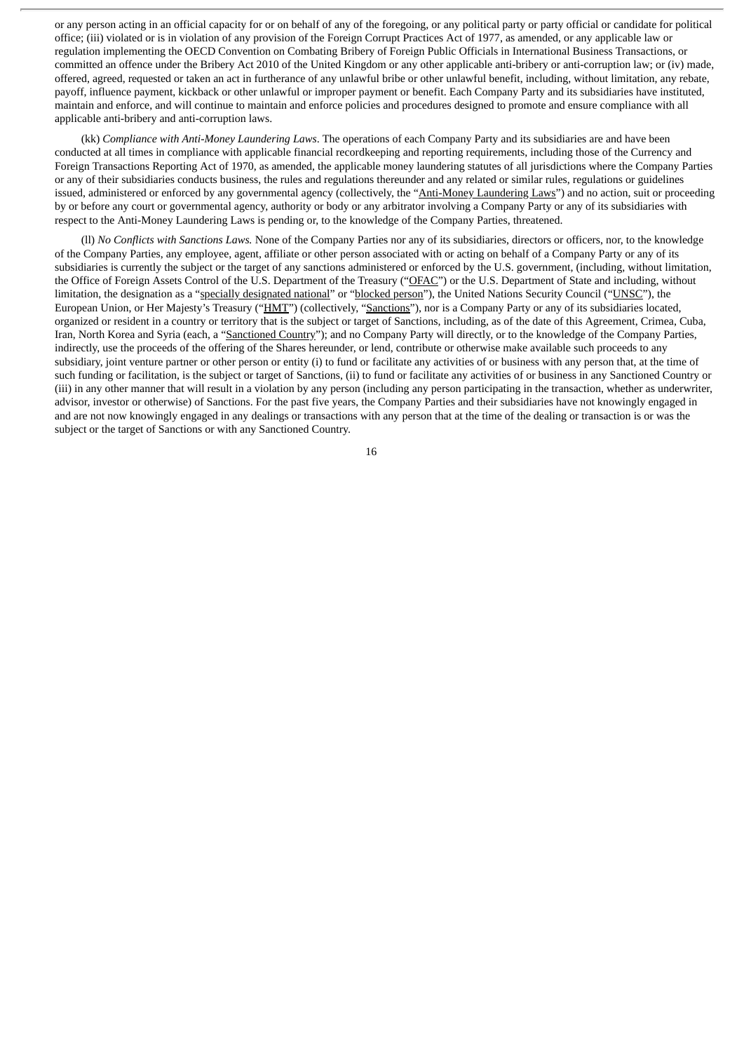or any person acting in an official capacity for or on behalf of any of the foregoing, or any political party or party official or candidate for political office; (iii) violated or is in violation of any provision of the Foreign Corrupt Practices Act of 1977, as amended, or any applicable law or regulation implementing the OECD Convention on Combating Bribery of Foreign Public Officials in International Business Transactions, or committed an offence under the Bribery Act 2010 of the United Kingdom or any other applicable anti-bribery or anti-corruption law; or (iv) made, offered, agreed, requested or taken an act in furtherance of any unlawful bribe or other unlawful benefit, including, without limitation, any rebate, payoff, influence payment, kickback or other unlawful or improper payment or benefit. Each Company Party and its subsidiaries have instituted, maintain and enforce, and will continue to maintain and enforce policies and procedures designed to promote and ensure compliance with all applicable anti-bribery and anti-corruption laws.

(kk) *Compliance with Anti-Money Laundering Laws*. The operations of each Company Party and its subsidiaries are and have been conducted at all times in compliance with applicable financial recordkeeping and reporting requirements, including those of the Currency and Foreign Transactions Reporting Act of 1970, as amended, the applicable money laundering statutes of all jurisdictions where the Company Parties or any of their subsidiaries conducts business, the rules and regulations thereunder and any related or similar rules, regulations or guidelines issued, administered or enforced by any governmental agency (collectively, the "Anti-Money Laundering Laws") and no action, suit or proceeding by or before any court or governmental agency, authority or body or any arbitrator involving a Company Party or any of its subsidiaries with respect to the Anti-Money Laundering Laws is pending or, to the knowledge of the Company Parties, threatened.

(ll) *No Conflicts with Sanctions Laws.* None of the Company Parties nor any of its subsidiaries, directors or officers, nor, to the knowledge of the Company Parties, any employee, agent, affiliate or other person associated with or acting on behalf of a Company Party or any of its subsidiaries is currently the subject or the target of any sanctions administered or enforced by the U.S. government, (including, without limitation, the Office of Foreign Assets Control of the U.S. Department of the Treasury ("OFAC") or the U.S. Department of State and including, without limitation, the designation as a "specially designated national" or "blocked person"), the United Nations Security Council ("UNSC"), the European Union, or Her Majesty's Treasury ("HMT") (collectively, "Sanctions"), nor is a Company Party or any of its subsidiaries located, organized or resident in a country or territory that is the subject or target of Sanctions, including, as of the date of this Agreement, Crimea, Cuba, Iran, North Korea and Syria (each, a "Sanctioned Country"); and no Company Party will directly, or to the knowledge of the Company Parties, indirectly, use the proceeds of the offering of the Shares hereunder, or lend, contribute or otherwise make available such proceeds to any subsidiary, joint venture partner or other person or entity (i) to fund or facilitate any activities of or business with any person that, at the time of such funding or facilitation, is the subject or target of Sanctions, (ii) to fund or facilitate any activities of or business in any Sanctioned Country or (iii) in any other manner that will result in a violation by any person (including any person participating in the transaction, whether as underwriter, advisor, investor or otherwise) of Sanctions. For the past five years, the Company Parties and their subsidiaries have not knowingly engaged in and are not now knowingly engaged in any dealings or transactions with any person that at the time of the dealing or transaction is or was the subject or the target of Sanctions or with any Sanctioned Country.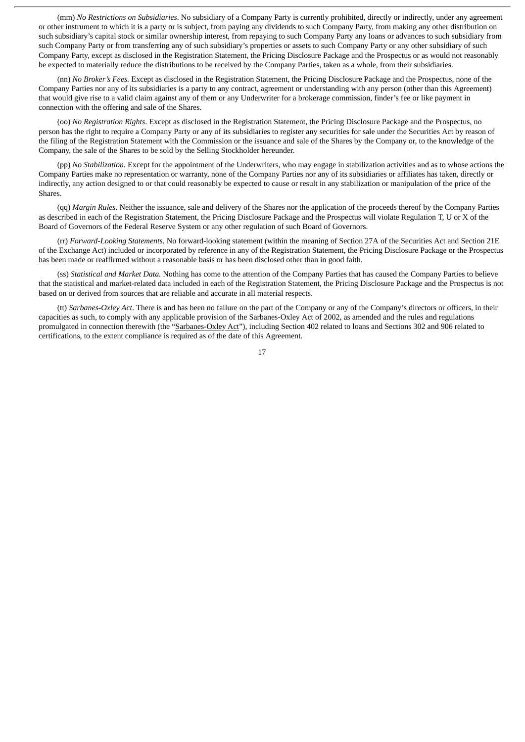(mm) *No Restrictions on Subsidiaries*. No subsidiary of a Company Party is currently prohibited, directly or indirectly, under any agreement or other instrument to which it is a party or is subject, from paying any dividends to such Company Party, from making any other distribution on such subsidiary's capital stock or similar ownership interest, from repaying to such Company Party any loans or advances to such subsidiary from such Company Party or from transferring any of such subsidiary's properties or assets to such Company Party or any other subsidiary of such Company Party, except as disclosed in the Registration Statement, the Pricing Disclosure Package and the Prospectus or as would not reasonably be expected to materially reduce the distributions to be received by the Company Parties, taken as a whole, from their subsidiaries.

(nn) *No Broker's Fees.* Except as disclosed in the Registration Statement, the Pricing Disclosure Package and the Prospectus, none of the Company Parties nor any of its subsidiaries is a party to any contract, agreement or understanding with any person (other than this Agreement) that would give rise to a valid claim against any of them or any Underwriter for a brokerage commission, finder's fee or like payment in connection with the offering and sale of the Shares.

(oo) *No Registration Rights*. Except as disclosed in the Registration Statement, the Pricing Disclosure Package and the Prospectus, no person has the right to require a Company Party or any of its subsidiaries to register any securities for sale under the Securities Act by reason of the filing of the Registration Statement with the Commission or the issuance and sale of the Shares by the Company or, to the knowledge of the Company, the sale of the Shares to be sold by the Selling Stockholder hereunder.

(pp) *No Stabilization.* Except for the appointment of the Underwriters, who may engage in stabilization activities and as to whose actions the Company Parties make no representation or warranty, none of the Company Parties nor any of its subsidiaries or affiliates has taken, directly or indirectly, any action designed to or that could reasonably be expected to cause or result in any stabilization or manipulation of the price of the Shares.

(qq) *Margin Rules*. Neither the issuance, sale and delivery of the Shares nor the application of the proceeds thereof by the Company Parties as described in each of the Registration Statement, the Pricing Disclosure Package and the Prospectus will violate Regulation T, U or X of the Board of Governors of the Federal Reserve System or any other regulation of such Board of Governors.

(rr) *Forward-Looking Statements.* No forward-looking statement (within the meaning of Section 27A of the Securities Act and Section 21E of the Exchange Act) included or incorporated by reference in any of the Registration Statement, the Pricing Disclosure Package or the Prospectus has been made or reaffirmed without a reasonable basis or has been disclosed other than in good faith.

(ss) *Statistical and Market Data.* Nothing has come to the attention of the Company Parties that has caused the Company Parties to believe that the statistical and market-related data included in each of the Registration Statement, the Pricing Disclosure Package and the Prospectus is not based on or derived from sources that are reliable and accurate in all material respects.

(tt) *Sarbanes-Oxley Act*. There is and has been no failure on the part of the Company or any of the Company's directors or officers, in their capacities as such, to comply with any applicable provision of the Sarbanes-Oxley Act of 2002, as amended and the rules and regulations promulgated in connection therewith (the "Sarbanes-Oxley Act"), including Section 402 related to loans and Sections 302 and 906 related to certifications, to the extent compliance is required as of the date of this Agreement.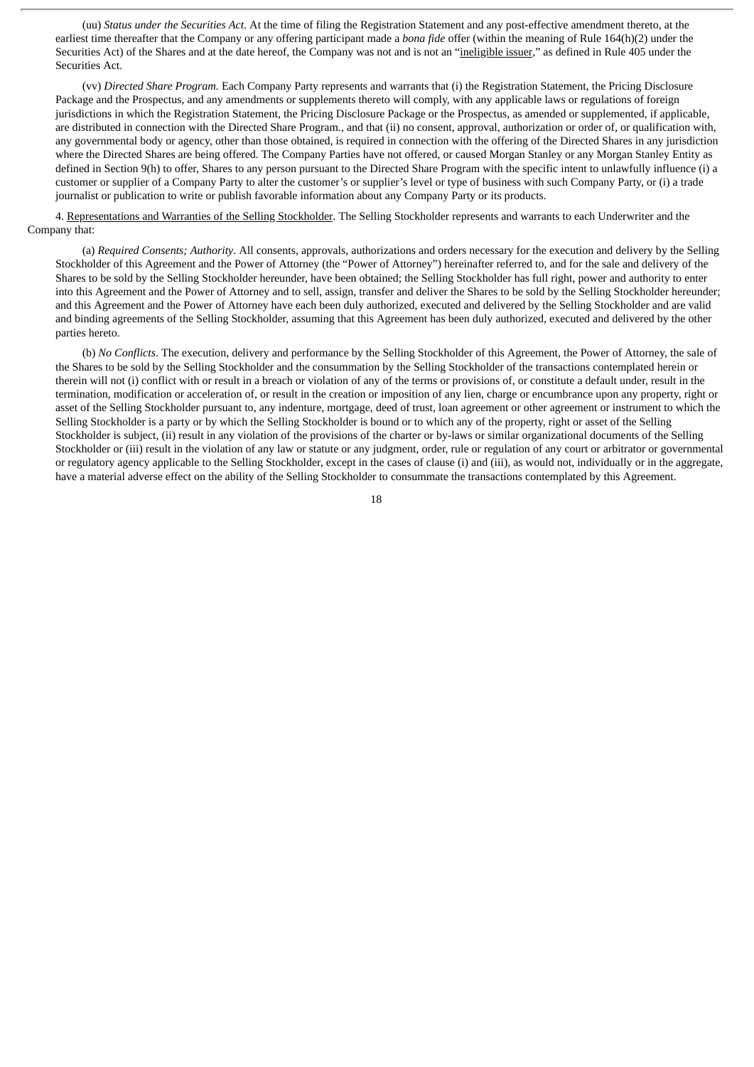(uu) *Status under the Securities Act*. At the time of filing the Registration Statement and any post-effective amendment thereto, at the earliest time thereafter that the Company or any offering participant made a *bona fide* offer (within the meaning of Rule 164(h)(2) under the Securities Act) of the Shares and at the date hereof, the Company was not and is not an "ineligible issuer," as defined in Rule 405 under the Securities Act.

(vv) *Directed Share Program*. Each Company Party represents and warrants that (i) the Registration Statement, the Pricing Disclosure Package and the Prospectus, and any amendments or supplements thereto will comply, with any applicable laws or regulations of foreign jurisdictions in which the Registration Statement, the Pricing Disclosure Package or the Prospectus, as amended or supplemented, if applicable, are distributed in connection with the Directed Share Program., and that (ii) no consent, approval, authorization or order of, or qualification with, any governmental body or agency, other than those obtained, is required in connection with the offering of the Directed Shares in any jurisdiction where the Directed Shares are being offered. The Company Parties have not offered, or caused Morgan Stanley or any Morgan Stanley Entity as defined in Section 9(h) to offer, Shares to any person pursuant to the Directed Share Program with the specific intent to unlawfully influence (i) a customer or supplier of a Company Party to alter the customer's or supplier's level or type of business with such Company Party, or (i) a trade journalist or publication to write or publish favorable information about any Company Party or its products.

4. Representations and Warranties of the Selling Stockholder. The Selling Stockholder represents and warrants to each Underwriter and the Company that:

(a) *Required Consents; Authority*. All consents, approvals, authorizations and orders necessary for the execution and delivery by the Selling Stockholder of this Agreement and the Power of Attorney (the "Power of Attorney") hereinafter referred to, and for the sale and delivery of the Shares to be sold by the Selling Stockholder hereunder, have been obtained; the Selling Stockholder has full right, power and authority to enter into this Agreement and the Power of Attorney and to sell, assign, transfer and deliver the Shares to be sold by the Selling Stockholder hereunder; and this Agreement and the Power of Attorney have each been duly authorized, executed and delivered by the Selling Stockholder and are valid and binding agreements of the Selling Stockholder, assuming that this Agreement has been duly authorized, executed and delivered by the other parties hereto.

(b) *No Conflicts*. The execution, delivery and performance by the Selling Stockholder of this Agreement, the Power of Attorney, the sale of the Shares to be sold by the Selling Stockholder and the consummation by the Selling Stockholder of the transactions contemplated herein or therein will not (i) conflict with or result in a breach or violation of any of the terms or provisions of, or constitute a default under, result in the termination, modification or acceleration of, or result in the creation or imposition of any lien, charge or encumbrance upon any property, right or asset of the Selling Stockholder pursuant to, any indenture, mortgage, deed of trust, loan agreement or other agreement or instrument to which the Selling Stockholder is a party or by which the Selling Stockholder is bound or to which any of the property, right or asset of the Selling Stockholder is subject, (ii) result in any violation of the provisions of the charter or by-laws or similar organizational documents of the Selling Stockholder or (iii) result in the violation of any law or statute or any judgment, order, rule or regulation of any court or arbitrator or governmental or regulatory agency applicable to the Selling Stockholder, except in the cases of clause (i) and (iii), as would not, individually or in the aggregate, have a material adverse effect on the ability of the Selling Stockholder to consummate the transactions contemplated by this Agreement.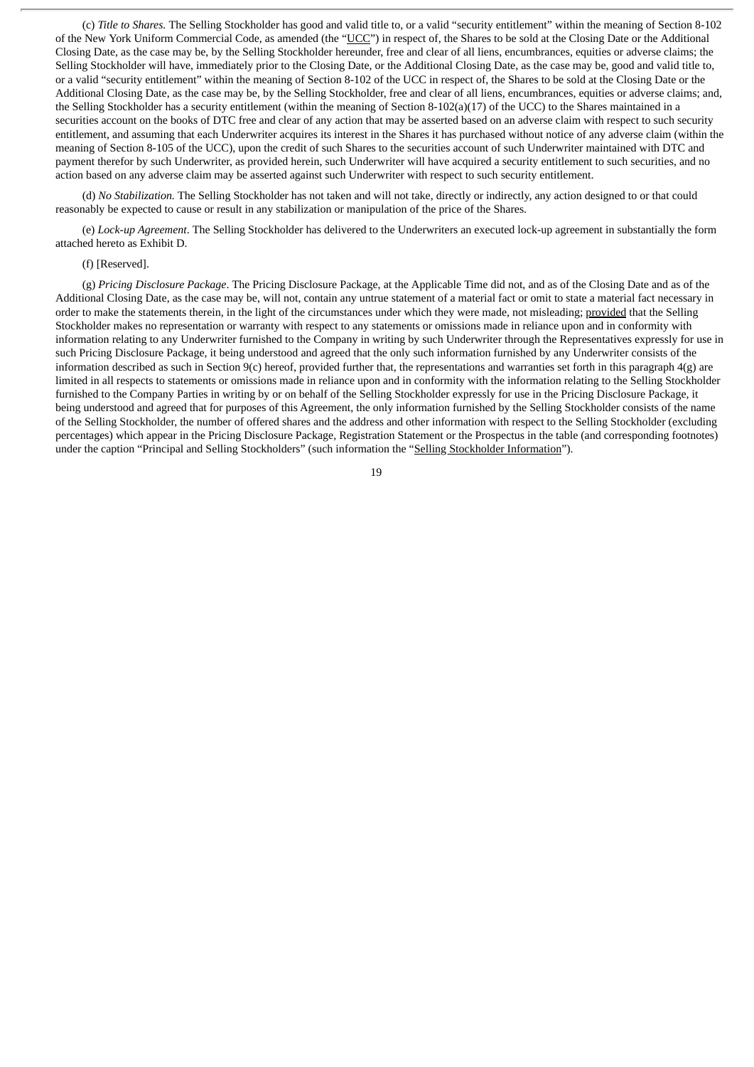(c) *Title to Shares.* The Selling Stockholder has good and valid title to, or a valid "security entitlement" within the meaning of Section 8-102 of the New York Uniform Commercial Code, as amended (the "UCC") in respect of, the Shares to be sold at the Closing Date or the Additional Closing Date, as the case may be, by the Selling Stockholder hereunder, free and clear of all liens, encumbrances, equities or adverse claims; the Selling Stockholder will have, immediately prior to the Closing Date, or the Additional Closing Date, as the case may be, good and valid title to, or a valid "security entitlement" within the meaning of Section 8-102 of the UCC in respect of, the Shares to be sold at the Closing Date or the Additional Closing Date, as the case may be, by the Selling Stockholder, free and clear of all liens, encumbrances, equities or adverse claims; and, the Selling Stockholder has a security entitlement (within the meaning of Section 8-102(a)(17) of the UCC) to the Shares maintained in a securities account on the books of DTC free and clear of any action that may be asserted based on an adverse claim with respect to such security entitlement, and assuming that each Underwriter acquires its interest in the Shares it has purchased without notice of any adverse claim (within the meaning of Section 8-105 of the UCC), upon the credit of such Shares to the securities account of such Underwriter maintained with DTC and payment therefor by such Underwriter, as provided herein, such Underwriter will have acquired a security entitlement to such securities, and no action based on any adverse claim may be asserted against such Underwriter with respect to such security entitlement.

(d) *No Stabilization.* The Selling Stockholder has not taken and will not take, directly or indirectly, any action designed to or that could reasonably be expected to cause or result in any stabilization or manipulation of the price of the Shares.

(e) *Lock-up Agreement*. The Selling Stockholder has delivered to the Underwriters an executed lock-up agreement in substantially the form attached hereto as Exhibit D.

(f) [Reserved].

(g) *Pricing Disclosure Package*. The Pricing Disclosure Package, at the Applicable Time did not, and as of the Closing Date and as of the Additional Closing Date, as the case may be, will not, contain any untrue statement of a material fact or omit to state a material fact necessary in order to make the statements therein, in the light of the circumstances under which they were made, not misleading; provided that the Selling Stockholder makes no representation or warranty with respect to any statements or omissions made in reliance upon and in conformity with information relating to any Underwriter furnished to the Company in writing by such Underwriter through the Representatives expressly for use in such Pricing Disclosure Package, it being understood and agreed that the only such information furnished by any Underwriter consists of the information described as such in Section 9(c) hereof, provided further that, the representations and warranties set forth in this paragraph 4(g) are limited in all respects to statements or omissions made in reliance upon and in conformity with the information relating to the Selling Stockholder furnished to the Company Parties in writing by or on behalf of the Selling Stockholder expressly for use in the Pricing Disclosure Package, it being understood and agreed that for purposes of this Agreement, the only information furnished by the Selling Stockholder consists of the name of the Selling Stockholder, the number of offered shares and the address and other information with respect to the Selling Stockholder (excluding percentages) which appear in the Pricing Disclosure Package, Registration Statement or the Prospectus in the table (and corresponding footnotes) under the caption "Principal and Selling Stockholders" (such information the "Selling Stockholder Information").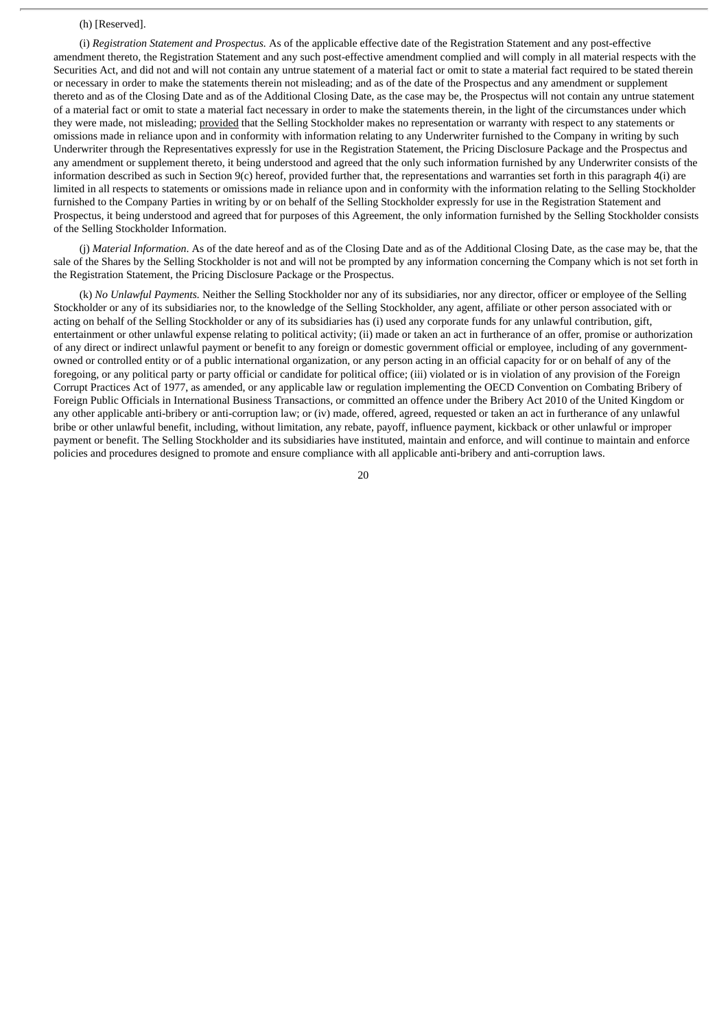(h) [Reserved].

(i) *Registration Statement and Prospectus.* As of the applicable effective date of the Registration Statement and any post-effective amendment thereto, the Registration Statement and any such post-effective amendment complied and will comply in all material respects with the Securities Act, and did not and will not contain any untrue statement of a material fact or omit to state a material fact required to be stated therein or necessary in order to make the statements therein not misleading; and as of the date of the Prospectus and any amendment or supplement thereto and as of the Closing Date and as of the Additional Closing Date, as the case may be, the Prospectus will not contain any untrue statement of a material fact or omit to state a material fact necessary in order to make the statements therein, in the light of the circumstances under which they were made, not misleading; provided that the Selling Stockholder makes no representation or warranty with respect to any statements or omissions made in reliance upon and in conformity with information relating to any Underwriter furnished to the Company in writing by such Underwriter through the Representatives expressly for use in the Registration Statement, the Pricing Disclosure Package and the Prospectus and any amendment or supplement thereto, it being understood and agreed that the only such information furnished by any Underwriter consists of the information described as such in Section 9(c) hereof, provided further that, the representations and warranties set forth in this paragraph 4(i) are limited in all respects to statements or omissions made in reliance upon and in conformity with the information relating to the Selling Stockholder furnished to the Company Parties in writing by or on behalf of the Selling Stockholder expressly for use in the Registration Statement and Prospectus, it being understood and agreed that for purposes of this Agreement, the only information furnished by the Selling Stockholder consists of the Selling Stockholder Information.

(j) *Material Information*. As of the date hereof and as of the Closing Date and as of the Additional Closing Date, as the case may be, that the sale of the Shares by the Selling Stockholder is not and will not be prompted by any information concerning the Company which is not set forth in the Registration Statement, the Pricing Disclosure Package or the Prospectus.

(k) *No Unlawful Payments.* Neither the Selling Stockholder nor any of its subsidiaries, nor any director, officer or employee of the Selling Stockholder or any of its subsidiaries nor, to the knowledge of the Selling Stockholder, any agent, affiliate or other person associated with or acting on behalf of the Selling Stockholder or any of its subsidiaries has (i) used any corporate funds for any unlawful contribution, gift, entertainment or other unlawful expense relating to political activity; (ii) made or taken an act in furtherance of an offer, promise or authorization of any direct or indirect unlawful payment or benefit to any foreign or domestic government official or employee, including of any government-owned or controlled entity or of a public international organization, or any person acting in an official capacity for or on behalf of any of the foregoing, or any political party or party official or candidate for political office; (iii) violated or is in violation of any provision of the Foreign Corrupt Practices Act of 1977, as amended, or any applicable law or regulation implementing the OECD Convention on Combating Bribery of Foreign Public Officials in International Business Transactions, or committed an offence under the Bribery Act 2010 of the United Kingdom or any other applicable anti-bribery or anti-corruption law; or (iv) made, offered, agreed, requested or taken an act in furtherance of any unlawful bribe or other unlawful benefit, including, without limitation, any rebate, payoff, influence payment, kickback or other unlawful or improper payment or benefit. The Selling Stockholder and its subsidiaries have instituted, maintain and enforce, and will continue to maintain and enforce policies and procedures designed to promote and ensure compliance with all applicable anti-bribery and anti-corruption laws.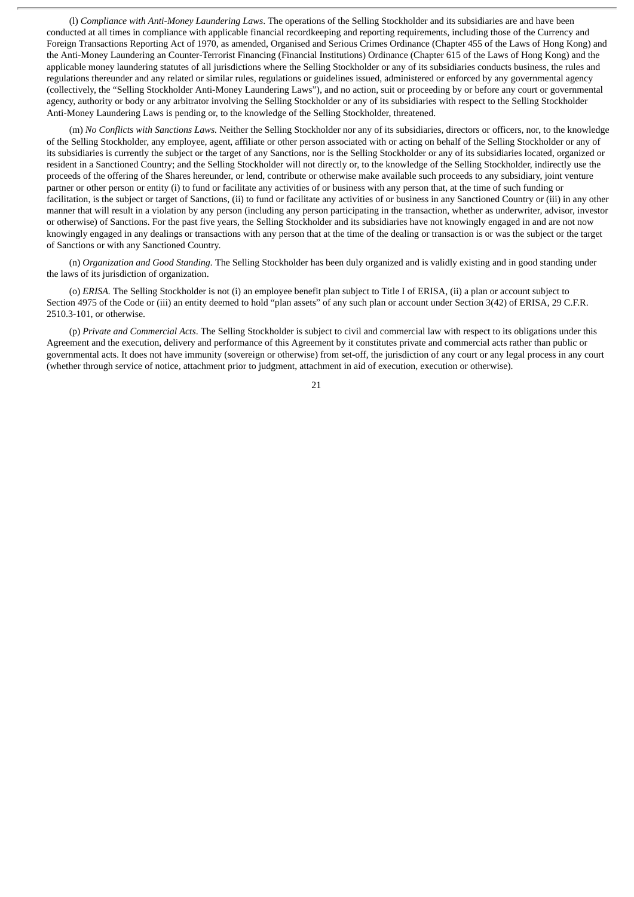(l) *Compliance with Anti-Money Laundering Laws*. The operations of the Selling Stockholder and its subsidiaries are and have been conducted at all times in compliance with applicable financial recordkeeping and reporting requirements, including those of the Currency and Foreign Transactions Reporting Act of 1970, as amended, Organised and Serious Crimes Ordinance (Chapter 455 of the Laws of Hong Kong) and the Anti-Money Laundering an Counter-Terrorist Financing (Financial Institutions) Ordinance (Chapter 615 of the Laws of Hong Kong) and the applicable money laundering statutes of all jurisdictions where the Selling Stockholder or any of its subsidiaries conducts business, the rules and regulations thereunder and any related or similar rules, regulations or guidelines issued, administered or enforced by any governmental agency (collectively, the "Selling Stockholder Anti-Money Laundering Laws"), and no action, suit or proceeding by or before any court or governmental agency, authority or body or any arbitrator involving the Selling Stockholder or any of its subsidiaries with respect to the Selling Stockholder Anti-Money Laundering Laws is pending or, to the knowledge of the Selling Stockholder, threatened.

(m) *No Conflicts with Sanctions Laws.* Neither the Selling Stockholder nor any of its subsidiaries, directors or officers, nor, to the knowledge of the Selling Stockholder, any employee, agent, affiliate or other person associated with or acting on behalf of the Selling Stockholder or any of its subsidiaries is currently the subject or the target of any Sanctions, nor is the Selling Stockholder or any of its subsidiaries located, organized or resident in a Sanctioned Country; and the Selling Stockholder will not directly or, to the knowledge of the Selling Stockholder, indirectly use the proceeds of the offering of the Shares hereunder, or lend, contribute or otherwise make available such proceeds to any subsidiary, joint venture partner or other person or entity (i) to fund or facilitate any activities of or business with any person that, at the time of such funding or facilitation, is the subject or target of Sanctions, (ii) to fund or facilitate any activities of or business in any Sanctioned Country or (iii) in any other manner that will result in a violation by any person (including any person participating in the transaction, whether as underwriter, advisor, investor or otherwise) of Sanctions. For the past five years, the Selling Stockholder and its subsidiaries have not knowingly engaged in and are not now knowingly engaged in any dealings or transactions with any person that at the time of the dealing or transaction is or was the subject or the target of Sanctions or with any Sanctioned Country.

(n) *Organization and Good Standing.* The Selling Stockholder has been duly organized and is validly existing and in good standing under the laws of its jurisdiction of organization.

(o) *ERISA.* The Selling Stockholder is not (i) an employee benefit plan subject to Title I of ERISA, (ii) a plan or account subject to Section 4975 of the Code or (iii) an entity deemed to hold "plan assets" of any such plan or account under Section 3(42) of ERISA, 29 C.F.R. 2510.3-101, or otherwise.

(p) *Private and Commercial Acts*. The Selling Stockholder is subject to civil and commercial law with respect to its obligations under this Agreement and the execution, delivery and performance of this Agreement by it constitutes private and commercial acts rather than public or governmental acts. It does not have immunity (sovereign or otherwise) from set-off, the jurisdiction of any court or any legal process in any court (whether through service of notice, attachment prior to judgment, attachment in aid of execution, execution or otherwise).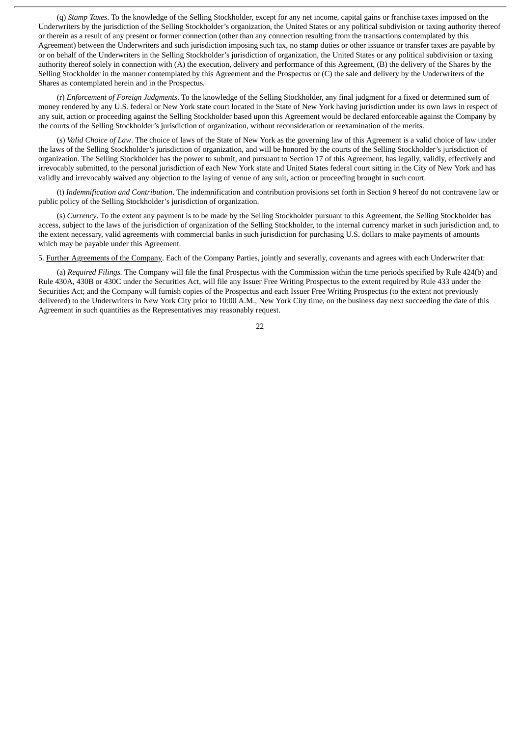(q) *Stamp Taxes*. To the knowledge of the Selling Stockholder, except for any net income, capital gains or franchise taxes imposed on the Underwriters by the jurisdiction of the Selling Stockholder's organization, the United States or any political subdivision or taxing authority thereof or therein as a result of any present or former connection (other than any connection resulting from the transactions contemplated by this Agreement) between the Underwriters and such jurisdiction imposing such tax, no stamp duties or other issuance or transfer taxes are payable by or on behalf of the Underwriters in the Selling Stockholder's jurisdiction of organization, the United States or any political subdivision or taxing authority thereof solely in connection with (A) the execution, delivery and performance of this Agreement, (B) the delivery of the Shares by the Selling Stockholder in the manner contemplated by this Agreement and the Prospectus or (C) the sale and delivery by the Underwriters of the Shares as contemplated herein and in the Prospectus.

(r) *Enforcement of Foreign Judgments*. To the knowledge of the Selling Stockholder, any final judgment for a fixed or determined sum of money rendered by any U.S. federal or New York state court located in the State of New York having jurisdiction under its own laws in respect of any suit, action or proceeding against the Selling Stockholder based upon this Agreement would be declared enforceable against the Company by the courts of the Selling Stockholder's jurisdiction of organization, without reconsideration or reexamination of the merits.

(s) *Valid Choice of Law*. The choice of laws of the State of New York as the governing law of this Agreement is a valid choice of law under the laws of the Selling Stockholder's jurisdiction of organization, and will be honored by the courts of the Selling Stockholder's jurisdiction of organization. The Selling Stockholder has the power to submit, and pursuant to Section 17 of this Agreement, has legally, validly, effectively and irrevocably submitted, to the personal jurisdiction of each New York state and United States federal court sitting in the City of New York and has validly and irrevocably waived any objection to the laying of venue of any suit, action or proceeding brought in such court.

(t) *Indemnification and Contribution*. The indemnification and contribution provisions set forth in Section 9 hereof do not contravene law or public policy of the Selling Stockholder's jurisdiction of organization.

(s) *Currency*. To the extent any payment is to be made by the Selling Stockholder pursuant to this Agreement, the Selling Stockholder has access, subject to the laws of the jurisdiction of organization of the Selling Stockholder, to the internal currency market in such jurisdiction and, to the extent necessary, valid agreements with commercial banks in such jurisdiction for purchasing U.S. dollars to make payments of amounts which may be payable under this Agreement.

5. Further Agreements of the Company. Each of the Company Parties, jointly and severally, covenants and agrees with each Underwriter that:

(a) *Required Filings*. The Company will file the final Prospectus with the Commission within the time periods specified by Rule 424(b) and Rule 430A, 430B or 430C under the Securities Act, will file any Issuer Free Writing Prospectus to the extent required by Rule 433 under the Securities Act; and the Company will furnish copies of the Prospectus and each Issuer Free Writing Prospectus (to the extent not previously delivered) to the Underwriters in New York City prior to 10:00 A.M., New York City time, on the business day next succeeding the date of this Agreement in such quantities as the Representatives may reasonably request.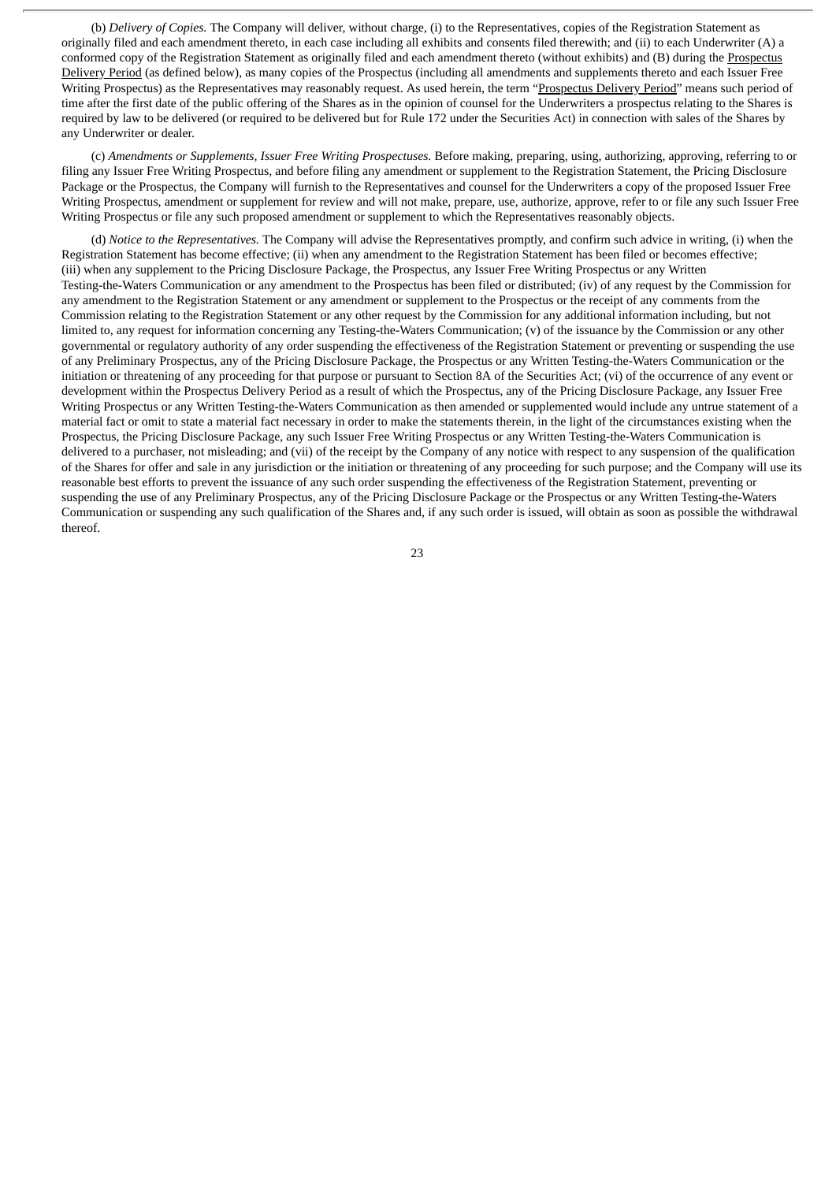(b) *Delivery of Copies.* The Company will deliver, without charge, (i) to the Representatives, copies of the Registration Statement as originally filed and each amendment thereto, in each case including all exhibits and consents filed therewith; and (ii) to each Underwriter (A) a conformed copy of the Registration Statement as originally filed and each amendment thereto (without exhibits) and (B) during the Prospectus Delivery Period (as defined below), as many copies of the Prospectus (including all amendments and supplements thereto and each Issuer Free Writing Prospectus) as the Representatives may reasonably request. As used herein, the term "Prospectus Delivery Period" means such period of time after the first date of the public offering of the Shares as in the opinion of counsel for the Underwriters a prospectus relating to the Shares is required by law to be delivered (or required to be delivered but for Rule 172 under the Securities Act) in connection with sales of the Shares by any Underwriter or dealer.

(c) *Amendments or Supplements, Issuer Free Writing Prospectuses.* Before making, preparing, using, authorizing, approving, referring to or filing any Issuer Free Writing Prospectus, and before filing any amendment or supplement to the Registration Statement, the Pricing Disclosure Package or the Prospectus, the Company will furnish to the Representatives and counsel for the Underwriters a copy of the proposed Issuer Free Writing Prospectus, amendment or supplement for review and will not make, prepare, use, authorize, approve, refer to or file any such Issuer Free Writing Prospectus or file any such proposed amendment or supplement to which the Representatives reasonably objects.

(d) *Notice to the Representatives.* The Company will advise the Representatives promptly, and confirm such advice in writing, (i) when the Registration Statement has become effective; (ii) when any amendment to the Registration Statement has been filed or becomes effective; (iii) when any supplement to the Pricing Disclosure Package, the Prospectus, any Issuer Free Writing Prospectus or any Written Testing-the-Waters Communication or any amendment to the Prospectus has been filed or distributed; (iv) of any request by the Commission for any amendment to the Registration Statement or any amendment or supplement to the Prospectus or the receipt of any comments from the Commission relating to the Registration Statement or any other request by the Commission for any additional information including, but not limited to, any request for information concerning any Testing-the-Waters Communication; (v) of the issuance by the Commission or any other governmental or regulatory authority of any order suspending the effectiveness of the Registration Statement or preventing or suspending the use of any Preliminary Prospectus, any of the Pricing Disclosure Package, the Prospectus or any Written Testing-the-Waters Communication or the initiation or threatening of any proceeding for that purpose or pursuant to Section 8A of the Securities Act; (vi) of the occurrence of any event or development within the Prospectus Delivery Period as a result of which the Prospectus, any of the Pricing Disclosure Package, any Issuer Free Writing Prospectus or any Written Testing-the-Waters Communication as then amended or supplemented would include any untrue statement of a material fact or omit to state a material fact necessary in order to make the statements therein, in the light of the circumstances existing when the Prospectus, the Pricing Disclosure Package, any such Issuer Free Writing Prospectus or any Written Testing-the-Waters Communication is delivered to a purchaser, not misleading; and (vii) of the receipt by the Company of any notice with respect to any suspension of the qualification of the Shares for offer and sale in any jurisdiction or the initiation or threatening of any proceeding for such purpose; and the Company will use its reasonable best efforts to prevent the issuance of any such order suspending the effectiveness of the Registration Statement, preventing or suspending the use of any Preliminary Prospectus, any of the Pricing Disclosure Package or the Prospectus or any Written Testing-the-Waters Communication or suspending any such qualification of the Shares and, if any such order is issued, will obtain as soon as possible the withdrawal thereof.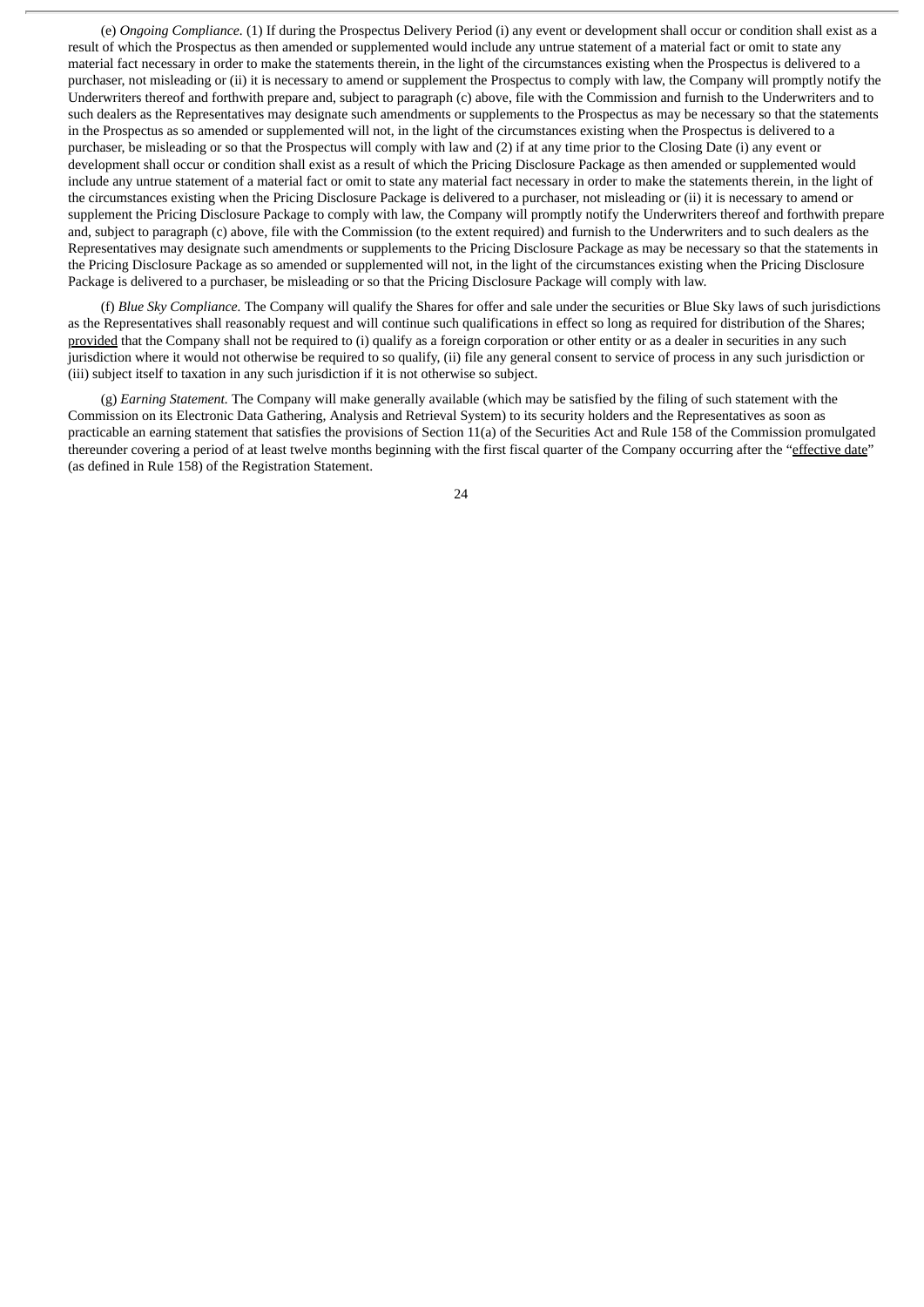(e) *Ongoing Compliance.* (1) If during the Prospectus Delivery Period (i) any event or development shall occur or condition shall exist as a result of which the Prospectus as then amended or supplemented would include any untrue statement of a material fact or omit to state any material fact necessary in order to make the statements therein, in the light of the circumstances existing when the Prospectus is delivered to a purchaser, not misleading or (ii) it is necessary to amend or supplement the Prospectus to comply with law, the Company will promptly notify the Underwriters thereof and forthwith prepare and, subject to paragraph (c) above, file with the Commission and furnish to the Underwriters and to such dealers as the Representatives may designate such amendments or supplements to the Prospectus as may be necessary so that the statements in the Prospectus as so amended or supplemented will not, in the light of the circumstances existing when the Prospectus is delivered to a purchaser, be misleading or so that the Prospectus will comply with law and (2) if at any time prior to the Closing Date (i) any event or development shall occur or condition shall exist as a result of which the Pricing Disclosure Package as then amended or supplemented would include any untrue statement of a material fact or omit to state any material fact necessary in order to make the statements therein, in the light of the circumstances existing when the Pricing Disclosure Package is delivered to a purchaser, not misleading or (ii) it is necessary to amend or supplement the Pricing Disclosure Package to comply with law, the Company will promptly notify the Underwriters thereof and forthwith prepare and, subject to paragraph (c) above, file with the Commission (to the extent required) and furnish to the Underwriters and to such dealers as the Representatives may designate such amendments or supplements to the Pricing Disclosure Package as may be necessary so that the statements in the Pricing Disclosure Package as so amended or supplemented will not, in the light of the circumstances existing when the Pricing Disclosure Package is delivered to a purchaser, be misleading or so that the Pricing Disclosure Package will comply with law.

(f) *Blue Sky Compliance.* The Company will qualify the Shares for offer and sale under the securities or Blue Sky laws of such jurisdictions as the Representatives shall reasonably request and will continue such qualifications in effect so long as required for distribution of the Shares; provided that the Company shall not be required to (i) qualify as a foreign corporation or other entity or as a dealer in securities in any such jurisdiction where it would not otherwise be required to so qualify, (ii) file any general consent to service of process in any such jurisdiction or (iii) subject itself to taxation in any such jurisdiction if it is not otherwise so subject.

(g) *Earning Statement.* The Company will make generally available (which may be satisfied by the filing of such statement with the Commission on its Electronic Data Gathering, Analysis and Retrieval System) to its security holders and the Representatives as soon as practicable an earning statement that satisfies the provisions of Section 11(a) of the Securities Act and Rule 158 of the Commission promulgated thereunder covering a period of at least twelve months beginning with the first fiscal quarter of the Company occurring after the "effective date" (as defined in Rule 158) of the Registration Statement.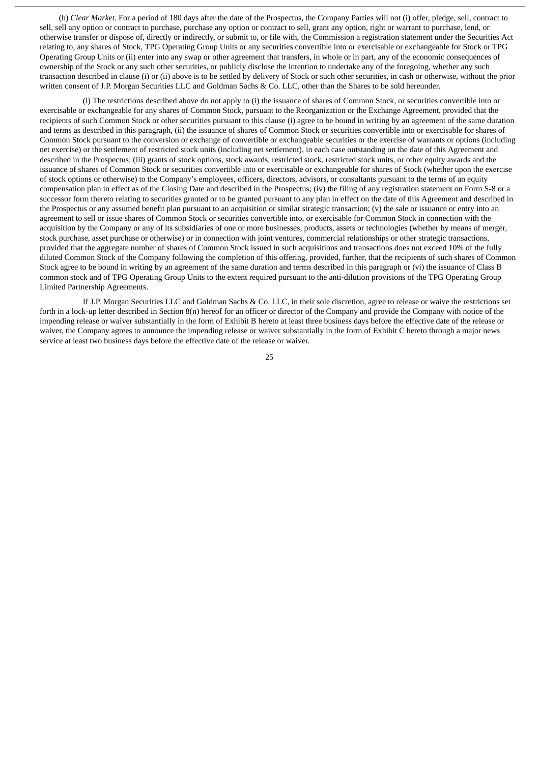(h) *Clear Market.* For a period of 180 days after the date of the Prospectus, the Company Parties will not (i) offer, pledge, sell, contract to sell, sell any option or contract to purchase, purchase any option or contract to sell, grant any option, right or warrant to purchase, lend, or otherwise transfer or dispose of, directly or indirectly, or submit to, or file with, the Commission a registration statement under the Securities Act relating to, any shares of Stock, TPG Operating Group Units or any securities convertible into or exercisable or exchangeable for Stock or TPG Operating Group Units or (ii) enter into any swap or other agreement that transfers, in whole or in part, any of the economic consequences of ownership of the Stock or any such other securities, or publicly disclose the intention to undertake any of the foregoing, whether any such transaction described in clause (i) or (ii) above is to be settled by delivery of Stock or such other securities, in cash or otherwise, without the prior written consent of J.P. Morgan Securities LLC and Goldman Sachs & Co. LLC, other than the Shares to be sold hereunder.

(i) The restrictions described above do not apply to (i) the issuance of shares of Common Stock, or securities convertible into or exercisable or exchangeable for any shares of Common Stock, pursuant to the Reorganization or the Exchange Agreement, provided that the recipients of such Common Stock or other securities pursuant to this clause (i) agree to be bound in writing by an agreement of the same duration and terms as described in this paragraph, (ii) the issuance of shares of Common Stock or securities convertible into or exercisable for shares of Common Stock pursuant to the conversion or exchange of convertible or exchangeable securities or the exercise of warrants or options (including net exercise) or the settlement of restricted stock units (including net settlement), in each case outstanding on the date of this Agreement and described in the Prospectus; (iii) grants of stock options, stock awards, restricted stock, restricted stock units, or other equity awards and the issuance of shares of Common Stock or securities convertible into or exercisable or exchangeable for shares of Stock (whether upon the exercise of stock options or otherwise) to the Company's employees, officers, directors, advisors, or consultants pursuant to the terms of an equity compensation plan in effect as of the Closing Date and described in the Prospectus; (iv) the filing of any registration statement on Form S-8 or a successor form thereto relating to securities granted or to be granted pursuant to any plan in effect on the date of this Agreement and described in the Prospectus or any assumed benefit plan pursuant to an acquisition or similar strategic transaction; (v) the sale or issuance or entry into an agreement to sell or issue shares of Common Stock or securities convertible into, or exercisable for Common Stock in connection with the acquisition by the Company or any of its subsidiaries of one or more businesses, products, assets or technologies (whether by means of merger, stock purchase, asset purchase or otherwise) or in connection with joint ventures, commercial relationships or other strategic transactions, provided that the aggregate number of shares of Common Stock issued in such acquisitions and transactions does not exceed 10% of the fully diluted Common Stock of the Company following the completion of this offering, provided, further, that the recipients of such shares of Common Stock agree to be bound in writing by an agreement of the same duration and terms described in this paragraph or (vi) the issuance of Class B common stock and of TPG Operating Group Units to the extent required pursuant to the anti-dilution provisions of the TPG Operating Group Limited Partnership Agreements.

If J.P. Morgan Securities LLC and Goldman Sachs & Co. LLC, in their sole discretion, agree to release or waive the restrictions set forth in a lock-up letter described in Section 8(n) hereof for an officer or director of the Company and provide the Company with notice of the impending release or waiver substantially in the form of Exhibit B hereto at least three business days before the effective date of the release or waiver, the Company agrees to announce the impending release or waiver substantially in the form of Exhibit C hereto through a major news service at least two business days before the effective date of the release or waiver.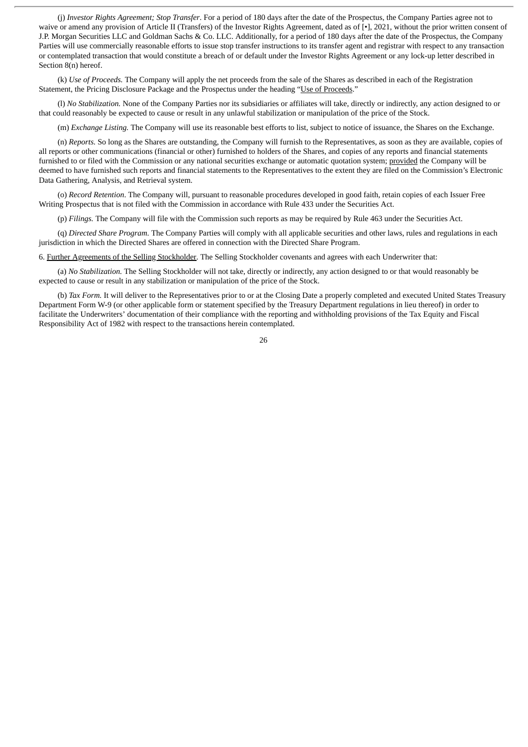(j) *Investor Rights Agreement; Stop Transfer*. For a period of 180 days after the date of the Prospectus, the Company Parties agree not to waive or amend any provision of Article II (Transfers) of the Investor Rights Agreement, dated as of [•], 2021, without the prior written consent of J.P. Morgan Securities LLC and Goldman Sachs & Co. LLC. Additionally, for a period of 180 days after the date of the Prospectus, the Company Parties will use commercially reasonable efforts to issue stop transfer instructions to its transfer agent and registrar with respect to any transaction or contemplated transaction that would constitute a breach of or default under the Investor Rights Agreement or any lock-up letter described in Section 8(n) hereof.

(k) *Use of Proceeds.* The Company will apply the net proceeds from the sale of the Shares as described in each of the Registration Statement, the Pricing Disclosure Package and the Prospectus under the heading "Use of Proceeds."

(l) *No Stabilization.* None of the Company Parties nor its subsidiaries or affiliates will take, directly or indirectly, any action designed to or that could reasonably be expected to cause or result in any unlawful stabilization or manipulation of the price of the Stock.

(m) *Exchange Listing.* The Company will use its reasonable best efforts to list, subject to notice of issuance, the Shares on the Exchange.

(n) *Reports.* So long as the Shares are outstanding, the Company will furnish to the Representatives, as soon as they are available, copies of all reports or other communications (financial or other) furnished to holders of the Shares, and copies of any reports and financial statements furnished to or filed with the Commission or any national securities exchange or automatic quotation system; provided the Company will be deemed to have furnished such reports and financial statements to the Representatives to the extent they are filed on the Commission's Electronic Data Gathering, Analysis, and Retrieval system.

(o) *Record Retention*. The Company will, pursuant to reasonable procedures developed in good faith, retain copies of each Issuer Free Writing Prospectus that is not filed with the Commission in accordance with Rule 433 under the Securities Act.

(p) *Filings.* The Company will file with the Commission such reports as may be required by Rule 463 under the Securities Act.

(q) *Directed Share Program.* The Company Parties will comply with all applicable securities and other laws, rules and regulations in each jurisdiction in which the Directed Shares are offered in connection with the Directed Share Program.

6. Further Agreements of the Selling Stockholder. The Selling Stockholder covenants and agrees with each Underwriter that:

(a) *No Stabilization.* The Selling Stockholder will not take, directly or indirectly, any action designed to or that would reasonably be expected to cause or result in any stabilization or manipulation of the price of the Stock.

(b) *Tax Form.* It will deliver to the Representatives prior to or at the Closing Date a properly completed and executed United States Treasury Department Form W-9 (or other applicable form or statement specified by the Treasury Department regulations in lieu thereof) in order to facilitate the Underwriters' documentation of their compliance with the reporting and withholding provisions of the Tax Equity and Fiscal Responsibility Act of 1982 with respect to the transactions herein contemplated.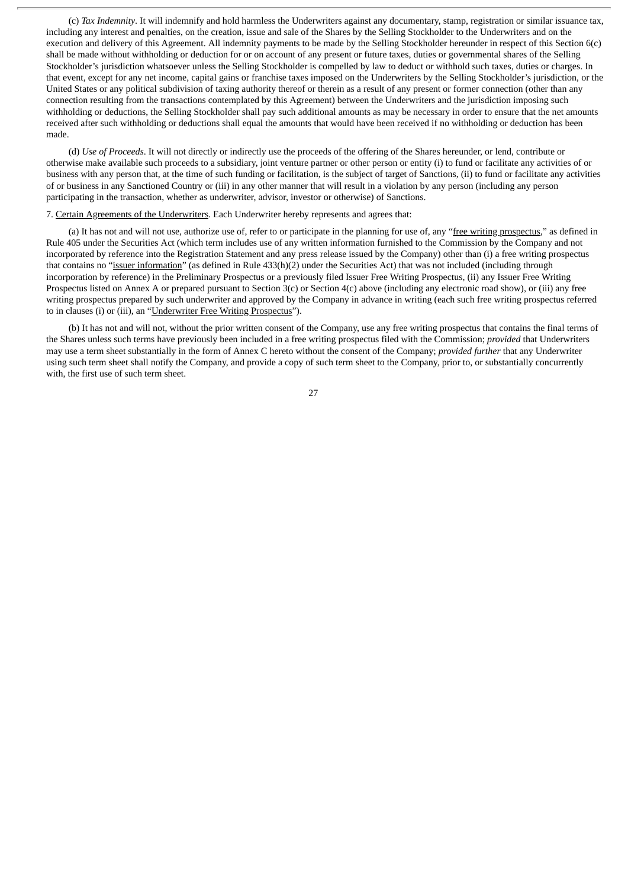(c) *Tax Indemnity*. It will indemnify and hold harmless the Underwriters against any documentary, stamp, registration or similar issuance tax, including any interest and penalties, on the creation, issue and sale of the Shares by the Selling Stockholder to the Underwriters and on the execution and delivery of this Agreement. All indemnity payments to be made by the Selling Stockholder hereunder in respect of this Section 6(c) shall be made without withholding or deduction for or on account of any present or future taxes, duties or governmental shares of the Selling Stockholder's jurisdiction whatsoever unless the Selling Stockholder is compelled by law to deduct or withhold such taxes, duties or charges. In that event, except for any net income, capital gains or franchise taxes imposed on the Underwriters by the Selling Stockholder's jurisdiction, or the United States or any political subdivision of taxing authority thereof or therein as a result of any present or former connection (other than any connection resulting from the transactions contemplated by this Agreement) between the Underwriters and the jurisdiction imposing such withholding or deductions, the Selling Stockholder shall pay such additional amounts as may be necessary in order to ensure that the net amounts received after such withholding or deductions shall equal the amounts that would have been received if no withholding or deduction has been made.

(d) *Use of Proceeds*. It will not directly or indirectly use the proceeds of the offering of the Shares hereunder, or lend, contribute or otherwise make available such proceeds to a subsidiary, joint venture partner or other person or entity (i) to fund or facilitate any activities of or business with any person that, at the time of such funding or facilitation, is the subject of target of Sanctions, (ii) to fund or facilitate any activities of or business in any Sanctioned Country or (iii) in any other manner that will result in a violation by any person (including any person participating in the transaction, whether as underwriter, advisor, investor or otherwise) of Sanctions.

7. Certain Agreements of the Underwriters. Each Underwriter hereby represents and agrees that:

(a) It has not and will not use, authorize use of, refer to or participate in the planning for use of, any "free writing prospectus," as defined in Rule 405 under the Securities Act (which term includes use of any written information furnished to the Commission by the Company and not incorporated by reference into the Registration Statement and any press release issued by the Company) other than (i) a free writing prospectus that contains no "issuer information" (as defined in Rule 433(h)(2) under the Securities Act) that was not included (including through incorporation by reference) in the Preliminary Prospectus or a previously filed Issuer Free Writing Prospectus, (ii) any Issuer Free Writing Prospectus listed on Annex A or prepared pursuant to Section 3(c) or Section 4(c) above (including any electronic road show), or (iii) any free writing prospectus prepared by such underwriter and approved by the Company in advance in writing (each such free writing prospectus referred to in clauses (i) or (iii), an "Underwriter Free Writing Prospectus").

(b) It has not and will not, without the prior written consent of the Company, use any free writing prospectus that contains the final terms of the Shares unless such terms have previously been included in a free writing prospectus filed with the Commission; *provided* that Underwriters may use a term sheet substantially in the form of Annex C hereto without the consent of the Company; *provided further* that any Underwriter using such term sheet shall notify the Company, and provide a copy of such term sheet to the Company, prior to, or substantially concurrently with, the first use of such term sheet.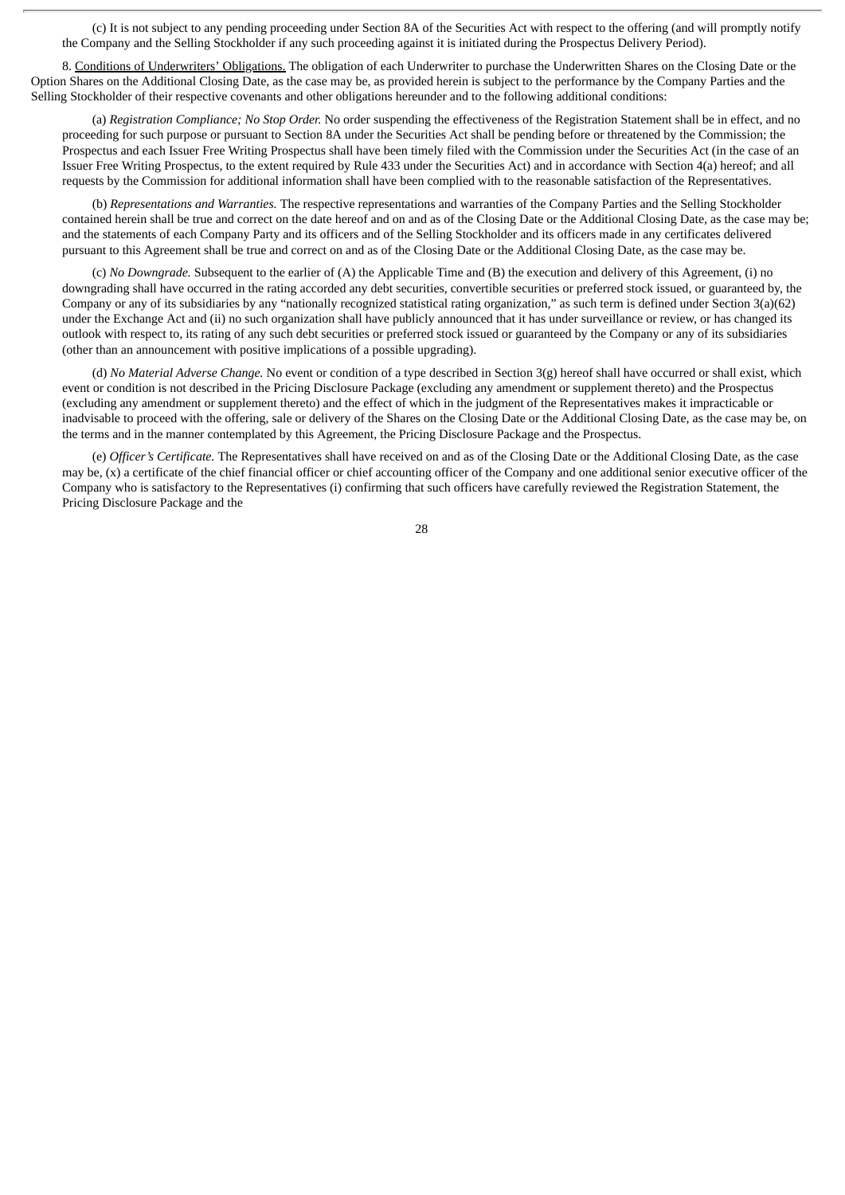(c) It is not subject to any pending proceeding under Section 8A of the Securities Act with respect to the offering (and will promptly notify the Company and the Selling Stockholder if any such proceeding against it is initiated during the Prospectus Delivery Period).

8. Conditions of Underwriters' Obligations. The obligation of each Underwriter to purchase the Underwritten Shares on the Closing Date or the Option Shares on the Additional Closing Date, as the case may be, as provided herein is subject to the performance by the Company Parties and the Selling Stockholder of their respective covenants and other obligations hereunder and to the following additional conditions:

(a) *Registration Compliance; No Stop Order.* No order suspending the effectiveness of the Registration Statement shall be in effect, and no proceeding for such purpose or pursuant to Section 8A under the Securities Act shall be pending before or threatened by the Commission; the Prospectus and each Issuer Free Writing Prospectus shall have been timely filed with the Commission under the Securities Act (in the case of an Issuer Free Writing Prospectus, to the extent required by Rule 433 under the Securities Act) and in accordance with Section 4(a) hereof; and all requests by the Commission for additional information shall have been complied with to the reasonable satisfaction of the Representatives.

(b) *Representations and Warranties.* The respective representations and warranties of the Company Parties and the Selling Stockholder contained herein shall be true and correct on the date hereof and on and as of the Closing Date or the Additional Closing Date, as the case may be; and the statements of each Company Party and its officers and of the Selling Stockholder and its officers made in any certificates delivered pursuant to this Agreement shall be true and correct on and as of the Closing Date or the Additional Closing Date, as the case may be.

(c) *No Downgrade.* Subsequent to the earlier of (A) the Applicable Time and (B) the execution and delivery of this Agreement, (i) no downgrading shall have occurred in the rating accorded any debt securities, convertible securities or preferred stock issued, or guaranteed by, the Company or any of its subsidiaries by any "nationally recognized statistical rating organization," as such term is defined under Section 3(a)(62) under the Exchange Act and (ii) no such organization shall have publicly announced that it has under surveillance or review, or has changed its outlook with respect to, its rating of any such debt securities or preferred stock issued or guaranteed by the Company or any of its subsidiaries (other than an announcement with positive implications of a possible upgrading).

(d) *No Material Adverse Change.* No event or condition of a type described in Section 3(g) hereof shall have occurred or shall exist, which event or condition is not described in the Pricing Disclosure Package (excluding any amendment or supplement thereto) and the Prospectus (excluding any amendment or supplement thereto) and the effect of which in the judgment of the Representatives makes it impracticable or inadvisable to proceed with the offering, sale or delivery of the Shares on the Closing Date or the Additional Closing Date, as the case may be, on the terms and in the manner contemplated by this Agreement, the Pricing Disclosure Package and the Prospectus.

(e) *Officer's Certificate.* The Representatives shall have received on and as of the Closing Date or the Additional Closing Date, as the case may be, (x) a certificate of the chief financial officer or chief accounting officer of the Company and one additional senior executive officer of the Company who is satisfactory to the Representatives (i) confirming that such officers have carefully reviewed the Registration Statement, the Pricing Disclosure Package and the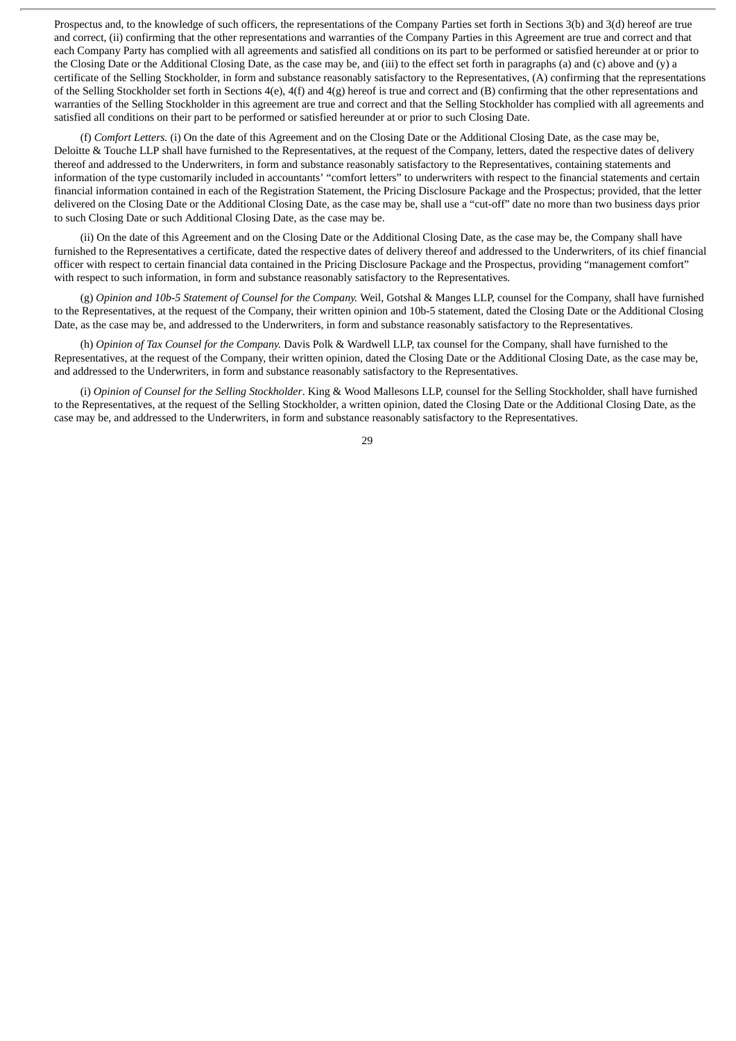Prospectus and, to the knowledge of such officers, the representations of the Company Parties set forth in Sections 3(b) and 3(d) hereof are true and correct, (ii) confirming that the other representations and warranties of the Company Parties in this Agreement are true and correct and that each Company Party has complied with all agreements and satisfied all conditions on its part to be performed or satisfied hereunder at or prior to the Closing Date or the Additional Closing Date, as the case may be, and (iii) to the effect set forth in paragraphs (a) and (c) above and (y) a certificate of the Selling Stockholder, in form and substance reasonably satisfactory to the Representatives, (A) confirming that the representations of the Selling Stockholder set forth in Sections 4(e), 4(f) and 4(g) hereof is true and correct and (B) confirming that the other representations and warranties of the Selling Stockholder in this agreement are true and correct and that the Selling Stockholder has complied with all agreements and satisfied all conditions on their part to be performed or satisfied hereunder at or prior to such Closing Date.

(f) *Comfort Letters.* (i) On the date of this Agreement and on the Closing Date or the Additional Closing Date, as the case may be, Deloitte & Touche LLP shall have furnished to the Representatives, at the request of the Company, letters, dated the respective dates of delivery thereof and addressed to the Underwriters, in form and substance reasonably satisfactory to the Representatives, containing statements and information of the type customarily included in accountants' "comfort letters" to underwriters with respect to the financial statements and certain financial information contained in each of the Registration Statement, the Pricing Disclosure Package and the Prospectus; provided, that the letter delivered on the Closing Date or the Additional Closing Date, as the case may be, shall use a "cut-off" date no more than two business days prior to such Closing Date or such Additional Closing Date, as the case may be.

(ii) On the date of this Agreement and on the Closing Date or the Additional Closing Date, as the case may be, the Company shall have furnished to the Representatives a certificate, dated the respective dates of delivery thereof and addressed to the Underwriters, of its chief financial officer with respect to certain financial data contained in the Pricing Disclosure Package and the Prospectus, providing "management comfort" with respect to such information, in form and substance reasonably satisfactory to the Representatives.

(g) *Opinion and 10b-5 Statement of Counsel for the Company.* Weil, Gotshal & Manges LLP, counsel for the Company, shall have furnished to the Representatives, at the request of the Company, their written opinion and 10b-5 statement, dated the Closing Date or the Additional Closing Date, as the case may be, and addressed to the Underwriters, in form and substance reasonably satisfactory to the Representatives.

(h) *Opinion of Tax Counsel for the Company.* Davis Polk & Wardwell LLP, tax counsel for the Company, shall have furnished to the Representatives, at the request of the Company, their written opinion, dated the Closing Date or the Additional Closing Date, as the case may be, and addressed to the Underwriters, in form and substance reasonably satisfactory to the Representatives.

(i) *Opinion of Counsel for the Selling Stockholder*. King & Wood Mallesons LLP, counsel for the Selling Stockholder, shall have furnished to the Representatives, at the request of the Selling Stockholder, a written opinion, dated the Closing Date or the Additional Closing Date, as the case may be, and addressed to the Underwriters, in form and substance reasonably satisfactory to the Representatives.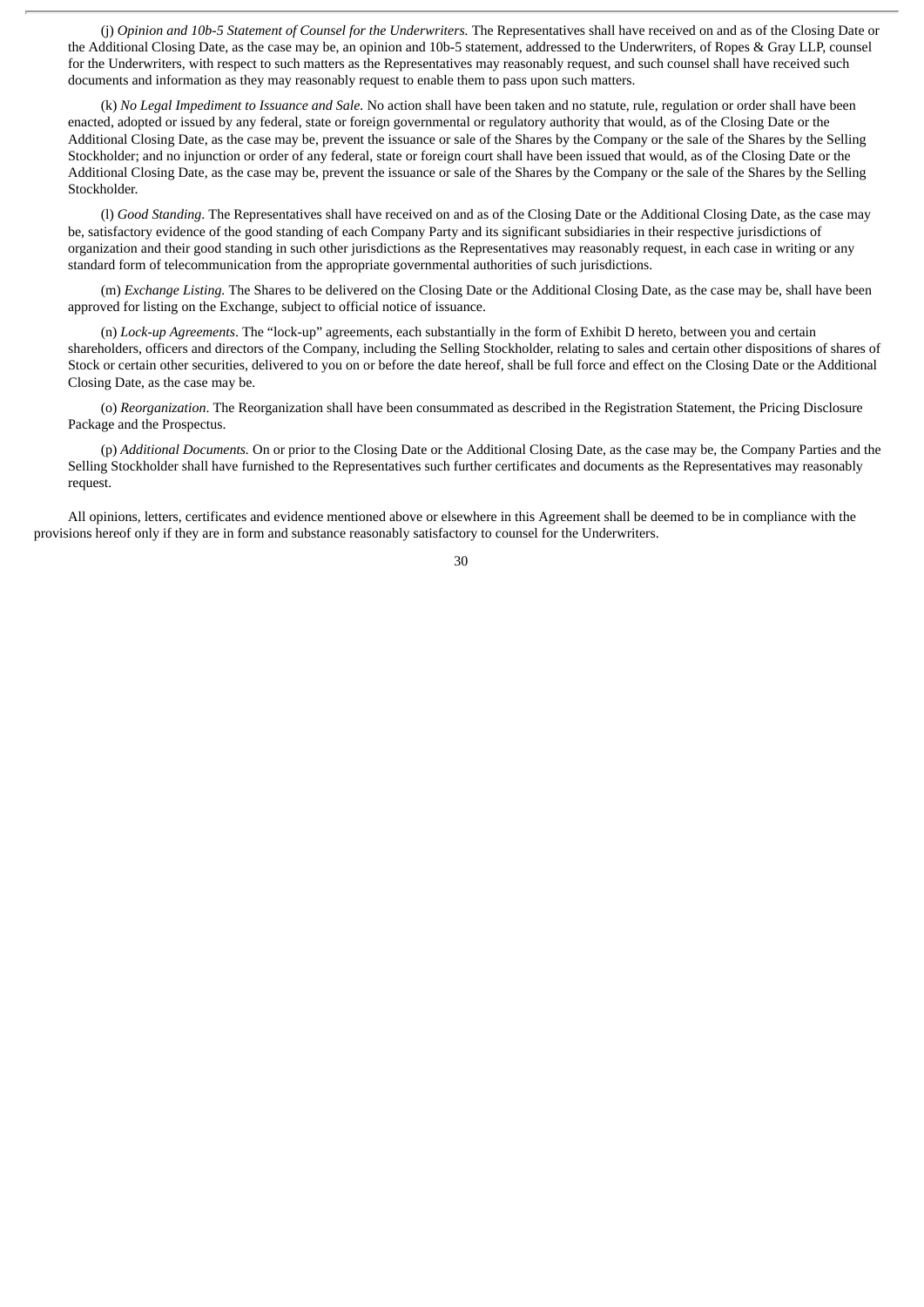(j) *Opinion and 10b-5 Statement of Counsel for the Underwriters.* The Representatives shall have received on and as of the Closing Date or the Additional Closing Date, as the case may be, an opinion and 10b-5 statement, addressed to the Underwriters, of Ropes & Gray LLP, counsel for the Underwriters, with respect to such matters as the Representatives may reasonably request, and such counsel shall have received such documents and information as they may reasonably request to enable them to pass upon such matters.

(k) *No Legal Impediment to Issuance and Sale.* No action shall have been taken and no statute, rule, regulation or order shall have been enacted, adopted or issued by any federal, state or foreign governmental or regulatory authority that would, as of the Closing Date or the Additional Closing Date, as the case may be, prevent the issuance or sale of the Shares by the Company or the sale of the Shares by the Selling Stockholder; and no injunction or order of any federal, state or foreign court shall have been issued that would, as of the Closing Date or the Additional Closing Date, as the case may be, prevent the issuance or sale of the Shares by the Company or the sale of the Shares by the Selling Stockholder.

(l) *Good Standing*. The Representatives shall have received on and as of the Closing Date or the Additional Closing Date, as the case may be, satisfactory evidence of the good standing of each Company Party and its significant subsidiaries in their respective jurisdictions of organization and their good standing in such other jurisdictions as the Representatives may reasonably request, in each case in writing or any standard form of telecommunication from the appropriate governmental authorities of such jurisdictions.

(m) *Exchange Listing.* The Shares to be delivered on the Closing Date or the Additional Closing Date, as the case may be, shall have been approved for listing on the Exchange, subject to official notice of issuance.

(n) *Lock-up Agreements*. The "lock-up" agreements, each substantially in the form of Exhibit D hereto, between you and certain shareholders, officers and directors of the Company, including the Selling Stockholder, relating to sales and certain other dispositions of shares of Stock or certain other securities, delivered to you on or before the date hereof, shall be full force and effect on the Closing Date or the Additional Closing Date, as the case may be.

(o) *Reorganization*. The Reorganization shall have been consummated as described in the Registration Statement, the Pricing Disclosure Package and the Prospectus.

(p) *Additional Documents.* On or prior to the Closing Date or the Additional Closing Date, as the case may be, the Company Parties and the Selling Stockholder shall have furnished to the Representatives such further certificates and documents as the Representatives may reasonably request.

All opinions, letters, certificates and evidence mentioned above or elsewhere in this Agreement shall be deemed to be in compliance with the provisions hereof only if they are in form and substance reasonably satisfactory to counsel for the Underwriters.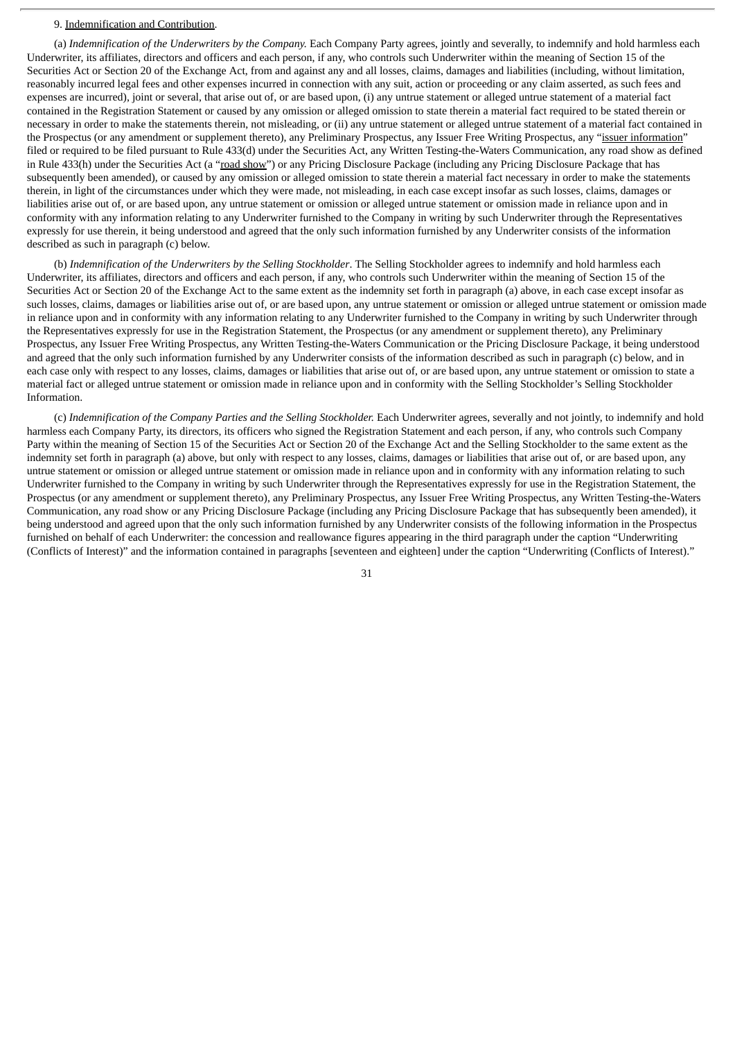9. Indemnification and Contribution.

(a) *Indemnification of the Underwriters by the Company.* Each Company Party agrees, jointly and severally, to indemnify and hold harmless each Underwriter, its affiliates, directors and officers and each person, if any, who controls such Underwriter within the meaning of Section 15 of the Securities Act or Section 20 of the Exchange Act, from and against any and all losses, claims, damages and liabilities (including, without limitation, reasonably incurred legal fees and other expenses incurred in connection with any suit, action or proceeding or any claim asserted, as such fees and expenses are incurred), joint or several, that arise out of, or are based upon, (i) any untrue statement or alleged untrue statement of a material fact contained in the Registration Statement or caused by any omission or alleged omission to state therein a material fact required to be stated therein or necessary in order to make the statements therein, not misleading, or (ii) any untrue statement or alleged untrue statement of a material fact contained in the Prospectus (or any amendment or supplement thereto), any Preliminary Prospectus, any Issuer Free Writing Prospectus, any "issuer information" filed or required to be filed pursuant to Rule 433(d) under the Securities Act, any Written Testing-the-Waters Communication, any road show as defined in Rule 433(h) under the Securities Act (a "road show") or any Pricing Disclosure Package (including any Pricing Disclosure Package that has subsequently been amended), or caused by any omission or alleged omission to state therein a material fact necessary in order to make the statements therein, in light of the circumstances under which they were made, not misleading, in each case except insofar as such losses, claims, damages or liabilities arise out of, or are based upon, any untrue statement or omission or alleged untrue statement or omission made in reliance upon and in conformity with any information relating to any Underwriter furnished to the Company in writing by such Underwriter through the Representatives expressly for use therein, it being understood and agreed that the only such information furnished by any Underwriter consists of the information described as such in paragraph (c) below.

(b) *Indemnification of the Underwriters by the Selling Stockholder*. The Selling Stockholder agrees to indemnify and hold harmless each Underwriter, its affiliates, directors and officers and each person, if any, who controls such Underwriter within the meaning of Section 15 of the Securities Act or Section 20 of the Exchange Act to the same extent as the indemnity set forth in paragraph (a) above, in each case except insofar as such losses, claims, damages or liabilities arise out of, or are based upon, any untrue statement or omission or alleged untrue statement or omission made in reliance upon and in conformity with any information relating to any Underwriter furnished to the Company in writing by such Underwriter through the Representatives expressly for use in the Registration Statement, the Prospectus (or any amendment or supplement thereto), any Preliminary Prospectus, any Issuer Free Writing Prospectus, any Written Testing-the-Waters Communication or the Pricing Disclosure Package, it being understood and agreed that the only such information furnished by any Underwriter consists of the information described as such in paragraph (c) below, and in each case only with respect to any losses, claims, damages or liabilities that arise out of, or are based upon, any untrue statement or omission to state a material fact or alleged untrue statement or omission made in reliance upon and in conformity with the Selling Stockholder's Selling Stockholder Information.

(c) *Indemnification of the Company Parties and the Selling Stockholder.* Each Underwriter agrees, severally and not jointly, to indemnify and hold harmless each Company Party, its directors, its officers who signed the Registration Statement and each person, if any, who controls such Company Party within the meaning of Section 15 of the Securities Act or Section 20 of the Exchange Act and the Selling Stockholder to the same extent as the indemnity set forth in paragraph (a) above, but only with respect to any losses, claims, damages or liabilities that arise out of, or are based upon, any untrue statement or omission or alleged untrue statement or omission made in reliance upon and in conformity with any information relating to such Underwriter furnished to the Company in writing by such Underwriter through the Representatives expressly for use in the Registration Statement, the Prospectus (or any amendment or supplement thereto), any Preliminary Prospectus, any Issuer Free Writing Prospectus, any Written Testing-the-Waters Communication, any road show or any Pricing Disclosure Package (including any Pricing Disclosure Package that has subsequently been amended), it being understood and agreed upon that the only such information furnished by any Underwriter consists of the following information in the Prospectus furnished on behalf of each Underwriter: the concession and reallowance figures appearing in the third paragraph under the caption "Underwriting (Conflicts of Interest)" and the information contained in paragraphs [seventeen and eighteen] under the caption "Underwriting (Conflicts of Interest)."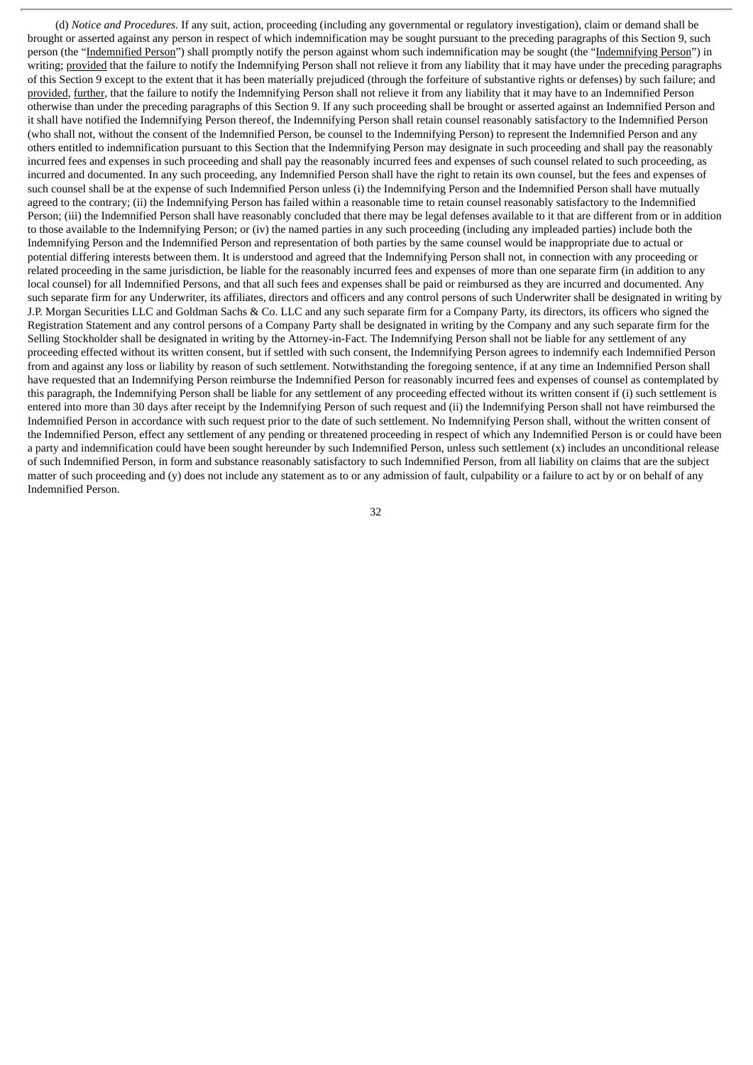(d) *Notice and Procedures.* If any suit, action, proceeding (including any governmental or regulatory investigation), claim or demand shall be brought or asserted against any person in respect of which indemnification may be sought pursuant to the preceding paragraphs of this Section 9, such person (the "Indemnified Person") shall promptly notify the person against whom such indemnification may be sought (the "Indemnifying Person") in writing; provided that the failure to notify the Indemnifying Person shall not relieve it from any liability that it may have under the preceding paragraphs of this Section 9 except to the extent that it has been materially prejudiced (through the forfeiture of substantive rights or defenses) by such failure; and provided, further, that the failure to notify the Indemnifying Person shall not relieve it from any liability that it may have to an Indemnified Person otherwise than under the preceding paragraphs of this Section 9. If any such proceeding shall be brought or asserted against an Indemnified Person and it shall have notified the Indemnifying Person thereof, the Indemnifying Person shall retain counsel reasonably satisfactory to the Indemnified Person (who shall not, without the consent of the Indemnified Person, be counsel to the Indemnifying Person) to represent the Indemnified Person and any others entitled to indemnification pursuant to this Section that the Indemnifying Person may designate in such proceeding and shall pay the reasonably incurred fees and expenses in such proceeding and shall pay the reasonably incurred fees and expenses of such counsel related to such proceeding, as incurred and documented. In any such proceeding, any Indemnified Person shall have the right to retain its own counsel, but the fees and expenses of such counsel shall be at the expense of such Indemnified Person unless (i) the Indemnifying Person and the Indemnified Person shall have mutually agreed to the contrary; (ii) the Indemnifying Person has failed within a reasonable time to retain counsel reasonably satisfactory to the Indemnified Person; (iii) the Indemnified Person shall have reasonably concluded that there may be legal defenses available to it that are different from or in addition to those available to the Indemnifying Person; or (iv) the named parties in any such proceeding (including any impleaded parties) include both the Indemnifying Person and the Indemnified Person and representation of both parties by the same counsel would be inappropriate due to actual or potential differing interests between them. It is understood and agreed that the Indemnifying Person shall not, in connection with any proceeding or related proceeding in the same jurisdiction, be liable for the reasonably incurred fees and expenses of more than one separate firm (in addition to any local counsel) for all Indemnified Persons, and that all such fees and expenses shall be paid or reimbursed as they are incurred and documented. Any such separate firm for any Underwriter, its affiliates, directors and officers and any control persons of such Underwriter shall be designated in writing by J.P. Morgan Securities LLC and Goldman Sachs & Co. LLC and any such separate firm for a Company Party, its directors, its officers who signed the Registration Statement and any control persons of a Company Party shall be designated in writing by the Company and any such separate firm for the Selling Stockholder shall be designated in writing by the Attorney-in-Fact. The Indemnifying Person shall not be liable for any settlement of any proceeding effected without its written consent, but if settled with such consent, the Indemnifying Person agrees to indemnify each Indemnified Person from and against any loss or liability by reason of such settlement. Notwithstanding the foregoing sentence, if at any time an Indemnified Person shall have requested that an Indemnifying Person reimburse the Indemnified Person for reasonably incurred fees and expenses of counsel as contemplated by this paragraph, the Indemnifying Person shall be liable for any settlement of any proceeding effected without its written consent if (i) such settlement is entered into more than 30 days after receipt by the Indemnifying Person of such request and (ii) the Indemnifying Person shall not have reimbursed the Indemnified Person in accordance with such request prior to the date of such settlement. No Indemnifying Person shall, without the written consent of the Indemnified Person, effect any settlement of any pending or threatened proceeding in respect of which any Indemnified Person is or could have been a party and indemnification could have been sought hereunder by such Indemnified Person, unless such settlement (x) includes an unconditional release of such Indemnified Person, in form and substance reasonably satisfactory to such Indemnified Person, from all liability on claims that are the subject matter of such proceeding and (y) does not include any statement as to or any admission of fault, culpability or a failure to act by or on behalf of any Indemnified Person.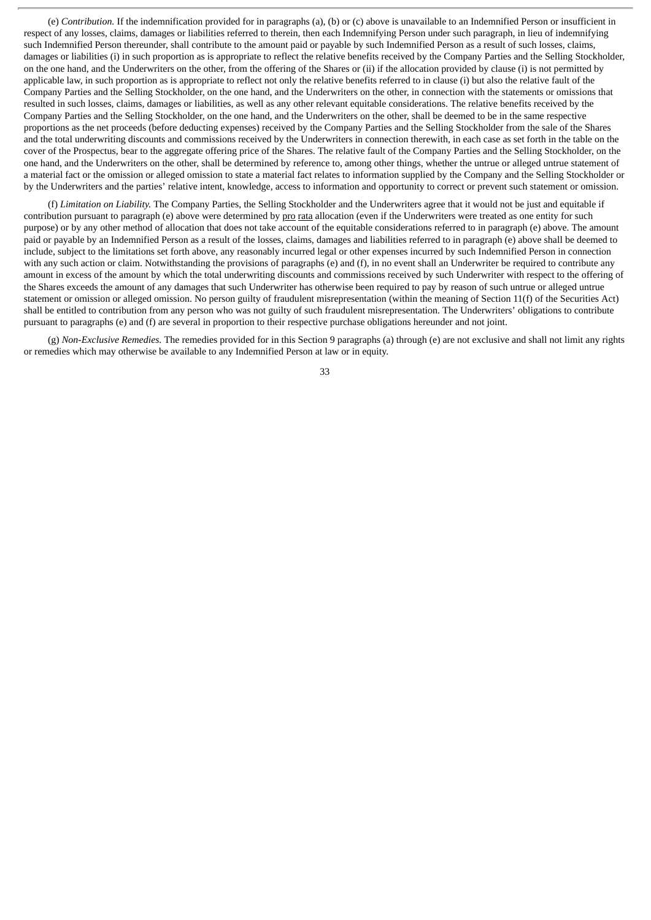(e) *Contribution.* If the indemnification provided for in paragraphs (a), (b) or (c) above is unavailable to an Indemnified Person or insufficient in respect of any losses, claims, damages or liabilities referred to therein, then each Indemnifying Person under such paragraph, in lieu of indemnifying such Indemnified Person thereunder, shall contribute to the amount paid or payable by such Indemnified Person as a result of such losses, claims, damages or liabilities (i) in such proportion as is appropriate to reflect the relative benefits received by the Company Parties and the Selling Stockholder, on the one hand, and the Underwriters on the other, from the offering of the Shares or (ii) if the allocation provided by clause (i) is not permitted by applicable law, in such proportion as is appropriate to reflect not only the relative benefits referred to in clause (i) but also the relative fault of the Company Parties and the Selling Stockholder, on the one hand, and the Underwriters on the other, in connection with the statements or omissions that resulted in such losses, claims, damages or liabilities, as well as any other relevant equitable considerations. The relative benefits received by the Company Parties and the Selling Stockholder, on the one hand, and the Underwriters on the other, shall be deemed to be in the same respective proportions as the net proceeds (before deducting expenses) received by the Company Parties and the Selling Stockholder from the sale of the Shares and the total underwriting discounts and commissions received by the Underwriters in connection therewith, in each case as set forth in the table on the cover of the Prospectus, bear to the aggregate offering price of the Shares. The relative fault of the Company Parties and the Selling Stockholder, on the one hand, and the Underwriters on the other, shall be determined by reference to, among other things, whether the untrue or alleged untrue statement of a material fact or the omission or alleged omission to state a material fact relates to information supplied by the Company and the Selling Stockholder or by the Underwriters and the parties' relative intent, knowledge, access to information and opportunity to correct or prevent such statement or omission.

(f) *Limitation on Liability.* The Company Parties, the Selling Stockholder and the Underwriters agree that it would not be just and equitable if contribution pursuant to paragraph (e) above were determined by pro rata allocation (even if the Underwriters were treated as one entity for such purpose) or by any other method of allocation that does not take account of the equitable considerations referred to in paragraph (e) above. The amount paid or payable by an Indemnified Person as a result of the losses, claims, damages and liabilities referred to in paragraph (e) above shall be deemed to include, subject to the limitations set forth above, any reasonably incurred legal or other expenses incurred by such Indemnified Person in connection with any such action or claim. Notwithstanding the provisions of paragraphs (e) and (f), in no event shall an Underwriter be required to contribute any amount in excess of the amount by which the total underwriting discounts and commissions received by such Underwriter with respect to the offering of the Shares exceeds the amount of any damages that such Underwriter has otherwise been required to pay by reason of such untrue or alleged untrue statement or omission or alleged omission. No person guilty of fraudulent misrepresentation (within the meaning of Section 11(f) of the Securities Act) shall be entitled to contribution from any person who was not guilty of such fraudulent misrepresentation. The Underwriters' obligations to contribute pursuant to paragraphs (e) and (f) are several in proportion to their respective purchase obligations hereunder and not joint.

(g) *Non-Exclusive Remedies.* The remedies provided for in this Section 9 paragraphs (a) through (e) are not exclusive and shall not limit any rights or remedies which may otherwise be available to any Indemnified Person at law or in equity.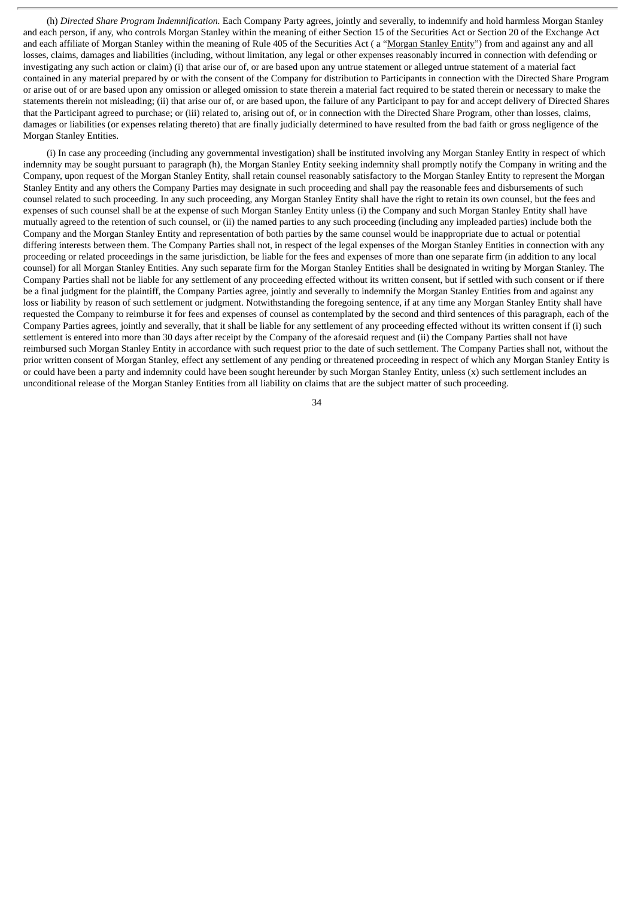(h) *Directed Share Program Indemnification.* Each Company Party agrees, jointly and severally, to indemnify and hold harmless Morgan Stanley and each person, if any, who controls Morgan Stanley within the meaning of either Section 15 of the Securities Act or Section 20 of the Exchange Act and each affiliate of Morgan Stanley within the meaning of Rule 405 of the Securities Act ( a "Morgan Stanley Entity") from and against any and all losses, claims, damages and liabilities (including, without limitation, any legal or other expenses reasonably incurred in connection with defending or investigating any such action or claim) (i) that arise out of, or are based upon any untrue statement or alleged untrue statement of a material fact contained in any material prepared by or with the consent of the Company for distribution to Participants in connection with the Directed Share Program or arise out of or are based upon any omission or alleged omission to state therein a material fact required to be stated therein or necessary to make the statements therein not misleading; (ii) that arise out of, or are based upon, the failure of any Participant to pay for and accept delivery of Directed Shares that the Participant agreed to purchase; or (iii) related to, arising out of, or in connection with the Directed Share Program, other than losses, claims, damages or liabilities (or expenses relating thereto) that are finally judicially determined to have resulted from the bad faith or gross negligence of the Morgan Stanley Entities.

(i) In case any proceeding (including any governmental investigation) shall be instituted involving any Morgan Stanley Entity in respect of which indemnity may be sought pursuant to paragraph (h), the Morgan Stanley Entity seeking indemnity shall promptly notify the Company in writing and the Company, upon request of the Morgan Stanley Entity, shall retain counsel reasonably satisfactory to the Morgan Stanley Entity to represent the Morgan Stanley Entity and any others the Company Parties may designate in such proceeding and shall pay the reasonable fees and disbursements of such counsel related to such proceeding. In any such proceeding, any Morgan Stanley Entity shall have the right to retain its own counsel, but the fees and expenses of such counsel shall be at the expense of such Morgan Stanley Entity unless (i) the Company and such Morgan Stanley Entity shall have mutually agreed to the retention of such counsel, or (ii) the named parties to any such proceeding (including any impleaded parties) include both the Company and the Morgan Stanley Entity and representation of both parties by the same counsel would be inappropriate due to actual or potential differing interests between them. The Company Parties shall not, in respect of the legal expenses of the Morgan Stanley Entities in connection with any proceeding or related proceedings in the same jurisdiction, be liable for the fees and expenses of more than one separate firm (in addition to any local counsel) for all Morgan Stanley Entities. Any such separate firm for the Morgan Stanley Entities shall be designated in writing by Morgan Stanley. The Company Parties shall not be liable for any settlement of any proceeding effected without its written consent, but if settled with such consent or if there be a final judgment for the plaintiff, the Company Parties agree, jointly and severally to indemnify the Morgan Stanley Entities from and against any loss or liability by reason of such settlement or judgment. Notwithstanding the foregoing sentence, if at any time any Morgan Stanley Entity shall have requested the Company to reimburse it for fees and expenses of counsel as contemplated by the second and third sentences of this paragraph, each of the Company Parties agrees, jointly and severally, that it shall be liable for any settlement of any proceeding effected without its written consent if (i) such settlement is entered into more than 30 days after receipt by the Company of the aforesaid request and (ii) the Company Parties shall not have reimbursed such Morgan Stanley Entity in accordance with such request prior to the date of such settlement. The Company Parties shall not, without the prior written consent of Morgan Stanley, effect any settlement of any pending or threatened proceeding in respect of which any Morgan Stanley Entity is or could have been a party and indemnity could have been sought hereunder by such Morgan Stanley Entity, unless (x) such settlement includes an unconditional release of the Morgan Stanley Entities from all liability on claims that are the subject matter of such proceeding.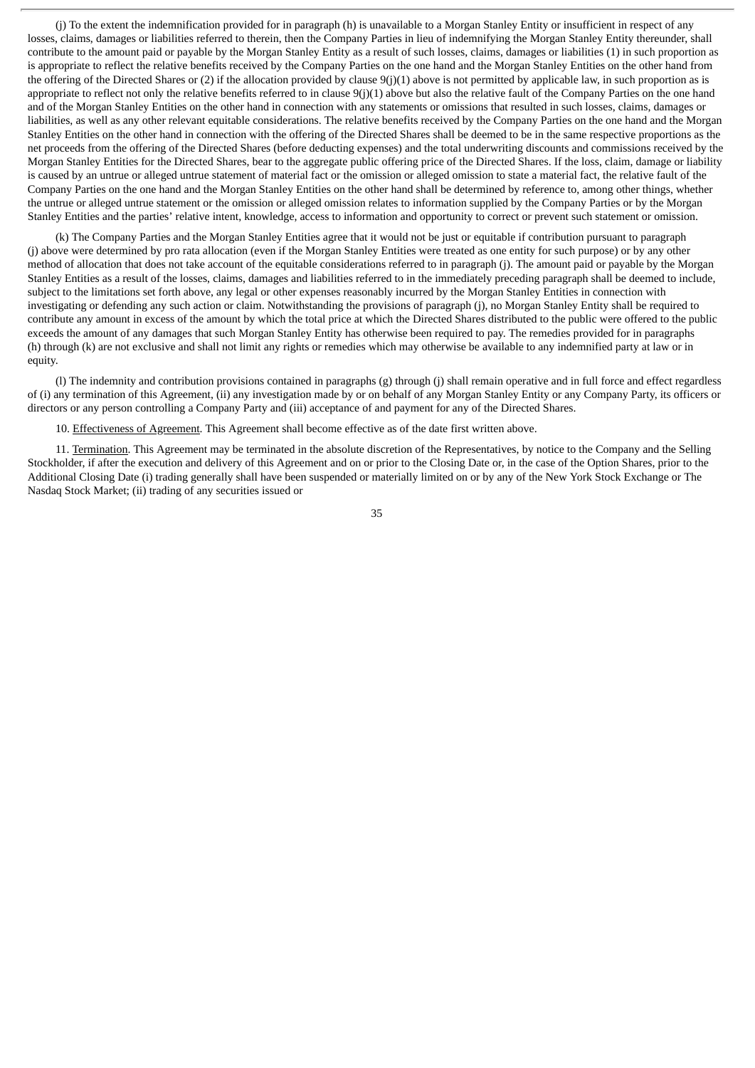(j) To the extent the indemnification provided for in paragraph (h) is unavailable to a Morgan Stanley Entity or insufficient in respect of any losses, claims, damages or liabilities referred to therein, then the Company Parties in lieu of indemnifying the Morgan Stanley Entity thereunder, shall contribute to the amount paid or payable by the Morgan Stanley Entity as a result of such losses, claims, damages or liabilities (1) in such proportion as is appropriate to reflect the relative benefits received by the Company Parties on the one hand and the Morgan Stanley Entities on the other hand from the offering of the Directed Shares or (2) if the allocation provided by clause 9(j)(1) above is not permitted by applicable law, in such proportion as is appropriate to reflect not only the relative benefits referred to in clause 9(j)(1) above but also the relative fault of the Company Parties on the one hand and of the Morgan Stanley Entities on the other hand in connection with any statements or omissions that resulted in such losses, claims, damages or liabilities, as well as any other relevant equitable considerations. The relative benefits received by the Company Parties on the one hand and the Morgan Stanley Entities on the other hand in connection with the offering of the Directed Shares shall be deemed to be in the same respective proportions as the net proceeds from the offering of the Directed Shares (before deducting expenses) and the total underwriting discounts and commissions received by the Morgan Stanley Entities for the Directed Shares, bear to the aggregate public offering price of the Directed Shares. If the loss, claim, damage or liability is caused by an untrue or alleged untrue statement of material fact or the omission or alleged omission to state a material fact, the relative fault of the Company Parties on the one hand and the Morgan Stanley Entities on the other hand shall be determined by reference to, among other things, whether the untrue or alleged untrue statement or the omission or alleged omission relates to information supplied by the Company Parties or by the Morgan Stanley Entities and the parties' relative intent, knowledge, access to information and opportunity to correct or prevent such statement or omission.

(k) The Company Parties and the Morgan Stanley Entities agree that it would not be just or equitable if contribution pursuant to paragraph (j) above were determined by pro rata allocation (even if the Morgan Stanley Entities were treated as one entity for such purpose) or by any other method of allocation that does not take account of the equitable considerations referred to in paragraph (j). The amount paid or payable by the Morgan Stanley Entities as a result of the losses, claims, damages and liabilities referred to in the immediately preceding paragraph shall be deemed to include, subject to the limitations set forth above, any legal or other expenses reasonably incurred by the Morgan Stanley Entities in connection with investigating or defending any such action or claim. Notwithstanding the provisions of paragraph (j), no Morgan Stanley Entity shall be required to contribute any amount in excess of the amount by which the total price at which the Directed Shares distributed to the public were offered to the public exceeds the amount of any damages that such Morgan Stanley Entity has otherwise been required to pay. The remedies provided for in paragraphs (h) through (k) are not exclusive and shall not limit any rights or remedies which may otherwise be available to any indemnified party at law or in equity.

(l) The indemnity and contribution provisions contained in paragraphs (g) through (j) shall remain operative and in full force and effect regardless of (i) any termination of this Agreement, (ii) any investigation made by or on behalf of any Morgan Stanley Entity or any Company Party, its officers or directors or any person controlling a Company Party and (iii) acceptance of and payment for any of the Directed Shares.

10. Effectiveness of Agreement. This Agreement shall become effective as of the date first written above.

11. Termination. This Agreement may be terminated in the absolute discretion of the Representatives, by notice to the Company and the Selling Stockholder, if after the execution and delivery of this Agreement and on or prior to the Closing Date or, in the case of the Option Shares, prior to the Additional Closing Date (i) trading generally shall have been suspended or materially limited on or by any of the New York Stock Exchange or The Nasdaq Stock Market; (ii) trading of any securities issued or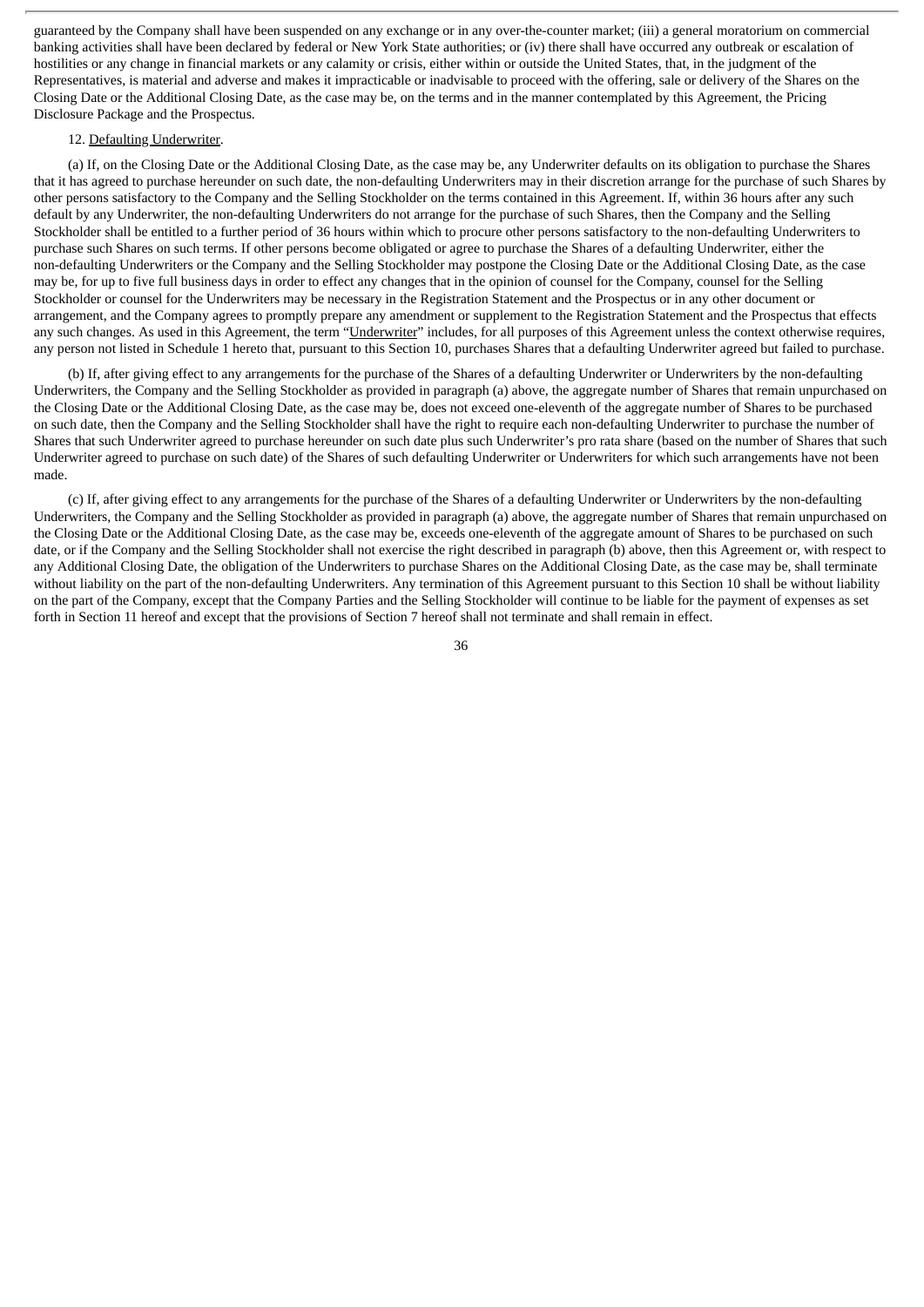guaranteed by the Company shall have been suspended on any exchange or in any over-the-counter market; (iii) a general moratorium on commercial banking activities shall have been declared by federal or New York State authorities; or (iv) there shall have occurred any outbreak or escalation of hostilities or any change in financial markets or any calamity or crisis, either within or outside the United States, that, in the judgment of the Representatives, is material and adverse and makes it impracticable or inadvisable to proceed with the offering, sale or delivery of the Shares on the Closing Date or the Additional Closing Date, as the case may be, on the terms and in the manner contemplated by this Agreement, the Pricing Disclosure Package and the Prospectus.

12. Defaulting Underwriter.

(a) If, on the Closing Date or the Additional Closing Date, as the case may be, any Underwriter defaults on its obligation to purchase the Shares that it has agreed to purchase hereunder on such date, the non-defaulting Underwriters may in their discretion arrange for the purchase of such Shares by other persons satisfactory to the Company and the Selling Stockholder on the terms contained in this Agreement. If, within 36 hours after any such default by any Underwriter, the non-defaulting Underwriters do not arrange for the purchase of such Shares, then the Company and the Selling Stockholder shall be entitled to a further period of 36 hours within which to procure other persons satisfactory to the non-defaulting Underwriters to purchase such Shares on such terms. If other persons become obligated or agree to purchase the Shares of a defaulting Underwriter, either the non-defaulting Underwriters or the Company and the Selling Stockholder may postpone the Closing Date or the Additional Closing Date, as the case may be, for up to five full business days in order to effect any changes that in the opinion of counsel for the Company, counsel for the Selling Stockholder or counsel for the Underwriters may be necessary in the Registration Statement and the Prospectus or in any other document or arrangement, and the Company agrees to promptly prepare any amendment or supplement to the Registration Statement and the Prospectus that effects any such changes. As used in this Agreement, the term "Underwriter" includes, for all purposes of this Agreement unless the context otherwise requires, any person not listed in Schedule 1 hereto that, pursuant to this Section 10, purchases Shares that a defaulting Underwriter agreed but failed to purchase.

(b) If, after giving effect to any arrangements for the purchase of the Shares of a defaulting Underwriter or Underwriters by the non-defaulting Underwriters, the Company and the Selling Stockholder as provided in paragraph (a) above, the aggregate number of Shares that remain unpurchased on the Closing Date or the Additional Closing Date, as the case may be, does not exceed one-eleventh of the aggregate number of Shares to be purchased on such date, then the Company and the Selling Stockholder shall have the right to require each non-defaulting Underwriter to purchase the number of Shares that such Underwriter agreed to purchase hereunder on such date plus such Underwriter's pro rata share (based on the number of Shares that such Underwriter agreed to purchase on such date) of the Shares of such defaulting Underwriter or Underwriters for which such arrangements have not been made.

(c) If, after giving effect to any arrangements for the purchase of the Shares of a defaulting Underwriter or Underwriters by the non-defaulting Underwriters, the Company and the Selling Stockholder as provided in paragraph (a) above, the aggregate number of Shares that remain unpurchased on the Closing Date or the Additional Closing Date, as the case may be, exceeds one-eleventh of the aggregate amount of Shares to be purchased on such date, or if the Company and the Selling Stockholder shall not exercise the right described in paragraph (b) above, then this Agreement or, with respect to any Additional Closing Date, the obligation of the Underwriters to purchase Shares on the Additional Closing Date, as the case may be, shall terminate without liability on the part of the non-defaulting Underwriters. Any termination of this Agreement pursuant to this Section 10 shall be without liability on the part of the Company, except that the Company Parties and the Selling Stockholder will continue to be liable for the payment of expenses as set forth in Section 11 hereof and except that the provisions of Section 7 hereof shall not terminate and shall remain in effect.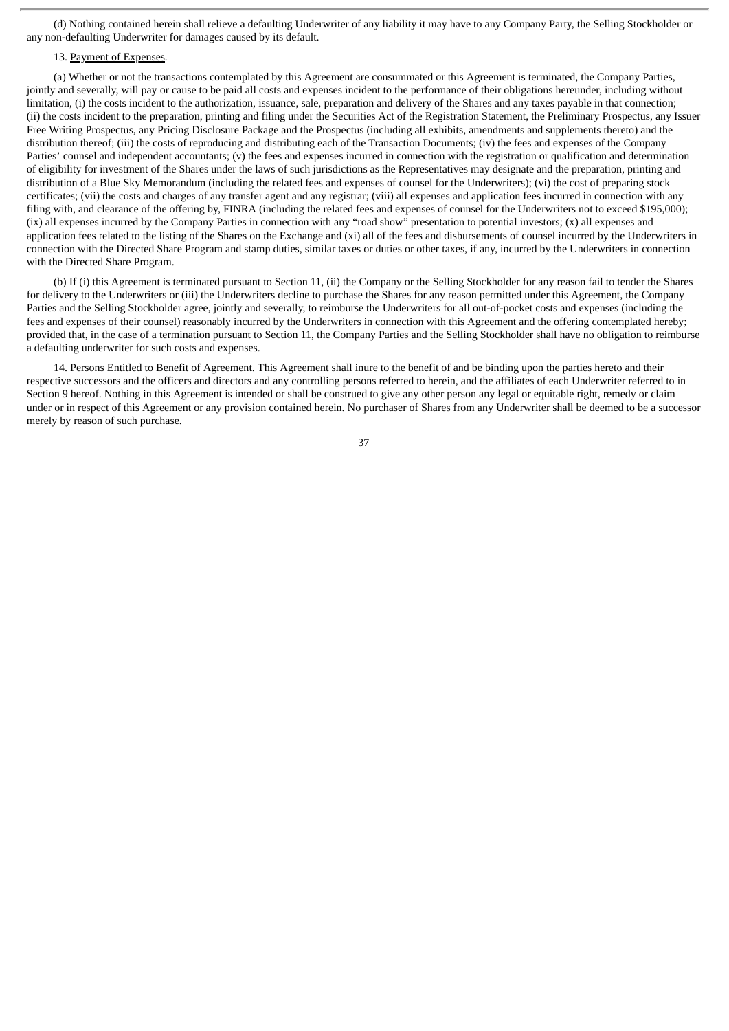(d) Nothing contained herein shall relieve a defaulting Underwriter of any liability it may have to any Company Party, the Selling Stockholder or any non-defaulting Underwriter for damages caused by its default.

13. Payment of Expenses.

(a) Whether or not the transactions contemplated by this Agreement are consummated or this Agreement is terminated, the Company Parties, jointly and severally, will pay or cause to be paid all costs and expenses incident to the performance of their obligations hereunder, including without limitation, (i) the costs incident to the authorization, issuance, sale, preparation and delivery of the Shares and any taxes payable in that connection; (ii) the costs incident to the preparation, printing and filing under the Securities Act of the Registration Statement, the Preliminary Prospectus, any Issuer Free Writing Prospectus, any Pricing Disclosure Package and the Prospectus (including all exhibits, amendments and supplements thereto) and the distribution thereof; (iii) the costs of reproducing and distributing each of the Transaction Documents; (iv) the fees and expenses of the Company Parties' counsel and independent accountants; (v) the fees and expenses incurred in connection with the registration or qualification and determination of eligibility for investment of the Shares under the laws of such jurisdictions as the Representatives may designate and the preparation, printing and distribution of a Blue Sky Memorandum (including the related fees and expenses of counsel for the Underwriters); (vi) the cost of preparing stock certificates; (vii) the costs and charges of any transfer agent and any registrar; (viii) all expenses and application fees incurred in connection with any filing with, and clearance of the offering by, FINRA (including the related fees and expenses of counsel for the Underwriters not to exceed $195,000); (ix) all expenses incurred by the Company Parties in connection with any "road show" presentation to potential investors; (x) all expenses and application fees related to the listing of the Shares on the Exchange and (xi) all of the fees and disbursements of counsel incurred by the Underwriters in connection with the Directed Share Program and stamp duties, similar taxes or duties or other taxes, if any, incurred by the Underwriters in connection with the Directed Share Program.

(b) If (i) this Agreement is terminated pursuant to Section 11, (ii) the Company or the Selling Stockholder for any reason fail to tender the Shares for delivery to the Underwriters or (iii) the Underwriters decline to purchase the Shares for any reason permitted under this Agreement, the Company Parties and the Selling Stockholder agree, jointly and severally, to reimburse the Underwriters for all out-of-pocket costs and expenses (including the fees and expenses of their counsel) reasonably incurred by the Underwriters in connection with this Agreement and the offering contemplated hereby; provided that, in the case of a termination pursuant to Section 11, the Company Parties and the Selling Stockholder shall have no obligation to reimburse a defaulting underwriter for such costs and expenses.

14. Persons Entitled to Benefit of Agreement. This Agreement shall inure to the benefit of and be binding upon the parties hereto and their respective successors and the officers and directors and any controlling persons referred to herein, and the affiliates of each Underwriter referred to in Section 9 hereof. Nothing in this Agreement is intended or shall be construed to give any other person any legal or equitable right, remedy or claim under or in respect of this Agreement or any provision contained herein. No purchaser of Shares from any Underwriter shall be deemed to be a successor merely by reason of such purchase.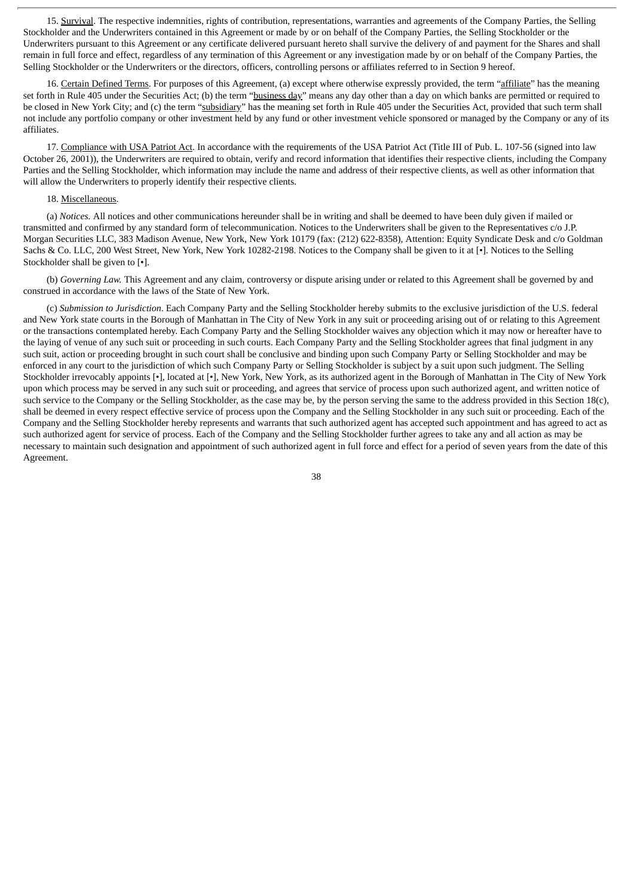15. Survival. The respective indemnities, rights of contribution, representations, warranties and agreements of the Company Parties, the Selling Stockholder and the Underwriters contained in this Agreement or made by or on behalf of the Company Parties, the Selling Stockholder or the Underwriters pursuant to this Agreement or any certificate delivered pursuant hereto shall survive the delivery of and payment for the Shares and shall remain in full force and effect, regardless of any termination of this Agreement or any investigation made by or on behalf of the Company Parties, the Selling Stockholder or the Underwriters or the directors, officers, controlling persons or affiliates referred to in Section 9 hereof.

16. Certain Defined Terms. For purposes of this Agreement, (a) except where otherwise expressly provided, the term "affiliate" has the meaning set forth in Rule 405 under the Securities Act; (b) the term "business day" means any day other than a day on which banks are permitted or required to be closed in New York City; and (c) the term "subsidiary" has the meaning set forth in Rule 405 under the Securities Act, provided that such term shall not include any portfolio company or other investment held by any fund or other investment vehicle sponsored or managed by the Company or any of its affiliates.

17. Compliance with USA Patriot Act. In accordance with the requirements of the USA Patriot Act (Title III of Pub. L. 107-56 (signed into law October 26, 2001)), the Underwriters are required to obtain, verify and record information that identifies their respective clients, including the Company Parties and the Selling Stockholder, which information may include the name and address of their respective clients, as well as other information that will allow the Underwriters to properly identify their respective clients.

18. Miscellaneous.

(a) *Notices.* All notices and other communications hereunder shall be in writing and shall be deemed to have been duly given if mailed or transmitted and confirmed by any standard form of telecommunication. Notices to the Underwriters shall be given to the Representatives c/o J.P. Morgan Securities LLC, 383 Madison Avenue, New York, New York 10179 (fax: (212) 622-8358), Attention: Equity Syndicate Desk and c/o Goldman Sachs & Co. LLC, 200 West Street, New York, New York 10282-2198. Notices to the Company shall be given to it at [•]. Notices to the Selling Stockholder shall be given to [•].

(b) *Governing Law.* This Agreement and any claim, controversy or dispute arising under or related to this Agreement shall be governed by and construed in accordance with the laws of the State of New York.

(c) *Submission to Jurisdiction.* Each Company Party and the Selling Stockholder hereby submits to the exclusive jurisdiction of the U.S. federal and New York state courts in the Borough of Manhattan in The City of New York in any suit or proceeding arising out of or relating to this Agreement or the transactions contemplated hereby. Each Company Party and the Selling Stockholder waives any objection which it may now or hereafter have to the laying of venue of any such suit or proceeding in such courts. Each Company Party and the Selling Stockholder agrees that final judgment in any such suit, action or proceeding brought in such court shall be conclusive and binding upon such Company Party or Selling Stockholder and may be enforced in any court to the jurisdiction of which such Company Party or Selling Stockholder is subject by a suit upon such judgment. The Selling Stockholder irrevocably appoints [•], located at [•], New York, New York, as its authorized agent in the Borough of Manhattan in The City of New York upon which process may be served in any such suit or proceeding, and agrees that service of process upon such authorized agent, and written notice of such service to the Company or the Selling Stockholder, as the case may be, by the person serving the same to the address provided in this Section 18(c), shall be deemed in every respect effective service of process upon the Company and the Selling Stockholder in any such suit or proceeding. Each of the Company and the Selling Stockholder hereby represents and warrants that such authorized agent has accepted such appointment and has agreed to act as such authorized agent for service of process. Each of the Company and the Selling Stockholder further agrees to take any and all action as may be necessary to maintain such designation and appointment of such authorized agent in full force and effect for a period of seven years from the date of this Agreement.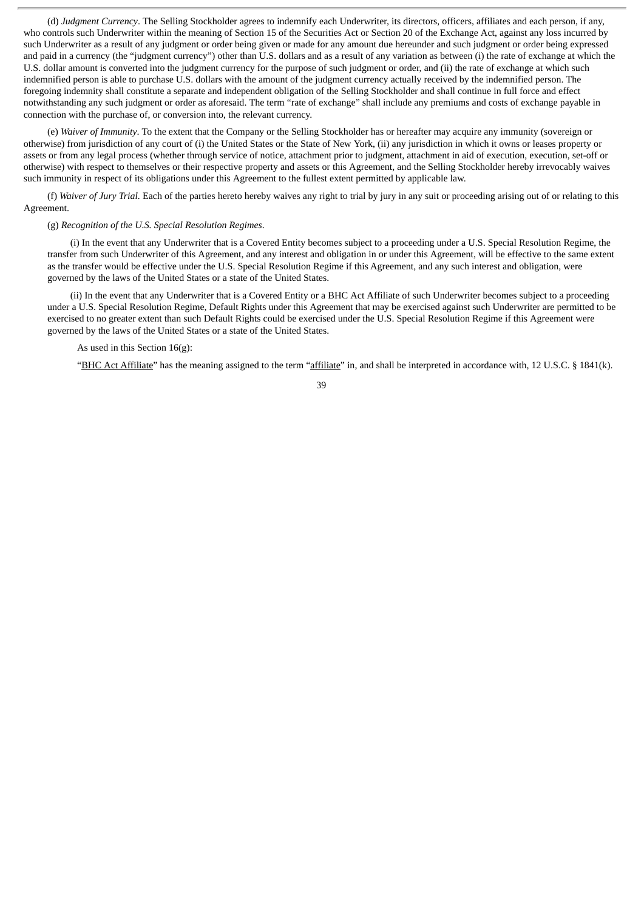(d) *Judgment Currency*. The Selling Stockholder agrees to indemnify each Underwriter, its directors, officers, affiliates and each person, if any, who controls such Underwriter within the meaning of Section 15 of the Securities Act or Section 20 of the Exchange Act, against any loss incurred by such Underwriter as a result of any judgment or order being given or made for any amount due hereunder and such judgment or order being expressed and paid in a currency (the "judgment currency") other than U.S. dollars and as a result of any variation as between (i) the rate of exchange at which the U.S. dollar amount is converted into the judgment currency for the purpose of such judgment or order, and (ii) the rate of exchange at which such indemnified person is able to purchase U.S. dollars with the amount of the judgment currency actually received by the indemnified person. The foregoing indemnity shall constitute a separate and independent obligation of the Selling Stockholder and shall continue in full force and effect notwithstanding any such judgment or order as aforesaid. The term "rate of exchange" shall include any premiums and costs of exchange payable in connection with the purchase of, or conversion into, the relevant currency.

(e) *Waiver of Immunity*. To the extent that the Company or the Selling Stockholder has or hereafter may acquire any immunity (sovereign or otherwise) from jurisdiction of any court of (i) the United States or the State of New York, (ii) any jurisdiction in which it owns or leases property or assets or from any legal process (whether through service of notice, attachment prior to judgment, attachment in aid of execution, execution, set-off or otherwise) with respect to themselves or their respective property and assets or this Agreement, and the Selling Stockholder hereby irrevocably waives such immunity in respect of its obligations under this Agreement to the fullest extent permitted by applicable law.

(f) *Waiver of Jury Trial*. Each of the parties hereto hereby waives any right to trial by jury in any suit or proceeding arising out of or relating to this Agreement.

(g) *Recognition of the U.S. Special Resolution Regimes*.

(i) In the event that any Underwriter that is a Covered Entity becomes subject to a proceeding under a U.S. Special Resolution Regime, the transfer from such Underwriter of this Agreement, and any interest and obligation in or under this Agreement, will be effective to the same extent as the transfer would be effective under the U.S. Special Resolution Regime if this Agreement, and any such interest and obligation, were governed by the laws of the United States or a state of the United States.

(ii) In the event that any Underwriter that is a Covered Entity or a BHC Act Affiliate of such Underwriter becomes subject to a proceeding under a U.S. Special Resolution Regime, Default Rights under this Agreement that may be exercised against such Underwriter are permitted to be exercised to no greater extent than such Default Rights could be exercised under the U.S. Special Resolution Regime if this Agreement were governed by the laws of the United States or a state of the United States.

As used in this Section 16(g):

"BHC Act Affiliate" has the meaning assigned to the term "affiliate" in, and shall be interpreted in accordance with, 12 U.S.C. § 1841(k).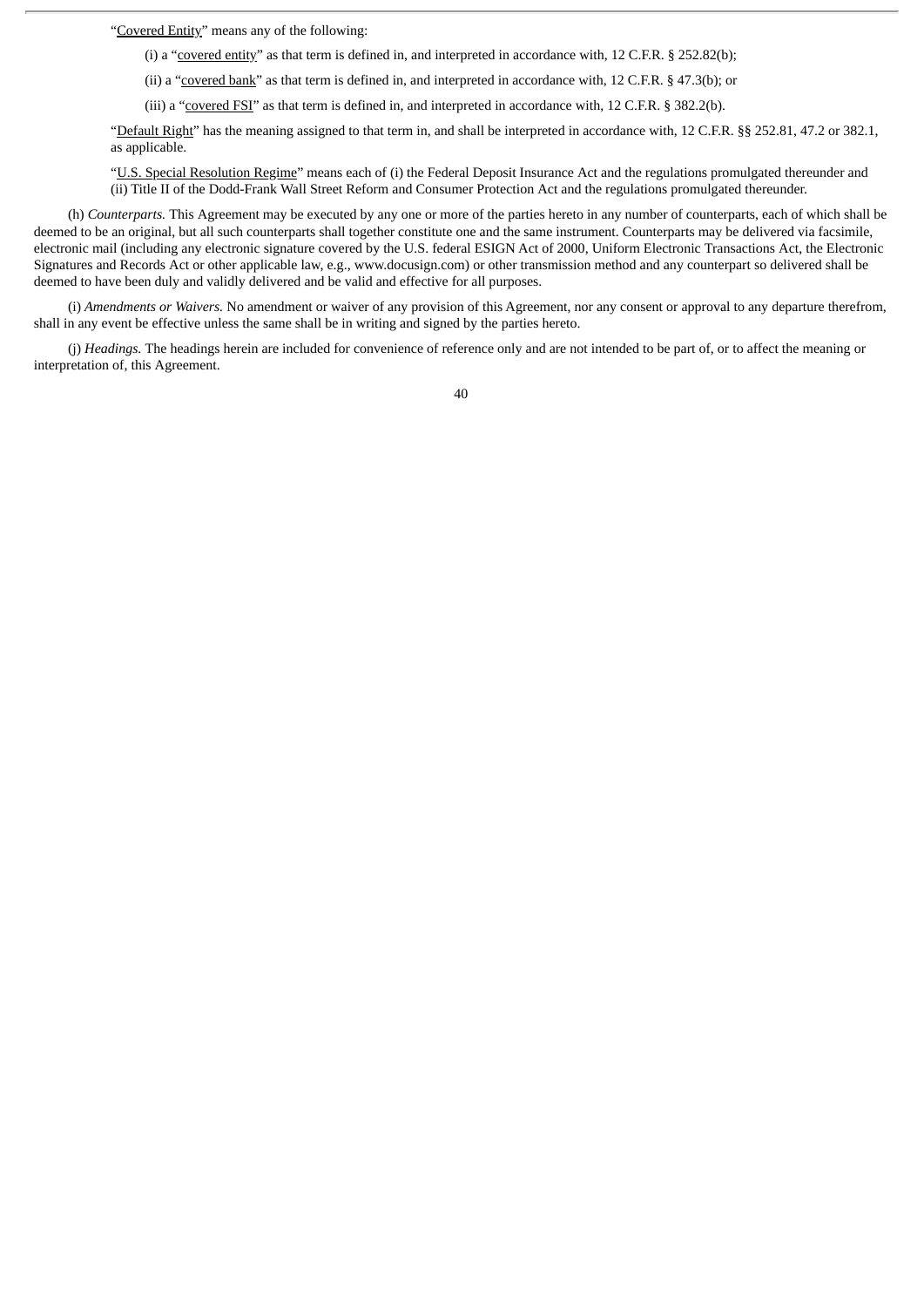"Covered Entity" means any of the following:

(i) a "covered entity" as that term is defined in, and interpreted in accordance with, 12 C.F.R. § 252.82(b);

(ii) a "covered bank" as that term is defined in, and interpreted in accordance with, 12 C.F.R. § 47.3(b); or

(iii) a "covered FSI" as that term is defined in, and interpreted in accordance with, 12 C.F.R. § 382.2(b).

"Default Right" has the meaning assigned to that term in, and shall be interpreted in accordance with, 12 C.F.R. §§ 252.81, 47.2 or 382.1, as applicable.

"U.S. Special Resolution Regime" means each of (i) the Federal Deposit Insurance Act and the regulations promulgated thereunder and (ii) Title II of the Dodd-Frank Wall Street Reform and Consumer Protection Act and the regulations promulgated thereunder.

(h) *Counterparts.* This Agreement may be executed by any one or more of the parties hereto in any number of counterparts, each of which shall be deemed to be an original, but all such counterparts shall together constitute one and the same instrument. Counterparts may be delivered via facsimile, electronic mail (including any electronic signature covered by the U.S. federal ESIGN Act of 2000, Uniform Electronic Transactions Act, the Electronic Signatures and Records Act or other applicable law, e.g., www.docusign.com) or other transmission method and any counterpart so delivered shall be deemed to have been duly and validly delivered and be valid and effective for all purposes.

(i) *Amendments or Waivers.* No amendment or waiver of any provision of this Agreement, nor any consent or approval to any departure therefrom, shall in any event be effective unless the same shall be in writing and signed by the parties hereto.

(j) *Headings.* The headings herein are included for convenience of reference only and are not intended to be part of, or to affect the meaning or interpretation of, this Agreement.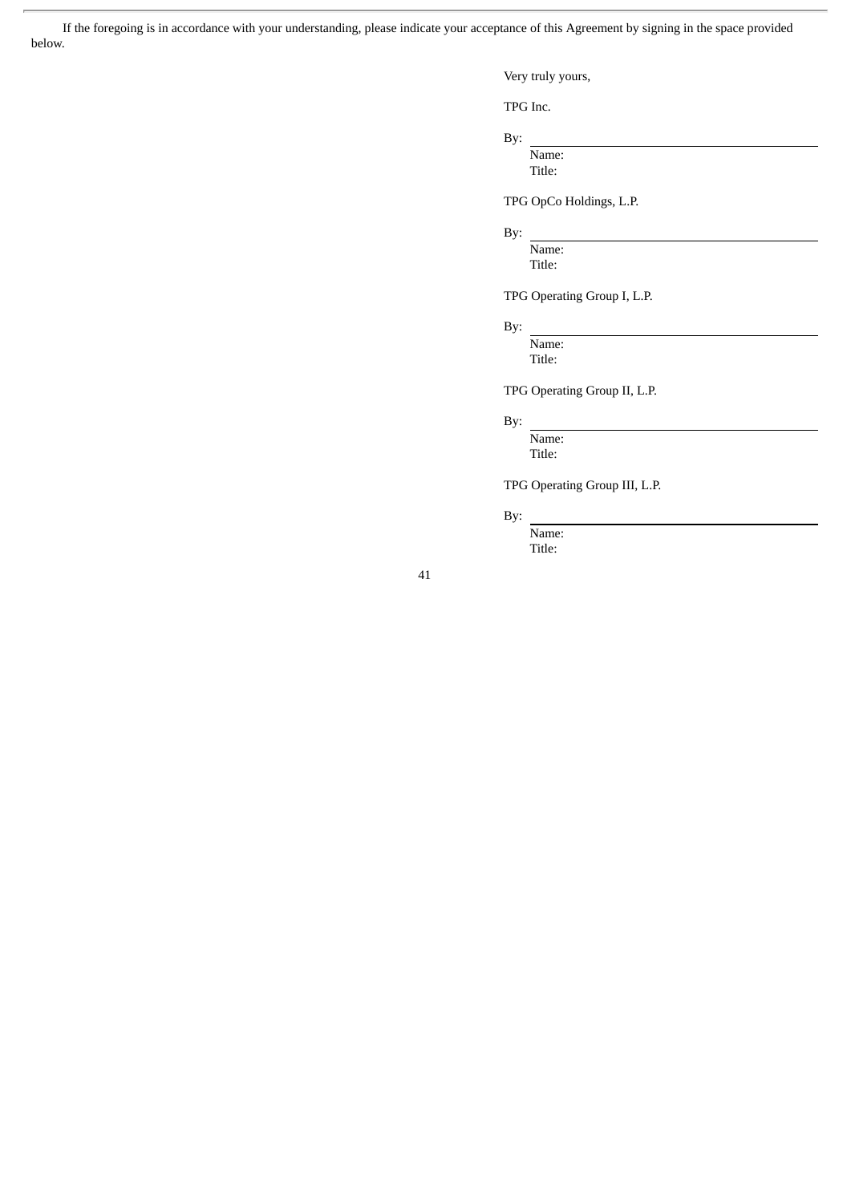If the foregoing is in accordance with your understanding, please indicate your acceptance of this Agreement by signing in the space provided below.

Very truly yours,

TPG Inc.

By: \_\_\_\_\_\_\_\_\_\_\_\_\_\_\_\_\_\_\_\_\_\_\_\_\_\_\_\_\_\_
Name:
Title:

TPG OpCo Holdings, L.P.

By: \_\_\_\_\_\_\_\_\_\_\_\_\_\_\_\_\_\_\_\_\_\_\_\_\_\_\_\_\_\_
Name:
Title:

TPG Operating Group I, L.P.

By: \_\_\_\_\_\_\_\_\_\_\_\_\_\_\_\_\_\_\_\_\_\_\_\_\_\_\_\_\_\_
Name:
Title:

TPG Operating Group II, L.P.

By: \_\_\_\_\_\_\_\_\_\_\_\_\_\_\_\_\_\_\_\_\_\_\_\_\_\_\_\_\_\_
Name:
Title:

TPG Operating Group III, L.P.

By: \_\_\_\_\_\_\_\_\_\_\_\_\_\_\_\_\_\_\_\_\_\_\_\_\_\_\_\_\_\_
Name:
Title: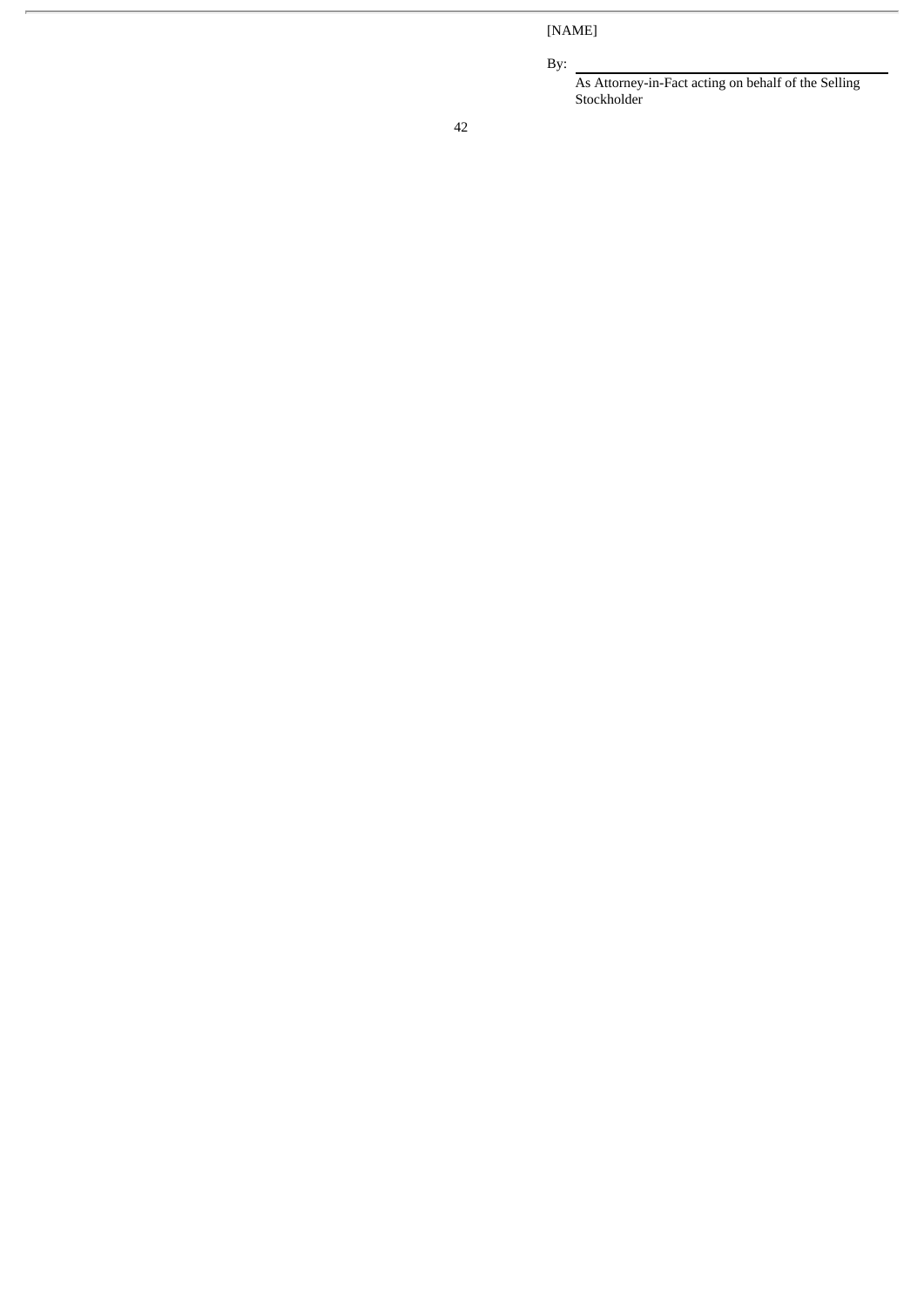[NAME]

By: \_\_\_\_\_\_\_\_\_\_\_\_\_\_\_\_\_\_\_\_\_\_\_\_\_\_\_\_\_\_

As Attorney-in-Fact acting on behalf of the Selling Stockholder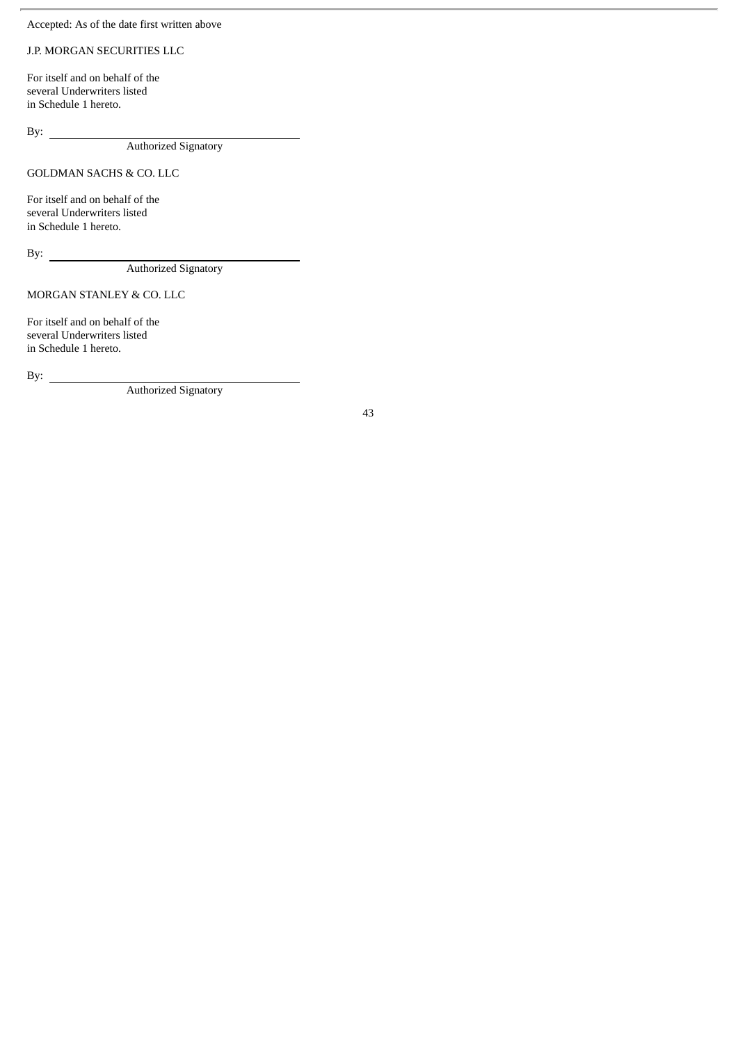Accepted: As of the date first written above

J.P. MORGAN SECURITIES LLC

For itself and on behalf of the
several Underwriters listed
in Schedule 1 hereto.

By: ______________________________
Authorized Signatory

GOLDMAN SACHS & CO. LLC

For itself and on behalf of the
several Underwriters listed
in Schedule 1 hereto.

By: ______________________________
Authorized Signatory

MORGAN STANLEY & CO. LLC

For itself and on behalf of the
several Underwriters listed
in Schedule 1 hereto.

By: ______________________________
Authorized Signatory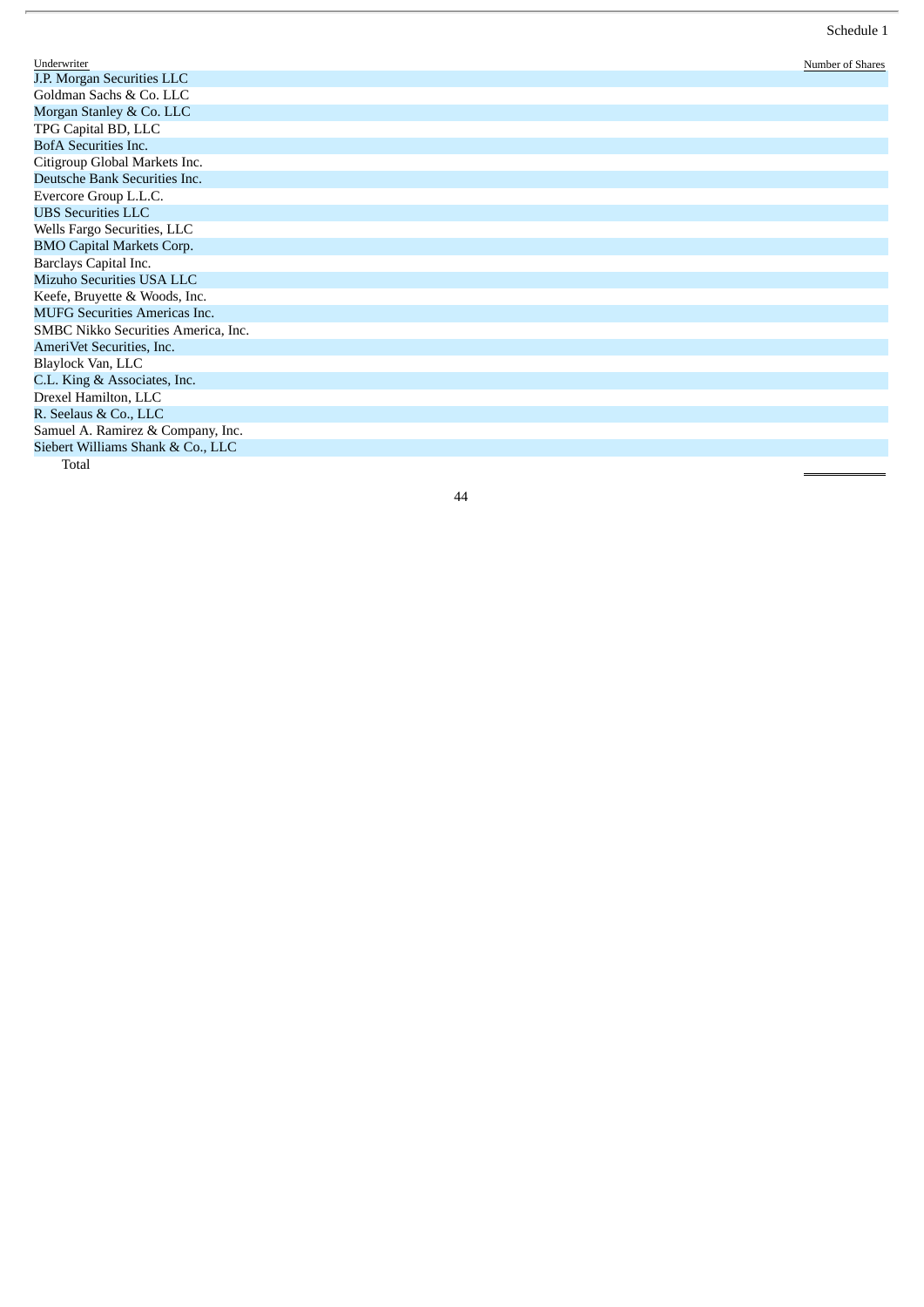Schedule 1

| Underwriter | Number of Shares |
|---|---|
| J.P. Morgan Securities LLC | |
| Goldman Sachs & Co. LLC | |
| Morgan Stanley & Co. LLC | |
| TPG Capital BD, LLC | |
| BofA Securities Inc. | |
| Citigroup Global Markets Inc. | |
| Deutsche Bank Securities Inc. | |
| Evercore Group L.L.C. | |
| UBS Securities LLC | |
| Wells Fargo Securities, LLC | |
| BMO Capital Markets Corp. | |
| Barclays Capital Inc. | |
| Mizuho Securities USA LLC | |
| Keefe, Bruyette & Woods, Inc. | |
| MUFG Securities Americas Inc. | |
| SMBC Nikko Securities America, Inc. | |
| AmeriVet Securities, Inc. | |
| Blaylock Van, LLC | |
| C.L. King & Associates, Inc. | |
| Drexel Hamilton, LLC | |
| R. Seelaus & Co., LLC | |
| Samuel A. Ramirez & Company, Inc. | |
| Siebert Williams Shank & Co., LLC | |
| Total | |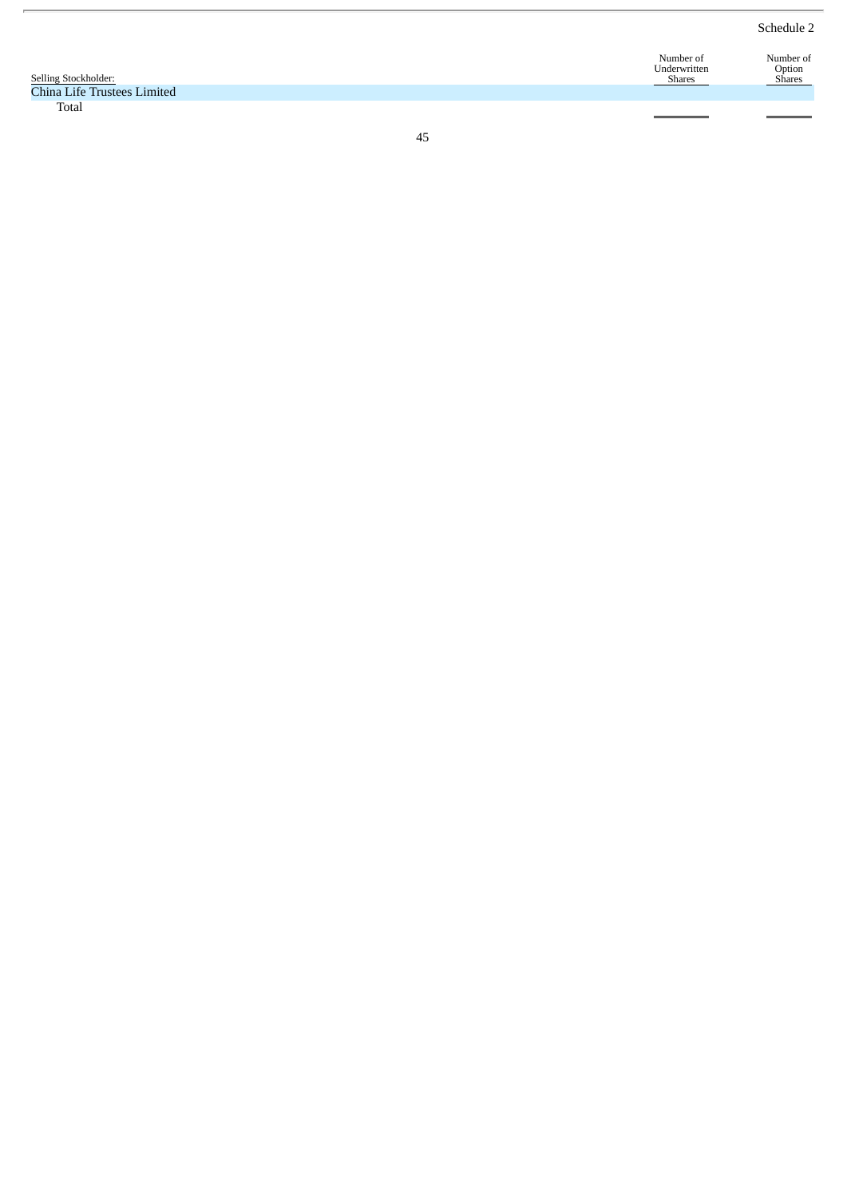Schedule 2

| Selling Stockholder: | Number of Underwritten Shares | Number of Option Shares |
|---|---|---|
| China Life Trustees Limited | | |
| Total | | |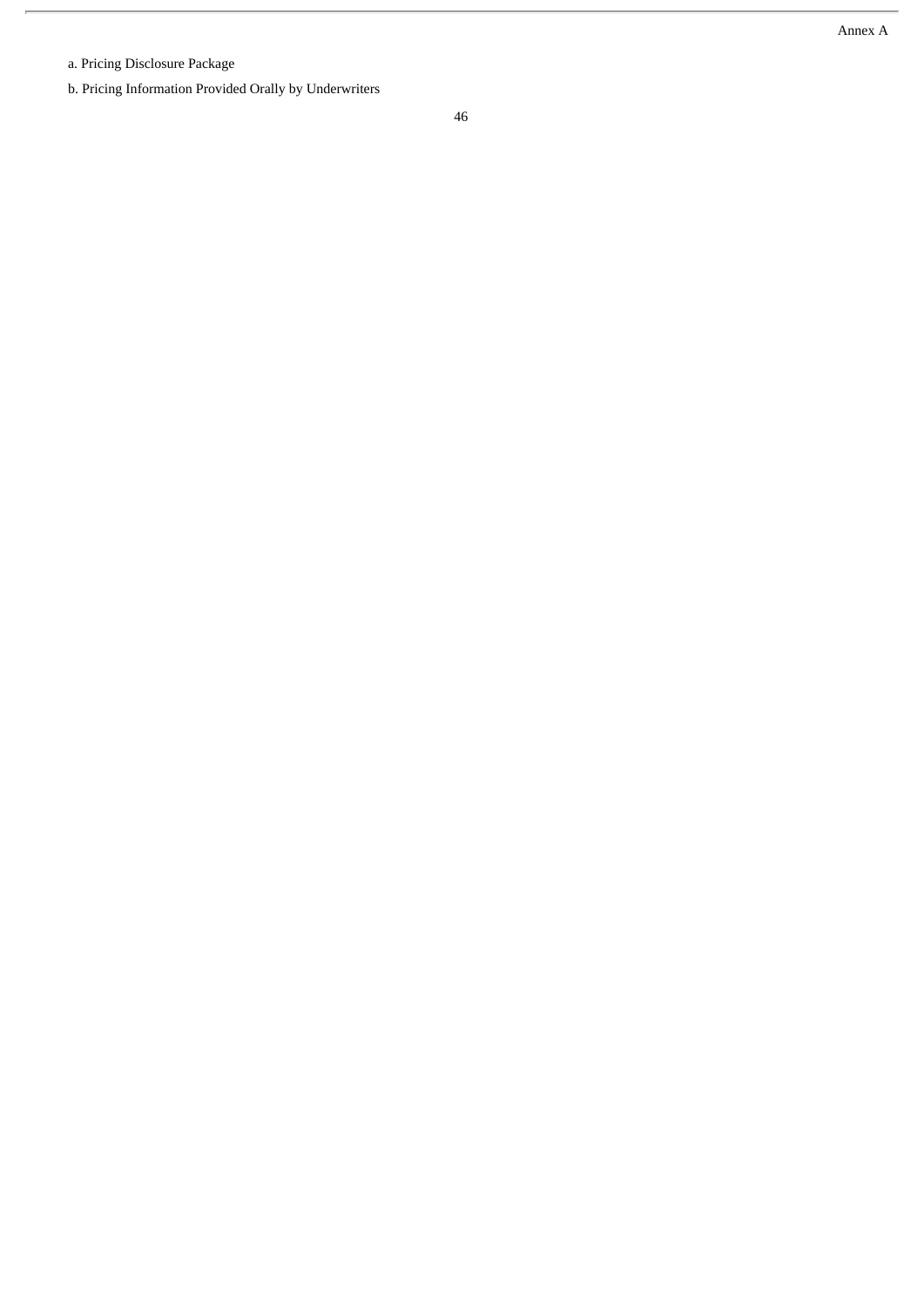# Annex A

a. Pricing Disclosure Package

b. Pricing Information Provided Orally by Underwriters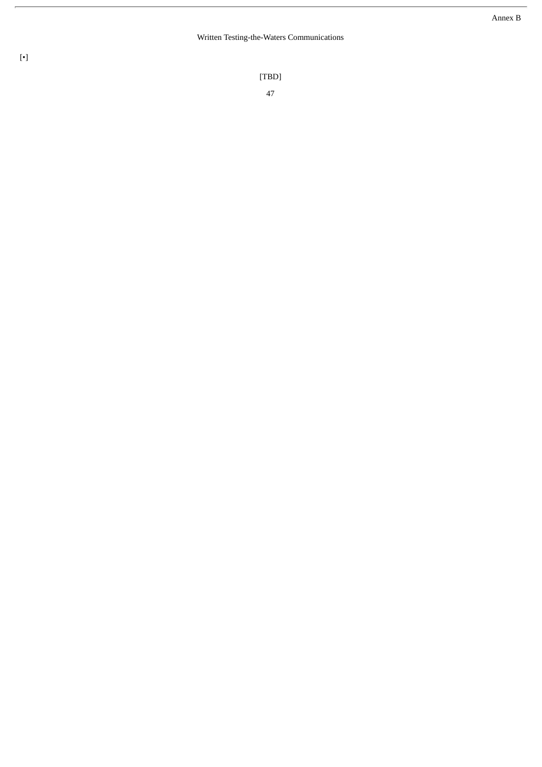Annex B

## Written Testing-the-Waters Communications

[•]

[TBD]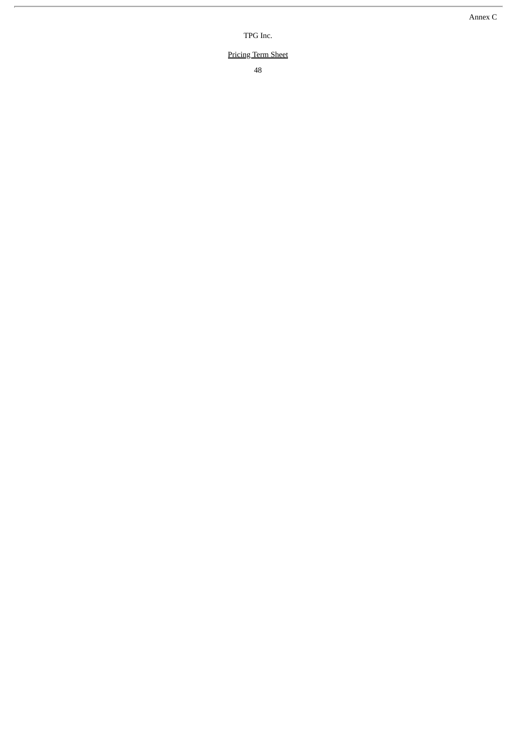Annex C

TPG Inc.

Pricing Term Sheet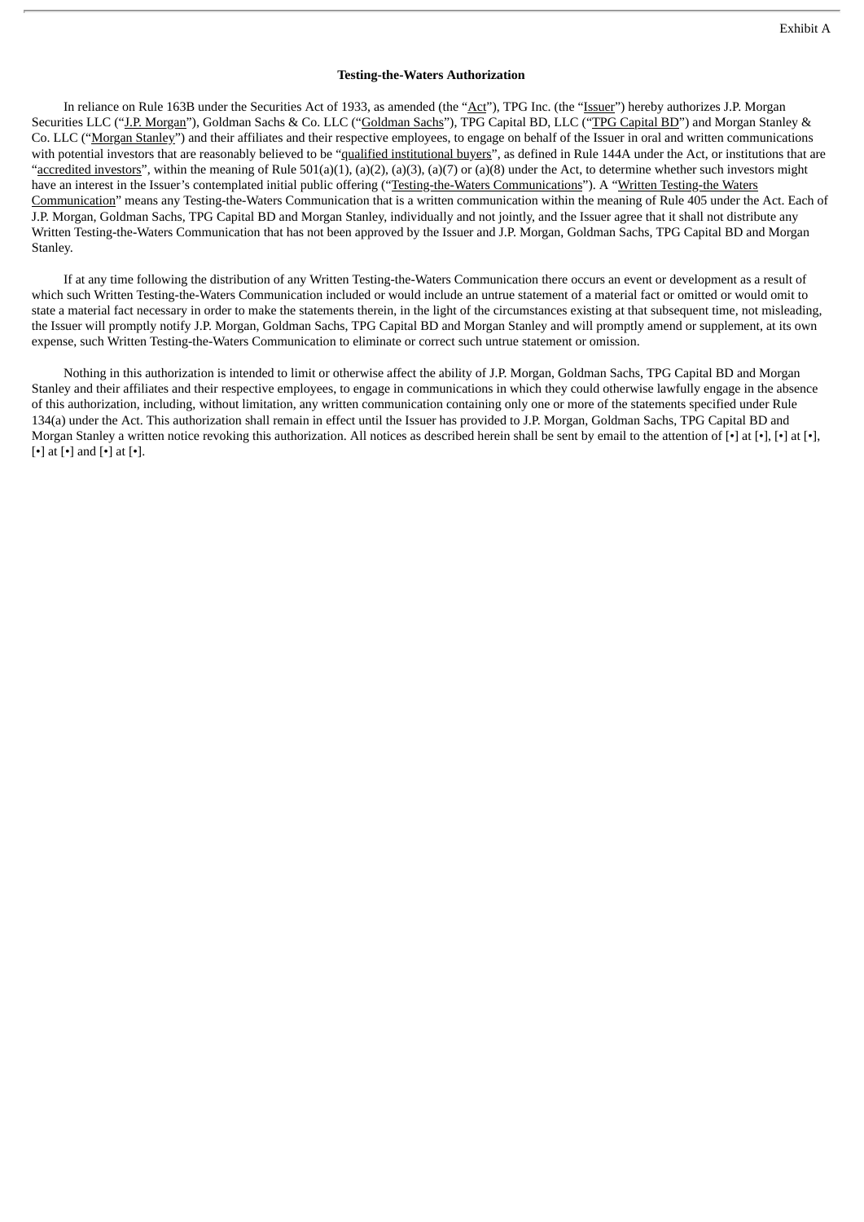Exhibit A

**Testing-the-Waters Authorization**

In reliance on Rule 163B under the Securities Act of 1933, as amended (the "Act"), TPG Inc. (the "Issuer") hereby authorizes J.P. Morgan Securities LLC ("J.P. Morgan"), Goldman Sachs & Co. LLC ("Goldman Sachs"), TPG Capital BD, LLC ("TPG Capital BD") and Morgan Stanley & Co. LLC ("Morgan Stanley") and their affiliates and their respective employees, to engage on behalf of the Issuer in oral and written communications with potential investors that are reasonably believed to be "qualified institutional buyers", as defined in Rule 144A under the Act, or institutions that are "accredited investors", within the meaning of Rule 501(a)(1), (a)(2), (a)(3), (a)(7) or (a)(8) under the Act, to determine whether such investors might have an interest in the Issuer's contemplated initial public offering ("Testing-the-Waters Communications"). A "Written Testing-the Waters Communication" means any Testing-the-Waters Communication that is a written communication within the meaning of Rule 405 under the Act. Each of J.P. Morgan, Goldman Sachs, TPG Capital BD and Morgan Stanley, individually and not jointly, and the Issuer agree that it shall not distribute any Written Testing-the-Waters Communication that has not been approved by the Issuer and J.P. Morgan, Goldman Sachs, TPG Capital BD and Morgan Stanley.

If at any time following the distribution of any Written Testing-the-Waters Communication there occurs an event or development as a result of which such Written Testing-the-Waters Communication included or would include an untrue statement of a material fact or omitted or would omit to state a material fact necessary in order to make the statements therein, in the light of the circumstances existing at that subsequent time, not misleading, the Issuer will promptly notify J.P. Morgan, Goldman Sachs, TPG Capital BD and Morgan Stanley and will promptly amend or supplement, at its own expense, such Written Testing-the-Waters Communication to eliminate or correct such untrue statement or omission.

Nothing in this authorization is intended to limit or otherwise affect the ability of J.P. Morgan, Goldman Sachs, TPG Capital BD and Morgan Stanley and their affiliates and their respective employees, to engage in communications in which they could otherwise lawfully engage in the absence of this authorization, including, without limitation, any written communication containing only one or more of the statements specified under Rule 134(a) under the Act. This authorization shall remain in effect until the Issuer has provided to J.P. Morgan, Goldman Sachs, TPG Capital BD and Morgan Stanley a written notice revoking this authorization. All notices as described herein shall be sent by email to the attention of [•] at [•], [•] at [•], [•] at [•] and [•] at [•].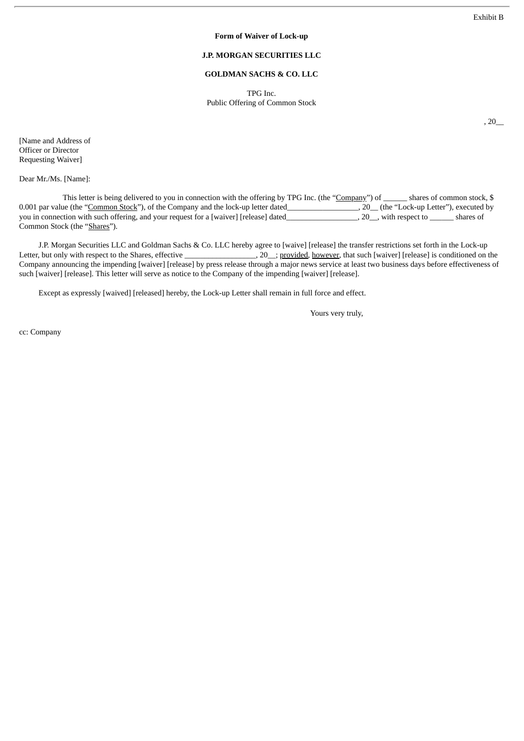Exhibit B

**Form of Waiver of Lock-up**

**J.P. MORGAN SECURITIES LLC**

**GOLDMAN SACHS & CO. LLC**

TPG Inc.
Public Offering of Common Stock

, 20__

[Name and Address of
Officer or Director
Requesting Waiver]

Dear Mr./Ms. [Name]:

This letter is being delivered to you in connection with the offering by TPG Inc. (the "Company") of ______ shares of common stock, $ 0.001 par value (the "Common Stock"), of the Company and the lock-up letter dated__________________, 20__ (the "Lock-up Letter"), executed by you in connection with such offering, and your request for a [waiver] [release] dated__________________, 20__, with respect to ______ shares of Common Stock (the "Shares").

J.P. Morgan Securities LLC and Goldman Sachs & Co. LLC hereby agree to [waive] [release] the transfer restrictions set forth in the Lock-up Letter, but only with respect to the Shares, effective __________________, 20__; provided, however, that such [waiver] [release] is conditioned on the Company announcing the impending [waiver] [release] by press release through a major news service at least two business days before effectiveness of such [waiver] [release]. This letter will serve as notice to the Company of the impending [waiver] [release].

Except as expressly [waived] [released] hereby, the Lock-up Letter shall remain in full force and effect.

Yours very truly,

cc: Company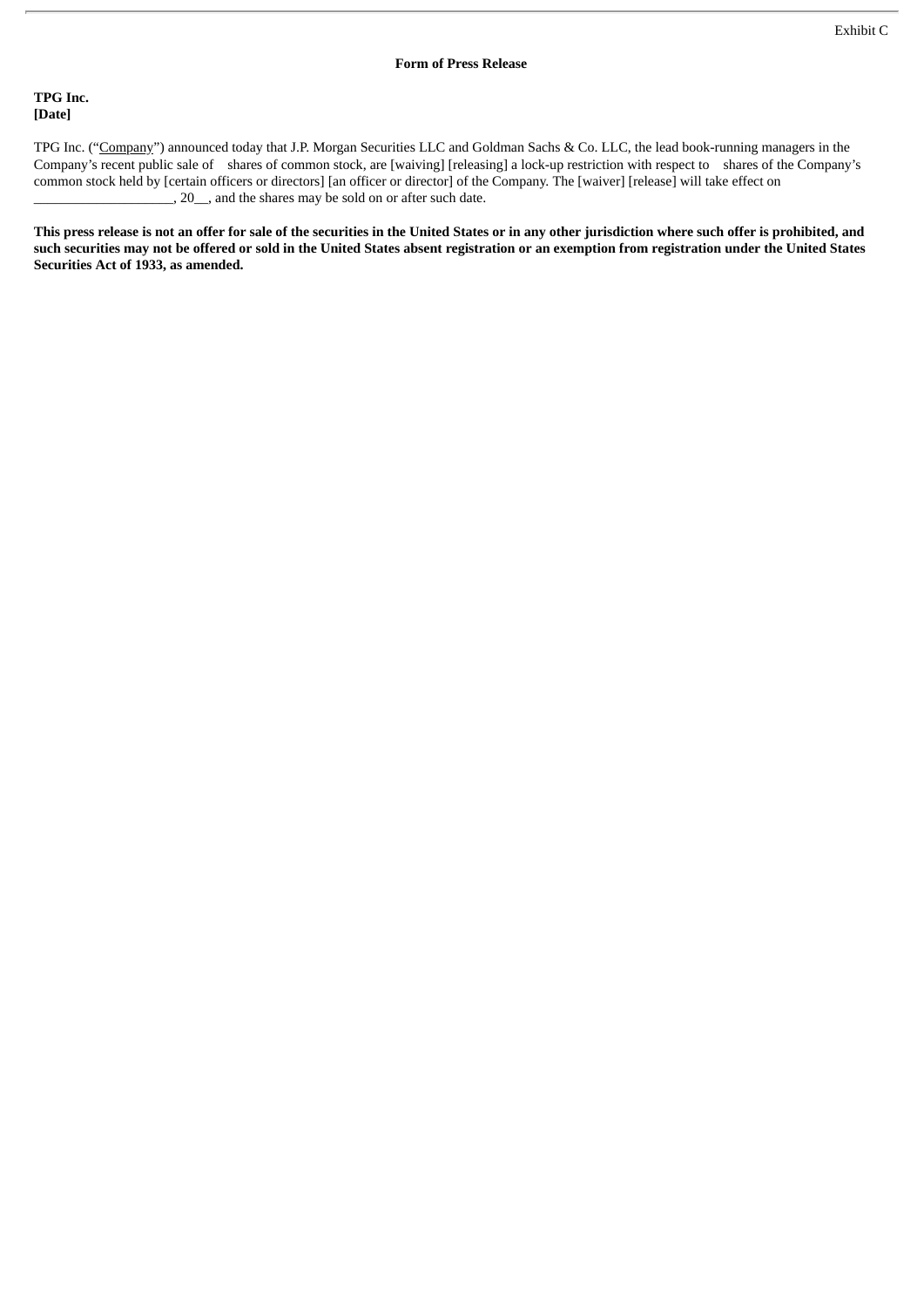Exhibit C

**Form of Press Release**

**TPG Inc.**
**[Date]**

TPG Inc. ("Company") announced today that J.P. Morgan Securities LLC and Goldman Sachs & Co. LLC, the lead book-running managers in the Company's recent public sale of shares of common stock, are [waiving] [releasing] a lock-up restriction with respect to shares of the Company's common stock held by [certain officers or directors] [an officer or director] of the Company. The [waiver] [release] will take effect on ___________________, 20__, and the shares may be sold on or after such date.

**This press release is not an offer for sale of the securities in the United States or in any other jurisdiction where such offer is prohibited, and such securities may not be offered or sold in the United States absent registration or an exemption from registration under the United States Securities Act of 1933, as amended.**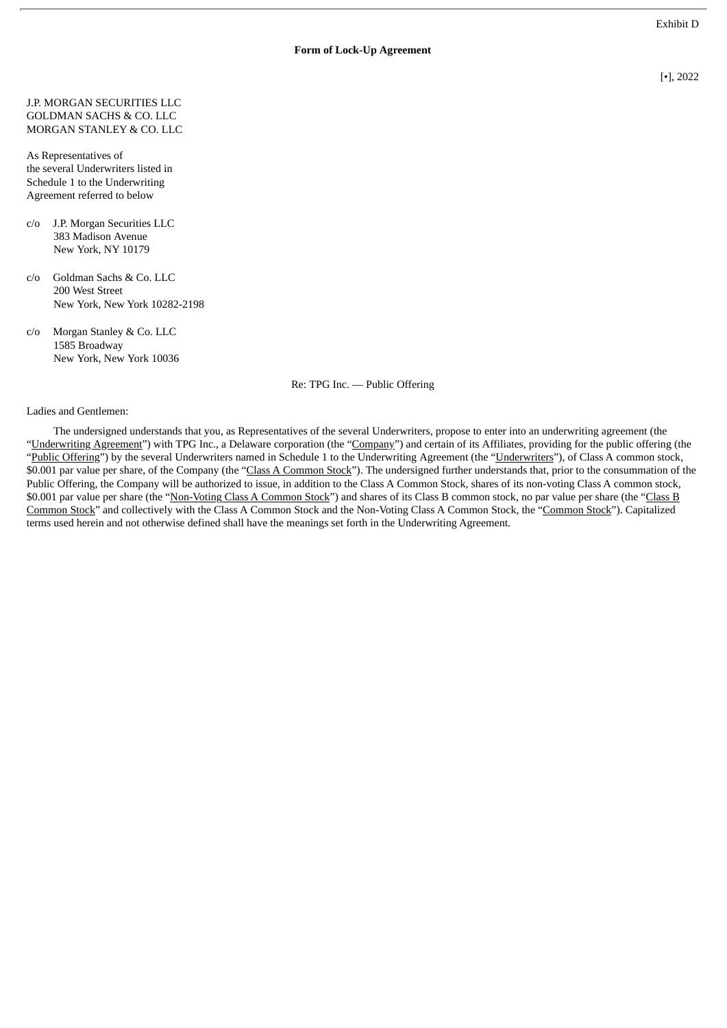Exhibit D

**Form of Lock-Up Agreement**

[•], 2022

J.P. MORGAN SECURITIES LLC
GOLDMAN SACHS & CO. LLC
MORGAN STANLEY & CO. LLC

As Representatives of
the several Underwriters listed in
Schedule 1 to the Underwriting
Agreement referred to below

c/o J.P. Morgan Securities LLC
383 Madison Avenue
New York, NY 10179

c/o Goldman Sachs & Co. LLC
200 West Street
New York, New York 10282-2198

c/o Morgan Stanley & Co. LLC
1585 Broadway
New York, New York 10036

Re: TPG Inc. — Public Offering

Ladies and Gentlemen:

The undersigned understands that you, as Representatives of the several Underwriters, propose to enter into an underwriting agreement (the "Underwriting Agreement") with TPG Inc., a Delaware corporation (the "Company") and certain of its Affiliates, providing for the public offering (the "Public Offering") by the several Underwriters named in Schedule 1 to the Underwriting Agreement (the "Underwriters"), of Class A common stock, $0.001 par value per share, of the Company (the "Class A Common Stock"). The undersigned further understands that, prior to the consummation of the Public Offering, the Company will be authorized to issue, in addition to the Class A Common Stock, shares of its non-voting Class A common stock, $0.001 par value per share (the "Non-Voting Class A Common Stock") and shares of its Class B common stock, no par value per share (the "Class B Common Stock" and collectively with the Class A Common Stock and the Non-Voting Class A Common Stock, the "Common Stock"). Capitalized terms used herein and not otherwise defined shall have the meanings set forth in the Underwriting Agreement.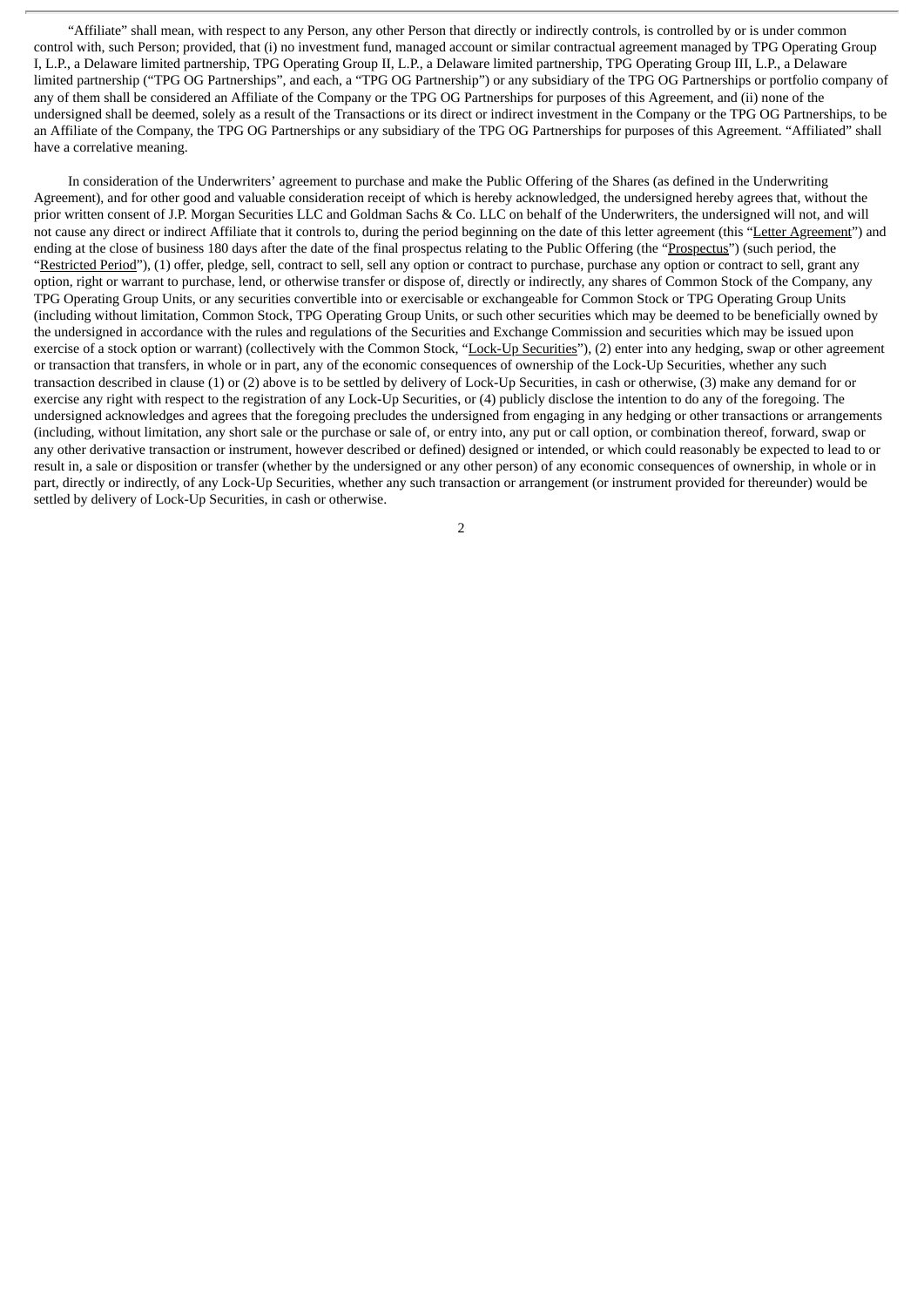"Affiliate" shall mean, with respect to any Person, any other Person that directly or indirectly controls, is controlled by or is under common control with, such Person; provided, that (i) no investment fund, managed account or similar contractual agreement managed by TPG Operating Group I, L.P., a Delaware limited partnership, TPG Operating Group II, L.P., a Delaware limited partnership, TPG Operating Group III, L.P., a Delaware limited partnership ("TPG OG Partnerships", and each, a "TPG OG Partnership") or any subsidiary of the TPG OG Partnerships or portfolio company of any of them shall be considered an Affiliate of the Company or the TPG OG Partnerships for purposes of this Agreement, and (ii) none of the undersigned shall be deemed, solely as a result of the Transactions or its direct or indirect investment in the Company or the TPG OG Partnerships, to be an Affiliate of the Company, the TPG OG Partnerships or any subsidiary of the TPG OG Partnerships for purposes of this Agreement. "Affiliated" shall have a correlative meaning.

In consideration of the Underwriters' agreement to purchase and make the Public Offering of the Shares (as defined in the Underwriting Agreement), and for other good and valuable consideration receipt of which is hereby acknowledged, the undersigned hereby agrees that, without the prior written consent of J.P. Morgan Securities LLC and Goldman Sachs & Co. LLC on behalf of the Underwriters, the undersigned will not, and will not cause any direct or indirect Affiliate that it controls to, during the period beginning on the date of this letter agreement (this "Letter Agreement") and ending at the close of business 180 days after the date of the final prospectus relating to the Public Offering (the "Prospectus") (such period, the "Restricted Period"), (1) offer, pledge, sell, contract to sell, sell any option or contract to purchase, purchase any option or contract to sell, grant any option, right or warrant to purchase, lend, or otherwise transfer or dispose of, directly or indirectly, any shares of Common Stock of the Company, any TPG Operating Group Units, or any securities convertible into or exercisable or exchangeable for Common Stock or TPG Operating Group Units (including without limitation, Common Stock, TPG Operating Group Units, or such other securities which may be deemed to be beneficially owned by the undersigned in accordance with the rules and regulations of the Securities and Exchange Commission and securities which may be issued upon exercise of a stock option or warrant) (collectively with the Common Stock, "Lock-Up Securities"), (2) enter into any hedging, swap or other agreement or transaction that transfers, in whole or in part, any of the economic consequences of ownership of the Lock-Up Securities, whether any such transaction described in clause (1) or (2) above is to be settled by delivery of Lock-Up Securities, in cash or otherwise, (3) make any demand for or exercise any right with respect to the registration of any Lock-Up Securities, or (4) publicly disclose the intention to do any of the foregoing. The undersigned acknowledges and agrees that the foregoing precludes the undersigned from engaging in any hedging or other transactions or arrangements (including, without limitation, any short sale or the purchase or sale of, or entry into, any put or call option, or combination thereof, forward, swap or any other derivative transaction or instrument, however described or defined) designed or intended, or which could reasonably be expected to lead to or result in, a sale or disposition or transfer (whether by the undersigned or any other person) of any economic consequences of ownership, in whole or in part, directly or indirectly, of any Lock-Up Securities, whether any such transaction or arrangement (or instrument provided for thereunder) would be settled by delivery of Lock-Up Securities, in cash or otherwise.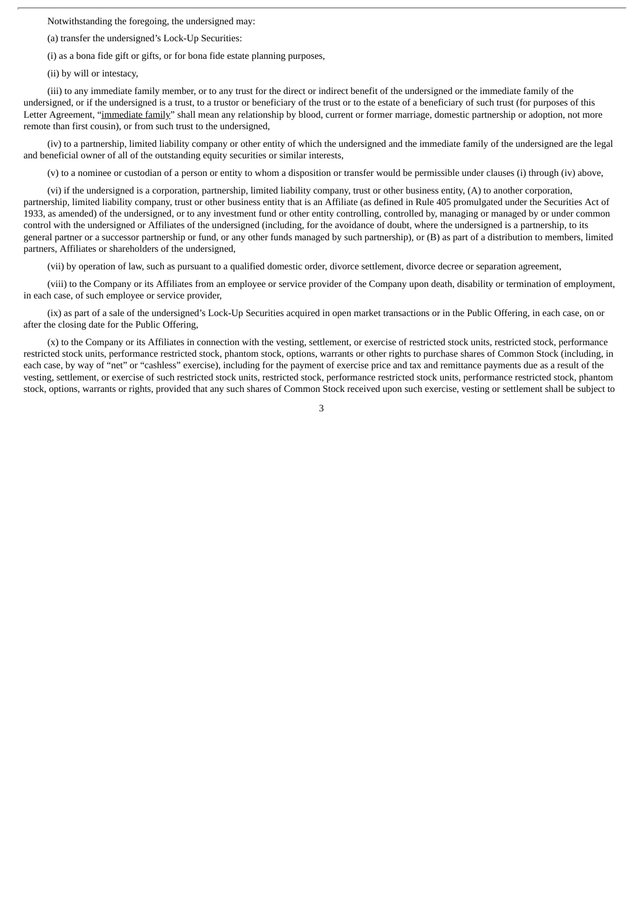Notwithstanding the foregoing, the undersigned may:

(a) transfer the undersigned's Lock-Up Securities:

(i) as a bona fide gift or gifts, or for bona fide estate planning purposes,

(ii) by will or intestacy,

(iii) to any immediate family member, or to any trust for the direct or indirect benefit of the undersigned or the immediate family of the undersigned, or if the undersigned is a trust, to a trustor or beneficiary of the trust or to the estate of a beneficiary of such trust (for purposes of this Letter Agreement, "immediate family" shall mean any relationship by blood, current or former marriage, domestic partnership or adoption, not more remote than first cousin), or from such trust to the undersigned,

(iv) to a partnership, limited liability company or other entity of which the undersigned and the immediate family of the undersigned are the legal and beneficial owner of all of the outstanding equity securities or similar interests,

(v) to a nominee or custodian of a person or entity to whom a disposition or transfer would be permissible under clauses (i) through (iv) above,

(vi) if the undersigned is a corporation, partnership, limited liability company, trust or other business entity, (A) to another corporation, partnership, limited liability company, trust or other business entity that is an Affiliate (as defined in Rule 405 promulgated under the Securities Act of 1933, as amended) of the undersigned, or to any investment fund or other entity controlling, controlled by, managing or managed by or under common control with the undersigned or Affiliates of the undersigned (including, for the avoidance of doubt, where the undersigned is a partnership, to its general partner or a successor partnership or fund, or any other funds managed by such partnership), or (B) as part of a distribution to members, limited partners, Affiliates or shareholders of the undersigned,

(vii) by operation of law, such as pursuant to a qualified domestic order, divorce settlement, divorce decree or separation agreement,

(viii) to the Company or its Affiliates from an employee or service provider of the Company upon death, disability or termination of employment, in each case, of such employee or service provider,

(ix) as part of a sale of the undersigned's Lock-Up Securities acquired in open market transactions or in the Public Offering, in each case, on or after the closing date for the Public Offering,

(x) to the Company or its Affiliates in connection with the vesting, settlement, or exercise of restricted stock units, restricted stock, performance restricted stock units, performance restricted stock, phantom stock, options, warrants or other rights to purchase shares of Common Stock (including, in each case, by way of "net" or "cashless" exercise), including for the payment of exercise price and tax and remittance payments due as a result of the vesting, settlement, or exercise of such restricted stock units, restricted stock, performance restricted stock units, performance restricted stock, phantom stock, options, warrants or rights, provided that any such shares of Common Stock received upon such exercise, vesting or settlement shall be subject to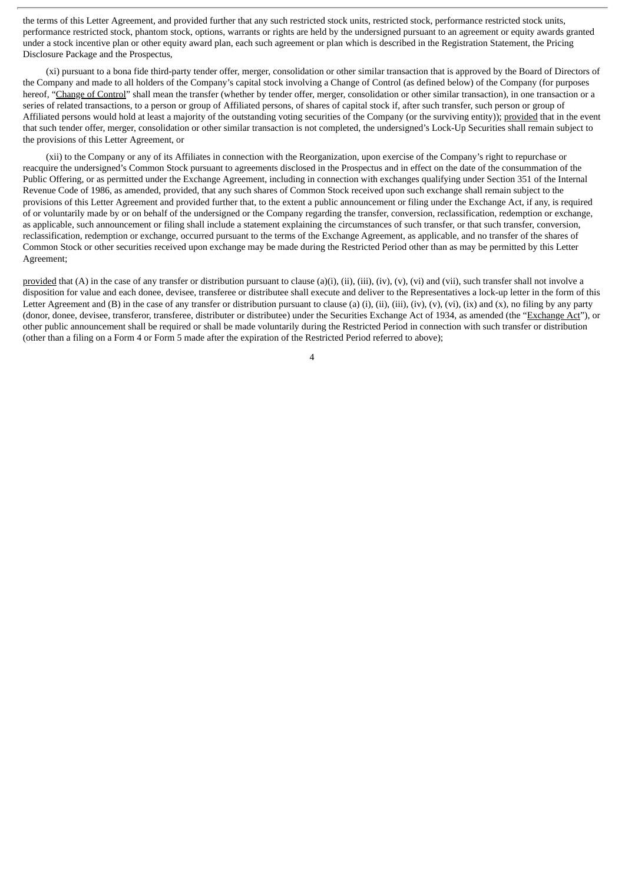the terms of this Letter Agreement, and provided further that any such restricted stock units, restricted stock, performance restricted stock units, performance restricted stock, phantom stock, options, warrants or rights are held by the undersigned pursuant to an agreement or equity awards granted under a stock incentive plan or other equity award plan, each such agreement or plan which is described in the Registration Statement, the Pricing Disclosure Package and the Prospectus,

(xi) pursuant to a bona fide third-party tender offer, merger, consolidation or other similar transaction that is approved by the Board of Directors of the Company and made to all holders of the Company's capital stock involving a Change of Control (as defined below) of the Company (for purposes hereof, "Change of Control" shall mean the transfer (whether by tender offer, merger, consolidation or other similar transaction), in one transaction or a series of related transactions, to a person or group of Affiliated persons, of shares of capital stock if, after such transfer, such person or group of Affiliated persons would hold at least a majority of the outstanding voting securities of the Company (or the surviving entity)); provided that in the event that such tender offer, merger, consolidation or other similar transaction is not completed, the undersigned's Lock-Up Securities shall remain subject to the provisions of this Letter Agreement, or

(xii) to the Company or any of its Affiliates in connection with the Reorganization, upon exercise of the Company's right to repurchase or reacquire the undersigned's Common Stock pursuant to agreements disclosed in the Prospectus and in effect on the date of the consummation of the Public Offering, or as permitted under the Exchange Agreement, including in connection with exchanges qualifying under Section 351 of the Internal Revenue Code of 1986, as amended, provided, that any such shares of Common Stock received upon such exchange shall remain subject to the provisions of this Letter Agreement and provided further that, to the extent a public announcement or filing under the Exchange Act, if any, is required of or voluntarily made by or on behalf of the undersigned or the Company regarding the transfer, conversion, reclassification, redemption or exchange, as applicable, such announcement or filing shall include a statement explaining the circumstances of such transfer, or that such transfer, conversion, reclassification, redemption or exchange, occurred pursuant to the terms of the Exchange Agreement, as applicable, and no transfer of the shares of Common Stock or other securities received upon exchange may be made during the Restricted Period other than as may be permitted by this Letter Agreement;

provided that (A) in the case of any transfer or distribution pursuant to clause (a)(i), (ii), (iii), (iv), (v), (vi) and (vii), such transfer shall not involve a disposition for value and each donee, devisee, transferee or distributee shall execute and deliver to the Representatives a lock-up letter in the form of this Letter Agreement and (B) in the case of any transfer or distribution pursuant to clause (a) (i), (ii), (iii), (iv), (v), (vi), (ix) and (x), no filing by any party (donor, donee, devisee, transferor, transferee, distributer or distributee) under the Securities Exchange Act of 1934, as amended (the "Exchange Act"), or other public announcement shall be required or shall be made voluntarily during the Restricted Period in connection with such transfer or distribution (other than a filing on a Form 4 or Form 5 made after the expiration of the Restricted Period referred to above);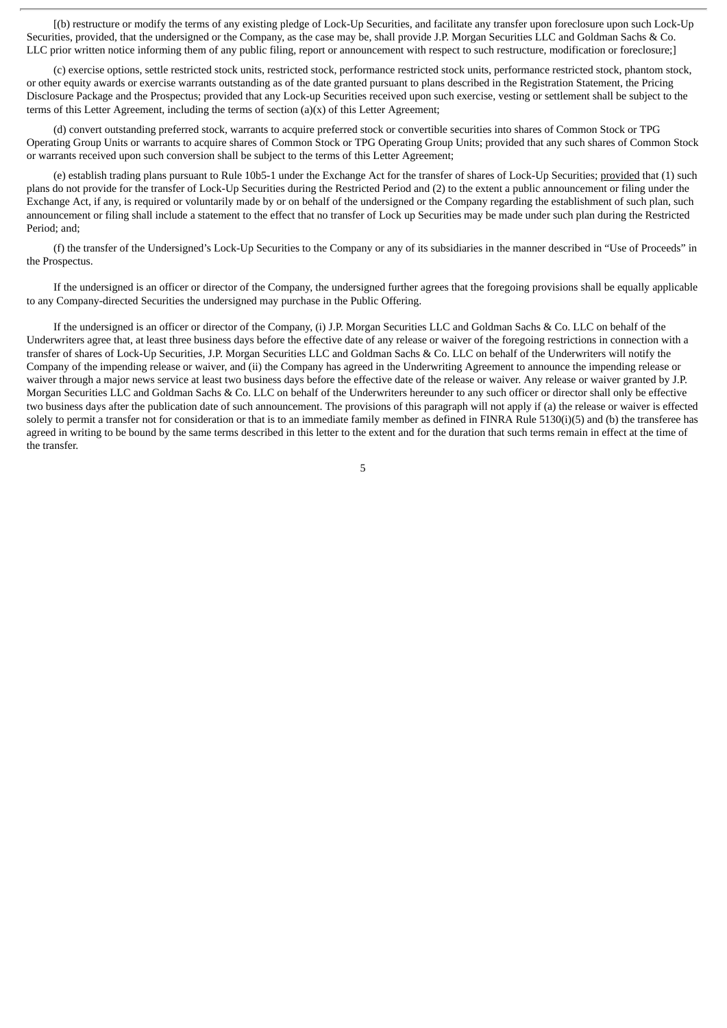[(b) restructure or modify the terms of any existing pledge of Lock-Up Securities, and facilitate any transfer upon foreclosure upon such Lock-Up Securities, provided, that the undersigned or the Company, as the case may be, shall provide J.P. Morgan Securities LLC and Goldman Sachs & Co. LLC prior written notice informing them of any public filing, report or announcement with respect to such restructure, modification or foreclosure;]

(c) exercise options, settle restricted stock units, restricted stock, performance restricted stock units, performance restricted stock, phantom stock, or other equity awards or exercise warrants outstanding as of the date granted pursuant to plans described in the Registration Statement, the Pricing Disclosure Package and the Prospectus; provided that any Lock-up Securities received upon such exercise, vesting or settlement shall be subject to the terms of this Letter Agreement, including the terms of section (a)(x) of this Letter Agreement;

(d) convert outstanding preferred stock, warrants to acquire preferred stock or convertible securities into shares of Common Stock or TPG Operating Group Units or warrants to acquire shares of Common Stock or TPG Operating Group Units; provided that any such shares of Common Stock or warrants received upon such conversion shall be subject to the terms of this Letter Agreement;

(e) establish trading plans pursuant to Rule 10b5-1 under the Exchange Act for the transfer of shares of Lock-Up Securities; provided that (1) such plans do not provide for the transfer of Lock-Up Securities during the Restricted Period and (2) to the extent a public announcement or filing under the Exchange Act, if any, is required or voluntarily made by or on behalf of the undersigned or the Company regarding the establishment of such plan, such announcement or filing shall include a statement to the effect that no transfer of Lock up Securities may be made under such plan during the Restricted Period; and;

(f) the transfer of the Undersigned's Lock-Up Securities to the Company or any of its subsidiaries in the manner described in "Use of Proceeds" in the Prospectus.

If the undersigned is an officer or director of the Company, the undersigned further agrees that the foregoing provisions shall be equally applicable to any Company-directed Securities the undersigned may purchase in the Public Offering.

If the undersigned is an officer or director of the Company, (i) J.P. Morgan Securities LLC and Goldman Sachs & Co. LLC on behalf of the Underwriters agree that, at least three business days before the effective date of any release or waiver of the foregoing restrictions in connection with a transfer of shares of Lock-Up Securities, J.P. Morgan Securities LLC and Goldman Sachs & Co. LLC on behalf of the Underwriters will notify the Company of the impending release or waiver, and (ii) the Company has agreed in the Underwriting Agreement to announce the impending release or waiver through a major news service at least two business days before the effective date of the release or waiver. Any release or waiver granted by J.P. Morgan Securities LLC and Goldman Sachs & Co. LLC on behalf of the Underwriters hereunder to any such officer or director shall only be effective two business days after the publication date of such announcement. The provisions of this paragraph will not apply if (a) the release or waiver is effected solely to permit a transfer not for consideration or that is to an immediate family member as defined in FINRA Rule 5130(i)(5) and (b) the transferee has agreed in writing to be bound by the same terms described in this letter to the extent and for the duration that such terms remain in effect at the time of the transfer.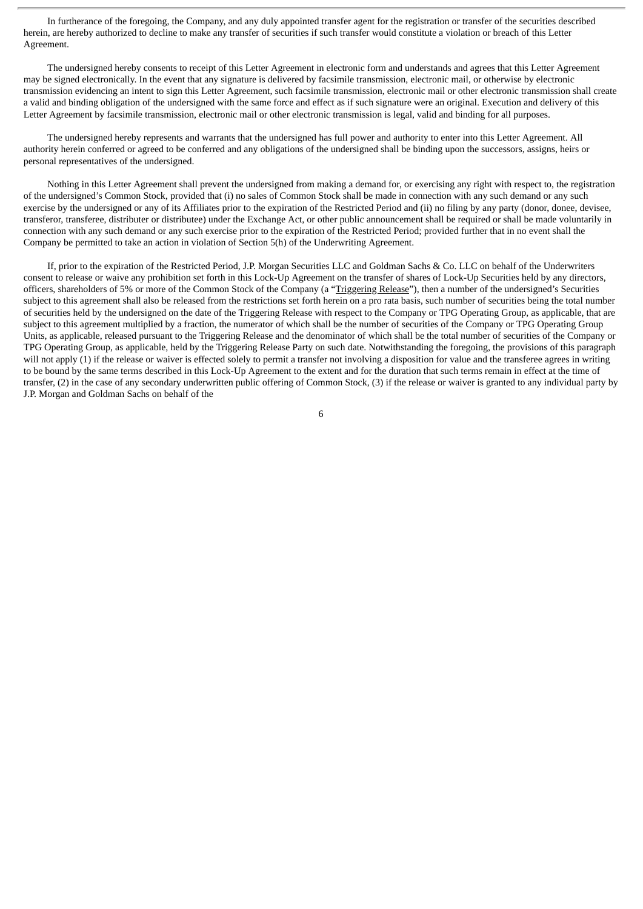In furtherance of the foregoing, the Company, and any duly appointed transfer agent for the registration or transfer of the securities described herein, are hereby authorized to decline to make any transfer of securities if such transfer would constitute a violation or breach of this Letter Agreement.

The undersigned hereby consents to receipt of this Letter Agreement in electronic form and understands and agrees that this Letter Agreement may be signed electronically. In the event that any signature is delivered by facsimile transmission, electronic mail, or otherwise by electronic transmission evidencing an intent to sign this Letter Agreement, such facsimile transmission, electronic mail or other electronic transmission shall create a valid and binding obligation of the undersigned with the same force and effect as if such signature were an original. Execution and delivery of this Letter Agreement by facsimile transmission, electronic mail or other electronic transmission is legal, valid and binding for all purposes.

The undersigned hereby represents and warrants that the undersigned has full power and authority to enter into this Letter Agreement. All authority herein conferred or agreed to be conferred and any obligations of the undersigned shall be binding upon the successors, assigns, heirs or personal representatives of the undersigned.

Nothing in this Letter Agreement shall prevent the undersigned from making a demand for, or exercising any right with respect to, the registration of the undersigned's Common Stock, provided that (i) no sales of Common Stock shall be made in connection with any such demand or any such exercise by the undersigned or any of its Affiliates prior to the expiration of the Restricted Period and (ii) no filing by any party (donor, donee, devisee, transferor, transferee, distributer or distributee) under the Exchange Act, or other public announcement shall be required or shall be made voluntarily in connection with any such demand or any such exercise prior to the expiration of the Restricted Period; provided further that in no event shall the Company be permitted to take an action in violation of Section 5(h) of the Underwriting Agreement.

If, prior to the expiration of the Restricted Period, J.P. Morgan Securities LLC and Goldman Sachs & Co. LLC on behalf of the Underwriters consent to release or waive any prohibition set forth in this Lock-Up Agreement on the transfer of shares of Lock-Up Securities held by any directors, officers, shareholders of 5% or more of the Common Stock of the Company (a "Triggering Release"), then a number of the undersigned's Securities subject to this agreement shall also be released from the restrictions set forth herein on a pro rata basis, such number of securities being the total number of securities held by the undersigned on the date of the Triggering Release with respect to the Company or TPG Operating Group, as applicable, that are subject to this agreement multiplied by a fraction, the numerator of which shall be the number of securities of the Company or TPG Operating Group Units, as applicable, released pursuant to the Triggering Release and the denominator of which shall be the total number of securities of the Company or TPG Operating Group, as applicable, held by the Triggering Release Party on such date. Notwithstanding the foregoing, the provisions of this paragraph will not apply (1) if the release or waiver is effected solely to permit a transfer not involving a disposition for value and the transferee agrees in writing to be bound by the same terms described in this Lock-Up Agreement to the extent and for the duration that such terms remain in effect at the time of transfer, (2) in the case of any secondary underwritten public offering of Common Stock, (3) if the release or waiver is granted to any individual party by J.P. Morgan and Goldman Sachs on behalf of the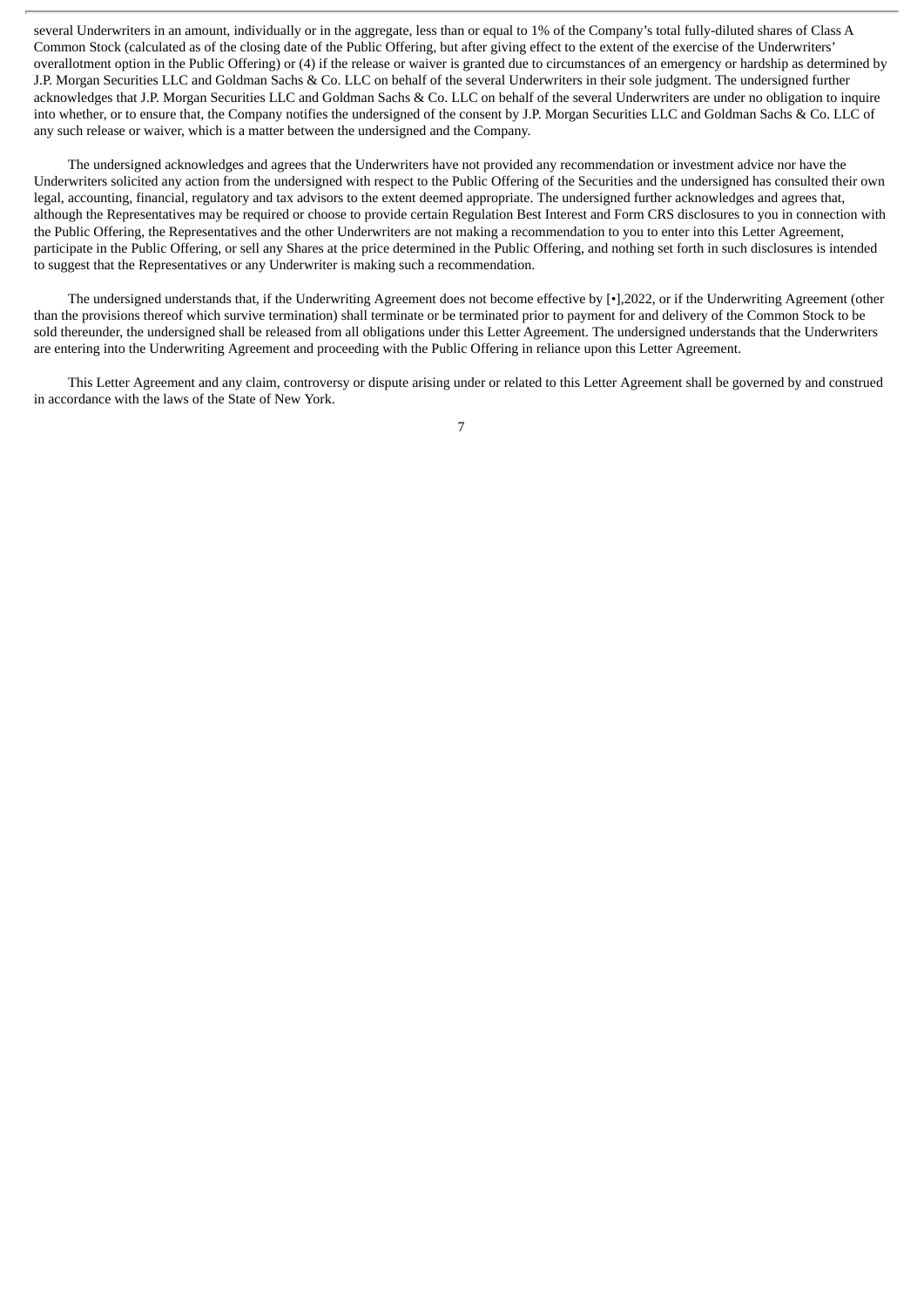several Underwriters in an amount, individually or in the aggregate, less than or equal to 1% of the Company's total fully-diluted shares of Class A Common Stock (calculated as of the closing date of the Public Offering, but after giving effect to the extent of the exercise of the Underwriters' overallotment option in the Public Offering) or (4) if the release or waiver is granted due to circumstances of an emergency or hardship as determined by J.P. Morgan Securities LLC and Goldman Sachs & Co. LLC on behalf of the several Underwriters in their sole judgment. The undersigned further acknowledges that J.P. Morgan Securities LLC and Goldman Sachs & Co. LLC on behalf of the several Underwriters are under no obligation to inquire into whether, or to ensure that, the Company notifies the undersigned of the consent by J.P. Morgan Securities LLC and Goldman Sachs & Co. LLC of any such release or waiver, which is a matter between the undersigned and the Company.

The undersigned acknowledges and agrees that the Underwriters have not provided any recommendation or investment advice nor have the Underwriters solicited any action from the undersigned with respect to the Public Offering of the Securities and the undersigned has consulted their own legal, accounting, financial, regulatory and tax advisors to the extent deemed appropriate. The undersigned further acknowledges and agrees that, although the Representatives may be required or choose to provide certain Regulation Best Interest and Form CRS disclosures to you in connection with the Public Offering, the Representatives and the other Underwriters are not making a recommendation to you to enter into this Letter Agreement, participate in the Public Offering, or sell any Shares at the price determined in the Public Offering, and nothing set forth in such disclosures is intended to suggest that the Representatives or any Underwriter is making such a recommendation.

The undersigned understands that, if the Underwriting Agreement does not become effective by [•],2022, or if the Underwriting Agreement (other than the provisions thereof which survive termination) shall terminate or be terminated prior to payment for and delivery of the Common Stock to be sold thereunder, the undersigned shall be released from all obligations under this Letter Agreement. The undersigned understands that the Underwriters are entering into the Underwriting Agreement and proceeding with the Public Offering in reliance upon this Letter Agreement.

This Letter Agreement and any claim, controversy or dispute arising under or related to this Letter Agreement shall be governed by and construed in accordance with the laws of the State of New York.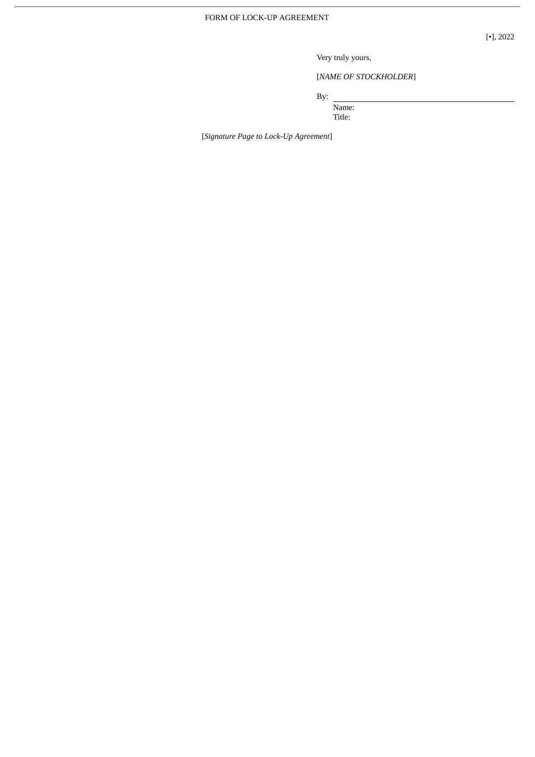FORM OF LOCK-UP AGREEMENT

[•], 2022

Very truly yours,

[*NAME OF STOCKHOLDER*]

By: \_\_\_\_\_\_\_\_\_\_\_\_\_\_\_\_\_\_\_\_\_\_\_\_\_\_\_\_\_\_\_\_\_\_\_\_

Name:
Title:

[*Signature Page to Lock-Up Agreement*]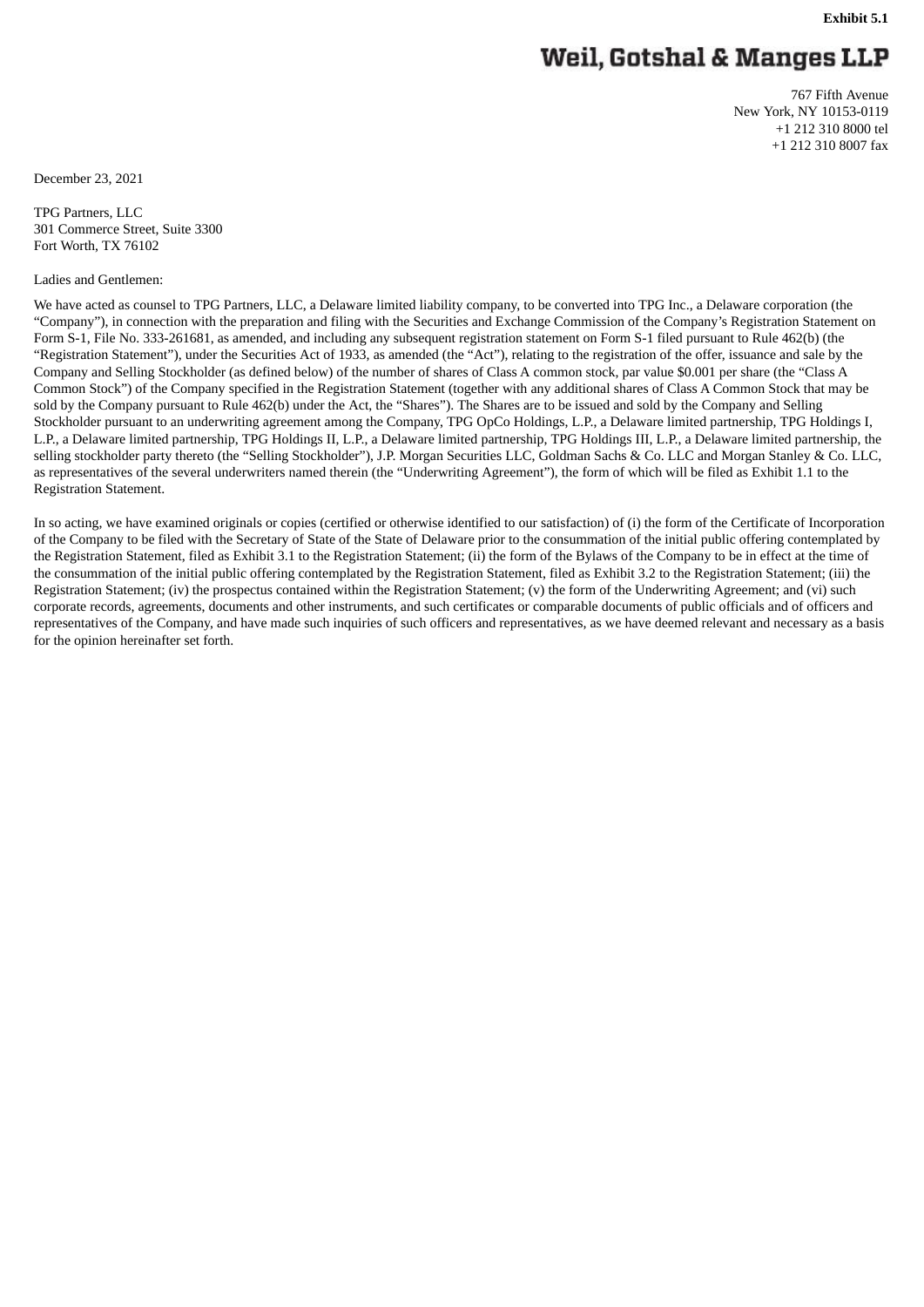**Exhibit 5.1**

**Weil, Gotshal & Manges LLP**

767 Fifth Avenue
New York, NY 10153-0119
+1 212 310 8000 tel
+1 212 310 8007 fax

December 23, 2021

TPG Partners, LLC
301 Commerce Street, Suite 3300
Fort Worth, TX 76102

Ladies and Gentlemen:

We have acted as counsel to TPG Partners, LLC, a Delaware limited liability company, to be converted into TPG Inc., a Delaware corporation (the "Company"), in connection with the preparation and filing with the Securities and Exchange Commission of the Company's Registration Statement on Form S-1, File No. 333-261681, as amended, and including any subsequent registration statement on Form S-1 filed pursuant to Rule 462(b) (the "Registration Statement"), under the Securities Act of 1933, as amended (the "Act"), relating to the registration of the offer, issuance and sale by the Company and Selling Stockholder (as defined below) of the number of shares of Class A common stock, par value $0.001 per share (the "Class A Common Stock") of the Company specified in the Registration Statement (together with any additional shares of Class A Common Stock that may be sold by the Company pursuant to Rule 462(b) under the Act, the "Shares"). The Shares are to be issued and sold by the Company and Selling Stockholder pursuant to an underwriting agreement among the Company, TPG OpCo Holdings, L.P., a Delaware limited partnership, TPG Holdings I, L.P., a Delaware limited partnership, TPG Holdings II, L.P., a Delaware limited partnership, TPG Holdings III, L.P., a Delaware limited partnership, the selling stockholder party thereto (the "Selling Stockholder"), J.P. Morgan Securities LLC, Goldman Sachs & Co. LLC and Morgan Stanley & Co. LLC, as representatives of the several underwriters named therein (the "Underwriting Agreement"), the form of which will be filed as Exhibit 1.1 to the Registration Statement.

In so acting, we have examined originals or copies (certified or otherwise identified to our satisfaction) of (i) the form of the Certificate of Incorporation of the Company to be filed with the Secretary of State of the State of Delaware prior to the consummation of the initial public offering contemplated by the Registration Statement, filed as Exhibit 3.1 to the Registration Statement; (ii) the form of the Bylaws of the Company to be in effect at the time of the consummation of the initial public offering contemplated by the Registration Statement, filed as Exhibit 3.2 to the Registration Statement; (iii) the Registration Statement; (iv) the prospectus contained within the Registration Statement; (v) the form of the Underwriting Agreement; and (vi) such corporate records, agreements, documents and other instruments, and such certificates or comparable documents of public officials and of officers and representatives of the Company, and have made such inquiries of such officers and representatives, as we have deemed relevant and necessary as a basis for the opinion hereinafter set forth.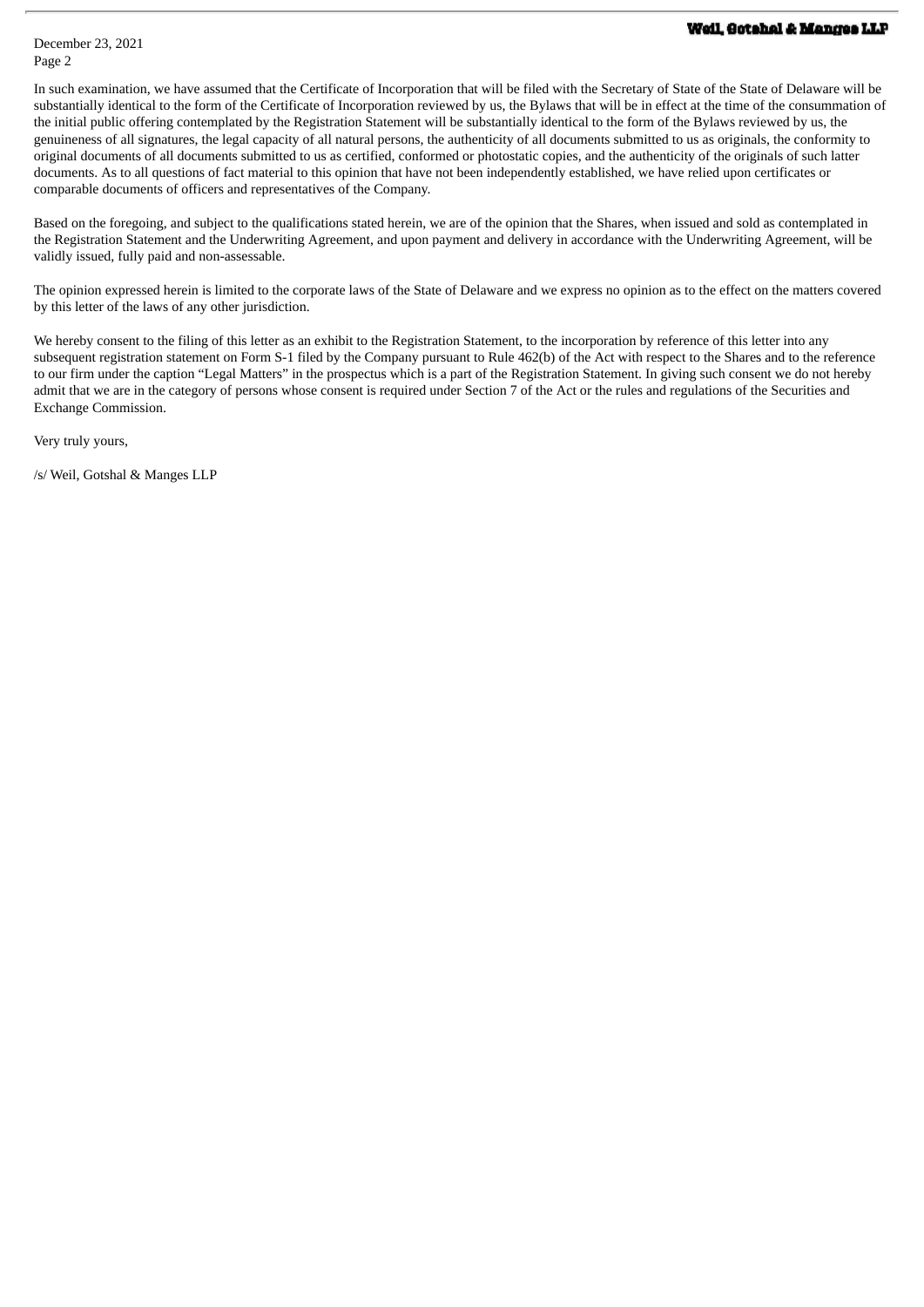In such examination, we have assumed that the Certificate of Incorporation that will be filed with the Secretary of State of the State of Delaware will be substantially identical to the form of the Certificate of Incorporation reviewed by us, the Bylaws that will be in effect at the time of the consummation of the initial public offering contemplated by the Registration Statement will be substantially identical to the form of the Bylaws reviewed by us, the genuineness of all signatures, the legal capacity of all natural persons, the authenticity of all documents submitted to us as originals, the conformity to original documents of all documents submitted to us as certified, conformed or photostatic copies, and the authenticity of the originals of such latter documents. As to all questions of fact material to this opinion that have not been independently established, we have relied upon certificates or comparable documents of officers and representatives of the Company.

Based on the foregoing, and subject to the qualifications stated herein, we are of the opinion that the Shares, when issued and sold as contemplated in the Registration Statement and the Underwriting Agreement, and upon payment and delivery in accordance with the Underwriting Agreement, will be validly issued, fully paid and non-assessable.

The opinion expressed herein is limited to the corporate laws of the State of Delaware and we express no opinion as to the effect on the matters covered by this letter of the laws of any other jurisdiction.

We hereby consent to the filing of this letter as an exhibit to the Registration Statement, to the incorporation by reference of this letter into any subsequent registration statement on Form S-1 filed by the Company pursuant to Rule 462(b) of the Act with respect to the Shares and to the reference to our firm under the caption "Legal Matters" in the prospectus which is a part of the Registration Statement. In giving such consent we do not hereby admit that we are in the category of persons whose consent is required under Section 7 of the Act or the rules and regulations of the Securities and Exchange Commission.

Very truly yours,

/s/ Weil, Gotshal & Manges LLP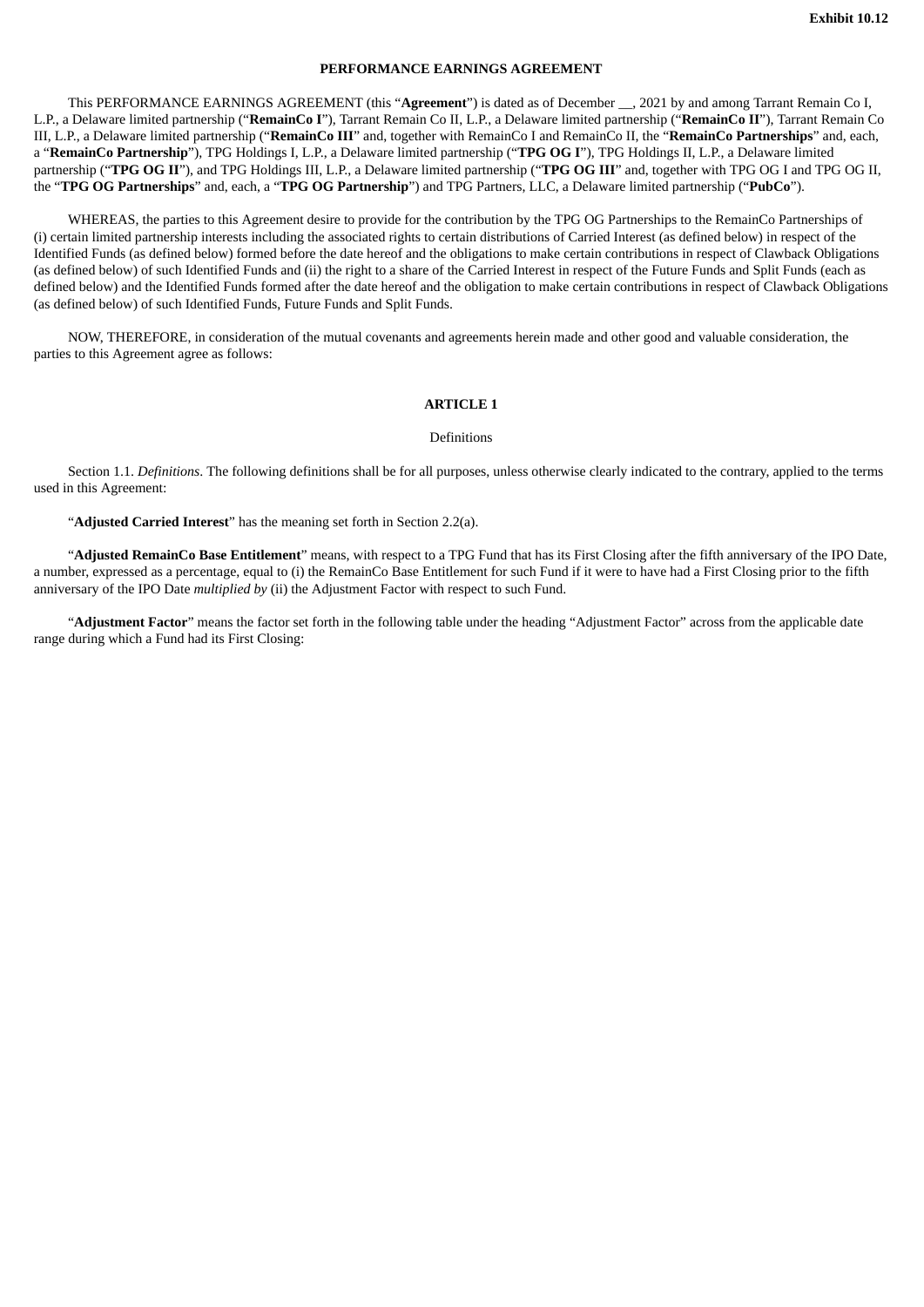**Exhibit 10.12**

**PERFORMANCE EARNINGS AGREEMENT**

This PERFORMANCE EARNINGS AGREEMENT (this "**Agreement**") is dated as of December __, 2021 by and among Tarrant Remain Co I, L.P., a Delaware limited partnership ("**RemainCo I**"), Tarrant Remain Co II, L.P., a Delaware limited partnership ("**RemainCo II**"), Tarrant Remain Co III, L.P., a Delaware limited partnership ("**RemainCo III**" and, together with RemainCo I and RemainCo II, the "**RemainCo Partnerships**" and, each, a "**RemainCo Partnership**"), TPG Holdings I, L.P., a Delaware limited partnership ("**TPG OG I**"), TPG Holdings II, L.P., a Delaware limited partnership ("**TPG OG II**"), and TPG Holdings III, L.P., a Delaware limited partnership ("**TPG OG III**" and, together with TPG OG I and TPG OG II, the "**TPG OG Partnerships**" and, each, a "**TPG OG Partnership**") and TPG Partners, LLC, a Delaware limited partnership ("**PubCo**").

WHEREAS, the parties to this Agreement desire to provide for the contribution by the TPG OG Partnerships to the RemainCo Partnerships of (i) certain limited partnership interests including the associated rights to certain distributions of Carried Interest (as defined below) in respect of the Identified Funds (as defined below) formed before the date hereof and the obligations to make certain contributions in respect of Clawback Obligations (as defined below) of such Identified Funds and (ii) the right to a share of the Carried Interest in respect of the Future Funds and Split Funds (each as defined below) and the Identified Funds formed after the date hereof and the obligation to make certain contributions in respect of Clawback Obligations (as defined below) of such Identified Funds, Future Funds and Split Funds.

NOW, THEREFORE, in consideration of the mutual covenants and agreements herein made and other good and valuable consideration, the parties to this Agreement agree as follows:

## ARTICLE 1

Definitions

Section 1.1. *Definitions*. The following definitions shall be for all purposes, unless otherwise clearly indicated to the contrary, applied to the terms used in this Agreement:

"**Adjusted Carried Interest**" has the meaning set forth in Section 2.2(a).

"**Adjusted RemainCo Base Entitlement**" means, with respect to a TPG Fund that has its First Closing after the fifth anniversary of the IPO Date, a number, expressed as a percentage, equal to (i) the RemainCo Base Entitlement for such Fund if it were to have had a First Closing prior to the fifth anniversary of the IPO Date *multiplied by* (ii) the Adjustment Factor with respect to such Fund.

"**Adjustment Factor**" means the factor set forth in the following table under the heading "Adjustment Factor" across from the applicable date range during which a Fund had its First Closing: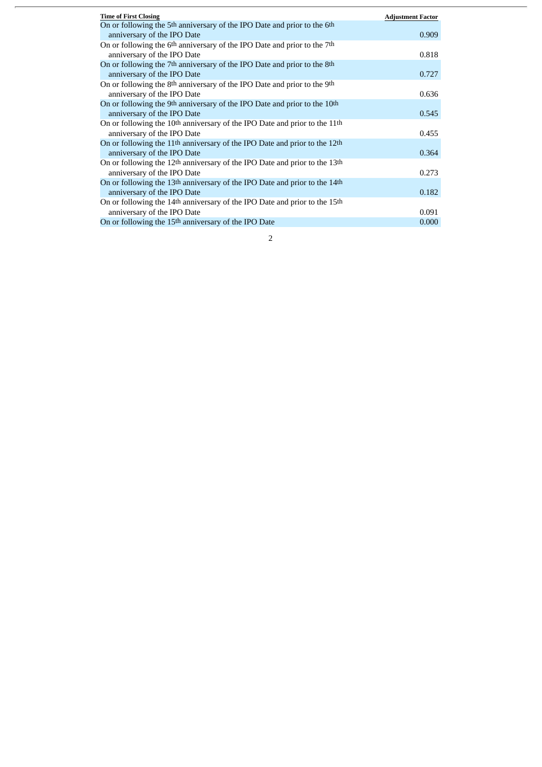| Time of First Closing | Adjustment Factor |
|---|---|
| On or following the 5th anniversary of the IPO Date and prior to the 6th anniversary of the IPO Date | 0.909 |
| On or following the 6th anniversary of the IPO Date and prior to the 7th anniversary of the IPO Date | 0.818 |
| On or following the 7th anniversary of the IPO Date and prior to the 8th anniversary of the IPO Date | 0.727 |
| On or following the 8th anniversary of the IPO Date and prior to the 9th anniversary of the IPO Date | 0.636 |
| On or following the 9th anniversary of the IPO Date and prior to the 10th anniversary of the IPO Date | 0.545 |
| On or following the 10th anniversary of the IPO Date and prior to the 11th anniversary of the IPO Date | 0.455 |
| On or following the 11th anniversary of the IPO Date and prior to the 12th anniversary of the IPO Date | 0.364 |
| On or following the 12th anniversary of the IPO Date and prior to the 13th anniversary of the IPO Date | 0.273 |
| On or following the 13th anniversary of the IPO Date and prior to the 14th anniversary of the IPO Date | 0.182 |
| On or following the 14th anniversary of the IPO Date and prior to the 15th anniversary of the IPO Date | 0.091 |
| On or following the 15th anniversary of the IPO Date | 0.000 |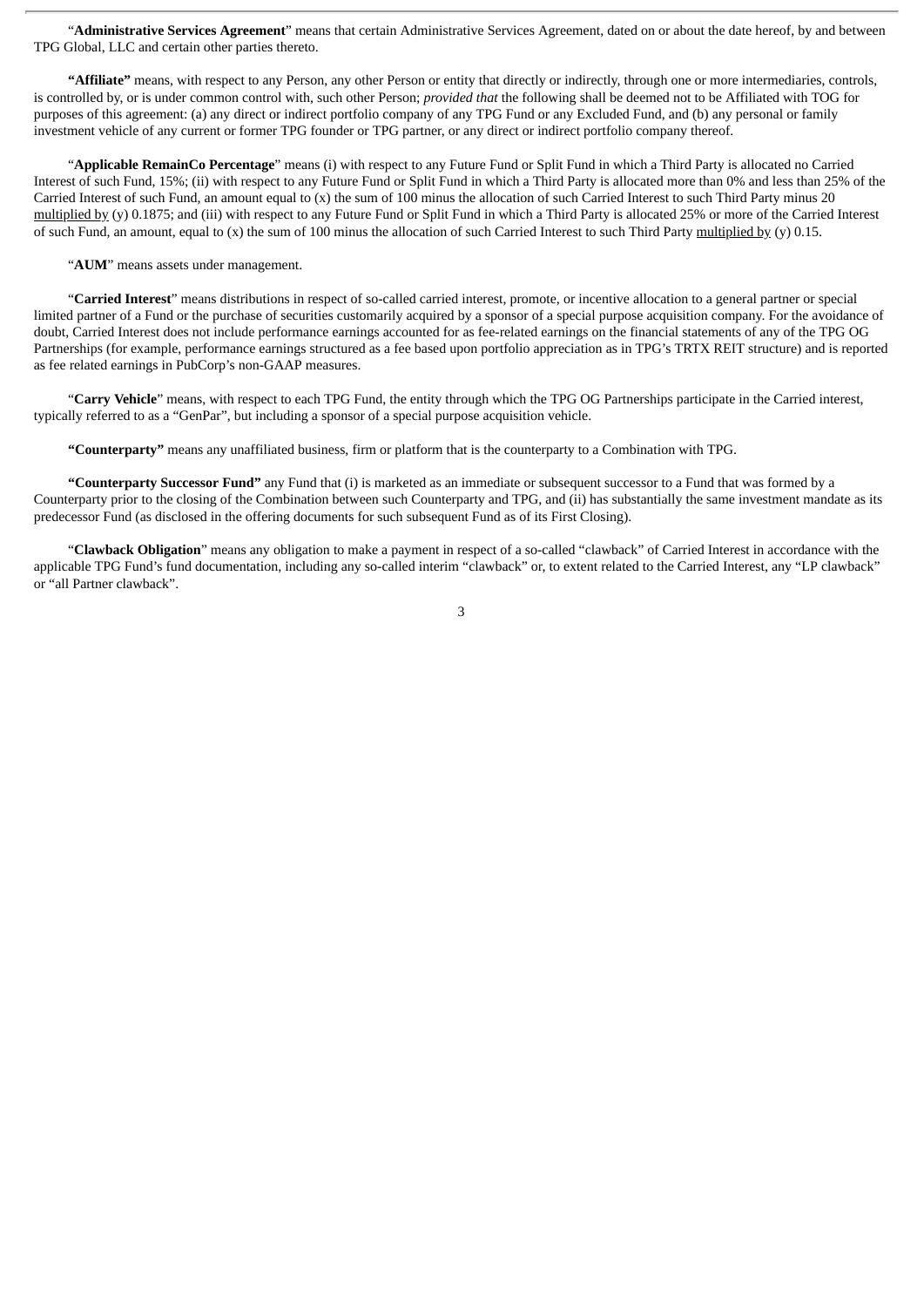"**Administrative Services Agreement**" means that certain Administrative Services Agreement, dated on or about the date hereof, by and between TPG Global, LLC and certain other parties thereto.

**"Affiliate"** means, with respect to any Person, any other Person or entity that directly or indirectly, through one or more intermediaries, controls, is controlled by, or is under common control with, such other Person; *provided that* the following shall be deemed not to be Affiliated with TOG for purposes of this agreement: (a) any direct or indirect portfolio company of any TPG Fund or any Excluded Fund, and (b) any personal or family investment vehicle of any current or former TPG founder or TPG partner, or any direct or indirect portfolio company thereof.

"**Applicable RemainCo Percentage**" means (i) with respect to any Future Fund or Split Fund in which a Third Party is allocated no Carried Interest of such Fund, 15%; (ii) with respect to any Future Fund or Split Fund in which a Third Party is allocated more than 0% and less than 25% of the Carried Interest of such Fund, an amount equal to (x) the sum of 100 minus the allocation of such Carried Interest to such Third Party minus 20 multiplied by (y) 0.1875; and (iii) with respect to any Future Fund or Split Fund in which a Third Party is allocated 25% or more of the Carried Interest of such Fund, an amount, equal to (x) the sum of 100 minus the allocation of such Carried Interest to such Third Party multiplied by (y) 0.15.

"**AUM**" means assets under management.

"**Carried Interest**" means distributions in respect of so-called carried interest, promote, or incentive allocation to a general partner or special limited partner of a Fund or the purchase of securities customarily acquired by a sponsor of a special purpose acquisition company. For the avoidance of doubt, Carried Interest does not include performance earnings accounted for as fee-related earnings on the financial statements of any of the TPG OG Partnerships (for example, performance earnings structured as a fee based upon portfolio appreciation as in TPG's TRTX REIT structure) and is reported as fee related earnings in PubCorp's non-GAAP measures.

"**Carry Vehicle**" means, with respect to each TPG Fund, the entity through which the TPG OG Partnerships participate in the Carried interest, typically referred to as a "GenPar", but including a sponsor of a special purpose acquisition vehicle.

**"Counterparty"** means any unaffiliated business, firm or platform that is the counterparty to a Combination with TPG.

**"Counterparty Successor Fund"** any Fund that (i) is marketed as an immediate or subsequent successor to a Fund that was formed by a Counterparty prior to the closing of the Combination between such Counterparty and TPG, and (ii) has substantially the same investment mandate as its predecessor Fund (as disclosed in the offering documents for such subsequent Fund as of its First Closing).

"**Clawback Obligation**" means any obligation to make a payment in respect of a so-called "clawback" of Carried Interest in accordance with the applicable TPG Fund's fund documentation, including any so-called interim "clawback" or, to extent related to the Carried Interest, any "LP clawback" or "all Partner clawback".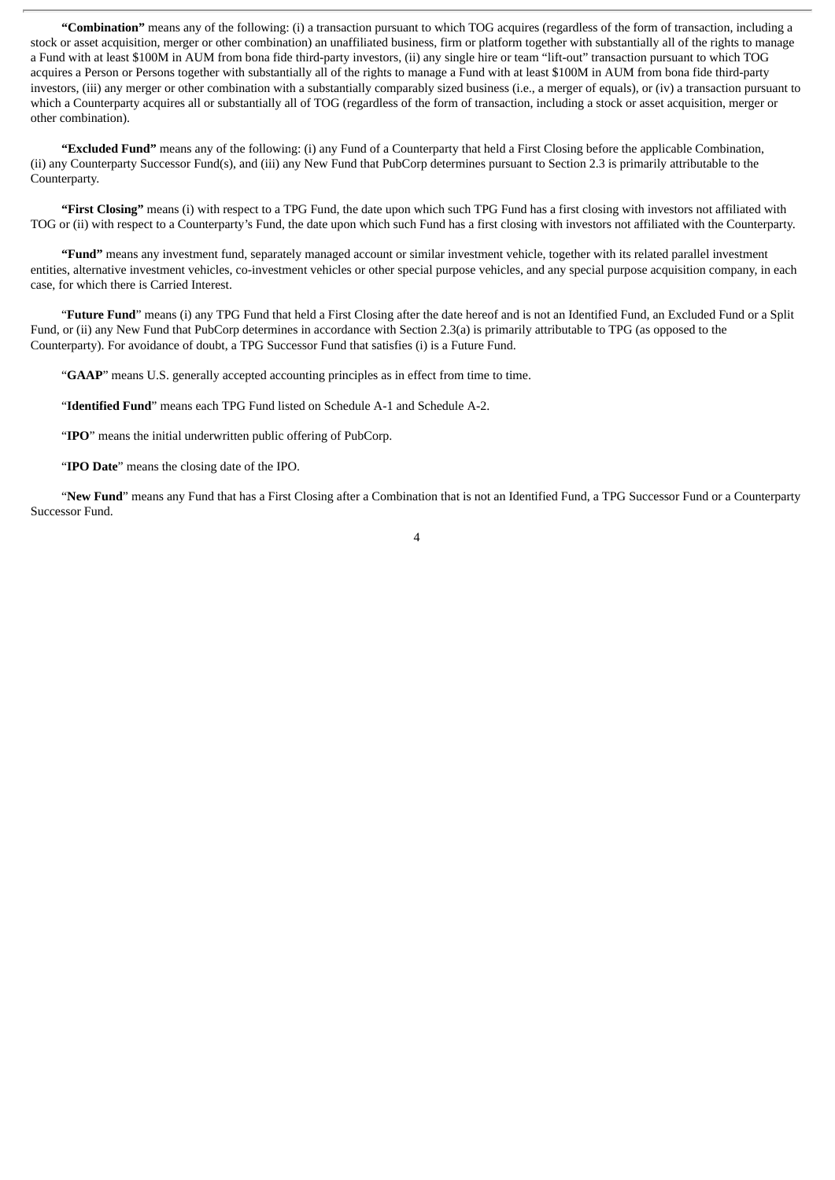**“Combination”** means any of the following: (i) a transaction pursuant to which TOG acquires (regardless of the form of transaction, including a stock or asset acquisition, merger or other combination) an unaffiliated business, firm or platform together with substantially all of the rights to manage a Fund with at least $100M in AUM from bona fide third-party investors, (ii) any single hire or team “lift-out” transaction pursuant to which TOG acquires a Person or Persons together with substantially all of the rights to manage a Fund with at least $100M in AUM from bona fide third-party investors, (iii) any merger or other combination with a substantially comparably sized business (i.e., a merger of equals), or (iv) a transaction pursuant to which a Counterparty acquires all or substantially all of TOG (regardless of the form of transaction, including a stock or asset acquisition, merger or other combination).

**“Excluded Fund”** means any of the following: (i) any Fund of a Counterparty that held a First Closing before the applicable Combination, (ii) any Counterparty Successor Fund(s), and (iii) any New Fund that PubCorp determines pursuant to Section 2.3 is primarily attributable to the Counterparty.

**“First Closing”** means (i) with respect to a TPG Fund, the date upon which such TPG Fund has a first closing with investors not affiliated with TOG or (ii) with respect to a Counterparty’s Fund, the date upon which such Fund has a first closing with investors not affiliated with the Counterparty.

**“Fund”** means any investment fund, separately managed account or similar investment vehicle, together with its related parallel investment entities, alternative investment vehicles, co-investment vehicles or other special purpose vehicles, and any special purpose acquisition company, in each case, for which there is Carried Interest.

“**Future Fund**” means (i) any TPG Fund that held a First Closing after the date hereof and is not an Identified Fund, an Excluded Fund or a Split Fund, or (ii) any New Fund that PubCorp determines in accordance with Section 2.3(a) is primarily attributable to TPG (as opposed to the Counterparty). For avoidance of doubt, a TPG Successor Fund that satisfies (i) is a Future Fund.

“**GAAP**” means U.S. generally accepted accounting principles as in effect from time to time.

“**Identified Fund**” means each TPG Fund listed on Schedule A-1 and Schedule A-2.

“**IPO**” means the initial underwritten public offering of PubCorp.

“**IPO Date**” means the closing date of the IPO.

“**New Fund**” means any Fund that has a First Closing after a Combination that is not an Identified Fund, a TPG Successor Fund or a Counterparty Successor Fund.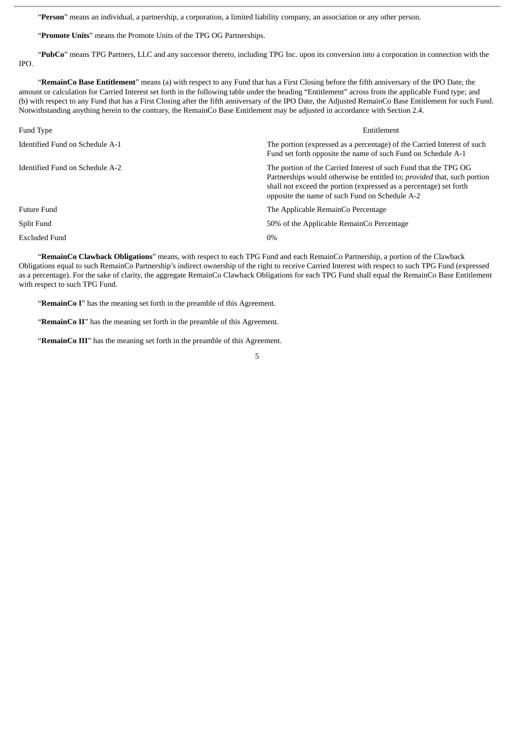"**Person**" means an individual, a partnership, a corporation, a limited liability company, an association or any other person.

"**Promote Units**" means the Promote Units of the TPG OG Partnerships.

"**PubCo**" means TPG Partners, LLC and any successor thereto, including TPG Inc. upon its conversion into a corporation in connection with the IPO.

"**RemainCo Base Entitlement**" means (a) with respect to any Fund that has a First Closing before the fifth anniversary of the IPO Date, the amount or calculation for Carried Interest set forth in the following table under the heading "Entitlement" across from the applicable Fund type; and (b) with respect to any Fund that has a First Closing after the fifth anniversary of the IPO Date, the Adjusted RemainCo Base Entitlement for such Fund. Notwithstanding anything herein to the contrary, the RemainCo Base Entitlement may be adjusted in accordance with Section 2.4.

| Fund Type | Entitlement |
|---|---|
| Identified Fund on Schedule A-1 | The portion (expressed as a percentage) of the Carried Interest of such Fund set forth opposite the name of such Fund on Schedule A-1 |
| Identified Fund on Schedule A-2 | The portion of the Carried Interest of such Fund that the TPG OG Partnerships would otherwise be entitled to; *provided* that, such portion shall not exceed the portion (expressed as a percentage) set forth opposite the name of such Fund on Schedule A-2 |
| Future Fund | The Applicable RemainCo Percentage |
| Split Fund | 50% of the Applicable RemainCo Percentage |
| Excluded Fund | 0% |

"**RemainCo Clawback Obligations**" means, with respect to each TPG Fund and each RemainCo Partnership, a portion of the Clawback Obligations equal to such RemainCo Partnership's indirect ownership of the right to receive Carried Interest with respect to such TPG Fund (expressed as a percentage). For the sake of clarity, the aggregate RemainCo Clawback Obligations for each TPG Fund shall equal the RemainCo Base Entitlement with respect to such TPG Fund.

"**RemainCo I**" has the meaning set forth in the preamble of this Agreement.

"**RemainCo II**" has the meaning set forth in the preamble of this Agreement.

"**RemainCo III**" has the meaning set forth in the preamble of this Agreement.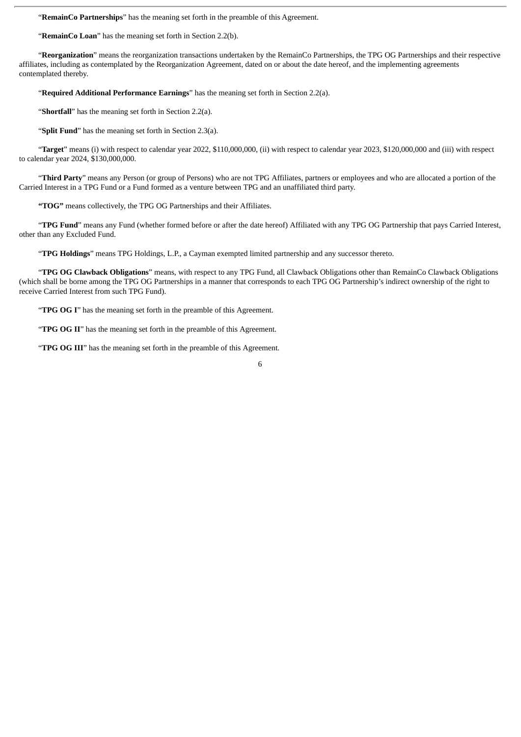"**RemainCo Partnerships**" has the meaning set forth in the preamble of this Agreement.

"**RemainCo Loan**" has the meaning set forth in Section 2.2(b).

"**Reorganization**" means the reorganization transactions undertaken by the RemainCo Partnerships, the TPG OG Partnerships and their respective affiliates, including as contemplated by the Reorganization Agreement, dated on or about the date hereof, and the implementing agreements contemplated thereby.

"**Required Additional Performance Earnings**" has the meaning set forth in Section 2.2(a).

"**Shortfall**" has the meaning set forth in Section 2.2(a).

"**Split Fund**" has the meaning set forth in Section 2.3(a).

"**Target**" means (i) with respect to calendar year 2022, $110,000,000, (ii) with respect to calendar year 2023, $120,000,000 and (iii) with respect to calendar year 2024, $130,000,000.

"**Third Party**" means any Person (or group of Persons) who are not TPG Affiliates, partners or employees and who are allocated a portion of the Carried Interest in a TPG Fund or a Fund formed as a venture between TPG and an unaffiliated third party.

**"TOG"** means collectively, the TPG OG Partnerships and their Affiliates.

"**TPG Fund**" means any Fund (whether formed before or after the date hereof) Affiliated with any TPG OG Partnership that pays Carried Interest, other than any Excluded Fund.

"**TPG Holdings**" means TPG Holdings, L.P., a Cayman exempted limited partnership and any successor thereto.

"**TPG OG Clawback Obligations**" means, with respect to any TPG Fund, all Clawback Obligations other than RemainCo Clawback Obligations (which shall be borne among the TPG OG Partnerships in a manner that corresponds to each TPG OG Partnership's indirect ownership of the right to receive Carried Interest from such TPG Fund).

"**TPG OG I**" has the meaning set forth in the preamble of this Agreement.

"**TPG OG II**" has the meaning set forth in the preamble of this Agreement.

"**TPG OG III**" has the meaning set forth in the preamble of this Agreement.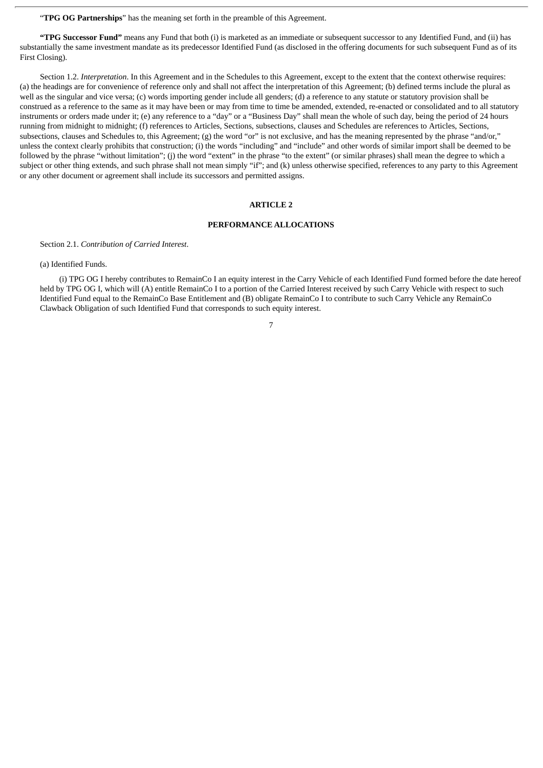"**TPG OG Partnerships**" has the meaning set forth in the preamble of this Agreement.

**"TPG Successor Fund"** means any Fund that both (i) is marketed as an immediate or subsequent successor to any Identified Fund, and (ii) has substantially the same investment mandate as its predecessor Identified Fund (as disclosed in the offering documents for such subsequent Fund as of its First Closing).

Section 1.2. *Interpretation*. In this Agreement and in the Schedules to this Agreement, except to the extent that the context otherwise requires: (a) the headings are for convenience of reference only and shall not affect the interpretation of this Agreement; (b) defined terms include the plural as well as the singular and vice versa; (c) words importing gender include all genders; (d) a reference to any statute or statutory provision shall be construed as a reference to the same as it may have been or may from time to time be amended, extended, re-enacted or consolidated and to all statutory instruments or orders made under it; (e) any reference to a "day" or a "Business Day" shall mean the whole of such day, being the period of 24 hours running from midnight to midnight; (f) references to Articles, Sections, subsections, clauses and Schedules are references to Articles, Sections, subsections, clauses and Schedules to, this Agreement; (g) the word "or" is not exclusive, and has the meaning represented by the phrase "and/or," unless the context clearly prohibits that construction; (i) the words "including" and "include" and other words of similar import shall be deemed to be followed by the phrase "without limitation"; (j) the word "extent" in the phrase "to the extent" (or similar phrases) shall mean the degree to which a subject or other thing extends, and such phrase shall not mean simply "if"; and (k) unless otherwise specified, references to any party to this Agreement or any other document or agreement shall include its successors and permitted assigns.

## ARTICLE 2

## PERFORMANCE ALLOCATIONS

Section 2.1. *Contribution of Carried Interest*.

(a) Identified Funds.

(i) TPG OG I hereby contributes to RemainCo I an equity interest in the Carry Vehicle of each Identified Fund formed before the date hereof held by TPG OG I, which will (A) entitle RemainCo I to a portion of the Carried Interest received by such Carry Vehicle with respect to such Identified Fund equal to the RemainCo Base Entitlement and (B) obligate RemainCo I to contribute to such Carry Vehicle any RemainCo Clawback Obligation of such Identified Fund that corresponds to such equity interest.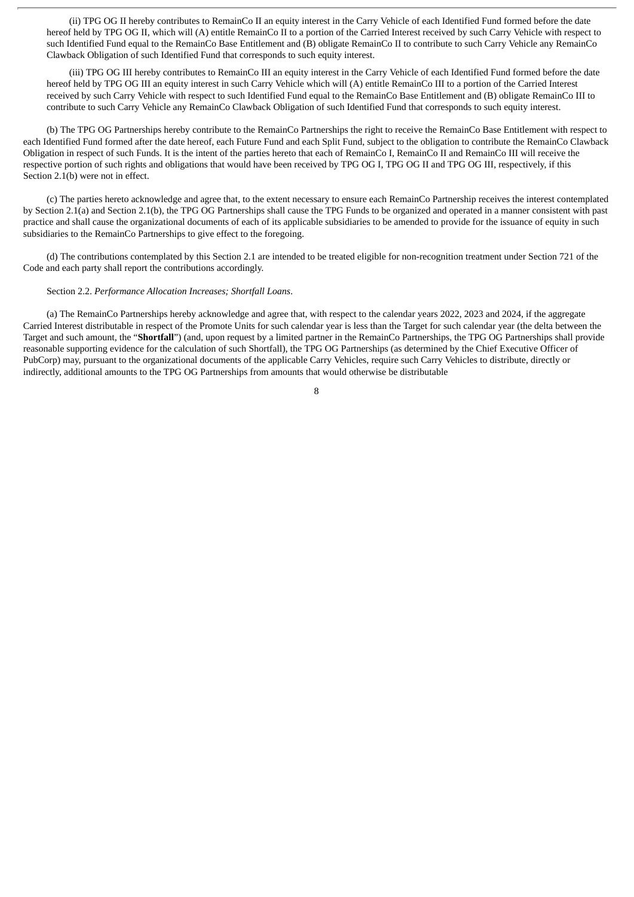(ii) TPG OG II hereby contributes to RemainCo II an equity interest in the Carry Vehicle of each Identified Fund formed before the date hereof held by TPG OG II, which will (A) entitle RemainCo II to a portion of the Carried Interest received by such Carry Vehicle with respect to such Identified Fund equal to the RemainCo Base Entitlement and (B) obligate RemainCo II to contribute to such Carry Vehicle any RemainCo Clawback Obligation of such Identified Fund that corresponds to such equity interest.

(iii) TPG OG III hereby contributes to RemainCo III an equity interest in the Carry Vehicle of each Identified Fund formed before the date hereof held by TPG OG III an equity interest in such Carry Vehicle which will (A) entitle RemainCo III to a portion of the Carried Interest received by such Carry Vehicle with respect to such Identified Fund equal to the RemainCo Base Entitlement and (B) obligate RemainCo III to contribute to such Carry Vehicle any RemainCo Clawback Obligation of such Identified Fund that corresponds to such equity interest.

(b) The TPG OG Partnerships hereby contribute to the RemainCo Partnerships the right to receive the RemainCo Base Entitlement with respect to each Identified Fund formed after the date hereof, each Future Fund and each Split Fund, subject to the obligation to contribute the RemainCo Clawback Obligation in respect of such Funds. It is the intent of the parties hereto that each of RemainCo I, RemainCo II and RemainCo III will receive the respective portion of such rights and obligations that would have been received by TPG OG I, TPG OG II and TPG OG III, respectively, if this Section 2.1(b) were not in effect.

(c) The parties hereto acknowledge and agree that, to the extent necessary to ensure each RemainCo Partnership receives the interest contemplated by Section 2.1(a) and Section 2.1(b), the TPG OG Partnerships shall cause the TPG Funds to be organized and operated in a manner consistent with past practice and shall cause the organizational documents of each of its applicable subsidiaries to be amended to provide for the issuance of equity in such subsidiaries to the RemainCo Partnerships to give effect to the foregoing.

(d) The contributions contemplated by this Section 2.1 are intended to be treated eligible for non-recognition treatment under Section 721 of the Code and each party shall report the contributions accordingly.

Section 2.2. *Performance Allocation Increases; Shortfall Loans*.

(a) The RemainCo Partnerships hereby acknowledge and agree that, with respect to the calendar years 2022, 2023 and 2024, if the aggregate Carried Interest distributable in respect of the Promote Units for such calendar year is less than the Target for such calendar year (the delta between the Target and such amount, the "**Shortfall**") (and, upon request by a limited partner in the RemainCo Partnerships, the TPG OG Partnerships shall provide reasonable supporting evidence for the calculation of such Shortfall), the TPG OG Partnerships (as determined by the Chief Executive Officer of PubCorp) may, pursuant to the organizational documents of the applicable Carry Vehicles, require such Carry Vehicles to distribute, directly or indirectly, additional amounts to the TPG OG Partnerships from amounts that would otherwise be distributable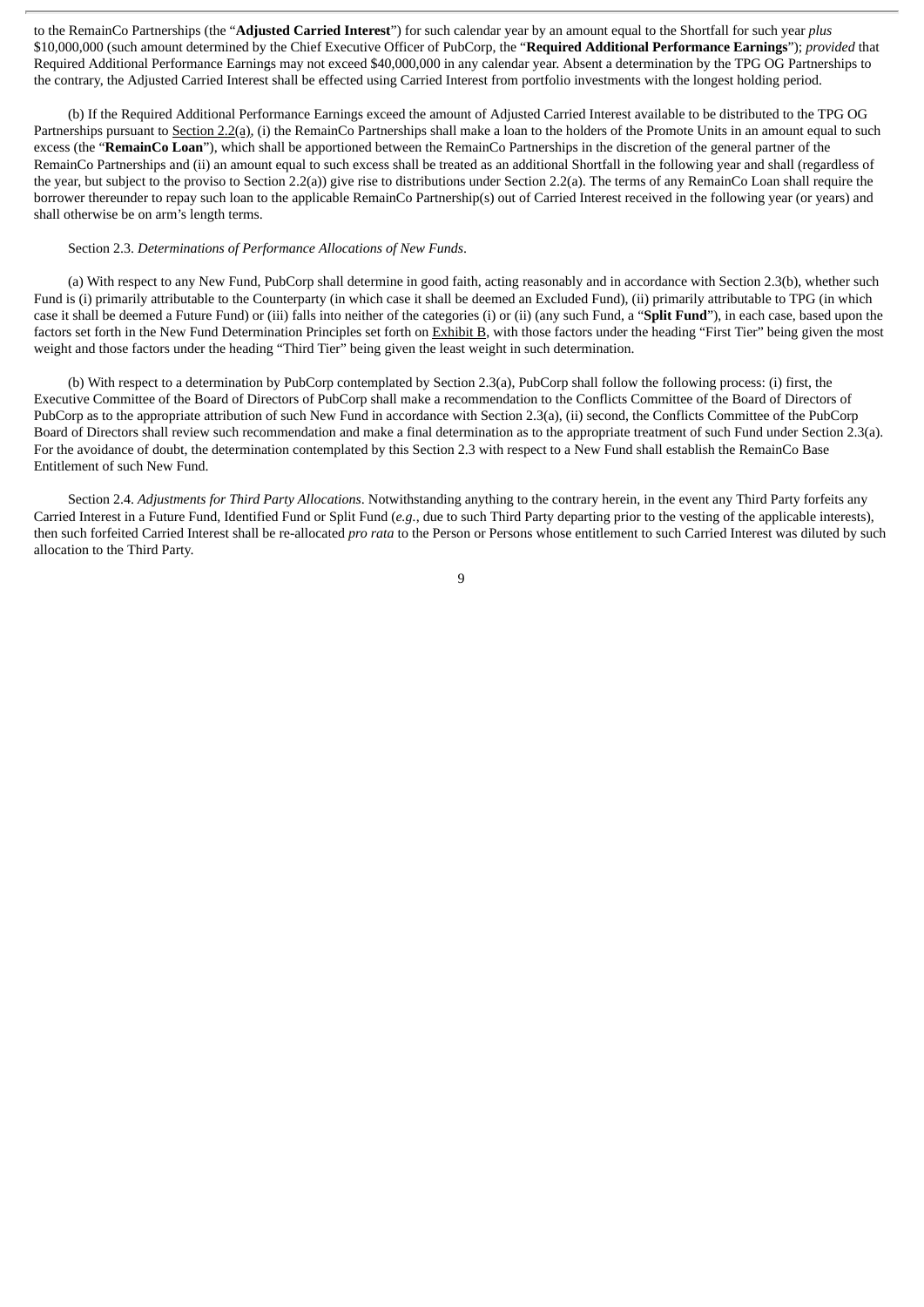to the RemainCo Partnerships (the "**Adjusted Carried Interest**") for such calendar year by an amount equal to the Shortfall for such year *plus* $10,000,000 (such amount determined by the Chief Executive Officer of PubCorp, the "**Required Additional Performance Earnings**"); *provided* that Required Additional Performance Earnings may not exceed $40,000,000 in any calendar year. Absent a determination by the TPG OG Partnerships to the contrary, the Adjusted Carried Interest shall be effected using Carried Interest from portfolio investments with the longest holding period.

(b) If the Required Additional Performance Earnings exceed the amount of Adjusted Carried Interest available to be distributed to the TPG OG Partnerships pursuant to Section 2.2(a), (i) the RemainCo Partnerships shall make a loan to the holders of the Promote Units in an amount equal to such excess (the "**RemainCo Loan**"), which shall be apportioned between the RemainCo Partnerships in the discretion of the general partner of the RemainCo Partnerships and (ii) an amount equal to such excess shall be treated as an additional Shortfall in the following year and shall (regardless of the year, but subject to the proviso to Section 2.2(a)) give rise to distributions under Section 2.2(a). The terms of any RemainCo Loan shall require the borrower thereunder to repay such loan to the applicable RemainCo Partnership(s) out of Carried Interest received in the following year (or years) and shall otherwise be on arm's length terms.

Section 2.3. *Determinations of Performance Allocations of New Funds*.

(a) With respect to any New Fund, PubCorp shall determine in good faith, acting reasonably and in accordance with Section 2.3(b), whether such Fund is (i) primarily attributable to the Counterparty (in which case it shall be deemed an Excluded Fund), (ii) primarily attributable to TPG (in which case it shall be deemed a Future Fund) or (iii) falls into neither of the categories (i) or (ii) (any such Fund, a "**Split Fund**"), in each case, based upon the factors set forth in the New Fund Determination Principles set forth on Exhibit B, with those factors under the heading "First Tier" being given the most weight and those factors under the heading "Third Tier" being given the least weight in such determination.

(b) With respect to a determination by PubCorp contemplated by Section 2.3(a), PubCorp shall follow the following process: (i) first, the Executive Committee of the Board of Directors of PubCorp shall make a recommendation to the Conflicts Committee of the Board of Directors of PubCorp as to the appropriate attribution of such New Fund in accordance with Section 2.3(a), (ii) second, the Conflicts Committee of the PubCorp Board of Directors shall review such recommendation and make a final determination as to the appropriate treatment of such Fund under Section 2.3(a). For the avoidance of doubt, the determination contemplated by this Section 2.3 with respect to a New Fund shall establish the RemainCo Base Entitlement of such New Fund.

Section 2.4. *Adjustments for Third Party Allocations*. Notwithstanding anything to the contrary herein, in the event any Third Party forfeits any Carried Interest in a Future Fund, Identified Fund or Split Fund (*e.g.*, due to such Third Party departing prior to the vesting of the applicable interests), then such forfeited Carried Interest shall be re-allocated *pro rata* to the Person or Persons whose entitlement to such Carried Interest was diluted by such allocation to the Third Party.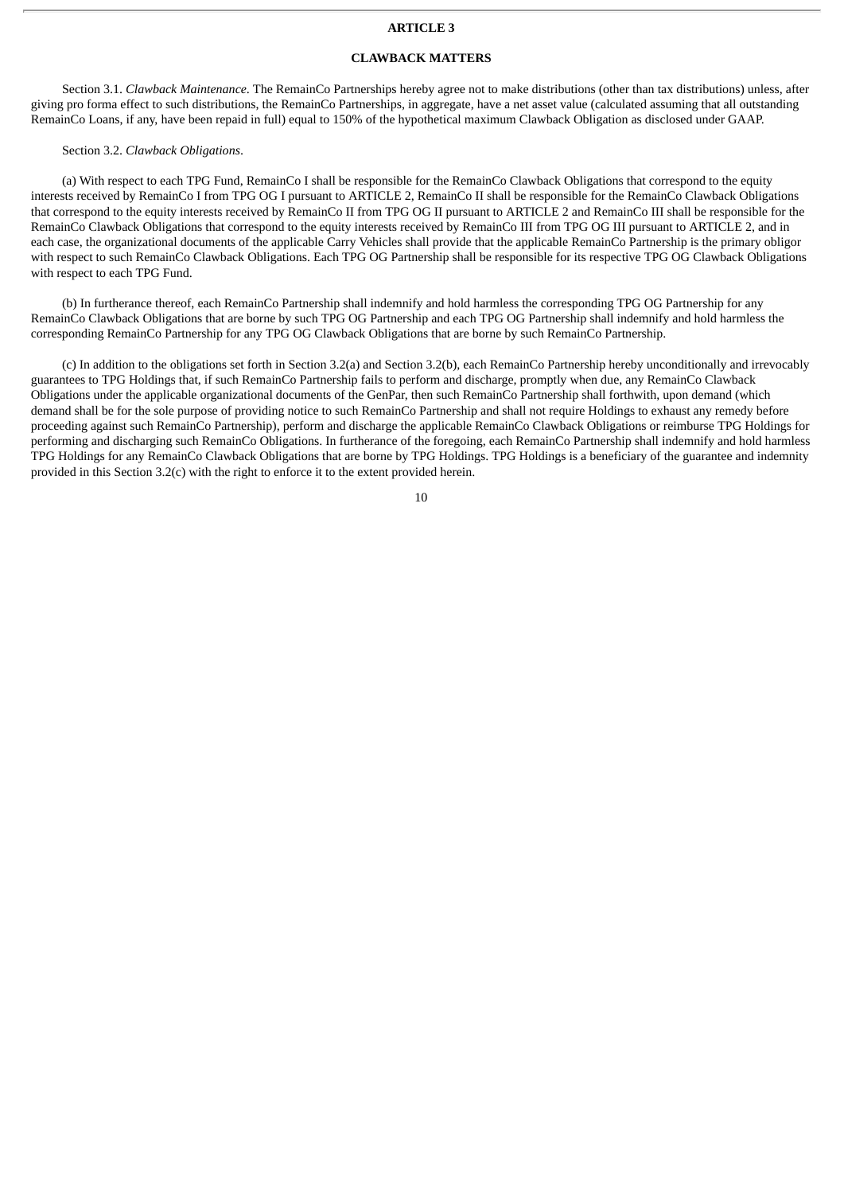## ARTICLE 3

## CLAWBACK MATTERS

Section 3.1. *Clawback Maintenance*. The RemainCo Partnerships hereby agree not to make distributions (other than tax distributions) unless, after giving pro forma effect to such distributions, the RemainCo Partnerships, in aggregate, have a net asset value (calculated assuming that all outstanding RemainCo Loans, if any, have been repaid in full) equal to 150% of the hypothetical maximum Clawback Obligation as disclosed under GAAP.

Section 3.2. *Clawback Obligations*.

(a) With respect to each TPG Fund, RemainCo I shall be responsible for the RemainCo Clawback Obligations that correspond to the equity interests received by RemainCo I from TPG OG I pursuant to ARTICLE 2, RemainCo II shall be responsible for the RemainCo Clawback Obligations that correspond to the equity interests received by RemainCo II from TPG OG II pursuant to ARTICLE 2 and RemainCo III shall be responsible for the RemainCo Clawback Obligations that correspond to the equity interests received by RemainCo III from TPG OG III pursuant to ARTICLE 2, and in each case, the organizational documents of the applicable Carry Vehicles shall provide that the applicable RemainCo Partnership is the primary obligor with respect to such RemainCo Clawback Obligations. Each TPG OG Partnership shall be responsible for its respective TPG OG Clawback Obligations with respect to each TPG Fund.

(b) In furtherance thereof, each RemainCo Partnership shall indemnify and hold harmless the corresponding TPG OG Partnership for any RemainCo Clawback Obligations that are borne by such TPG OG Partnership and each TPG OG Partnership shall indemnify and hold harmless the corresponding RemainCo Partnership for any TPG OG Clawback Obligations that are borne by such RemainCo Partnership.

(c) In addition to the obligations set forth in Section 3.2(a) and Section 3.2(b), each RemainCo Partnership hereby unconditionally and irrevocably guarantees to TPG Holdings that, if such RemainCo Partnership fails to perform and discharge, promptly when due, any RemainCo Clawback Obligations under the applicable organizational documents of the GenPar, then such RemainCo Partnership shall forthwith, upon demand (which demand shall be for the sole purpose of providing notice to such RemainCo Partnership and shall not require Holdings to exhaust any remedy before proceeding against such RemainCo Partnership), perform and discharge the applicable RemainCo Clawback Obligations or reimburse TPG Holdings for performing and discharging such RemainCo Obligations. In furtherance of the foregoing, each RemainCo Partnership shall indemnify and hold harmless TPG Holdings for any RemainCo Clawback Obligations that are borne by TPG Holdings. TPG Holdings is a beneficiary of the guarantee and indemnity provided in this Section 3.2(c) with the right to enforce it to the extent provided herein.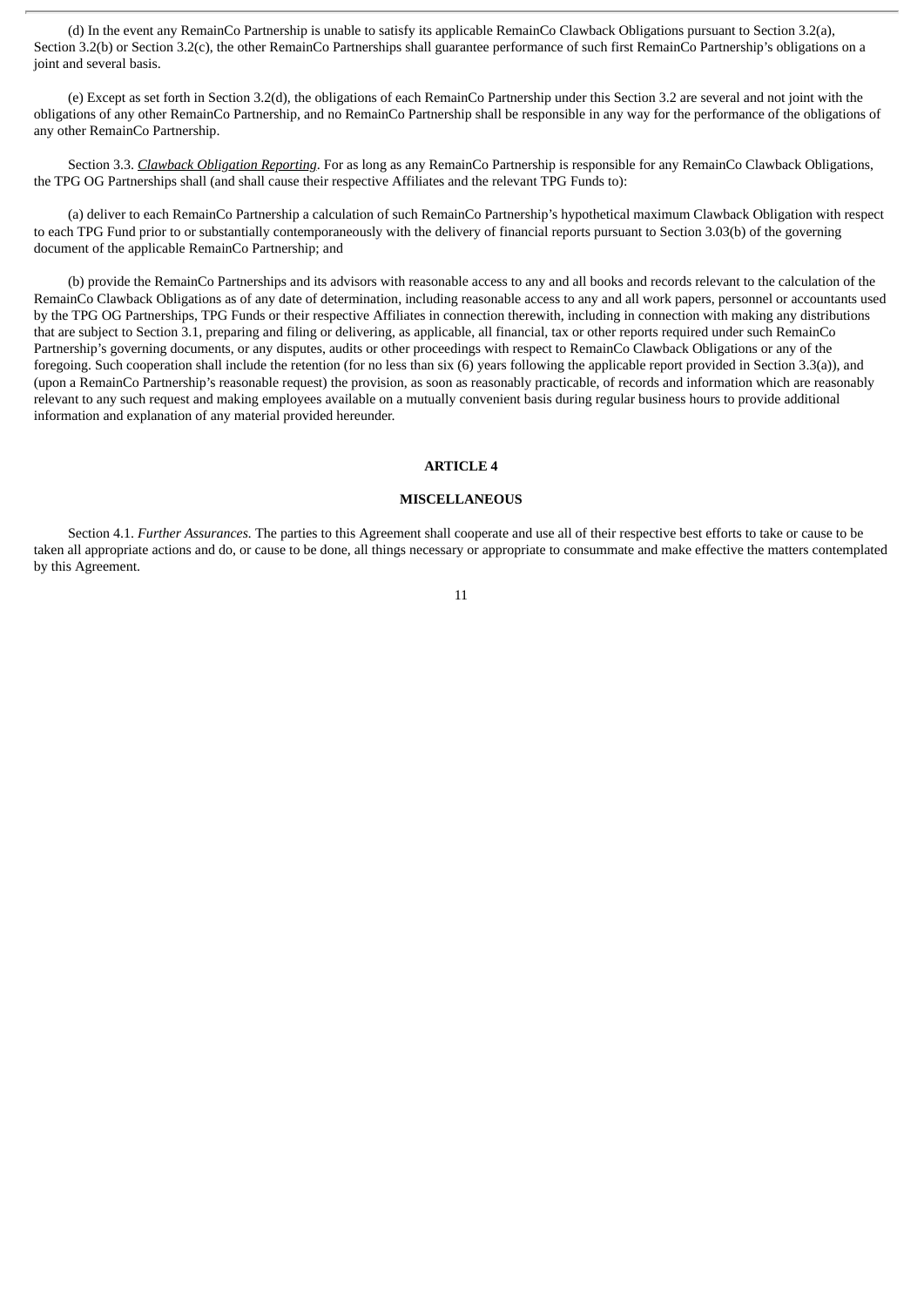(d) In the event any RemainCo Partnership is unable to satisfy its applicable RemainCo Clawback Obligations pursuant to Section 3.2(a), Section 3.2(b) or Section 3.2(c), the other RemainCo Partnerships shall guarantee performance of such first RemainCo Partnership's obligations on a joint and several basis.

(e) Except as set forth in Section 3.2(d), the obligations of each RemainCo Partnership under this Section 3.2 are several and not joint with the obligations of any other RemainCo Partnership, and no RemainCo Partnership shall be responsible in any way for the performance of the obligations of any other RemainCo Partnership.

Section 3.3. *Clawback Obligation Reporting*. For as long as any RemainCo Partnership is responsible for any RemainCo Clawback Obligations, the TPG OG Partnerships shall (and shall cause their respective Affiliates and the relevant TPG Funds to):

(a) deliver to each RemainCo Partnership a calculation of such RemainCo Partnership's hypothetical maximum Clawback Obligation with respect to each TPG Fund prior to or substantially contemporaneously with the delivery of financial reports pursuant to Section 3.03(b) of the governing document of the applicable RemainCo Partnership; and

(b) provide the RemainCo Partnerships and its advisors with reasonable access to any and all books and records relevant to the calculation of the RemainCo Clawback Obligations as of any date of determination, including reasonable access to any and all work papers, personnel or accountants used by the TPG OG Partnerships, TPG Funds or their respective Affiliates in connection therewith, including in connection with making any distributions that are subject to Section 3.1, preparing and filing or delivering, as applicable, all financial, tax or other reports required under such RemainCo Partnership's governing documents, or any disputes, audits or other proceedings with respect to RemainCo Clawback Obligations or any of the foregoing. Such cooperation shall include the retention (for no less than six (6) years following the applicable report provided in Section 3.3(a)), and (upon a RemainCo Partnership's reasonable request) the provision, as soon as reasonably practicable, of records and information which are reasonably relevant to any such request and making employees available on a mutually convenient basis during regular business hours to provide additional information and explanation of any material provided hereunder.

## ARTICLE 4

## MISCELLANEOUS

Section 4.1. *Further Assurances.* The parties to this Agreement shall cooperate and use all of their respective best efforts to take or cause to be taken all appropriate actions and do, or cause to be done, all things necessary or appropriate to consummate and make effective the matters contemplated by this Agreement.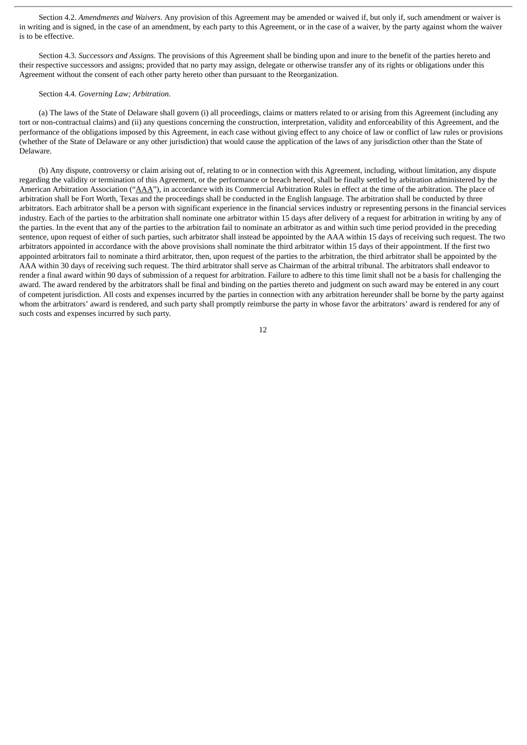Section 4.2. *Amendments and Waivers*. Any provision of this Agreement may be amended or waived if, but only if, such amendment or waiver is in writing and is signed, in the case of an amendment, by each party to this Agreement, or in the case of a waiver, by the party against whom the waiver is to be effective.

Section 4.3. *Successors and Assigns*. The provisions of this Agreement shall be binding upon and inure to the benefit of the parties hereto and their respective successors and assigns; provided that no party may assign, delegate or otherwise transfer any of its rights or obligations under this Agreement without the consent of each other party hereto other than pursuant to the Reorganization.

Section 4.4. *Governing Law; Arbitration*.

(a) The laws of the State of Delaware shall govern (i) all proceedings, claims or matters related to or arising from this Agreement (including any tort or non-contractual claims) and (ii) any questions concerning the construction, interpretation, validity and enforceability of this Agreement, and the performance of the obligations imposed by this Agreement, in each case without giving effect to any choice of law or conflict of law rules or provisions (whether of the State of Delaware or any other jurisdiction) that would cause the application of the laws of any jurisdiction other than the State of Delaware.

(b) Any dispute, controversy or claim arising out of, relating to or in connection with this Agreement, including, without limitation, any dispute regarding the validity or termination of this Agreement, or the performance or breach hereof, shall be finally settled by arbitration administered by the American Arbitration Association ("AAA"), in accordance with its Commercial Arbitration Rules in effect at the time of the arbitration. The place of arbitration shall be Fort Worth, Texas and the proceedings shall be conducted in the English language. The arbitration shall be conducted by three arbitrators. Each arbitrator shall be a person with significant experience in the financial services industry or representing persons in the financial services industry. Each of the parties to the arbitration shall nominate one arbitrator within 15 days after delivery of a request for arbitration in writing by any of the parties. In the event that any of the parties to the arbitration fail to nominate an arbitrator as and within such time period provided in the preceding sentence, upon request of either of such parties, such arbitrator shall instead be appointed by the AAA within 15 days of receiving such request. The two arbitrators appointed in accordance with the above provisions shall nominate the third arbitrator within 15 days of their appointment. If the first two appointed arbitrators fail to nominate a third arbitrator, then, upon request of the parties to the arbitration, the third arbitrator shall be appointed by the AAA within 30 days of receiving such request. The third arbitrator shall serve as Chairman of the arbitral tribunal. The arbitrators shall endeavor to render a final award within 90 days of submission of a request for arbitration. Failure to adhere to this time limit shall not be a basis for challenging the award. The award rendered by the arbitrators shall be final and binding on the parties thereto and judgment on such award may be entered in any court of competent jurisdiction. All costs and expenses incurred by the parties in connection with any arbitration hereunder shall be borne by the party against whom the arbitrators' award is rendered, and such party shall promptly reimburse the party in whose favor the arbitrators' award is rendered for any of such costs and expenses incurred by such party.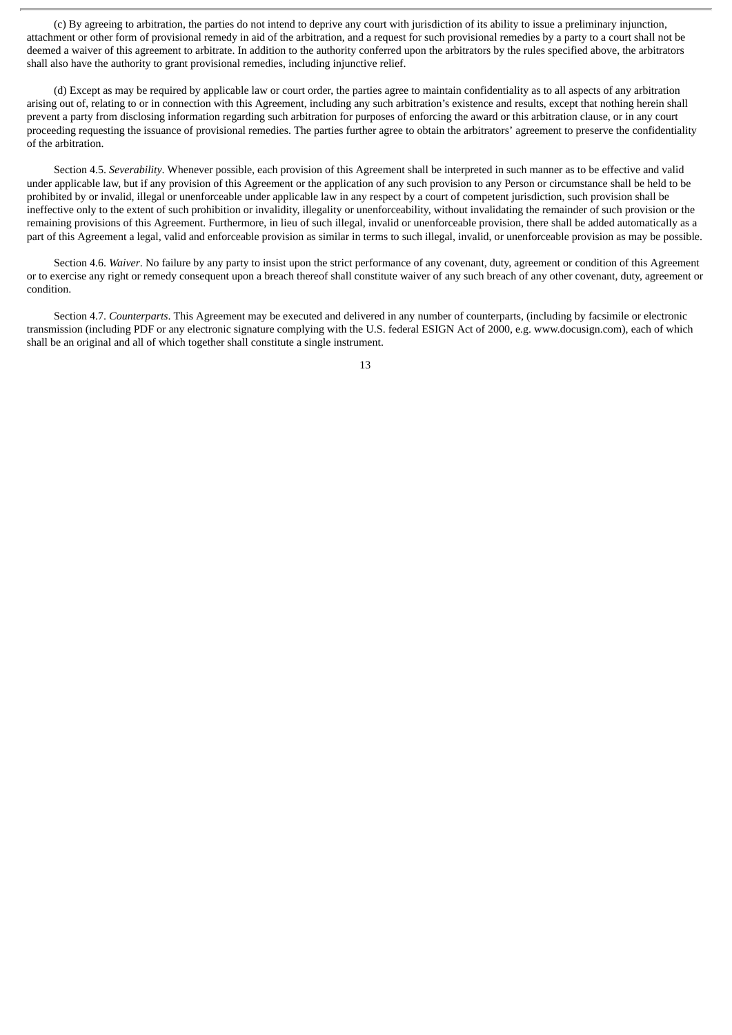(c) By agreeing to arbitration, the parties do not intend to deprive any court with jurisdiction of its ability to issue a preliminary injunction, attachment or other form of provisional remedy in aid of the arbitration, and a request for such provisional remedies by a party to a court shall not be deemed a waiver of this agreement to arbitrate. In addition to the authority conferred upon the arbitrators by the rules specified above, the arbitrators shall also have the authority to grant provisional remedies, including injunctive relief.

(d) Except as may be required by applicable law or court order, the parties agree to maintain confidentiality as to all aspects of any arbitration arising out of, relating to or in connection with this Agreement, including any such arbitration's existence and results, except that nothing herein shall prevent a party from disclosing information regarding such arbitration for purposes of enforcing the award or this arbitration clause, or in any court proceeding requesting the issuance of provisional remedies. The parties further agree to obtain the arbitrators' agreement to preserve the confidentiality of the arbitration.

Section 4.5. *Severability*. Whenever possible, each provision of this Agreement shall be interpreted in such manner as to be effective and valid under applicable law, but if any provision of this Agreement or the application of any such provision to any Person or circumstance shall be held to be prohibited by or invalid, illegal or unenforceable under applicable law in any respect by a court of competent jurisdiction, such provision shall be ineffective only to the extent of such prohibition or invalidity, illegality or unenforceability, without invalidating the remainder of such provision or the remaining provisions of this Agreement. Furthermore, in lieu of such illegal, invalid or unenforceable provision, there shall be added automatically as a part of this Agreement a legal, valid and enforceable provision as similar in terms to such illegal, invalid, or unenforceable provision as may be possible.

Section 4.6. *Waiver*. No failure by any party to insist upon the strict performance of any covenant, duty, agreement or condition of this Agreement or to exercise any right or remedy consequent upon a breach thereof shall constitute waiver of any such breach of any other covenant, duty, agreement or condition.

Section 4.7. *Counterparts*. This Agreement may be executed and delivered in any number of counterparts, (including by facsimile or electronic transmission (including PDF or any electronic signature complying with the U.S. federal ESIGN Act of 2000, e.g. www.docusign.com), each of which shall be an original and all of which together shall constitute a single instrument.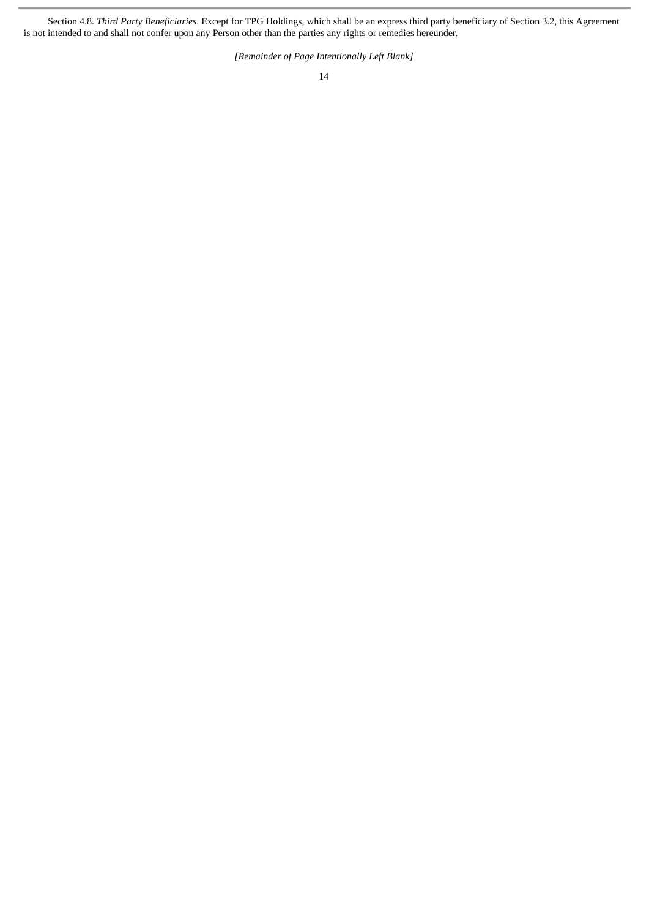Section 4.8. *Third Party Beneficiaries*. Except for TPG Holdings, which shall be an express third party beneficiary of Section 3.2, this Agreement is not intended to and shall not confer upon any Person other than the parties any rights or remedies hereunder.

*[Remainder of Page Intentionally Left Blank]*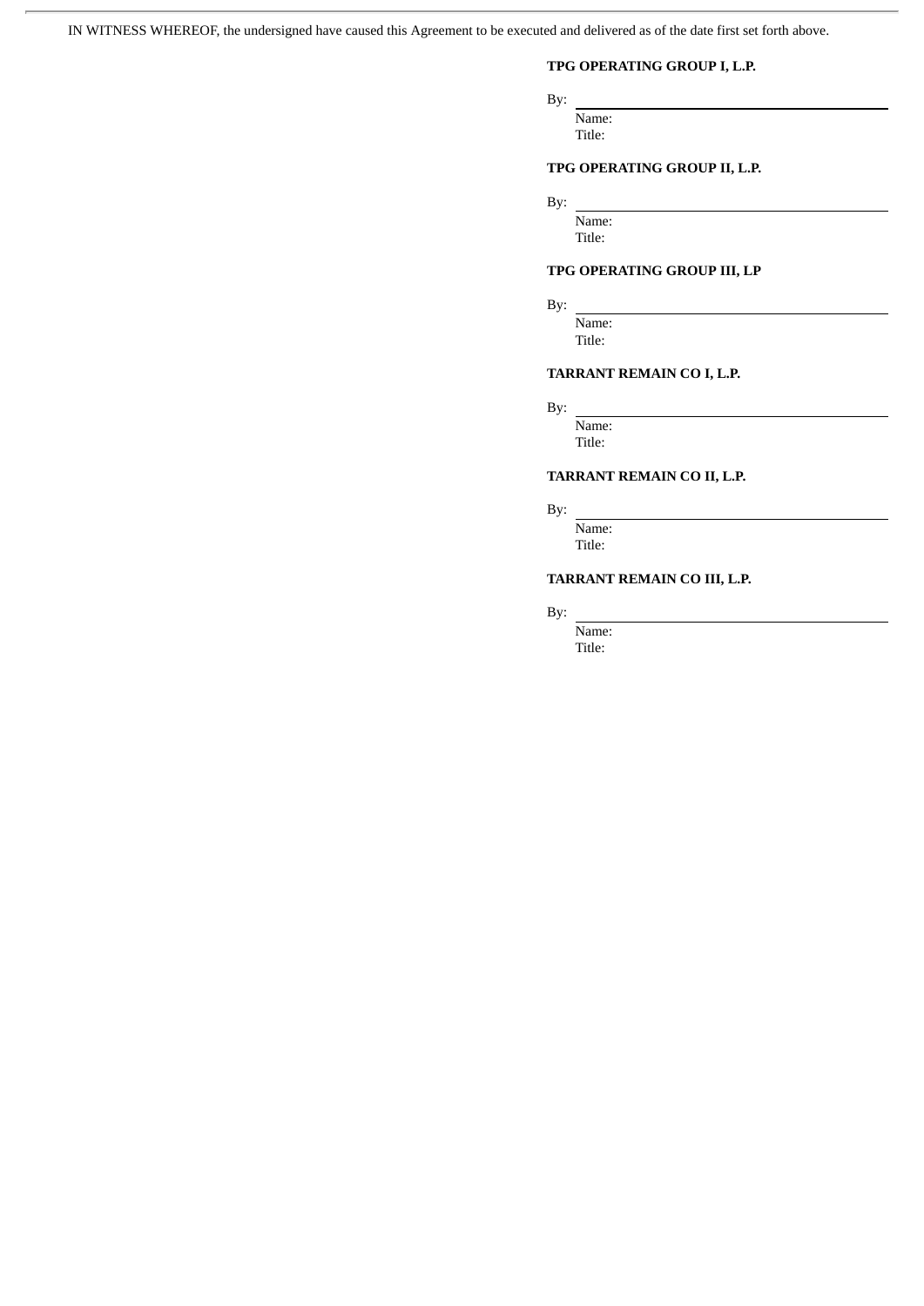IN WITNESS WHEREOF, the undersigned have caused this Agreement to be executed and delivered as of the date first set forth above.

**TPG OPERATING GROUP I, L.P.**

By: \_\_\_\_\_\_\_\_\_\_\_\_\_\_\_\_\_\_\_\_\_\_\_\_\_\_\_\_
Name:
Title:

**TPG OPERATING GROUP II, L.P.**

By: \_\_\_\_\_\_\_\_\_\_\_\_\_\_\_\_\_\_\_\_\_\_\_\_\_\_\_\_
Name:
Title:

**TPG OPERATING GROUP III, LP**

By: \_\_\_\_\_\_\_\_\_\_\_\_\_\_\_\_\_\_\_\_\_\_\_\_\_\_\_\_
Name:
Title:

**TARRANT REMAIN CO I, L.P.**

By: \_\_\_\_\_\_\_\_\_\_\_\_\_\_\_\_\_\_\_\_\_\_\_\_\_\_\_\_
Name:
Title:

**TARRANT REMAIN CO II, L.P.**

By: \_\_\_\_\_\_\_\_\_\_\_\_\_\_\_\_\_\_\_\_\_\_\_\_\_\_\_\_
Name:
Title:

**TARRANT REMAIN CO III, L.P.**

By: \_\_\_\_\_\_\_\_\_\_\_\_\_\_\_\_\_\_\_\_\_\_\_\_\_\_\_\_
Name:
Title: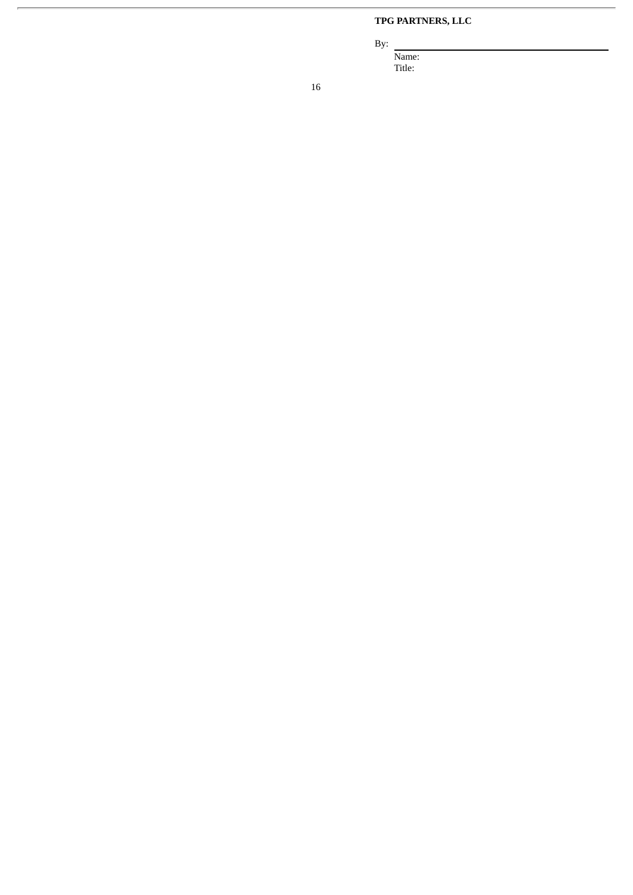**TPG PARTNERS, LLC**

By: \_\_\_\_\_\_\_\_\_\_\_\_\_\_\_\_\_\_\_\_\_\_\_\_\_\_\_\_\_\_\_\_

Name:

Title: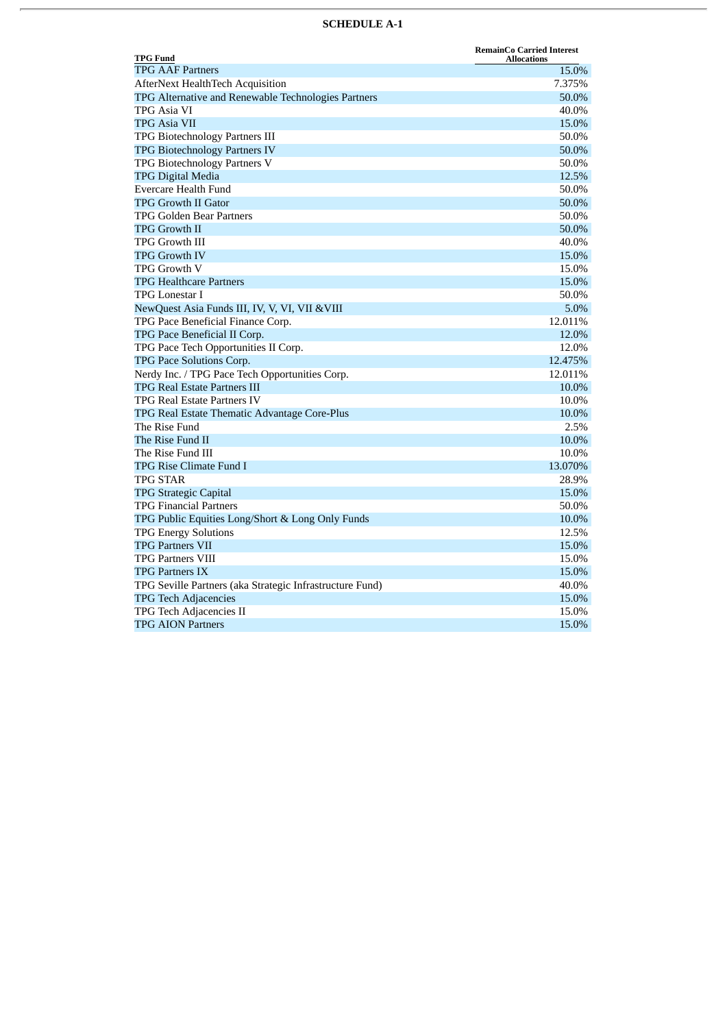## SCHEDULE A-1

| TPG Fund | RemainCo Carried Interest Allocations |
|---|---|
| TPG AAF Partners | 15.0% |
| AfterNext HealthTech Acquisition | 7.375% |
| TPG Alternative and Renewable Technologies Partners | 50.0% |
| TPG Asia VI | 40.0% |
| TPG Asia VII | 15.0% |
| TPG Biotechnology Partners III | 50.0% |
| TPG Biotechnology Partners IV | 50.0% |
| TPG Biotechnology Partners V | 50.0% |
| TPG Digital Media | 12.5% |
| Evercare Health Fund | 50.0% |
| TPG Growth II Gator | 50.0% |
| TPG Golden Bear Partners | 50.0% |
| TPG Growth II | 50.0% |
| TPG Growth III | 40.0% |
| TPG Growth IV | 15.0% |
| TPG Growth V | 15.0% |
| TPG Healthcare Partners | 15.0% |
| TPG Lonestar I | 50.0% |
| NewQuest Asia Funds III, IV, V, VI, VII &VIII | 5.0% |
| TPG Pace Beneficial Finance Corp. | 12.011% |
| TPG Pace Beneficial II Corp. | 12.0% |
| TPG Pace Tech Opportunities II Corp. | 12.0% |
| TPG Pace Solutions Corp. | 12.475% |
| Nerdy Inc. / TPG Pace Tech Opportunities Corp. | 12.011% |
| TPG Real Estate Partners III | 10.0% |
| TPG Real Estate Partners IV | 10.0% |
| TPG Real Estate Thematic Advantage Core-Plus | 10.0% |
| The Rise Fund | 2.5% |
| The Rise Fund II | 10.0% |
| The Rise Fund III | 10.0% |
| TPG Rise Climate Fund I | 13.070% |
| TPG STAR | 28.9% |
| TPG Strategic Capital | 15.0% |
| TPG Financial Partners | 50.0% |
| TPG Public Equities Long/Short & Long Only Funds | 10.0% |
| TPG Energy Solutions | 12.5% |
| TPG Partners VII | 15.0% |
| TPG Partners VIII | 15.0% |
| TPG Partners IX | 15.0% |
| TPG Seville Partners (aka Strategic Infrastructure Fund) | 40.0% |
| TPG Tech Adjacencies | 15.0% |
| TPG Tech Adjacencies II | 15.0% |
| TPG AION Partners | 15.0% |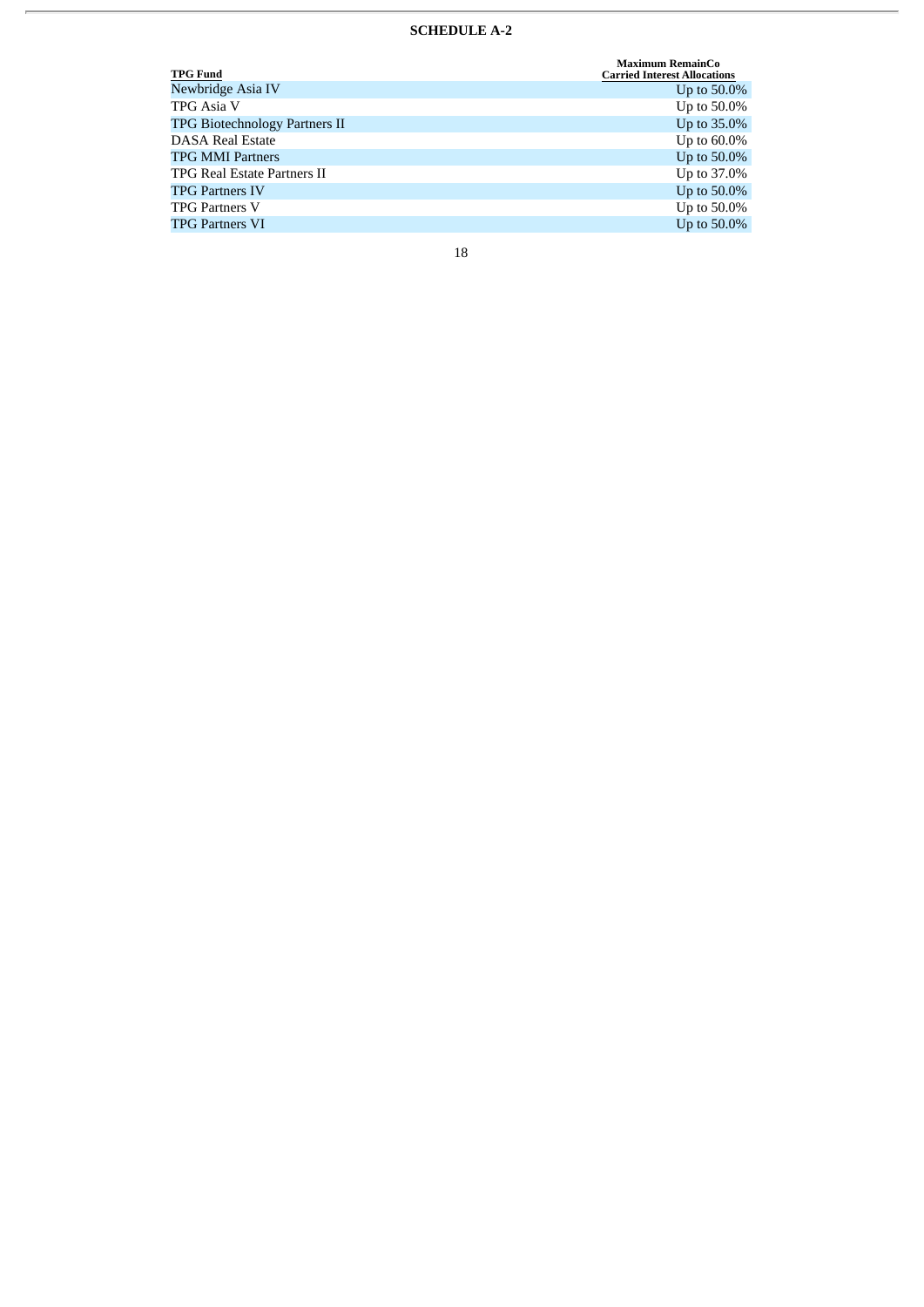**SCHEDULE A-2**

| TPG Fund | Maximum RemainCo Carried Interest Allocations |
| --- | --- |
| Newbridge Asia IV | Up to 50.0% |
| TPG Asia V | Up to 50.0% |
| TPG Biotechnology Partners II | Up to 35.0% |
| DASA Real Estate | Up to 60.0% |
| TPG MMI Partners | Up to 50.0% |
| TPG Real Estate Partners II | Up to 37.0% |
| TPG Partners IV | Up to 50.0% |
| TPG Partners V | Up to 50.0% |
| TPG Partners VI | Up to 50.0% |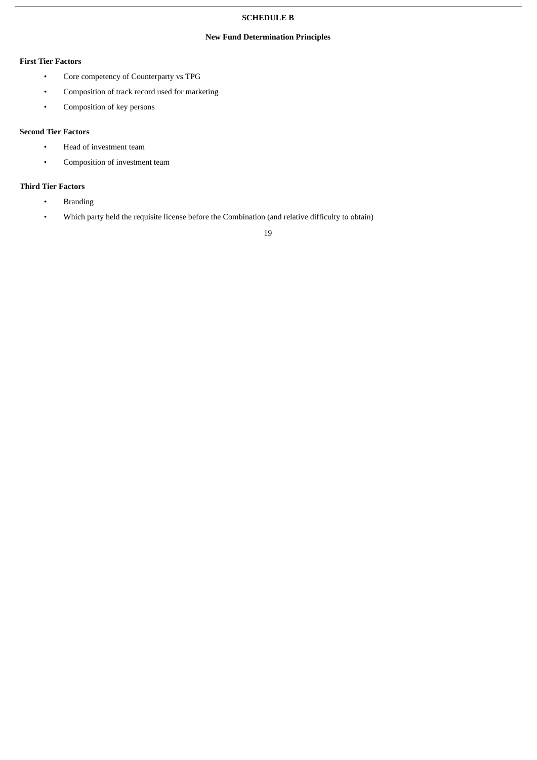# SCHEDULE B

## New Fund Determination Principles

**First Tier Factors**

- Core competency of Counterparty vs TPG
- Composition of track record used for marketing
- Composition of key persons

**Second Tier Factors**

- Head of investment team
- Composition of investment team

**Third Tier Factors**

- Branding
- Which party held the requisite license before the Combination (and relative difficulty to obtain)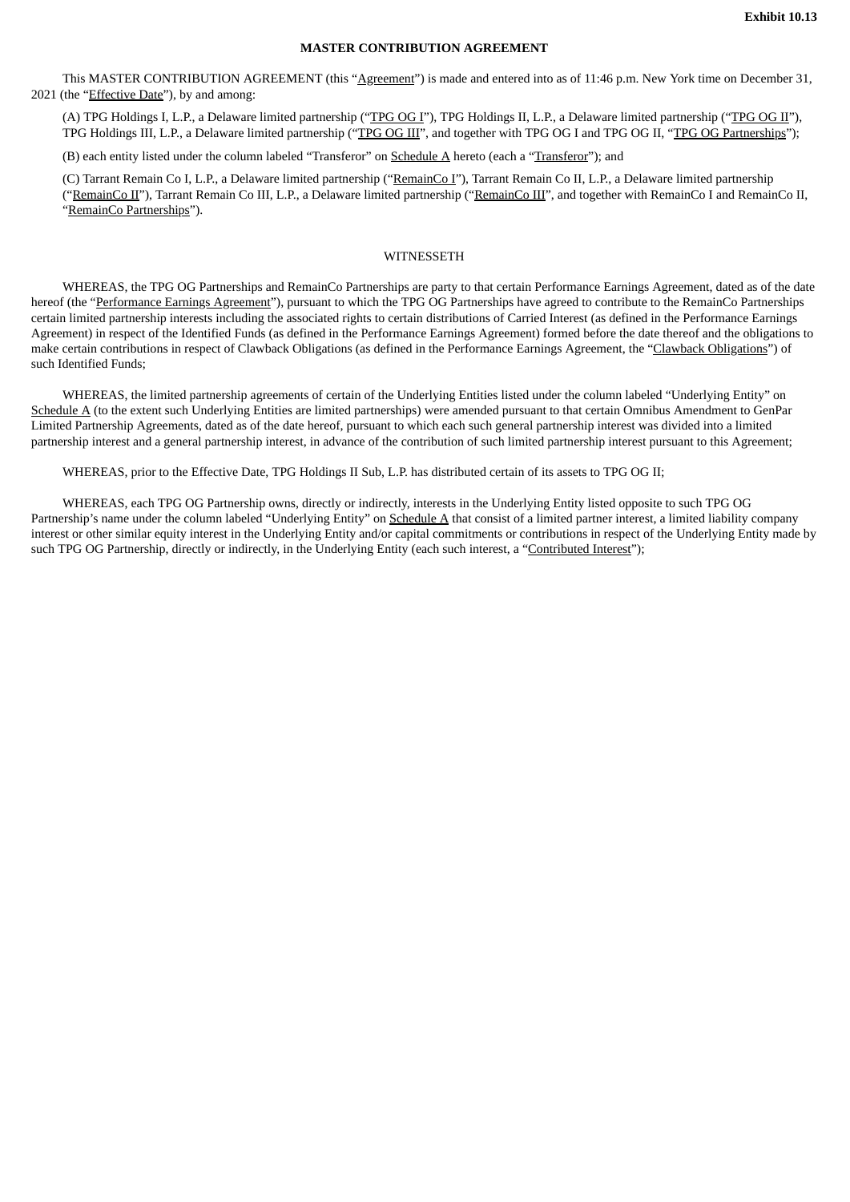**Exhibit 10.13**

**MASTER CONTRIBUTION AGREEMENT**

This MASTER CONTRIBUTION AGREEMENT (this "Agreement") is made and entered into as of 11:46 p.m. New York time on December 31, 2021 (the "Effective Date"), by and among:

(A) TPG Holdings I, L.P., a Delaware limited partnership ("TPG OG I"), TPG Holdings II, L.P., a Delaware limited partnership ("TPG OG II"), TPG Holdings III, L.P., a Delaware limited partnership ("TPG OG III", and together with TPG OG I and TPG OG II, "TPG OG Partnerships");

(B) each entity listed under the column labeled "Transferor" on Schedule A hereto (each a "Transferor"); and

(C) Tarrant Remain Co I, L.P., a Delaware limited partnership ("RemainCo I"), Tarrant Remain Co II, L.P., a Delaware limited partnership ("RemainCo II"), Tarrant Remain Co III, L.P., a Delaware limited partnership ("RemainCo III", and together with RemainCo I and RemainCo II, "RemainCo Partnerships").

WITNESSETH

WHEREAS, the TPG OG Partnerships and RemainCo Partnerships are party to that certain Performance Earnings Agreement, dated as of the date hereof (the "Performance Earnings Agreement"), pursuant to which the TPG OG Partnerships have agreed to contribute to the RemainCo Partnerships certain limited partnership interests including the associated rights to certain distributions of Carried Interest (as defined in the Performance Earnings Agreement) in respect of the Identified Funds (as defined in the Performance Earnings Agreement) formed before the date thereof and the obligations to make certain contributions in respect of Clawback Obligations (as defined in the Performance Earnings Agreement, the "Clawback Obligations") of such Identified Funds;

WHEREAS, the limited partnership agreements of certain of the Underlying Entities listed under the column labeled "Underlying Entity" on Schedule A (to the extent such Underlying Entities are limited partnerships) were amended pursuant to that certain Omnibus Amendment to GenPar Limited Partnership Agreements, dated as of the date hereof, pursuant to which each such general partnership interest was divided into a limited partnership interest and a general partnership interest, in advance of the contribution of such limited partnership interest pursuant to this Agreement;

WHEREAS, prior to the Effective Date, TPG Holdings II Sub, L.P. has distributed certain of its assets to TPG OG II;

WHEREAS, each TPG OG Partnership owns, directly or indirectly, interests in the Underlying Entity listed opposite to such TPG OG Partnership's name under the column labeled "Underlying Entity" on Schedule A that consist of a limited partner interest, a limited liability company interest or other similar equity interest in the Underlying Entity and/or capital commitments or contributions in respect of the Underlying Entity made by such TPG OG Partnership, directly or indirectly, in the Underlying Entity (each such interest, a "Contributed Interest");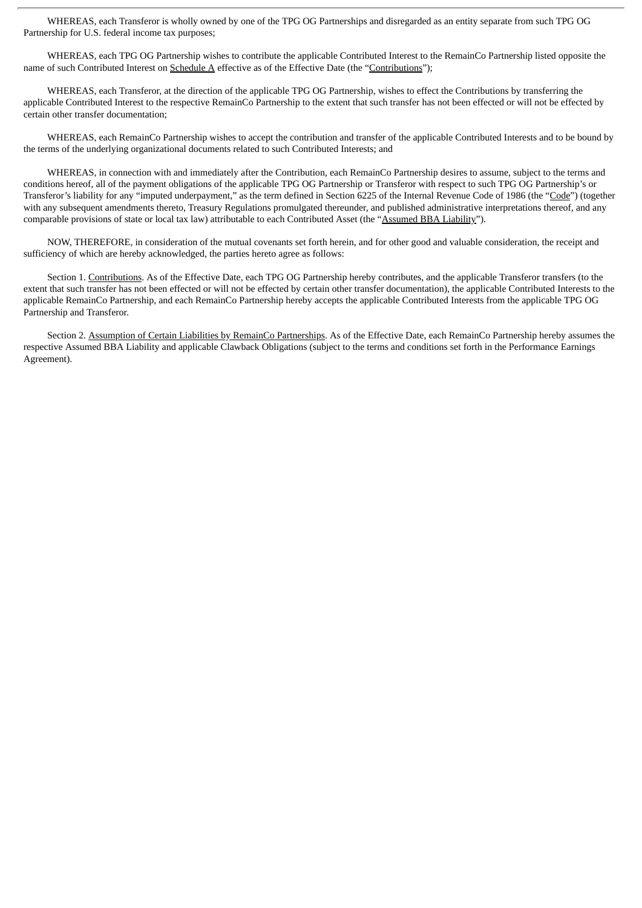WHEREAS, each Transferor is wholly owned by one of the TPG OG Partnerships and disregarded as an entity separate from such TPG OG Partnership for U.S. federal income tax purposes;

WHEREAS, each TPG OG Partnership wishes to contribute the applicable Contributed Interest to the RemainCo Partnership listed opposite the name of such Contributed Interest on Schedule A effective as of the Effective Date (the "Contributions");

WHEREAS, each Transferor, at the direction of the applicable TPG OG Partnership, wishes to effect the Contributions by transferring the applicable Contributed Interest to the respective RemainCo Partnership to the extent that such transfer has not been effected or will not be effected by certain other transfer documentation;

WHEREAS, each RemainCo Partnership wishes to accept the contribution and transfer of the applicable Contributed Interests and to be bound by the terms of the underlying organizational documents related to such Contributed Interests; and

WHEREAS, in connection with and immediately after the Contribution, each RemainCo Partnership desires to assume, subject to the terms and conditions hereof, all of the payment obligations of the applicable TPG OG Partnership or Transferor with respect to such TPG OG Partnership's or Transferor's liability for any "imputed underpayment," as the term defined in Section 6225 of the Internal Revenue Code of 1986 (the "Code") (together with any subsequent amendments thereto, Treasury Regulations promulgated thereunder, and published administrative interpretations thereof, and any comparable provisions of state or local tax law) attributable to each Contributed Asset (the "Assumed BBA Liability").

NOW, THEREFORE, in consideration of the mutual covenants set forth herein, and for other good and valuable consideration, the receipt and sufficiency of which are hereby acknowledged, the parties hereto agree as follows:

Section 1. Contributions. As of the Effective Date, each TPG OG Partnership hereby contributes, and the applicable Transferor transfers (to the extent that such transfer has not been effected or will not be effected by certain other transfer documentation), the applicable Contributed Interests to the applicable RemainCo Partnership, and each RemainCo Partnership hereby accepts the applicable Contributed Interests from the applicable TPG OG Partnership and Transferor.

Section 2. Assumption of Certain Liabilities by RemainCo Partnerships. As of the Effective Date, each RemainCo Partnership hereby assumes the respective Assumed BBA Liability and applicable Clawback Obligations (subject to the terms and conditions set forth in the Performance Earnings Agreement).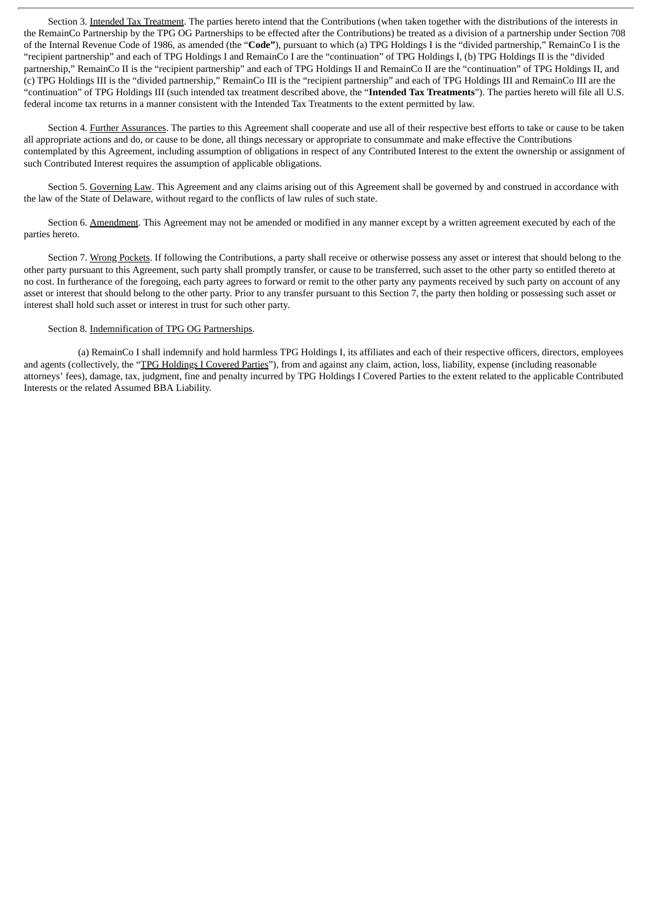Section 3. Intended Tax Treatment. The parties hereto intend that the Contributions (when taken together with the distributions of the interests in the RemainCo Partnership by the TPG OG Partnerships to be effected after the Contributions) be treated as a division of a partnership under Section 708 of the Internal Revenue Code of 1986, as amended (the "**Code"**), pursuant to which (a) TPG Holdings I is the "divided partnership," RemainCo I is the "recipient partnership" and each of TPG Holdings I and RemainCo I are the "continuation" of TPG Holdings I, (b) TPG Holdings II is the "divided partnership," RemainCo II is the "recipient partnership" and each of TPG Holdings II and RemainCo II are the "continuation" of TPG Holdings II, and (c) TPG Holdings III is the "divided partnership," RemainCo III is the "recipient partnership" and each of TPG Holdings III and RemainCo III are the "continuation" of TPG Holdings III (such intended tax treatment described above, the "**Intended Tax Treatments**"). The parties hereto will file all U.S. federal income tax returns in a manner consistent with the Intended Tax Treatments to the extent permitted by law.

Section 4. Further Assurances. The parties to this Agreement shall cooperate and use all of their respective best efforts to take or cause to be taken all appropriate actions and do, or cause to be done, all things necessary or appropriate to consummate and make effective the Contributions contemplated by this Agreement, including assumption of obligations in respect of any Contributed Interest to the extent the ownership or assignment of such Contributed Interest requires the assumption of applicable obligations.

Section 5. Governing Law. This Agreement and any claims arising out of this Agreement shall be governed by and construed in accordance with the law of the State of Delaware, without regard to the conflicts of law rules of such state.

Section 6. Amendment. This Agreement may not be amended or modified in any manner except by a written agreement executed by each of the parties hereto.

Section 7. Wrong Pockets. If following the Contributions, a party shall receive or otherwise possess any asset or interest that should belong to the other party pursuant to this Agreement, such party shall promptly transfer, or cause to be transferred, such asset to the other party so entitled thereto at no cost. In furtherance of the foregoing, each party agrees to forward or remit to the other party any payments received by such party on account of any asset or interest that should belong to the other party. Prior to any transfer pursuant to this Section 7, the party then holding or possessing such asset or interest shall hold such asset or interest in trust for such other party.

Section 8. Indemnification of TPG OG Partnerships.

(a) RemainCo I shall indemnify and hold harmless TPG Holdings I, its affiliates and each of their respective officers, directors, employees and agents (collectively, the "TPG Holdings I Covered Parties"), from and against any claim, action, loss, liability, expense (including reasonable attorneys' fees), damage, tax, judgment, fine and penalty incurred by TPG Holdings I Covered Parties to the extent related to the applicable Contributed Interests or the related Assumed BBA Liability.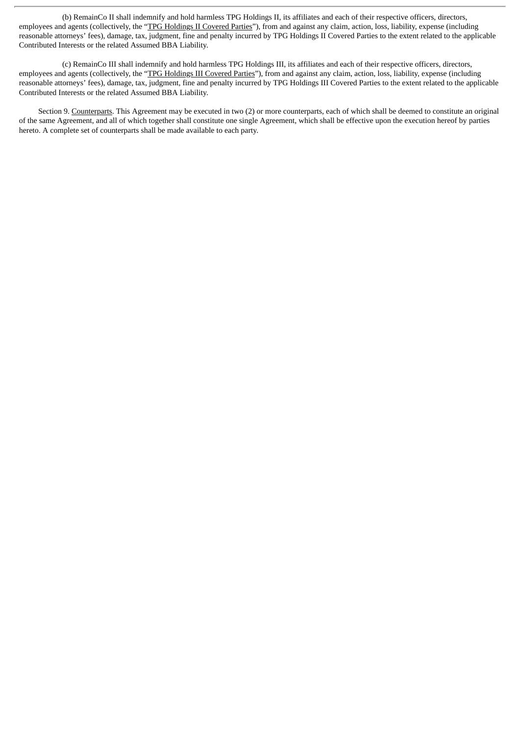(b) RemainCo II shall indemnify and hold harmless TPG Holdings II, its affiliates and each of their respective officers, directors, employees and agents (collectively, the "<u>TPG Holdings II Covered Parties</u>"), from and against any claim, action, loss, liability, expense (including reasonable attorneys' fees), damage, tax, judgment, fine and penalty incurred by TPG Holdings II Covered Parties to the extent related to the applicable Contributed Interests or the related Assumed BBA Liability.

(c) RemainCo III shall indemnify and hold harmless TPG Holdings III, its affiliates and each of their respective officers, directors, employees and agents (collectively, the "<u>TPG Holdings III Covered Parties</u>"), from and against any claim, action, loss, liability, expense (including reasonable attorneys' fees), damage, tax, judgment, fine and penalty incurred by TPG Holdings III Covered Parties to the extent related to the applicable Contributed Interests or the related Assumed BBA Liability.

Section 9. <u>Counterparts</u>. This Agreement may be executed in two (2) or more counterparts, each of which shall be deemed to constitute an original of the same Agreement, and all of which together shall constitute one single Agreement, which shall be effective upon the execution hereof by parties hereto. A complete set of counterparts shall be made available to each party.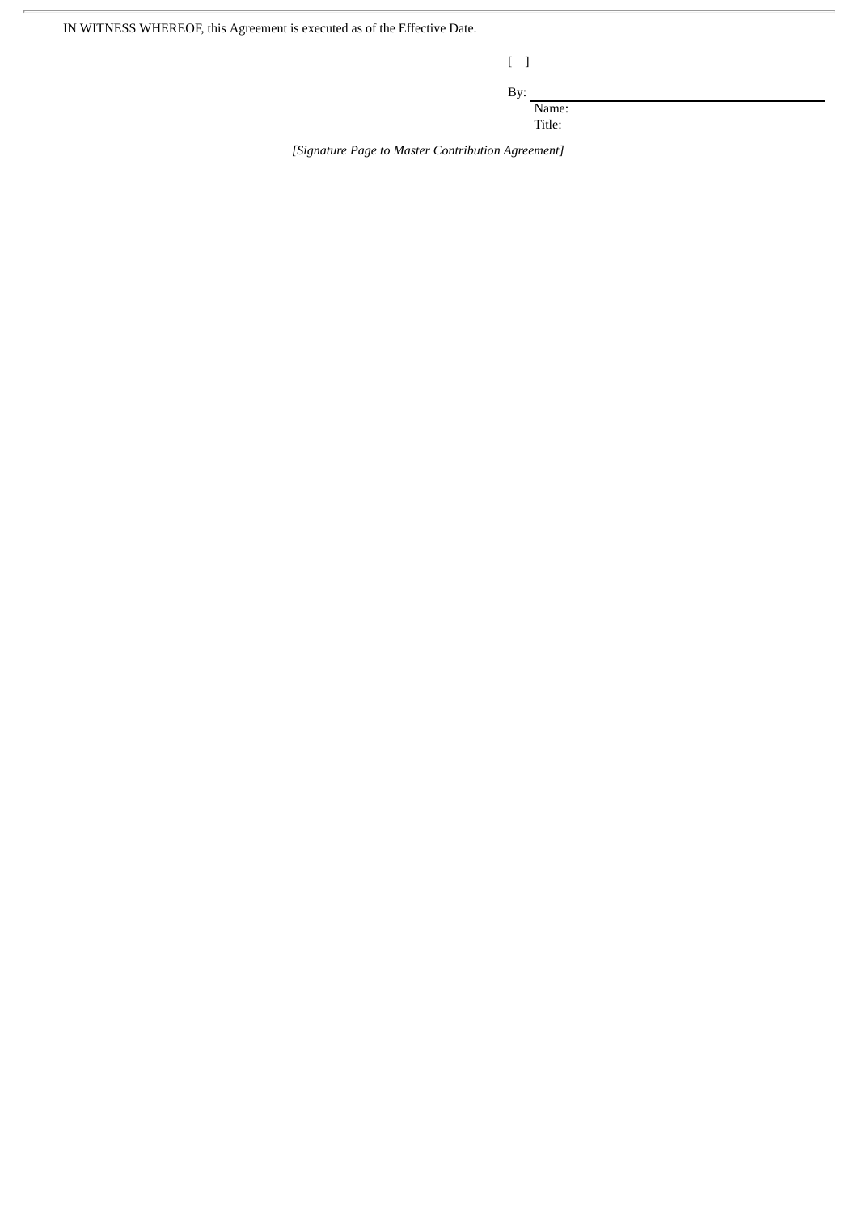IN WITNESS WHEREOF, this Agreement is executed as of the Effective Date.

[    ]

By: ______________________________
Name:
Title:

*[Signature Page to Master Contribution Agreement]*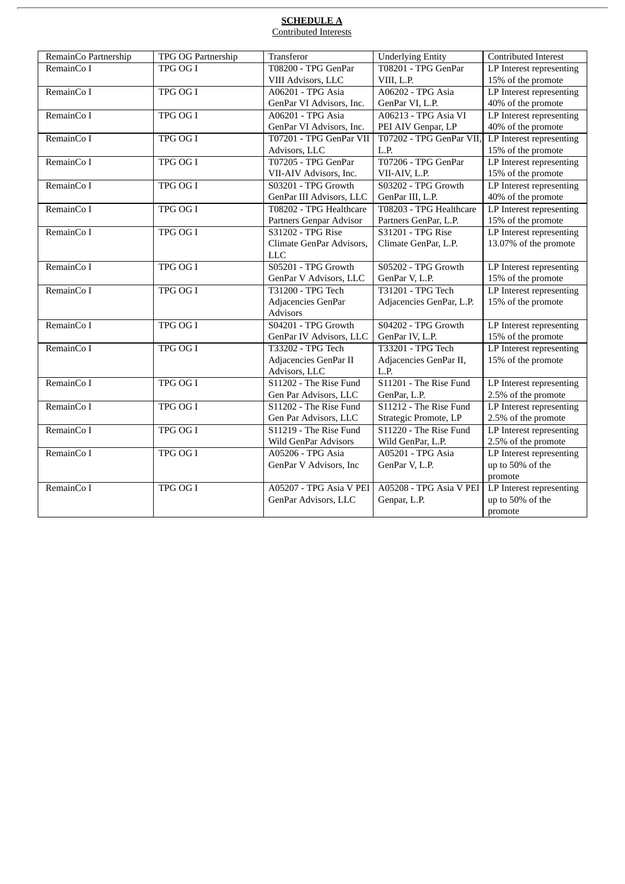**SCHEDULE A**

Contributed Interests

| RemainCo Partnership | TPG OG Partnership | Transferor | Underlying Entity | Contributed Interest |
|---|---|---|---|---|
| RemainCo I | TPG OG I | T08200 - TPG GenPar VIII Advisors, LLC | T08201 - TPG GenPar VIII, L.P. | LP Interest representing 15% of the promote |
| RemainCo I | TPG OG I | A06201 - TPG Asia GenPar VI Advisors, Inc. | A06202 - TPG Asia GenPar VI, L.P. | LP Interest representing 40% of the promote |
| RemainCo I | TPG OG I | A06201 - TPG Asia GenPar VI Advisors, Inc. | A06213 - TPG Asia VI PEI AIV Genpar, LP | LP Interest representing 40% of the promote |
| RemainCo I | TPG OG I | T07201 - TPG GenPar VII Advisors, LLC | T07202 - TPG GenPar VII, L.P. | LP Interest representing 15% of the promote |
| RemainCo I | TPG OG I | T07205 - TPG GenPar VII-AIV Advisors, Inc. | T07206 - TPG GenPar VII-AIV, L.P. | LP Interest representing 15% of the promote |
| RemainCo I | TPG OG I | S03201 - TPG Growth GenPar III Advisors, LLC | S03202 - TPG Growth GenPar III, L.P. | LP Interest representing 40% of the promote |
| RemainCo I | TPG OG I | T08202 - TPG Healthcare Partners Genpar Advisor | T08203 - TPG Healthcare Partners GenPar, L.P. | LP Interest representing 15% of the promote |
| RemainCo I | TPG OG I | S31202 - TPG Rise Climate GenPar Advisors, LLC | S31201 - TPG Rise Climate GenPar, L.P. | LP Interest representing 13.07% of the promote |
| RemainCo I | TPG OG I | S05201 - TPG Growth GenPar V Advisors, LLC | S05202 - TPG Growth GenPar V, L.P. | LP Interest representing 15% of the promote |
| RemainCo I | TPG OG I | T31200 - TPG Tech Adjacencies GenPar Advisors | T31201 - TPG Tech Adjacencies GenPar, L.P. | LP Interest representing 15% of the promote |
| RemainCo I | TPG OG I | S04201 - TPG Growth GenPar IV Advisors, LLC | S04202 - TPG Growth GenPar IV, L.P. | LP Interest representing 15% of the promote |
| RemainCo I | TPG OG I | T33202 - TPG Tech Adjacencies GenPar II Advisors, LLC | T33201 - TPG Tech Adjacencies GenPar II, L.P. | LP Interest representing 15% of the promote |
| RemainCo I | TPG OG I | S11202 - The Rise Fund Gen Par Advisors, LLC | S11201 - The Rise Fund GenPar, L.P. | LP Interest representing 2.5% of the promote |
| RemainCo I | TPG OG I | S11202 - The Rise Fund Gen Par Advisors, LLC | S11212 - The Rise Fund Strategic Promote, LP | LP Interest representing 2.5% of the promote |
| RemainCo I | TPG OG I | S11219 - The Rise Fund Wild GenPar Advisors | S11220 - The Rise Fund Wild GenPar, L.P. | LP Interest representing 2.5% of the promote |
| RemainCo I | TPG OG I | A05206 - TPG Asia GenPar V Advisors, Inc | A05201 - TPG Asia GenPar V, L.P. | LP Interest representing up to 50% of the promote |
| RemainCo I | TPG OG I | A05207 - TPG Asia V PEI GenPar Advisors, LLC | A05208 - TPG Asia V PEI Genpar, L.P. | LP Interest representing up to 50% of the promote |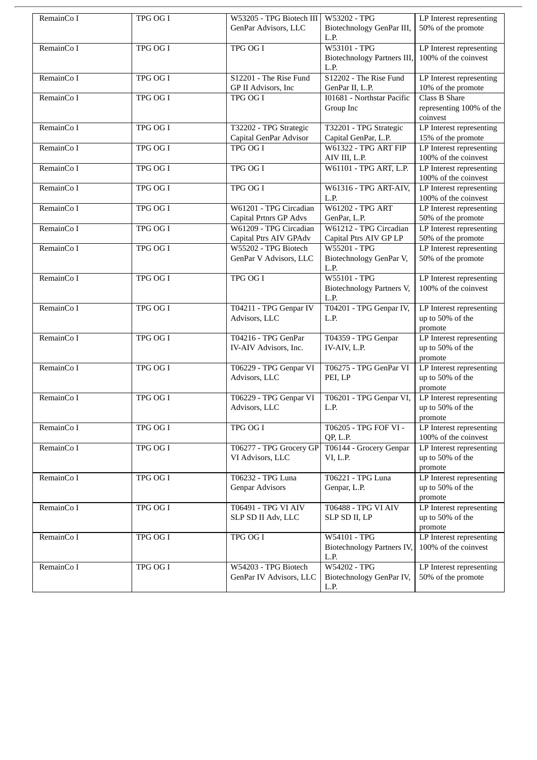| | | | | |
|---|---|---|---|---|
| RemainCo I | TPG OG I | W53205 - TPG Biotech III GenPar Advisors, LLC | W53202 - TPG Biotechnology GenPar III, L.P. | LP Interest representing 50% of the promote |
| RemainCo I | TPG OG I | TPG OG I | W53101 - TPG Biotechnology Partners III, L.P. | LP Interest representing 100% of the coinvest |
| RemainCo I | TPG OG I | S12201 - The Rise Fund GP II Advisors, Inc | S12202 - The Rise Fund GenPar II, L.P. | LP Interest representing 10% of the promote |
| RemainCo I | TPG OG I | TPG OG I | I01681 - Northstar Pacific Group Inc | Class B Share representing 100% of the coinvest |
| RemainCo I | TPG OG I | T32202 - TPG Strategic Capital GenPar Advisor | T32201 - TPG Strategic Capital GenPar, L.P. | LP Interest representing 15% of the promote |
| RemainCo I | TPG OG I | TPG OG I | W61322 - TPG ART FIP AIV III, L.P. | LP Interest representing 100% of the coinvest |
| RemainCo I | TPG OG I | TPG OG I | W61101 - TPG ART, L.P. | LP Interest representing 100% of the coinvest |
| RemainCo I | TPG OG I | TPG OG I | W61316 - TPG ART-AIV, L.P. | LP Interest representing 100% of the coinvest |
| RemainCo I | TPG OG I | W61201 - TPG Circadian Capital Prtnrs GP Advs | W61202 - TPG ART GenPar, L.P. | LP Interest representing 50% of the promote |
| RemainCo I | TPG OG I | W61209 - TPG Circadian Capital Ptrs AIV GPAdv | W61212 - TPG Circadian Capital Ptrs AIV GP LP | LP Interest representing 50% of the promote |
| RemainCo I | TPG OG I | W55202 - TPG Biotech GenPar V Advisors, LLC | W55201 - TPG Biotechnology GenPar V, L.P. | LP Interest representing 50% of the promote |
| RemainCo I | TPG OG I | TPG OG I | W55101 - TPG Biotechnology Partners V, L.P. | LP Interest representing 100% of the coinvest |
| RemainCo I | TPG OG I | T04211 - TPG Genpar IV Advisors, LLC | T04201 - TPG Genpar IV, L.P. | LP Interest representing up to 50% of the promote |
| RemainCo I | TPG OG I | T04216 - TPG GenPar IV-AIV Advisors, Inc. | T04359 - TPG Genpar IV-AIV, L.P. | LP Interest representing up to 50% of the promote |
| RemainCo I | TPG OG I | T06229 - TPG Genpar VI Advisors, LLC | T06275 - TPG GenPar VI PEI, LP | LP Interest representing up to 50% of the promote |
| RemainCo I | TPG OG I | T06229 - TPG Genpar VI Advisors, LLC | T06201 - TPG Genpar VI, L.P. | LP Interest representing up to 50% of the promote |
| RemainCo I | TPG OG I | TPG OG I | T06205 - TPG FOF VI - QP, L.P. | LP Interest representing 100% of the coinvest |
| RemainCo I | TPG OG I | T06277 - TPG Grocery GP VI Advisors, LLC | T06144 - Grocery Genpar VI, L.P. | LP Interest representing up to 50% of the promote |
| RemainCo I | TPG OG I | T06232 - TPG Luna Genpar Advisors | T06221 - TPG Luna Genpar, L.P. | LP Interest representing up to 50% of the promote |
| RemainCo I | TPG OG I | T06491 - TPG VI AIV SLP SD II Adv, LLC | T06488 - TPG VI AIV SLP SD II, LP | LP Interest representing up to 50% of the promote |
| RemainCo I | TPG OG I | TPG OG I | W54101 - TPG Biotechnology Partners IV, L.P. | LP Interest representing 100% of the coinvest |
| RemainCo I | TPG OG I | W54203 - TPG Biotech GenPar IV Advisors, LLC | W54202 - TPG Biotechnology GenPar IV, L.P. | LP Interest representing 50% of the promote |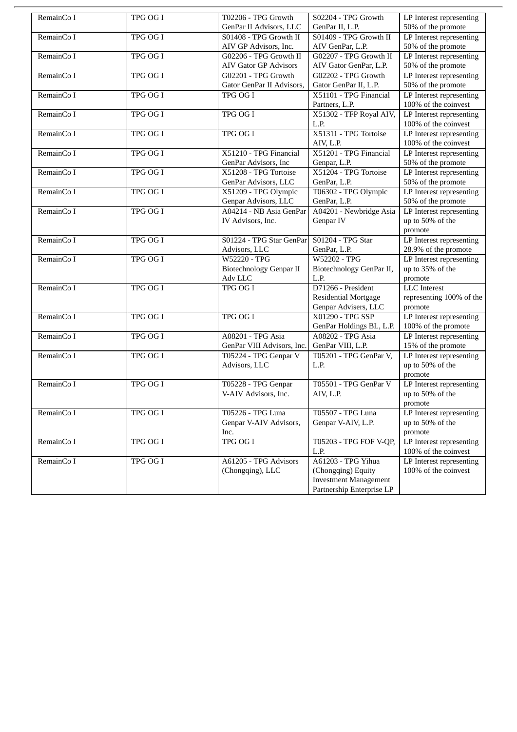| RemainCo I | TPG OG I | T02206 - TPG Growth GenPar II Advisors, LLC | S02204 - TPG Growth GenPar II, L.P. | LP Interest representing 50% of the promote |
|---|---|---|---|---|
| RemainCo I | TPG OG I | S01408 - TPG Growth II AIV GP Advisors, Inc. | S01409 - TPG Growth II AIV GenPar, L.P. | LP Interest representing 50% of the promote |
| RemainCo I | TPG OG I | G02206 - TPG Growth II AIV Gator GP Advisors | G02207 - TPG Growth II AIV Gator GenPar, L.P. | LP Interest representing 50% of the promote |
| RemainCo I | TPG OG I | G02201 - TPG Growth Gator GenPar II Advisors, | G02202 - TPG Growth Gator GenPar II, L.P. | LP Interest representing 50% of the promote |
| RemainCo I | TPG OG I | TPG OG I | X51101 - TPG Financial Partners, L.P. | LP Interest representing 100% of the coinvest |
| RemainCo I | TPG OG I | TPG OG I | X51302 - TFP Royal AIV, L.P. | LP Interest representing 100% of the coinvest |
| RemainCo I | TPG OG I | TPG OG I | X51311 - TPG Tortoise AIV, L.P. | LP Interest representing 100% of the coinvest |
| RemainCo I | TPG OG I | X51210 - TPG Financial GenPar Advisors, Inc | X51201 - TPG Financial Genpar, L.P. | LP Interest representing 50% of the promote |
| RemainCo I | TPG OG I | X51208 - TPG Tortoise GenPar Advisors, LLC | X51204 - TPG Tortoise GenPar, L.P. | LP Interest representing 50% of the promote |
| RemainCo I | TPG OG I | X51209 - TPG Olympic Genpar Advisors, LLC | T06302 - TPG Olympic GenPar, L.P. | LP Interest representing 50% of the promote |
| RemainCo I | TPG OG I | A04214 - NB Asia GenPar IV Advisors, Inc. | A04201 - Newbridge Asia Genpar IV | LP Interest representing up to 50% of the promote |
| RemainCo I | TPG OG I | S01224 - TPG Star GenPar Advisors, LLC | S01204 - TPG Star GenPar, L.P. | LP Interest representing 28.9% of the promote |
| RemainCo I | TPG OG I | W52220 - TPG Biotechnology Genpar II Adv LLC | W52202 - TPG Biotechnology GenPar II, L.P. | LP Interest representing up to 35% of the promote |
| RemainCo I | TPG OG I | TPG OG I | D71266 - President Residential Mortgage Genpar Advisers, LLC | LLC Interest representing 100% of the promote |
| RemainCo I | TPG OG I | TPG OG I | X01290 - TPG SSP GenPar Holdings BL, L.P. | LP Interest representing 100% of the promote |
| RemainCo I | TPG OG I | A08201 - TPG Asia GenPar VIII Advisors, Inc. | A08202 - TPG Asia GenPar VIII, L.P. | LP Interest representing 15% of the promote |
| RemainCo I | TPG OG I | T05224 - TPG Genpar V Advisors, LLC | T05201 - TPG GenPar V, L.P. | LP Interest representing up to 50% of the promote |
| RemainCo I | TPG OG I | T05228 - TPG Genpar V-AIV Advisors, Inc. | T05501 - TPG GenPar V AIV, L.P. | LP Interest representing up to 50% of the promote |
| RemainCo I | TPG OG I | T05226 - TPG Luna Genpar V-AIV Advisors, Inc. | T05507 - TPG Luna Genpar V-AIV, L.P. | LP Interest representing up to 50% of the promote |
| RemainCo I | TPG OG I | TPG OG I | T05203 - TPG FOF V-QP, L.P. | LP Interest representing 100% of the coinvest |
| RemainCo I | TPG OG I | A61205 - TPG Advisors (Chongqing), LLC | A61203 - TPG Yihua (Chongqing) Equity Investment Management Partnership Enterprise LP | LP Interest representing 100% of the coinvest |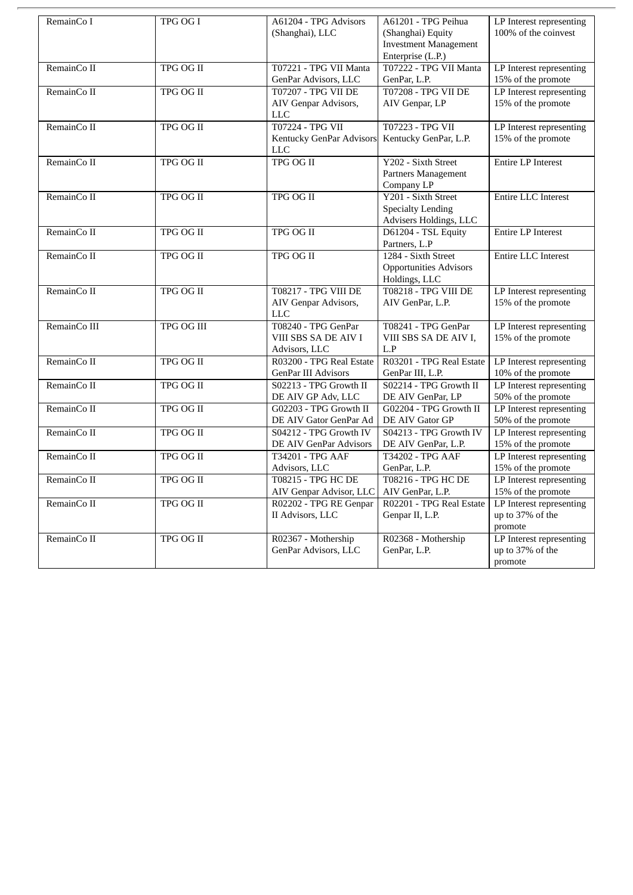| RemainCo I | TPG OG I | A61204 - TPG Advisors (Shanghai), LLC | A61201 - TPG Peihua (Shanghai) Equity Investment Management Enterprise (L.P.) | LP Interest representing 100% of the coinvest |
|---|---|---|---|---|
| RemainCo II | TPG OG II | T07221 - TPG VII Manta GenPar Advisors, LLC | T07222 - TPG VII Manta GenPar, L.P. | LP Interest representing 15% of the promote |
| RemainCo II | TPG OG II | T07207 - TPG VII DE AIV Genpar Advisors, LLC | T07208 - TPG VII DE AIV Genpar, LP | LP Interest representing 15% of the promote |
| RemainCo II | TPG OG II | T07224 - TPG VII Kentucky GenPar Advisors LLC | T07223 - TPG VII Kentucky GenPar, L.P. | LP Interest representing 15% of the promote |
| RemainCo II | TPG OG II | TPG OG II | Y202 - Sixth Street Partners Management Company LP | Entire LP Interest |
| RemainCo II | TPG OG II | TPG OG II | Y201 - Sixth Street Specialty Lending Advisers Holdings, LLC | Entire LLC Interest |
| RemainCo II | TPG OG II | TPG OG II | D61204 - TSL Equity Partners, L.P | Entire LP Interest |
| RemainCo II | TPG OG II | TPG OG II | 1284 - Sixth Street Opportunities Advisors Holdings, LLC | Entire LLC Interest |
| RemainCo II | TPG OG II | T08217 - TPG VIII DE AIV Genpar Advisors, LLC | T08218 - TPG VIII DE AIV GenPar, L.P. | LP Interest representing 15% of the promote |
| RemainCo III | TPG OG III | T08240 - TPG GenPar VIII SBS SA DE AIV I Advisors, LLC | T08241 - TPG GenPar VIII SBS SA DE AIV I, L.P | LP Interest representing 15% of the promote |
| RemainCo II | TPG OG II | R03200 - TPG Real Estate GenPar III Advisors | R03201 - TPG Real Estate GenPar III, L.P. | LP Interest representing 10% of the promote |
| RemainCo II | TPG OG II | S02213 - TPG Growth II DE AIV GP Adv, LLC | S02214 - TPG Growth II DE AIV GenPar, LP | LP Interest representing 50% of the promote |
| RemainCo II | TPG OG II | G02203 - TPG Growth II DE AIV Gator GenPar Ad | G02204 - TPG Growth II DE AIV Gator GP | LP Interest representing 50% of the promote |
| RemainCo II | TPG OG II | S04212 - TPG Growth IV DE AIV GenPar Advisors | S04213 - TPG Growth IV DE AIV GenPar, L.P. | LP Interest representing 15% of the promote |
| RemainCo II | TPG OG II | T34201 - TPG AAF Advisors, LLC | T34202 - TPG AAF GenPar, L.P. | LP Interest representing 15% of the promote |
| RemainCo II | TPG OG II | T08215 - TPG HC DE AIV Genpar Advisor, LLC | T08216 - TPG HC DE AIV GenPar, L.P. | LP Interest representing 15% of the promote |
| RemainCo II | TPG OG II | R02202 - TPG RE Genpar II Advisors, LLC | R02201 - TPG Real Estate Genpar II, L.P. | LP Interest representing up to 37% of the promote |
| RemainCo II | TPG OG II | R02367 - Mothership GenPar Advisors, LLC | R02368 - Mothership GenPar, L.P. | LP Interest representing up to 37% of the promote |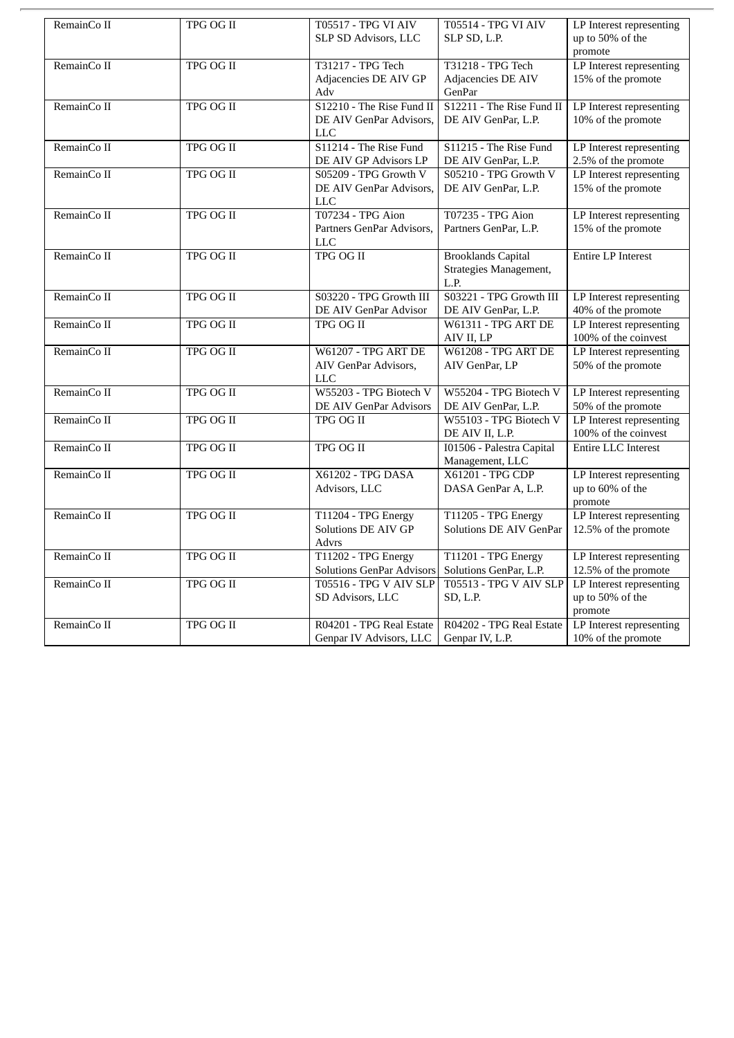| RemainCo II | TPG OG II | T05517 - TPG VI AIV SLP SD Advisors, LLC | T05514 - TPG VI AIV SLP SD, L.P. | LP Interest representing up to 50% of the promote |
|---|---|---|---|---|
| RemainCo II | TPG OG II | T31217 - TPG Tech Adjacencies DE AIV GP Adv | T31218 - TPG Tech Adjacencies DE AIV GenPar | LP Interest representing 15% of the promote |
| RemainCo II | TPG OG II | S12210 - The Rise Fund II DE AIV GenPar Advisors, LLC | S12211 - The Rise Fund II DE AIV GenPar, L.P. | LP Interest representing 10% of the promote |
| RemainCo II | TPG OG II | S11214 - The Rise Fund DE AIV GP Advisors LP | S11215 - The Rise Fund DE AIV GenPar, L.P. | LP Interest representing 2.5% of the promote |
| RemainCo II | TPG OG II | S05209 - TPG Growth V DE AIV GenPar Advisors, LLC | S05210 - TPG Growth V DE AIV GenPar, L.P. | LP Interest representing 15% of the promote |
| RemainCo II | TPG OG II | T07234 - TPG Aion Partners GenPar Advisors, LLC | T07235 - TPG Aion Partners GenPar, L.P. | LP Interest representing 15% of the promote |
| RemainCo II | TPG OG II | TPG OG II | Brooklands Capital Strategies Management, L.P. | Entire LP Interest |
| RemainCo II | TPG OG II | S03220 - TPG Growth III DE AIV GenPar Advisor | S03221 - TPG Growth III DE AIV GenPar, L.P. | LP Interest representing 40% of the promote |
| RemainCo II | TPG OG II | TPG OG II | W61311 - TPG ART DE AIV II, LP | LP Interest representing 100% of the coinvest |
| RemainCo II | TPG OG II | W61207 - TPG ART DE AIV GenPar Advisors, LLC | W61208 - TPG ART DE AIV GenPar, LP | LP Interest representing 50% of the promote |
| RemainCo II | TPG OG II | W55203 - TPG Biotech V DE AIV GenPar Advisors | W55204 - TPG Biotech V DE AIV GenPar, L.P. | LP Interest representing 50% of the promote |
| RemainCo II | TPG OG II | TPG OG II | W55103 - TPG Biotech V DE AIV II, L.P. | LP Interest representing 100% of the coinvest |
| RemainCo II | TPG OG II | TPG OG II | I01506 - Palestra Capital Management, LLC | Entire LLC Interest |
| RemainCo II | TPG OG II | X61202 - TPG DASA Advisors, LLC | X61201 - TPG CDP DASA GenPar A, L.P. | LP Interest representing up to 60% of the promote |
| RemainCo II | TPG OG II | T11204 - TPG Energy Solutions DE AIV GP Advrs | T11205 - TPG Energy Solutions DE AIV GenPar | LP Interest representing 12.5% of the promote |
| RemainCo II | TPG OG II | T11202 - TPG Energy Solutions GenPar Advisors | T11201 - TPG Energy Solutions GenPar, L.P. | LP Interest representing 12.5% of the promote |
| RemainCo II | TPG OG II | T05516 - TPG V AIV SLP SD Advisors, LLC | T05513 - TPG V AIV SLP SD, L.P. | LP Interest representing up to 50% of the promote |
| RemainCo II | TPG OG II | R04201 - TPG Real Estate Genpar IV Advisors, LLC | R04202 - TPG Real Estate Genpar IV, L.P. | LP Interest representing 10% of the promote |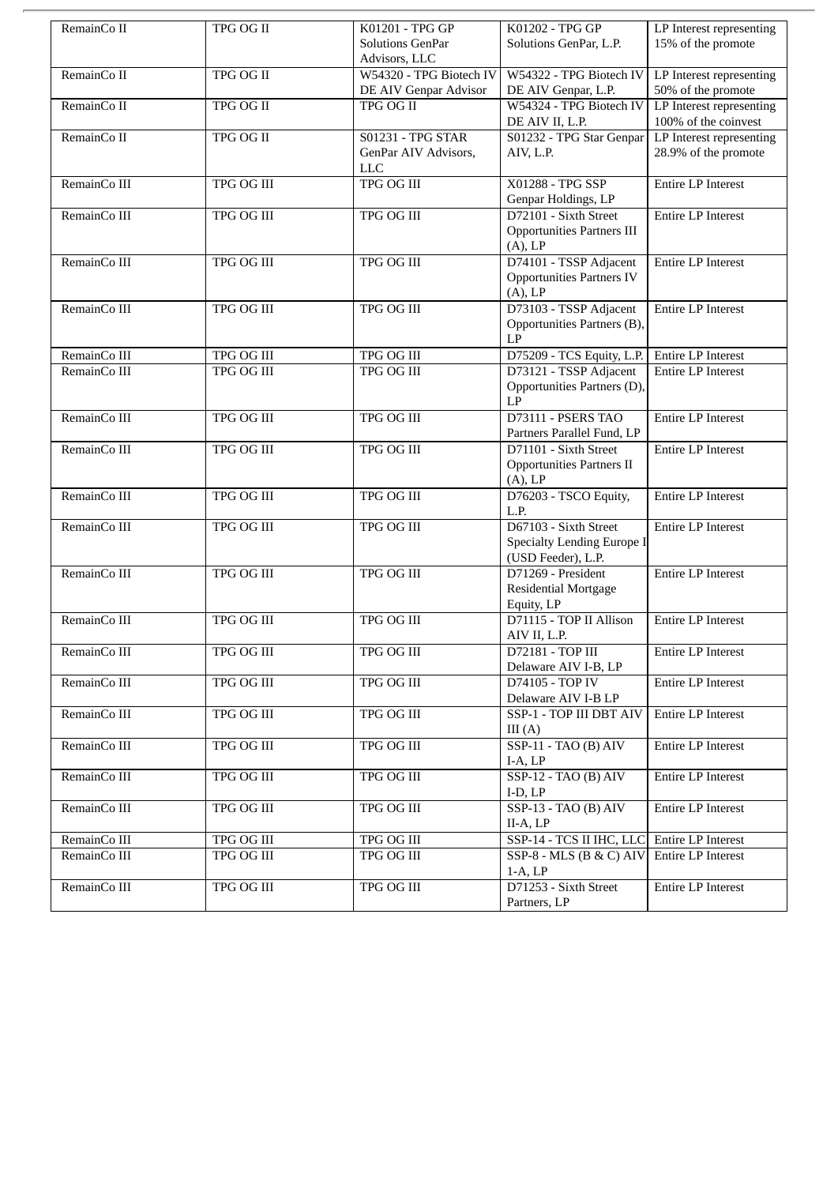| RemainCo II | TPG OG II | K01201 - TPG GP Solutions GenPar Advisors, LLC | K01202 - TPG GP Solutions GenPar, L.P. | LP Interest representing 15% of the promote |
|---|---|---|---|---|
| RemainCo II | TPG OG II | W54320 - TPG Biotech IV DE AIV Genpar Advisor | W54322 - TPG Biotech IV DE AIV Genpar, L.P. | LP Interest representing 50% of the promote |
| RemainCo II | TPG OG II | TPG OG II | W54324 - TPG Biotech IV DE AIV II, L.P. | LP Interest representing 100% of the coinvest |
| RemainCo II | TPG OG II | S01231 - TPG STAR GenPar AIV Advisors, LLC | S01232 - TPG Star Genpar AIV, L.P. | LP Interest representing 28.9% of the promote |
| RemainCo III | TPG OG III | TPG OG III | X01288 - TPG SSP Genpar Holdings, LP | Entire LP Interest |
| RemainCo III | TPG OG III | TPG OG III | D72101 - Sixth Street Opportunities Partners III (A), LP | Entire LP Interest |
| RemainCo III | TPG OG III | TPG OG III | D74101 - TSSP Adjacent Opportunities Partners IV (A), LP | Entire LP Interest |
| RemainCo III | TPG OG III | TPG OG III | D73103 - TSSP Adjacent Opportunities Partners (B), LP | Entire LP Interest |
| RemainCo III | TPG OG III | TPG OG III | D75209 - TCS Equity, L.P. | Entire LP Interest |
| RemainCo III | TPG OG III | TPG OG III | D73121 - TSSP Adjacent Opportunities Partners (D), LP | Entire LP Interest |
| RemainCo III | TPG OG III | TPG OG III | D73111 - PSERS TAO Partners Parallel Fund, LP | Entire LP Interest |
| RemainCo III | TPG OG III | TPG OG III | D71101 - Sixth Street Opportunities Partners II (A), LP | Entire LP Interest |
| RemainCo III | TPG OG III | TPG OG III | D76203 - TSCO Equity, L.P. | Entire LP Interest |
| RemainCo III | TPG OG III | TPG OG III | D67103 - Sixth Street Specialty Lending Europe I (USD Feeder), L.P. | Entire LP Interest |
| RemainCo III | TPG OG III | TPG OG III | D71269 - President Residential Mortgage Equity, LP | Entire LP Interest |
| RemainCo III | TPG OG III | TPG OG III | D71115 - TOP II Allison AIV II, L.P. | Entire LP Interest |
| RemainCo III | TPG OG III | TPG OG III | D72181 - TOP III Delaware AIV I-B, LP | Entire LP Interest |
| RemainCo III | TPG OG III | TPG OG III | D74105 - TOP IV Delaware AIV I-B LP | Entire LP Interest |
| RemainCo III | TPG OG III | TPG OG III | SSP-1 - TOP III DBT AIV III (A) | Entire LP Interest |
| RemainCo III | TPG OG III | TPG OG III | SSP-11 - TAO (B) AIV I-A, LP | Entire LP Interest |
| RemainCo III | TPG OG III | TPG OG III | SSP-12 - TAO (B) AIV I-D, LP | Entire LP Interest |
| RemainCo III | TPG OG III | TPG OG III | SSP-13 - TAO (B) AIV II-A, LP | Entire LP Interest |
| RemainCo III | TPG OG III | TPG OG III | SSP-14 - TCS II IHC, LLC | Entire LP Interest |
| RemainCo III | TPG OG III | TPG OG III | SSP-8 - MLS (B & C) AIV 1-A, LP | Entire LP Interest |
| RemainCo III | TPG OG III | TPG OG III | D71253 - Sixth Street Partners, LP | Entire LP Interest |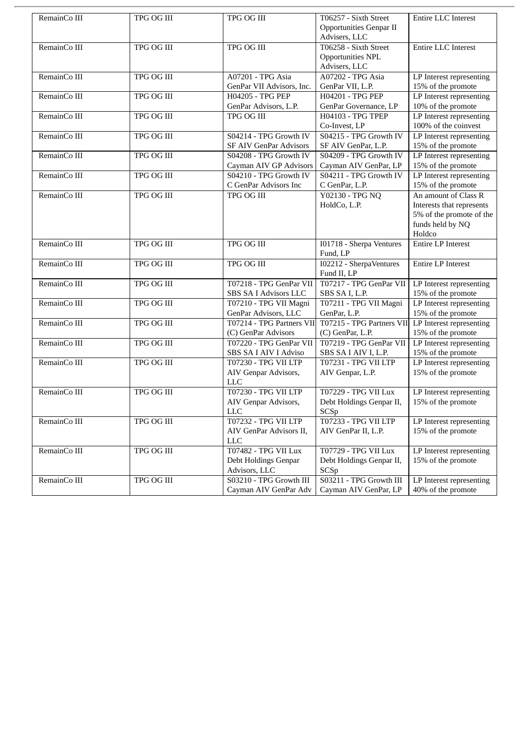| RemainCo III | TPG OG III | TPG OG III | T06257 - Sixth Street Opportunities Genpar II Advisers, LLC | Entire LLC Interest |
|---|---|---|---|---|
| RemainCo III | TPG OG III | TPG OG III | T06258 - Sixth Street Opportunities NPL Advisers, LLC | Entire LLC Interest |
| RemainCo III | TPG OG III | A07201 - TPG Asia GenPar VII Advisors, Inc. | A07202 - TPG Asia GenPar VII, L.P. | LP Interest representing 15% of the promote |
| RemainCo III | TPG OG III | H04205 - TPG PEP GenPar Advisors, L.P. | H04201 - TPG PEP GenPar Governance, LP | LP Interest representing 10% of the promote |
| RemainCo III | TPG OG III | TPG OG III | H04103 - TPG TPEP Co-Invest, LP | LP Interest representing 100% of the coinvest |
| RemainCo III | TPG OG III | S04214 - TPG Growth IV SF AIV GenPar Advisors | S04215 - TPG Growth IV SF AIV GenPar, L.P. | LP Interest representing 15% of the promote |
| RemainCo III | TPG OG III | S04208 - TPG Growth IV Cayman AIV GP Advisors | S04209 - TPG Growth IV Cayman AIV GenPar, LP | LP Interest representing 15% of the promote |
| RemainCo III | TPG OG III | S04210 - TPG Growth IV C GenPar Advisors Inc | S04211 - TPG Growth IV C GenPar, L.P. | LP Interest representing 15% of the promote |
| RemainCo III | TPG OG III | TPG OG III | Y02130 - TPG NQ HoldCo, L.P. | An amount of Class R Interests that represents 5% of the promote of the funds held by NQ Holdco |
| RemainCo III | TPG OG III | TPG OG III | I01718 - Sherpa Ventures Fund, LP | Entire LP Interest |
| RemainCo III | TPG OG III | TPG OG III | I02212 - SherpaVentures Fund II, LP | Entire LP Interest |
| RemainCo III | TPG OG III | T07218 - TPG GenPar VII SBS SA I Advisors LLC | T07217 - TPG GenPar VII SBS SA I, L.P. | LP Interest representing 15% of the promote |
| RemainCo III | TPG OG III | T07210 - TPG VII Magni GenPar Advisors, LLC | T07211 - TPG VII Magni GenPar, L.P. | LP Interest representing 15% of the promote |
| RemainCo III | TPG OG III | T07214 - TPG Partners VII (C) GenPar Advisors | T07215 - TPG Partners VII (C) GenPar, L.P. | LP Interest representing 15% of the promote |
| RemainCo III | TPG OG III | T07220 - TPG GenPar VII SBS SA I AIV I Adviso | T07219 - TPG GenPar VII SBS SA I AIV I, L.P. | LP Interest representing 15% of the promote |
| RemainCo III | TPG OG III | T07230 - TPG VII LTP AIV Genpar Advisors, LLC | T07231 - TPG VII LTP AIV Genpar, L.P. | LP Interest representing 15% of the promote |
| RemainCo III | TPG OG III | T07230 - TPG VII LTP AIV Genpar Advisors, LLC | T07229 - TPG VII Lux Debt Holdings Genpar II, SCSp | LP Interest representing 15% of the promote |
| RemainCo III | TPG OG III | T07232 - TPG VII LTP AIV GenPar Advisors II, LLC | T07233 - TPG VII LTP AIV GenPar II, L.P. | LP Interest representing 15% of the promote |
| RemainCo III | TPG OG III | T07482 - TPG VII Lux Debt Holdings Genpar Advisors, LLC | T07729 - TPG VII Lux Debt Holdings Genpar II, SCSp | LP Interest representing 15% of the promote |
| RemainCo III | TPG OG III | S03210 - TPG Growth III Cayman AIV GenPar Adv | S03211 - TPG Growth III Cayman AIV GenPar, LP | LP Interest representing 40% of the promote |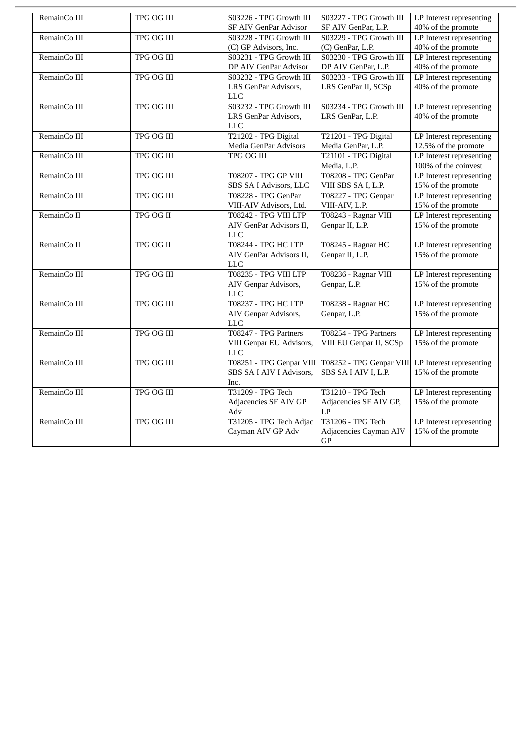| RemainCo III | TPG OG III | S03226 - TPG Growth III SF AIV GenPar Advisor | S03227 - TPG Growth III SF AIV GenPar, L.P. | LP Interest representing 40% of the promote |
|---|---|---|---|---|
| RemainCo III | TPG OG III | S03228 - TPG Growth III (C) GP Advisors, Inc. | S03229 - TPG Growth III (C) GenPar, L.P. | LP Interest representing 40% of the promote |
| RemainCo III | TPG OG III | S03231 - TPG Growth III DP AIV GenPar Advisor | S03230 - TPG Growth III DP AIV GenPar, L.P. | LP Interest representing 40% of the promote |
| RemainCo III | TPG OG III | S03232 - TPG Growth III LRS GenPar Advisors, LLC | S03233 - TPG Growth III LRS GenPar II, SCSp | LP Interest representing 40% of the promote |
| RemainCo III | TPG OG III | S03232 - TPG Growth III LRS GenPar Advisors, LLC | S03234 - TPG Growth III LRS GenPar, L.P. | LP Interest representing 40% of the promote |
| RemainCo III | TPG OG III | T21202 - TPG Digital Media GenPar Advisors | T21201 - TPG Digital Media GenPar, L.P. | LP Interest representing 12.5% of the promote |
| RemainCo III | TPG OG III | TPG OG III | T21101 - TPG Digital Media, L.P. | LP Interest representing 100% of the coinvest |
| RemainCo III | TPG OG III | T08207 - TPG GP VIII SBS SA I Advisors, LLC | T08208 - TPG GenPar VIII SBS SA I, L.P. | LP Interest representing 15% of the promote |
| RemainCo III | TPG OG III | T08228 - TPG GenPar VIII-AIV Advisors, Ltd. | T08227 - TPG Genpar VIII-AIV, L.P. | LP Interest representing 15% of the promote |
| RemainCo II | TPG OG II | T08242 - TPG VIII LTP AIV GenPar Advisors II, LLC | T08243 - Ragnar VIII Genpar II, L.P. | LP Interest representing 15% of the promote |
| RemainCo II | TPG OG II | T08244 - TPG HC LTP AIV GenPar Advisors II, LLC | T08245 - Ragnar HC Genpar II, L.P. | LP Interest representing 15% of the promote |
| RemainCo III | TPG OG III | T08235 - TPG VIII LTP AIV Genpar Advisors, LLC | T08236 - Ragnar VIII Genpar, L.P. | LP Interest representing 15% of the promote |
| RemainCo III | TPG OG III | T08237 - TPG HC LTP AIV Genpar Advisors, LLC | T08238 - Ragnar HC Genpar, L.P. | LP Interest representing 15% of the promote |
| RemainCo III | TPG OG III | T08247 - TPG Partners VIII Genpar EU Advisors, LLC | T08254 - TPG Partners VIII EU Genpar II, SCSp | LP Interest representing 15% of the promote |
| RemainCo III | TPG OG III | T08251 - TPG Genpar VIII SBS SA I AIV I Advisors, Inc. | T08252 - TPG Genpar VIII SBS SA I AIV I, L.P. | LP Interest representing 15% of the promote |
| RemainCo III | TPG OG III | T31209 - TPG Tech Adjacencies SF AIV GP Adv | T31210 - TPG Tech Adjacencies SF AIV GP, LP | LP Interest representing 15% of the promote |
| RemainCo III | TPG OG III | T31205 - TPG Tech Adjac Cayman AIV GP Adv | T31206 - TPG Tech Adjacencies Cayman AIV GP | LP Interest representing 15% of the promote |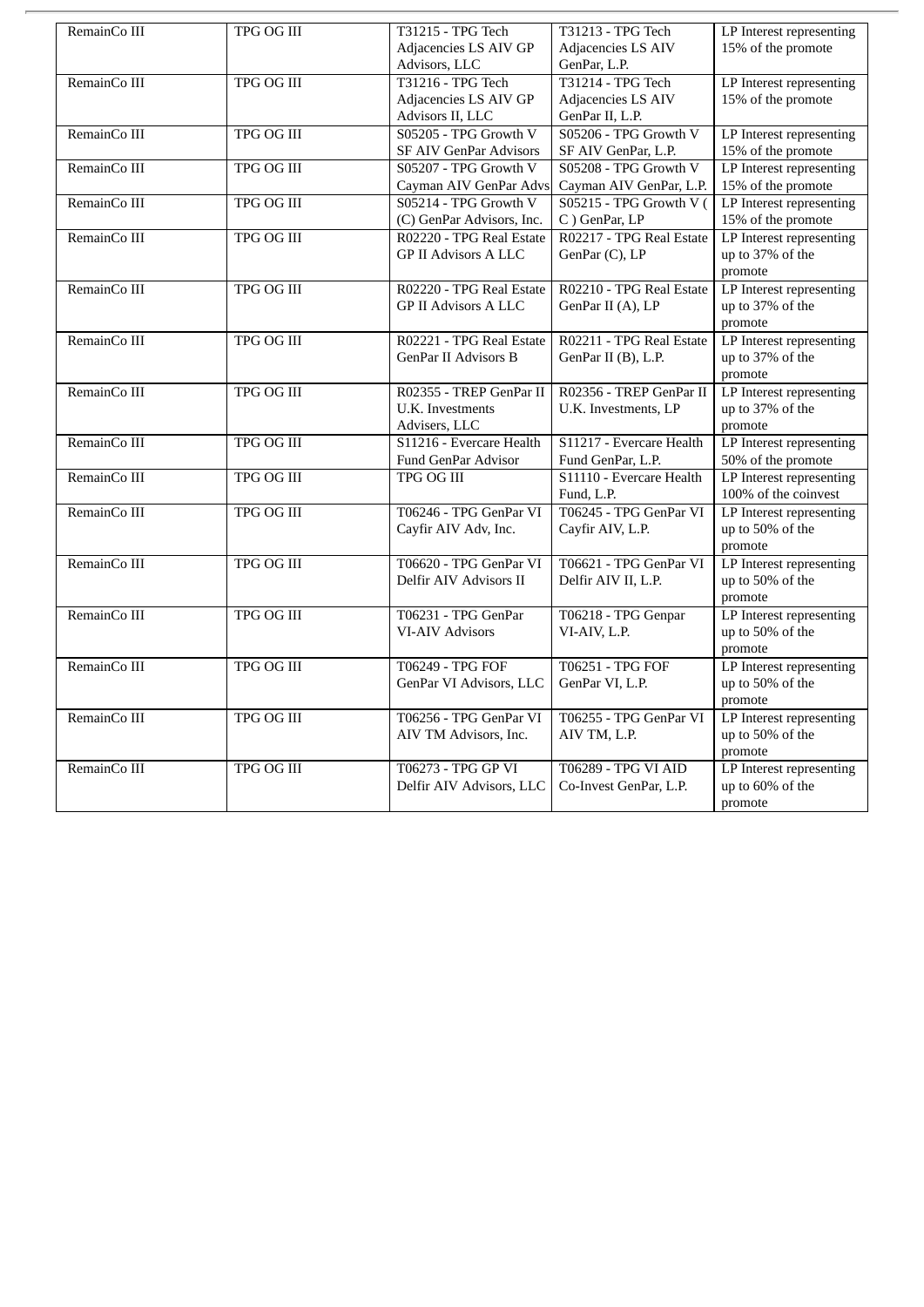| RemainCo III | TPG OG III | T31215 - TPG Tech Adjacencies LS AIV GP Advisors, LLC | T31213 - TPG Tech Adjacencies LS AIV GenPar, L.P. | LP Interest representing 15% of the promote |
|---|---|---|---|---|
| RemainCo III | TPG OG III | T31216 - TPG Tech Adjacencies LS AIV GP Advisors II, LLC | T31214 - TPG Tech Adjacencies LS AIV GenPar II, L.P. | LP Interest representing 15% of the promote |
| RemainCo III | TPG OG III | S05205 - TPG Growth V SF AIV GenPar Advisors | S05206 - TPG Growth V SF AIV GenPar, L.P. | LP Interest representing 15% of the promote |
| RemainCo III | TPG OG III | S05207 - TPG Growth V Cayman AIV GenPar Advs | S05208 - TPG Growth V Cayman AIV GenPar, L.P. | LP Interest representing 15% of the promote |
| RemainCo III | TPG OG III | S05214 - TPG Growth V (C) GenPar Advisors, Inc. | S05215 - TPG Growth V ( C ) GenPar, LP | LP Interest representing 15% of the promote |
| RemainCo III | TPG OG III | R02220 - TPG Real Estate GP II Advisors A LLC | R02217 - TPG Real Estate GenPar (C), LP | LP Interest representing up to 37% of the promote |
| RemainCo III | TPG OG III | R02220 - TPG Real Estate GP II Advisors A LLC | R02210 - TPG Real Estate GenPar II (A), LP | LP Interest representing up to 37% of the promote |
| RemainCo III | TPG OG III | R02221 - TPG Real Estate GenPar II Advisors B | R02211 - TPG Real Estate GenPar II (B), L.P. | LP Interest representing up to 37% of the promote |
| RemainCo III | TPG OG III | R02355 - TREP GenPar II U.K. Investments Advisers, LLC | R02356 - TREP GenPar II U.K. Investments, LP | LP Interest representing up to 37% of the promote |
| RemainCo III | TPG OG III | S11216 - Evercare Health Fund GenPar Advisor | S11217 - Evercare Health Fund GenPar, L.P. | LP Interest representing 50% of the promote |
| RemainCo III | TPG OG III | TPG OG III | S11110 - Evercare Health Fund, L.P. | LP Interest representing 100% of the coinvest |
| RemainCo III | TPG OG III | T06246 - TPG GenPar VI Cayfir AIV Adv, Inc. | T06245 - TPG GenPar VI Cayfir AIV, L.P. | LP Interest representing up to 50% of the promote |
| RemainCo III | TPG OG III | T06620 - TPG GenPar VI Delfir AIV Advisors II | T06621 - TPG GenPar VI Delfir AIV II, L.P. | LP Interest representing up to 50% of the promote |
| RemainCo III | TPG OG III | T06231 - TPG GenPar VI-AIV Advisors | T06218 - TPG Genpar VI-AIV, L.P. | LP Interest representing up to 50% of the promote |
| RemainCo III | TPG OG III | T06249 - TPG FOF GenPar VI Advisors, LLC | T06251 - TPG FOF GenPar VI, L.P. | LP Interest representing up to 50% of the promote |
| RemainCo III | TPG OG III | T06256 - TPG GenPar VI AIV TM Advisors, Inc. | T06255 - TPG GenPar VI AIV TM, L.P. | LP Interest representing up to 50% of the promote |
| RemainCo III | TPG OG III | T06273 - TPG GP VI Delfir AIV Advisors, LLC | T06289 - TPG VI AID Co-Invest GenPar, L.P. | LP Interest representing up to 60% of the promote |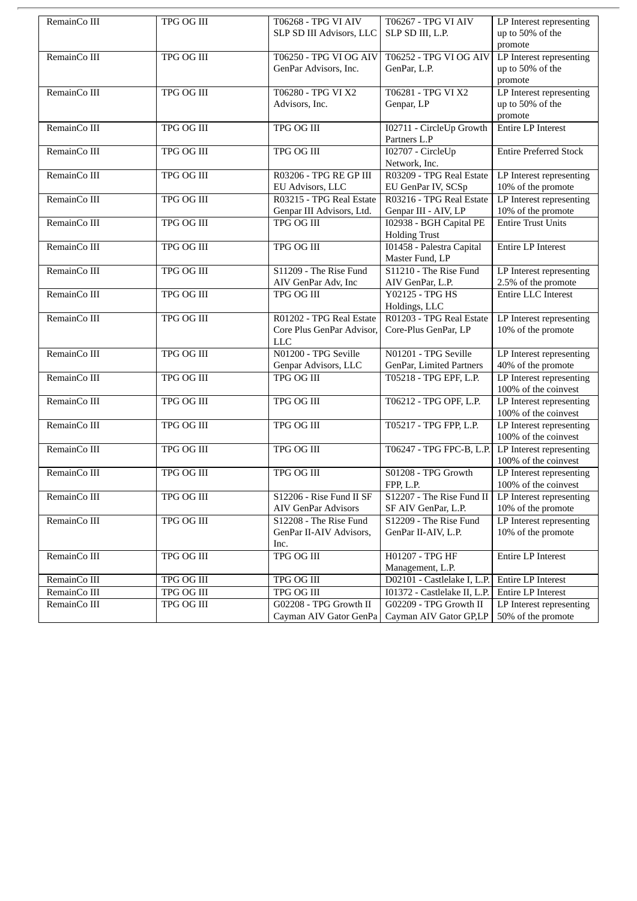| RemainCo III | TPG OG III | T06268 - TPG VI AIV SLP SD III Advisors, LLC | T06267 - TPG VI AIV SLP SD III, L.P. | LP Interest representing up to 50% of the promote |
|---|---|---|---|---|
| RemainCo III | TPG OG III | T06250 - TPG VI OG AIV GenPar Advisors, Inc. | T06252 - TPG VI OG AIV GenPar, L.P. | LP Interest representing up to 50% of the promote |
| RemainCo III | TPG OG III | T06280 - TPG VI X2 Advisors, Inc. | T06281 - TPG VI X2 Genpar, LP | LP Interest representing up to 50% of the promote |
| RemainCo III | TPG OG III | TPG OG III | I02711 - CircleUp Growth Partners L.P | Entire LP Interest |
| RemainCo III | TPG OG III | TPG OG III | I02707 - CircleUp Network, Inc. | Entire Preferred Stock |
| RemainCo III | TPG OG III | R03206 - TPG RE GP III EU Advisors, LLC | R03209 - TPG Real Estate EU GenPar IV, SCSp | LP Interest representing 10% of the promote |
| RemainCo III | TPG OG III | R03215 - TPG Real Estate Genpar III Advisors, Ltd. | R03216 - TPG Real Estate Genpar III - AIV, LP | LP Interest representing 10% of the promote |
| RemainCo III | TPG OG III | TPG OG III | I02938 - BGH Capital PE Holding Trust | Entire Trust Units |
| RemainCo III | TPG OG III | TPG OG III | I01458 - Palestra Capital Master Fund, LP | Entire LP Interest |
| RemainCo III | TPG OG III | S11209 - The Rise Fund AIV GenPar Adv, Inc | S11210 - The Rise Fund AIV GenPar, L.P. | LP Interest representing 2.5% of the promote |
| RemainCo III | TPG OG III | TPG OG III | Y02125 - TPG HS Holdings, LLC | Entire LLC Interest |
| RemainCo III | TPG OG III | R01202 - TPG Real Estate Core Plus GenPar Advisor, LLC | R01203 - TPG Real Estate Core-Plus GenPar, LP | LP Interest representing 10% of the promote |
| RemainCo III | TPG OG III | N01200 - TPG Seville Genpar Advisors, LLC | N01201 - TPG Seville GenPar, Limited Partners | LP Interest representing 40% of the promote |
| RemainCo III | TPG OG III | TPG OG III | T05218 - TPG EPF, L.P. | LP Interest representing 100% of the coinvest |
| RemainCo III | TPG OG III | TPG OG III | T06212 - TPG OPF, L.P. | LP Interest representing 100% of the coinvest |
| RemainCo III | TPG OG III | TPG OG III | T05217 - TPG FPP, L.P. | LP Interest representing 100% of the coinvest |
| RemainCo III | TPG OG III | TPG OG III | T06247 - TPG FPC-B, L.P. | LP Interest representing 100% of the coinvest |
| RemainCo III | TPG OG III | TPG OG III | S01208 - TPG Growth FPP, L.P. | LP Interest representing 100% of the coinvest |
| RemainCo III | TPG OG III | S12206 - Rise Fund II SF AIV GenPar Advisors | S12207 - The Rise Fund II SF AIV GenPar, L.P. | LP Interest representing 10% of the promote |
| RemainCo III | TPG OG III | S12208 - The Rise Fund GenPar II-AIV Advisors, Inc. | S12209 - The Rise Fund GenPar II-AIV, L.P. | LP Interest representing 10% of the promote |
| RemainCo III | TPG OG III | TPG OG III | H01207 - TPG HF Management, L.P. | Entire LP Interest |
| RemainCo III | TPG OG III | TPG OG III | D02101 - Castlelake I, L.P. | Entire LP Interest |
| RemainCo III | TPG OG III | TPG OG III | I01372 - Castlelake II, L.P. | Entire LP Interest |
| RemainCo III | TPG OG III | G02208 - TPG Growth II Cayman AIV Gator GenPa | G02209 - TPG Growth II Cayman AIV Gator GP,LP | LP Interest representing 50% of the promote |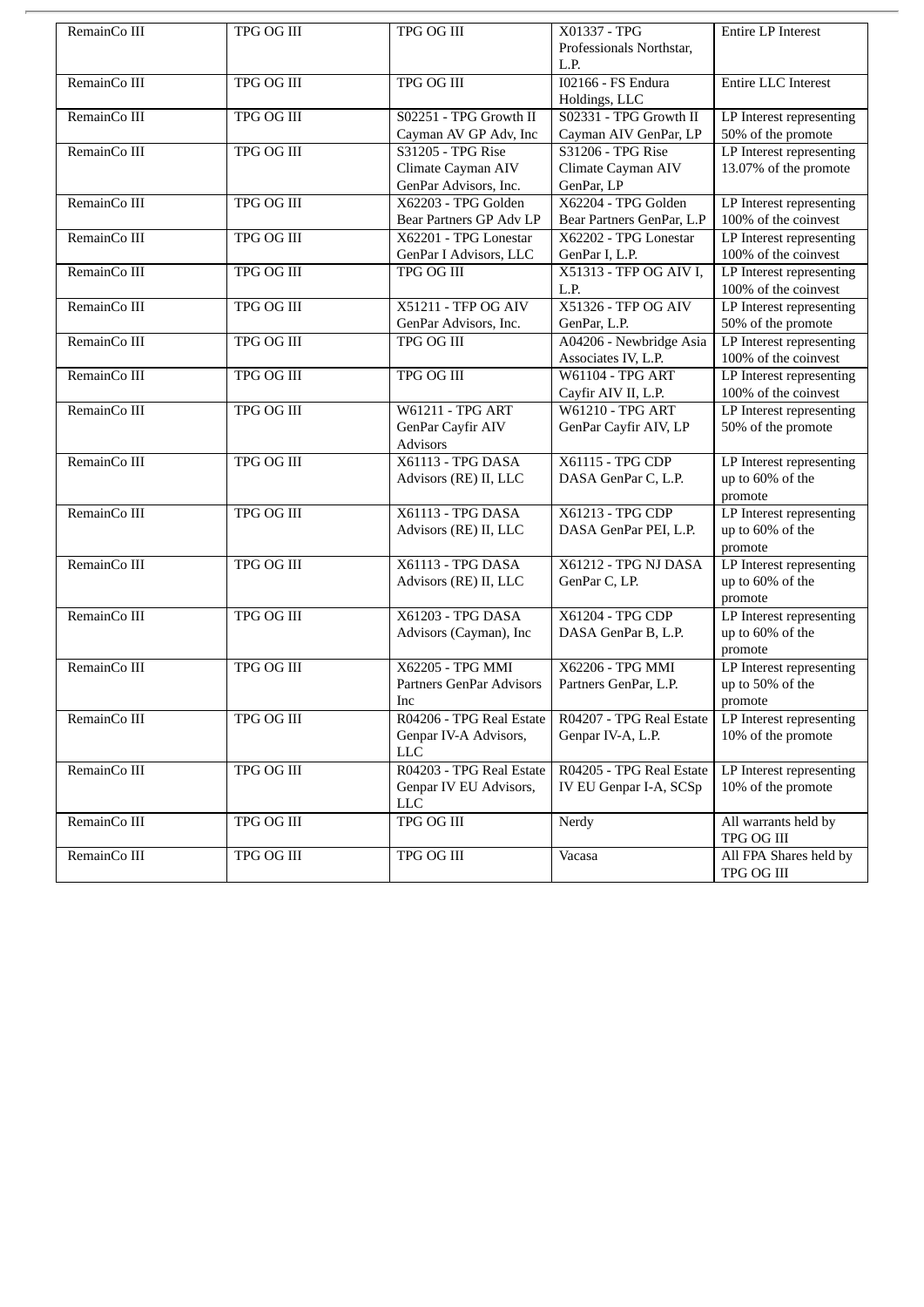| RemainCo III | TPG OG III | TPG OG III | X01337 - TPG Professionals Northstar, L.P. | Entire LP Interest |
|---|---|---|---|---|
| RemainCo III | TPG OG III | TPG OG III | I02166 - FS Endura Holdings, LLC | Entire LLC Interest |
| RemainCo III | TPG OG III | S02251 - TPG Growth II Cayman AV GP Adv, Inc | S02331 - TPG Growth II Cayman AIV GenPar, LP | LP Interest representing 50% of the promote |
| RemainCo III | TPG OG III | S31205 - TPG Rise Climate Cayman AIV GenPar Advisors, Inc. | S31206 - TPG Rise Climate Cayman AIV GenPar, LP | LP Interest representing 13.07% of the promote |
| RemainCo III | TPG OG III | X62203 - TPG Golden Bear Partners GP Adv LP | X62204 - TPG Golden Bear Partners GenPar, L.P | LP Interest representing 100% of the coinvest |
| RemainCo III | TPG OG III | X62201 - TPG Lonestar GenPar I Advisors, LLC | X62202 - TPG Lonestar GenPar I, L.P. | LP Interest representing 100% of the coinvest |
| RemainCo III | TPG OG III | TPG OG III | X51313 - TFP OG AIV I, L.P. | LP Interest representing 100% of the coinvest |
| RemainCo III | TPG OG III | X51211 - TFP OG AIV GenPar Advisors, Inc. | X51326 - TFP OG AIV GenPar, L.P. | LP Interest representing 50% of the promote |
| RemainCo III | TPG OG III | TPG OG III | A04206 - Newbridge Asia Associates IV, L.P. | LP Interest representing 100% of the coinvest |
| RemainCo III | TPG OG III | TPG OG III | W61104 - TPG ART Cayfir AIV II, L.P. | LP Interest representing 100% of the coinvest |
| RemainCo III | TPG OG III | W61211 - TPG ART GenPar Cayfir AIV Advisors | W61210 - TPG ART GenPar Cayfir AIV, LP | LP Interest representing 50% of the promote |
| RemainCo III | TPG OG III | X61113 - TPG DASA Advisors (RE) II, LLC | X61115 - TPG CDP DASA GenPar C, L.P. | LP Interest representing up to 60% of the promote |
| RemainCo III | TPG OG III | X61113 - TPG DASA Advisors (RE) II, LLC | X61213 - TPG CDP DASA GenPar PEI, L.P. | LP Interest representing up to 60% of the promote |
| RemainCo III | TPG OG III | X61113 - TPG DASA Advisors (RE) II, LLC | X61212 - TPG NJ DASA GenPar C, LP. | LP Interest representing up to 60% of the promote |
| RemainCo III | TPG OG III | X61203 - TPG DASA Advisors (Cayman), Inc | X61204 - TPG CDP DASA GenPar B, L.P. | LP Interest representing up to 60% of the promote |
| RemainCo III | TPG OG III | X62205 - TPG MMI Partners GenPar Advisors Inc | X62206 - TPG MMI Partners GenPar, L.P. | LP Interest representing up to 50% of the promote |
| RemainCo III | TPG OG III | R04206 - TPG Real Estate Genpar IV-A Advisors, LLC | R04207 - TPG Real Estate Genpar IV-A, L.P. | LP Interest representing 10% of the promote |
| RemainCo III | TPG OG III | R04203 - TPG Real Estate Genpar IV EU Advisors, LLC | R04205 - TPG Real Estate IV EU Genpar I-A, SCSp | LP Interest representing 10% of the promote |
| RemainCo III | TPG OG III | TPG OG III | Nerdy | All warrants held by TPG OG III |
| RemainCo III | TPG OG III | TPG OG III | Vacasa | All FPA Shares held by TPG OG III |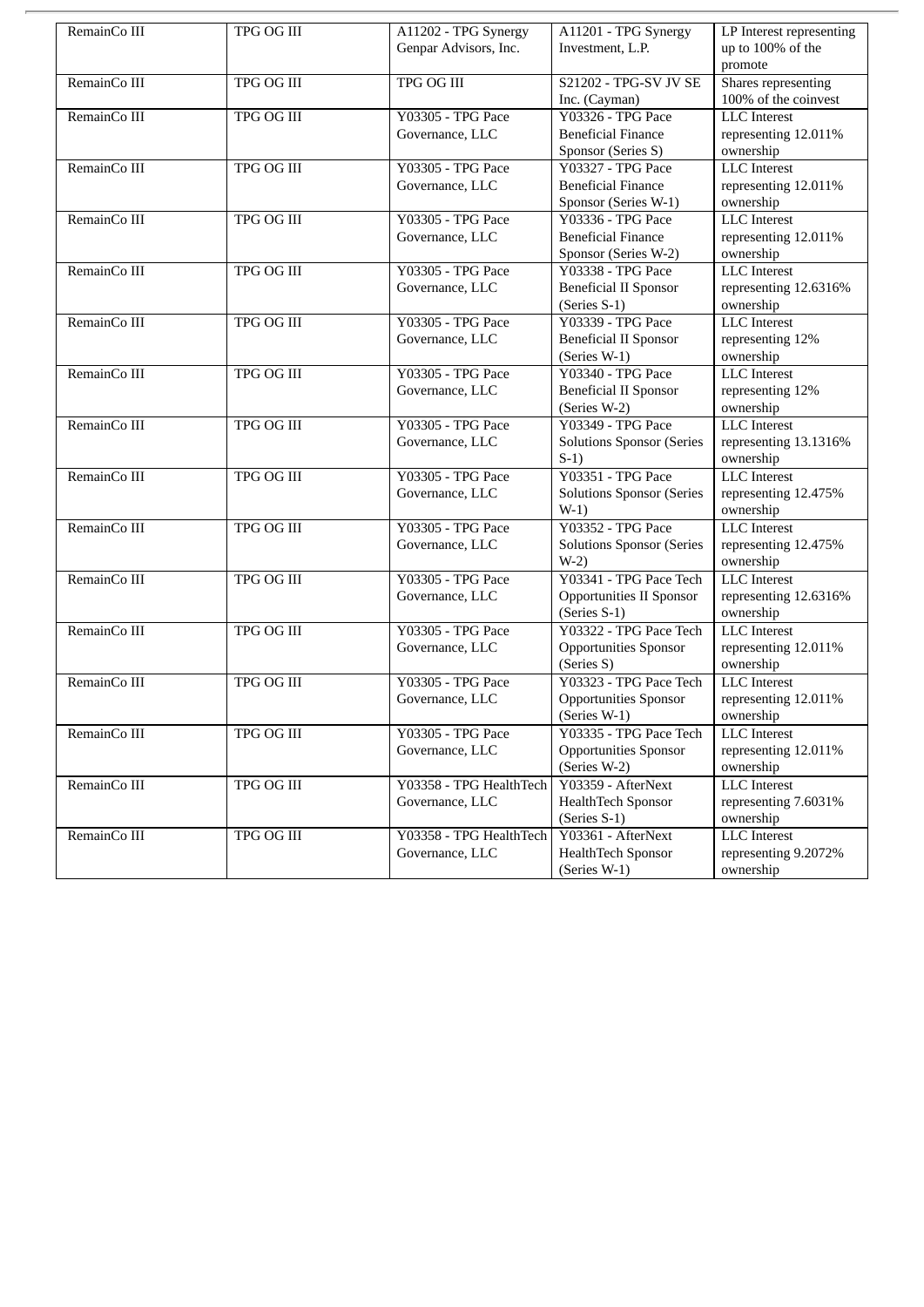| RemainCo III | TPG OG III | A11202 - TPG Synergy Genpar Advisors, Inc. | A11201 - TPG Synergy Investment, L.P. | LP Interest representing up to 100% of the promote |
|---|---|---|---|---|
| RemainCo III | TPG OG III | TPG OG III | S21202 - TPG-SV JV SE Inc. (Cayman) | Shares representing 100% of the coinvest |
| RemainCo III | TPG OG III | Y03305 - TPG Pace Governance, LLC | Y03326 - TPG Pace Beneficial Finance Sponsor (Series S) | LLC Interest representing 12.011% ownership |
| RemainCo III | TPG OG III | Y03305 - TPG Pace Governance, LLC | Y03327 - TPG Pace Beneficial Finance Sponsor (Series W-1) | LLC Interest representing 12.011% ownership |
| RemainCo III | TPG OG III | Y03305 - TPG Pace Governance, LLC | Y03336 - TPG Pace Beneficial Finance Sponsor (Series W-2) | LLC Interest representing 12.011% ownership |
| RemainCo III | TPG OG III | Y03305 - TPG Pace Governance, LLC | Y03338 - TPG Pace Beneficial II Sponsor (Series S-1) | LLC Interest representing 12.6316% ownership |
| RemainCo III | TPG OG III | Y03305 - TPG Pace Governance, LLC | Y03339 - TPG Pace Beneficial II Sponsor (Series W-1) | LLC Interest representing 12% ownership |
| RemainCo III | TPG OG III | Y03305 - TPG Pace Governance, LLC | Y03340 - TPG Pace Beneficial II Sponsor (Series W-2) | LLC Interest representing 12% ownership |
| RemainCo III | TPG OG III | Y03305 - TPG Pace Governance, LLC | Y03349 - TPG Pace Solutions Sponsor (Series S-1) | LLC Interest representing 13.1316% ownership |
| RemainCo III | TPG OG III | Y03305 - TPG Pace Governance, LLC | Y03351 - TPG Pace Solutions Sponsor (Series W-1) | LLC Interest representing 12.475% ownership |
| RemainCo III | TPG OG III | Y03305 - TPG Pace Governance, LLC | Y03352 - TPG Pace Solutions Sponsor (Series W-2) | LLC Interest representing 12.475% ownership |
| RemainCo III | TPG OG III | Y03305 - TPG Pace Governance, LLC | Y03341 - TPG Pace Tech Opportunities II Sponsor (Series S-1) | LLC Interest representing 12.6316% ownership |
| RemainCo III | TPG OG III | Y03305 - TPG Pace Governance, LLC | Y03322 - TPG Pace Tech Opportunities Sponsor (Series S) | LLC Interest representing 12.011% ownership |
| RemainCo III | TPG OG III | Y03305 - TPG Pace Governance, LLC | Y03323 - TPG Pace Tech Opportunities Sponsor (Series W-1) | LLC Interest representing 12.011% ownership |
| RemainCo III | TPG OG III | Y03305 - TPG Pace Governance, LLC | Y03335 - TPG Pace Tech Opportunities Sponsor (Series W-2) | LLC Interest representing 12.011% ownership |
| RemainCo III | TPG OG III | Y03358 - TPG HealthTech Governance, LLC | Y03359 - AfterNext HealthTech Sponsor (Series S-1) | LLC Interest representing 7.6031% ownership |
| RemainCo III | TPG OG III | Y03358 - TPG HealthTech Governance, LLC | Y03361 - AfterNext HealthTech Sponsor (Series W-1) | LLC Interest representing 9.2072% ownership |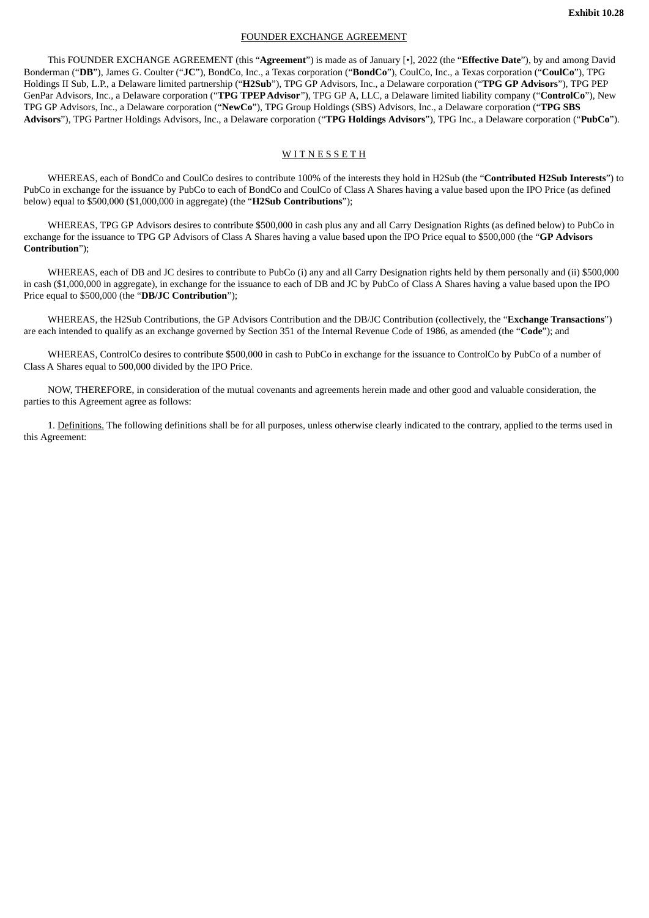**Exhibit 10.28**

FOUNDER EXCHANGE AGREEMENT

This FOUNDER EXCHANGE AGREEMENT (this "**Agreement**") is made as of January [•], 2022 (the "**Effective Date**"), by and among David Bonderman ("**DB**"), James G. Coulter ("**JC**"), BondCo, Inc., a Texas corporation ("**BondCo**"), CoulCo, Inc., a Texas corporation ("**CoulCo**"), TPG Holdings II Sub, L.P., a Delaware limited partnership ("**H2Sub**"), TPG GP Advisors, Inc., a Delaware corporation ("**TPG GP Advisors**"), TPG PEP GenPar Advisors, Inc., a Delaware corporation ("**TPG TPEP Advisor**"), TPG GP A, LLC, a Delaware limited liability company ("**ControlCo**"), New TPG GP Advisors, Inc., a Delaware corporation ("**NewCo**"), TPG Group Holdings (SBS) Advisors, Inc., a Delaware corporation ("**TPG SBS Advisors**"), TPG Partner Holdings Advisors, Inc., a Delaware corporation ("**TPG Holdings Advisors**"), TPG Inc., a Delaware corporation ("**PubCo**").

W I T N E S S E T H

WHEREAS, each of BondCo and CoulCo desires to contribute 100% of the interests they hold in H2Sub (the "**Contributed H2Sub Interests**") to PubCo in exchange for the issuance by PubCo to each of BondCo and CoulCo of Class A Shares having a value based upon the IPO Price (as defined below) equal to $500,000 ($1,000,000 in aggregate) (the "**H2Sub Contributions**");

WHEREAS, TPG GP Advisors desires to contribute $500,000 in cash plus any and all Carry Designation Rights (as defined below) to PubCo in exchange for the issuance to TPG GP Advisors of Class A Shares having a value based upon the IPO Price equal to $500,000 (the "**GP Advisors Contribution**");

WHEREAS, each of DB and JC desires to contribute to PubCo (i) any and all Carry Designation rights held by them personally and (ii) $500,000 in cash ($1,000,000 in aggregate), in exchange for the issuance to each of DB and JC by PubCo of Class A Shares having a value based upon the IPO Price equal to $500,000 (the "**DB/JC Contribution**");

WHEREAS, the H2Sub Contributions, the GP Advisors Contribution and the DB/JC Contribution (collectively, the "**Exchange Transactions**") are each intended to qualify as an exchange governed by Section 351 of the Internal Revenue Code of 1986, as amended (the "**Code**"); and

WHEREAS, ControlCo desires to contribute $500,000 in cash to PubCo in exchange for the issuance to ControlCo by PubCo of a number of Class A Shares equal to 500,000 divided by the IPO Price.

NOW, THEREFORE, in consideration of the mutual covenants and agreements herein made and other good and valuable consideration, the parties to this Agreement agree as follows:

1. Definitions. The following definitions shall be for all purposes, unless otherwise clearly indicated to the contrary, applied to the terms used in this Agreement: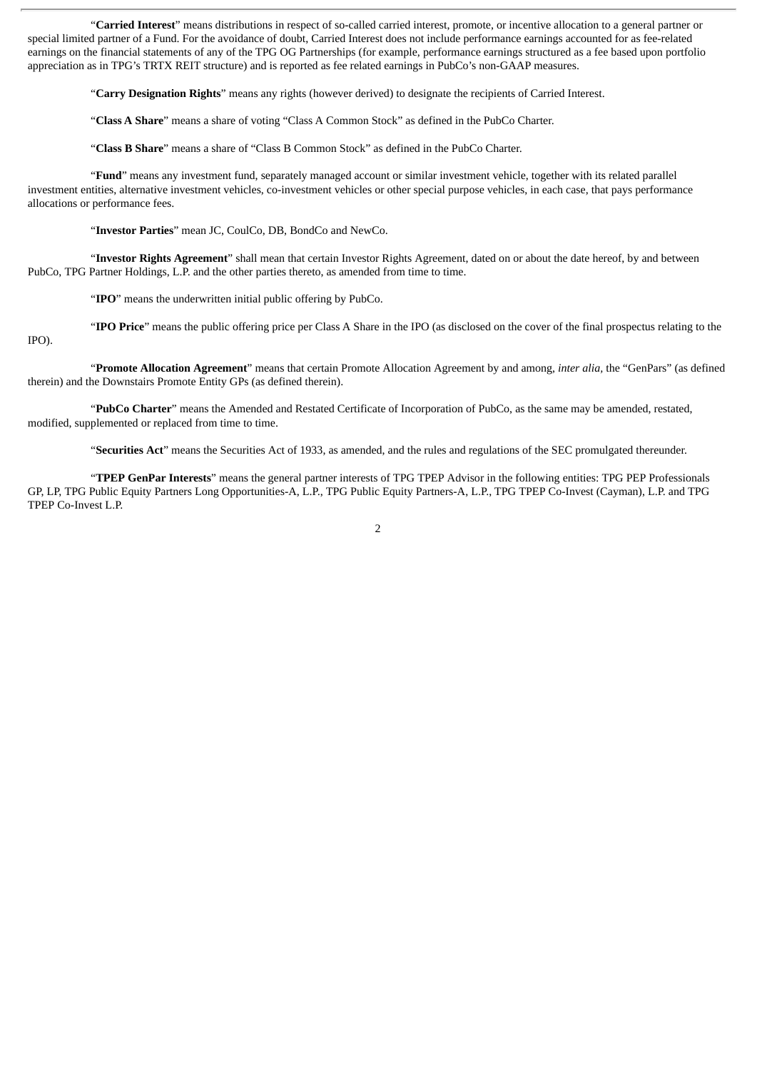"**Carried Interest**" means distributions in respect of so-called carried interest, promote, or incentive allocation to a general partner or special limited partner of a Fund. For the avoidance of doubt, Carried Interest does not include performance earnings accounted for as fee-related earnings on the financial statements of any of the TPG OG Partnerships (for example, performance earnings structured as a fee based upon portfolio appreciation as in TPG's TRTX REIT structure) and is reported as fee related earnings in PubCo's non-GAAP measures.

"**Carry Designation Rights**" means any rights (however derived) to designate the recipients of Carried Interest.

"**Class A Share**" means a share of voting "Class A Common Stock" as defined in the PubCo Charter.

"**Class B Share**" means a share of "Class B Common Stock" as defined in the PubCo Charter.

"**Fund**" means any investment fund, separately managed account or similar investment vehicle, together with its related parallel investment entities, alternative investment vehicles, co-investment vehicles or other special purpose vehicles, in each case, that pays performance allocations or performance fees.

"**Investor Parties**" mean JC, CoulCo, DB, BondCo and NewCo.

"**Investor Rights Agreement**" shall mean that certain Investor Rights Agreement, dated on or about the date hereof, by and between PubCo, TPG Partner Holdings, L.P. and the other parties thereto, as amended from time to time.

"**IPO**" means the underwritten initial public offering by PubCo.

"**IPO Price**" means the public offering price per Class A Share in the IPO (as disclosed on the cover of the final prospectus relating to the IPO).

"**Promote Allocation Agreement**" means that certain Promote Allocation Agreement by and among, *inter alia*, the "GenPars" (as defined therein) and the Downstairs Promote Entity GPs (as defined therein).

"**PubCo Charter**" means the Amended and Restated Certificate of Incorporation of PubCo, as the same may be amended, restated, modified, supplemented or replaced from time to time.

"**Securities Act**" means the Securities Act of 1933, as amended, and the rules and regulations of the SEC promulgated thereunder.

"**TPEP GenPar Interests**" means the general partner interests of TPG TPEP Advisor in the following entities: TPG PEP Professionals GP, LP, TPG Public Equity Partners Long Opportunities-A, L.P., TPG Public Equity Partners-A, L.P., TPG TPEP Co-Invest (Cayman), L.P. and TPG TPEP Co-Invest L.P.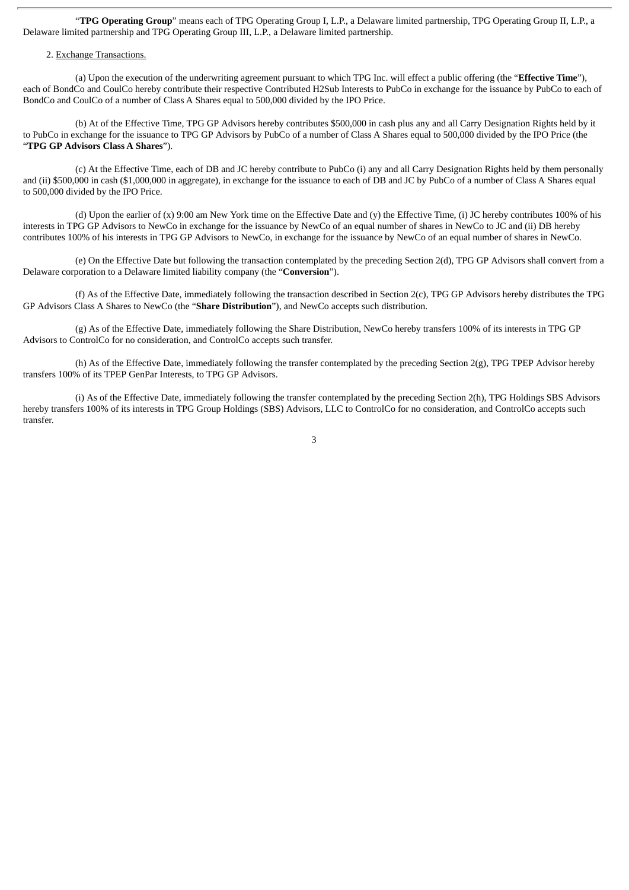"**TPG Operating Group**" means each of TPG Operating Group I, L.P., a Delaware limited partnership, TPG Operating Group II, L.P., a Delaware limited partnership and TPG Operating Group III, L.P., a Delaware limited partnership.

2. Exchange Transactions.

(a) Upon the execution of the underwriting agreement pursuant to which TPG Inc. will effect a public offering (the "**Effective Time**"), each of BondCo and CoulCo hereby contribute their respective Contributed H2Sub Interests to PubCo in exchange for the issuance by PubCo to each of BondCo and CoulCo of a number of Class A Shares equal to 500,000 divided by the IPO Price.

(b) At of the Effective Time, TPG GP Advisors hereby contributes $500,000 in cash plus any and all Carry Designation Rights held by it to PubCo in exchange for the issuance to TPG GP Advisors by PubCo of a number of Class A Shares equal to 500,000 divided by the IPO Price (the "**TPG GP Advisors Class A Shares**").

(c) At the Effective Time, each of DB and JC hereby contribute to PubCo (i) any and all Carry Designation Rights held by them personally and (ii) $500,000 in cash ($1,000,000 in aggregate), in exchange for the issuance to each of DB and JC by PubCo of a number of Class A Shares equal to 500,000 divided by the IPO Price.

(d) Upon the earlier of (x) 9:00 am New York time on the Effective Date and (y) the Effective Time, (i) JC hereby contributes 100% of his interests in TPG GP Advisors to NewCo in exchange for the issuance by NewCo of an equal number of shares in NewCo to JC and (ii) DB hereby contributes 100% of his interests in TPG GP Advisors to NewCo, in exchange for the issuance by NewCo of an equal number of shares in NewCo.

(e) On the Effective Date but following the transaction contemplated by the preceding Section 2(d), TPG GP Advisors shall convert from a Delaware corporation to a Delaware limited liability company (the "**Conversion**").

(f) As of the Effective Date, immediately following the transaction described in Section 2(c), TPG GP Advisors hereby distributes the TPG GP Advisors Class A Shares to NewCo (the "**Share Distribution**"), and NewCo accepts such distribution.

(g) As of the Effective Date, immediately following the Share Distribution, NewCo hereby transfers 100% of its interests in TPG GP Advisors to ControlCo for no consideration, and ControlCo accepts such transfer.

(h) As of the Effective Date, immediately following the transfer contemplated by the preceding Section 2(g), TPG TPEP Advisor hereby transfers 100% of its TPEP GenPar Interests, to TPG GP Advisors.

(i) As of the Effective Date, immediately following the transfer contemplated by the preceding Section 2(h), TPG Holdings SBS Advisors hereby transfers 100% of its interests in TPG Group Holdings (SBS) Advisors, LLC to ControlCo for no consideration, and ControlCo accepts such transfer.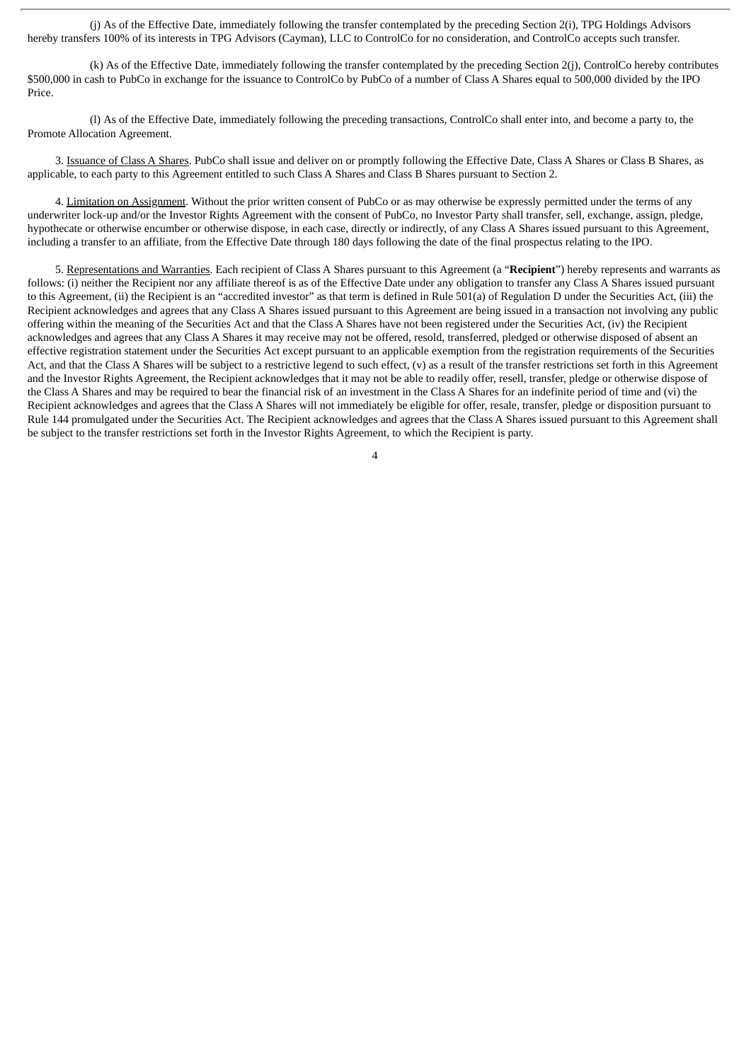(j) As of the Effective Date, immediately following the transfer contemplated by the preceding Section 2(i), TPG Holdings Advisors hereby transfers 100% of its interests in TPG Advisors (Cayman), LLC to ControlCo for no consideration, and ControlCo accepts such transfer.

(k) As of the Effective Date, immediately following the transfer contemplated by the preceding Section 2(j), ControlCo hereby contributes $500,000 in cash to PubCo in exchange for the issuance to ControlCo by PubCo of a number of Class A Shares equal to 500,000 divided by the IPO Price.

(l) As of the Effective Date, immediately following the preceding transactions, ControlCo shall enter into, and become a party to, the Promote Allocation Agreement.

3. Issuance of Class A Shares. PubCo shall issue and deliver on or promptly following the Effective Date, Class A Shares or Class B Shares, as applicable, to each party to this Agreement entitled to such Class A Shares and Class B Shares pursuant to Section 2.

4. Limitation on Assignment. Without the prior written consent of PubCo or as may otherwise be expressly permitted under the terms of any underwriter lock-up and/or the Investor Rights Agreement with the consent of PubCo, no Investor Party shall transfer, sell, exchange, assign, pledge, hypothecate or otherwise encumber or otherwise dispose, in each case, directly or indirectly, of any Class A Shares issued pursuant to this Agreement, including a transfer to an affiliate, from the Effective Date through 180 days following the date of the final prospectus relating to the IPO.

5. Representations and Warranties. Each recipient of Class A Shares pursuant to this Agreement (a "**Recipient**") hereby represents and warrants as follows: (i) neither the Recipient nor any affiliate thereof is as of the Effective Date under any obligation to transfer any Class A Shares issued pursuant to this Agreement, (ii) the Recipient is an "accredited investor" as that term is defined in Rule 501(a) of Regulation D under the Securities Act, (iii) the Recipient acknowledges and agrees that any Class A Shares issued pursuant to this Agreement are being issued in a transaction not involving any public offering within the meaning of the Securities Act and that the Class A Shares have not been registered under the Securities Act, (iv) the Recipient acknowledges and agrees that any Class A Shares it may receive may not be offered, resold, transferred, pledged or otherwise disposed of absent an effective registration statement under the Securities Act except pursuant to an applicable exemption from the registration requirements of the Securities Act, and that the Class A Shares will be subject to a restrictive legend to such effect, (v) as a result of the transfer restrictions set forth in this Agreement and the Investor Rights Agreement, the Recipient acknowledges that it may not be able to readily offer, resell, transfer, pledge or otherwise dispose of the Class A Shares and may be required to bear the financial risk of an investment in the Class A Shares for an indefinite period of time and (vi) the Recipient acknowledges and agrees that the Class A Shares will not immediately be eligible for offer, resale, transfer, pledge or disposition pursuant to Rule 144 promulgated under the Securities Act. The Recipient acknowledges and agrees that the Class A Shares issued pursuant to this Agreement shall be subject to the transfer restrictions set forth in the Investor Rights Agreement, to which the Recipient is party.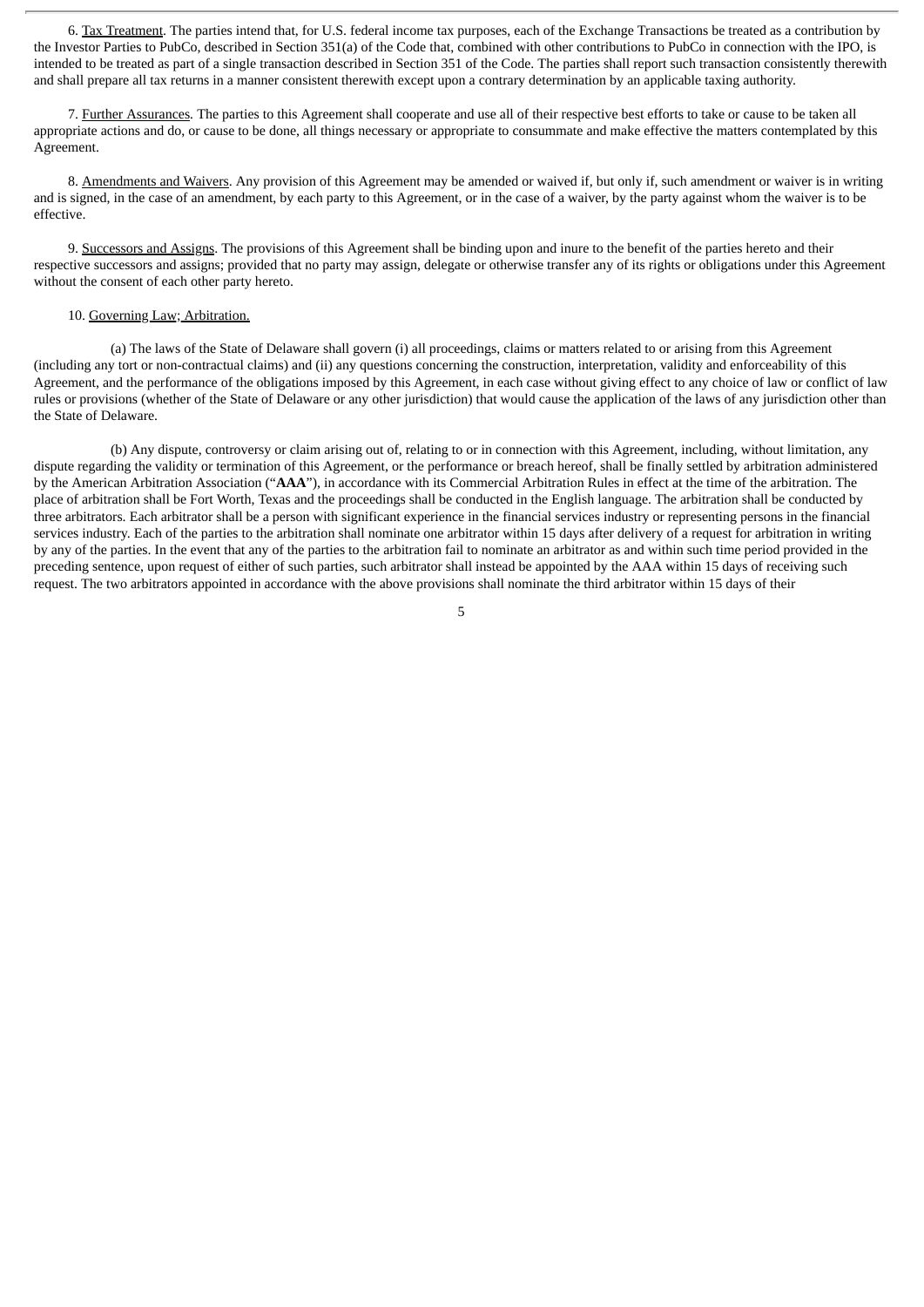6. Tax Treatment. The parties intend that, for U.S. federal income tax purposes, each of the Exchange Transactions be treated as a contribution by the Investor Parties to PubCo, described in Section 351(a) of the Code that, combined with other contributions to PubCo in connection with the IPO, is intended to be treated as part of a single transaction described in Section 351 of the Code. The parties shall report such transaction consistently therewith and shall prepare all tax returns in a manner consistent therewith except upon a contrary determination by an applicable taxing authority.

7. Further Assurances. The parties to this Agreement shall cooperate and use all of their respective best efforts to take or cause to be taken all appropriate actions and do, or cause to be done, all things necessary or appropriate to consummate and make effective the matters contemplated by this Agreement.

8. Amendments and Waivers. Any provision of this Agreement may be amended or waived if, but only if, such amendment or waiver is in writing and is signed, in the case of an amendment, by each party to this Agreement, or in the case of a waiver, by the party against whom the waiver is to be effective.

9. Successors and Assigns. The provisions of this Agreement shall be binding upon and inure to the benefit of the parties hereto and their respective successors and assigns; provided that no party may assign, delegate or otherwise transfer any of its rights or obligations under this Agreement without the consent of each other party hereto.

10. Governing Law; Arbitration.

(a) The laws of the State of Delaware shall govern (i) all proceedings, claims or matters related to or arising from this Agreement (including any tort or non-contractual claims) and (ii) any questions concerning the construction, interpretation, validity and enforceability of this Agreement, and the performance of the obligations imposed by this Agreement, in each case without giving effect to any choice of law or conflict of law rules or provisions (whether of the State of Delaware or any other jurisdiction) that would cause the application of the laws of any jurisdiction other than the State of Delaware.

(b) Any dispute, controversy or claim arising out of, relating to or in connection with this Agreement, including, without limitation, any dispute regarding the validity or termination of this Agreement, or the performance or breach hereof, shall be finally settled by arbitration administered by the American Arbitration Association ("**AAA**"), in accordance with its Commercial Arbitration Rules in effect at the time of the arbitration. The place of arbitration shall be Fort Worth, Texas and the proceedings shall be conducted in the English language. The arbitration shall be conducted by three arbitrators. Each arbitrator shall be a person with significant experience in the financial services industry or representing persons in the financial services industry. Each of the parties to the arbitration shall nominate one arbitrator within 15 days after delivery of a request for arbitration in writing by any of the parties. In the event that any of the parties to the arbitration fail to nominate an arbitrator as and within such time period provided in the preceding sentence, upon request of either of such parties, such arbitrator shall instead be appointed by the AAA within 15 days of receiving such request. The two arbitrators appointed in accordance with the above provisions shall nominate the third arbitrator within 15 days of their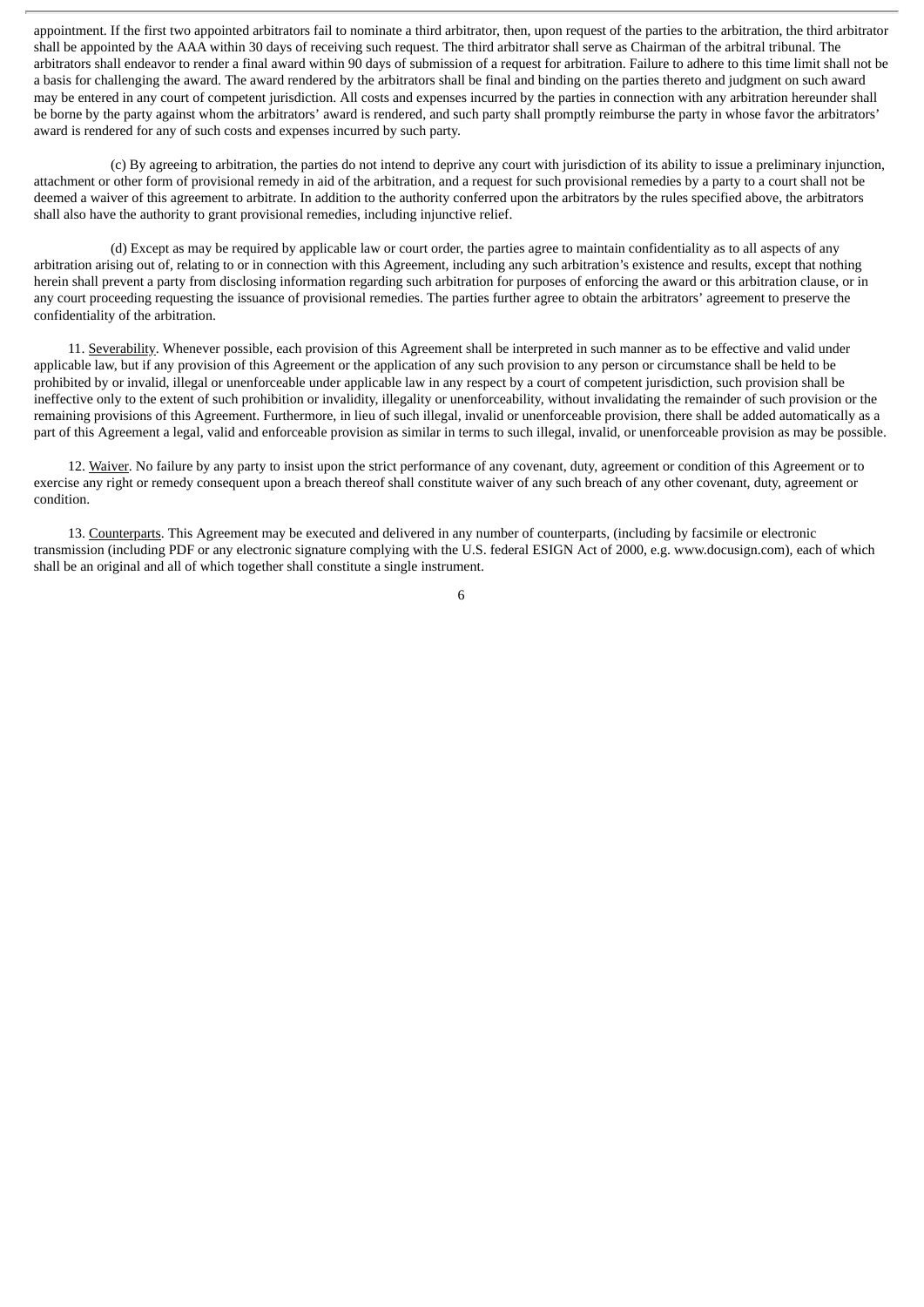appointment. If the first two appointed arbitrators fail to nominate a third arbitrator, then, upon request of the parties to the arbitration, the third arbitrator shall be appointed by the AAA within 30 days of receiving such request. The third arbitrator shall serve as Chairman of the arbitral tribunal. The arbitrators shall endeavor to render a final award within 90 days of submission of a request for arbitration. Failure to adhere to this time limit shall not be a basis for challenging the award. The award rendered by the arbitrators shall be final and binding on the parties thereto and judgment on such award may be entered in any court of competent jurisdiction. All costs and expenses incurred by the parties in connection with any arbitration hereunder shall be borne by the party against whom the arbitrators' award is rendered, and such party shall promptly reimburse the party in whose favor the arbitrators' award is rendered for any of such costs and expenses incurred by such party.

(c) By agreeing to arbitration, the parties do not intend to deprive any court with jurisdiction of its ability to issue a preliminary injunction, attachment or other form of provisional remedy in aid of the arbitration, and a request for such provisional remedies by a party to a court shall not be deemed a waiver of this agreement to arbitrate. In addition to the authority conferred upon the arbitrators by the rules specified above, the arbitrators shall also have the authority to grant provisional remedies, including injunctive relief.

(d) Except as may be required by applicable law or court order, the parties agree to maintain confidentiality as to all aspects of any arbitration arising out of, relating to or in connection with this Agreement, including any such arbitration's existence and results, except that nothing herein shall prevent a party from disclosing information regarding such arbitration for purposes of enforcing the award or this arbitration clause, or in any court proceeding requesting the issuance of provisional remedies. The parties further agree to obtain the arbitrators' agreement to preserve the confidentiality of the arbitration.

11. Severability. Whenever possible, each provision of this Agreement shall be interpreted in such manner as to be effective and valid under applicable law, but if any provision of this Agreement or the application of any such provision to any person or circumstance shall be held to be prohibited by or invalid, illegal or unenforceable under applicable law in any respect by a court of competent jurisdiction, such provision shall be ineffective only to the extent of such prohibition or invalidity, illegality or unenforceability, without invalidating the remainder of such provision or the remaining provisions of this Agreement. Furthermore, in lieu of such illegal, invalid or unenforceable provision, there shall be added automatically as a part of this Agreement a legal, valid and enforceable provision as similar in terms to such illegal, invalid, or unenforceable provision as may be possible.

12. Waiver. No failure by any party to insist upon the strict performance of any covenant, duty, agreement or condition of this Agreement or to exercise any right or remedy consequent upon a breach thereof shall constitute waiver of any such breach of any other covenant, duty, agreement or condition.

13. Counterparts. This Agreement may be executed and delivered in any number of counterparts, (including by facsimile or electronic transmission (including PDF or any electronic signature complying with the U.S. federal ESIGN Act of 2000, e.g. www.docusign.com), each of which shall be an original and all of which together shall constitute a single instrument.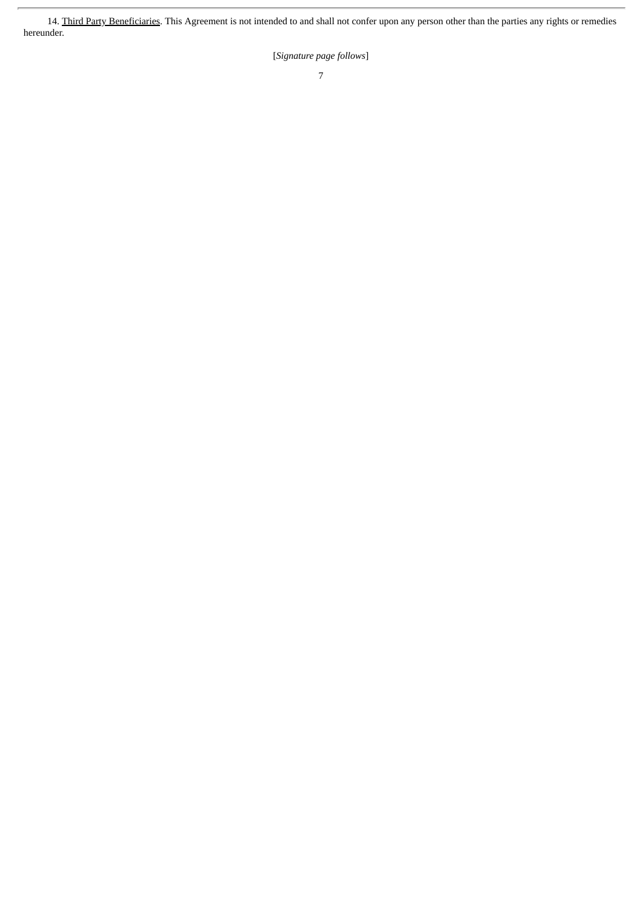14. Third Party Beneficiaries. This Agreement is not intended to and shall not confer upon any person other than the parties any rights or remedies hereunder.

[*Signature page follows*]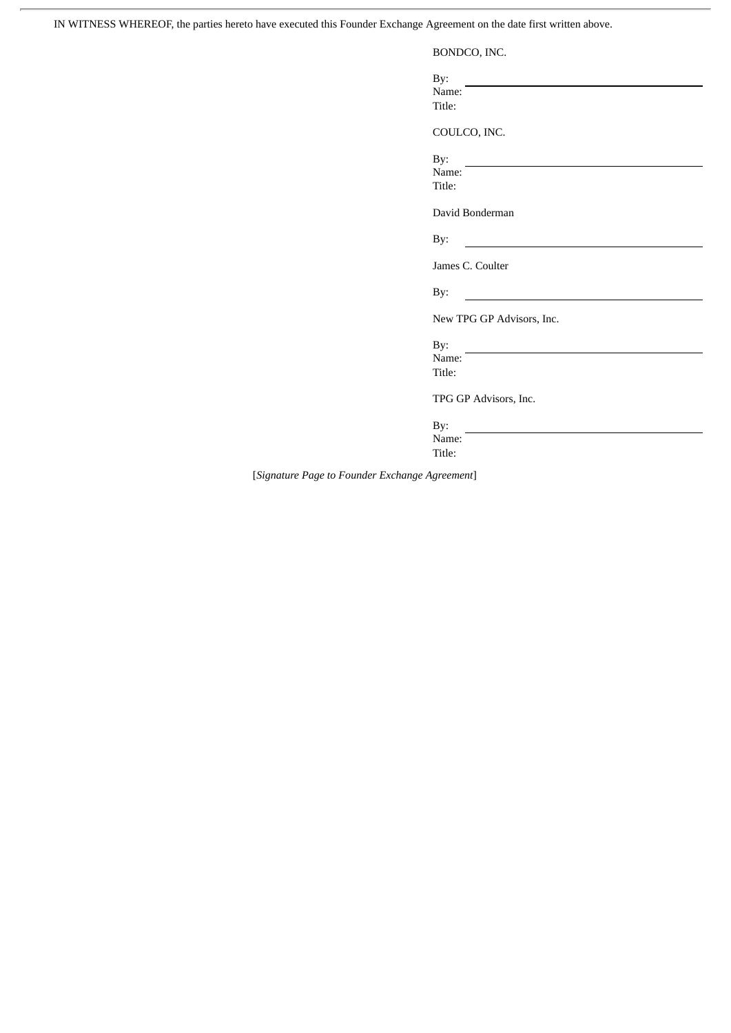IN WITNESS WHEREOF, the parties hereto have executed this Founder Exchange Agreement on the date first written above.

BONDCO, INC.

By: \_\_\_\_\_\_\_\_\_\_\_\_\_\_\_\_\_\_\_\_\_\_\_\_\_\_\_\_\_\_
Name:
Title:

COULCO, INC.

By: \_\_\_\_\_\_\_\_\_\_\_\_\_\_\_\_\_\_\_\_\_\_\_\_\_\_\_\_\_\_
Name:
Title:

David Bonderman

By: \_\_\_\_\_\_\_\_\_\_\_\_\_\_\_\_\_\_\_\_\_\_\_\_\_\_\_\_\_\_

James C. Coulter

By: \_\_\_\_\_\_\_\_\_\_\_\_\_\_\_\_\_\_\_\_\_\_\_\_\_\_\_\_\_\_

New TPG GP Advisors, Inc.

By: \_\_\_\_\_\_\_\_\_\_\_\_\_\_\_\_\_\_\_\_\_\_\_\_\_\_\_\_\_\_
Name:
Title:

TPG GP Advisors, Inc.

By: \_\_\_\_\_\_\_\_\_\_\_\_\_\_\_\_\_\_\_\_\_\_\_\_\_\_\_\_\_\_
Name:
Title:

[*Signature Page to Founder Exchange Agreement*]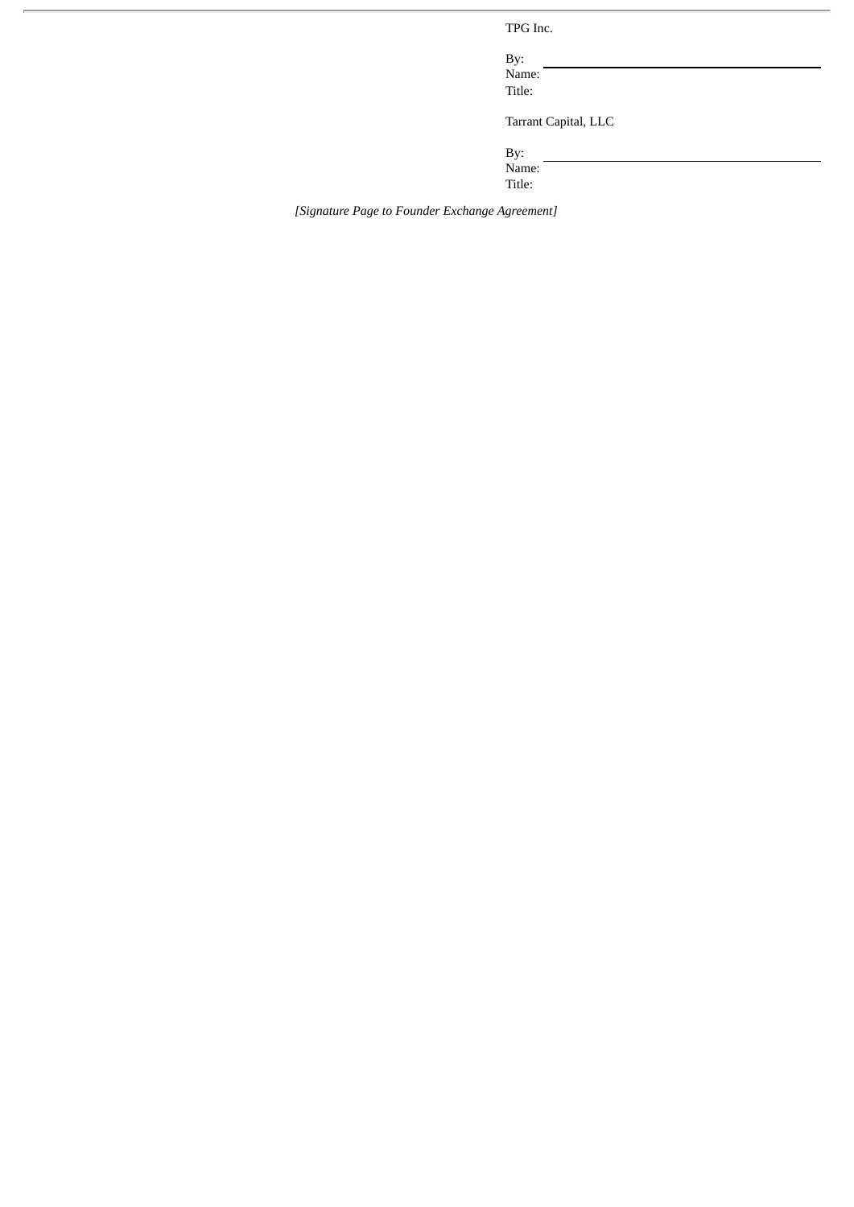TPG Inc.

By: \_\_\_\_\_\_\_\_\_\_\_\_\_\_\_\_\_\_\_\_\_\_\_\_\_\_\_\_\_\_
Name:
Title:

Tarrant Capital, LLC

By: \_\_\_\_\_\_\_\_\_\_\_\_\_\_\_\_\_\_\_\_\_\_\_\_\_\_\_\_\_\_
Name:
Title:

*[Signature Page to Founder Exchange Agreement]*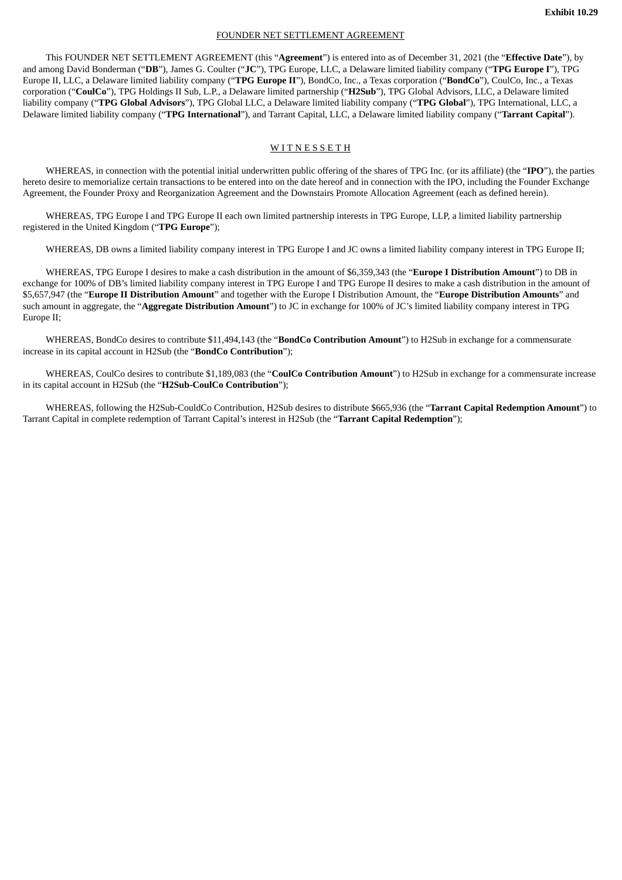**Exhibit 10.29**

FOUNDER NET SETTLEMENT AGREEMENT

This FOUNDER NET SETTLEMENT AGREEMENT (this "**Agreement**") is entered into as of December 31, 2021 (the "**Effective Date**"), by and among David Bonderman ("**DB**"), James G. Coulter ("**JC**"), TPG Europe, LLC, a Delaware limited liability company ("**TPG Europe I**"), TPG Europe II, LLC, a Delaware limited liability company ("**TPG Europe II**"), BondCo, Inc., a Texas corporation ("**BondCo**"), CoulCo, Inc., a Texas corporation ("**CoulCo**"), TPG Holdings II Sub, L.P., a Delaware limited partnership ("**H2Sub**"), TPG Global Advisors, LLC, a Delaware limited liability company ("**TPG Global Advisors**"), TPG Global LLC, a Delaware limited liability company ("**TPG Global**"), TPG International, LLC, a Delaware limited liability company ("**TPG International**"), and Tarrant Capital, LLC, a Delaware limited liability company ("**Tarrant Capital**").

W I T N E S S E T H

WHEREAS, in connection with the potential initial underwritten public offering of the shares of TPG Inc. (or its affiliate) (the "**IPO**"), the parties hereto desire to memorialize certain transactions to be entered into on the date hereof and in connection with the IPO, including the Founder Exchange Agreement, the Founder Proxy and Reorganization Agreement and the Downstairs Promote Allocation Agreement (each as defined herein).

WHEREAS, TPG Europe I and TPG Europe II each own limited partnership interests in TPG Europe, LLP, a limited liability partnership registered in the United Kingdom ("**TPG Europe**");

WHEREAS, DB owns a limited liability company interest in TPG Europe I and JC owns a limited liability company interest in TPG Europe II;

WHEREAS, TPG Europe I desires to make a cash distribution in the amount of $6,359,343 (the "**Europe I Distribution Amount**") to DB in exchange for 100% of DB's limited liability company interest in TPG Europe I and TPG Europe II desires to make a cash distribution in the amount of $5,657,947 (the "**Europe II Distribution Amount**" and together with the Europe I Distribution Amount, the "**Europe Distribution Amounts**" and such amount in aggregate, the "**Aggregate Distribution Amount**") to JC in exchange for 100% of JC's limited liability company interest in TPG Europe II;

WHEREAS, BondCo desires to contribute $11,494,143 (the "**BondCo Contribution Amount**") to H2Sub in exchange for a commensurate increase in its capital account in H2Sub (the "**BondCo Contribution**");

WHEREAS, CoulCo desires to contribute $1,189,083 (the "**CoulCo Contribution Amount**") to H2Sub in exchange for a commensurate increase in its capital account in H2Sub (the "**H2Sub-CoulCo Contribution**");

WHEREAS, following the H2Sub-CouldCo Contribution, H2Sub desires to distribute $665,936 (the "**Tarrant Capital Redemption Amount**") to Tarrant Capital in complete redemption of Tarrant Capital's interest in H2Sub (the "**Tarrant Capital Redemption**");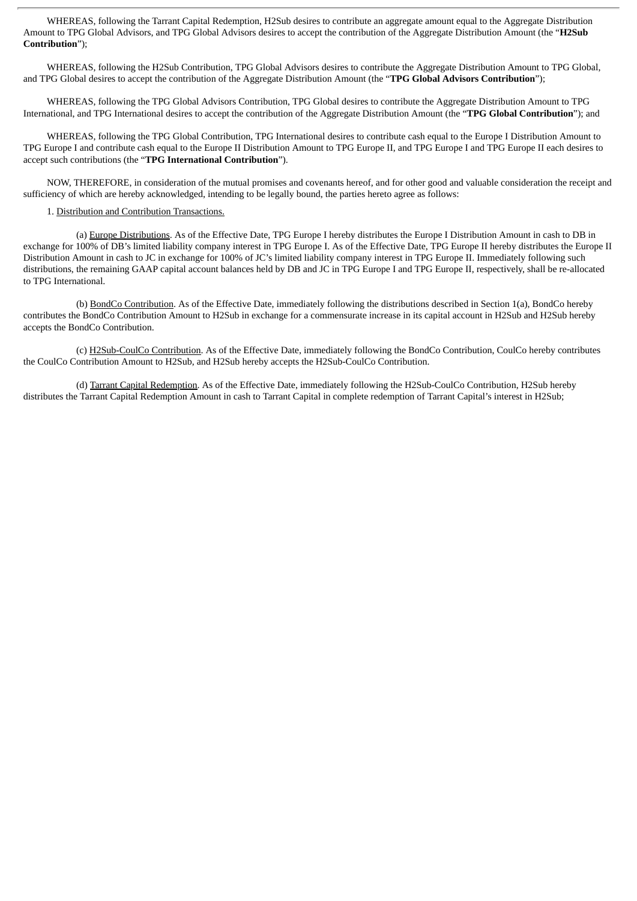WHEREAS, following the Tarrant Capital Redemption, H2Sub desires to contribute an aggregate amount equal to the Aggregate Distribution Amount to TPG Global Advisors, and TPG Global Advisors desires to accept the contribution of the Aggregate Distribution Amount (the "**H2Sub Contribution**");

WHEREAS, following the H2Sub Contribution, TPG Global Advisors desires to contribute the Aggregate Distribution Amount to TPG Global, and TPG Global desires to accept the contribution of the Aggregate Distribution Amount (the "**TPG Global Advisors Contribution**");

WHEREAS, following the TPG Global Advisors Contribution, TPG Global desires to contribute the Aggregate Distribution Amount to TPG International, and TPG International desires to accept the contribution of the Aggregate Distribution Amount (the "**TPG Global Contribution**"); and

WHEREAS, following the TPG Global Contribution, TPG International desires to contribute cash equal to the Europe I Distribution Amount to TPG Europe I and contribute cash equal to the Europe II Distribution Amount to TPG Europe II, and TPG Europe I and TPG Europe II each desires to accept such contributions (the "**TPG International Contribution**").

NOW, THEREFORE, in consideration of the mutual promises and covenants hereof, and for other good and valuable consideration the receipt and sufficiency of which are hereby acknowledged, intending to be legally bound, the parties hereto agree as follows:

1. Distribution and Contribution Transactions.

(a) Europe Distributions. As of the Effective Date, TPG Europe I hereby distributes the Europe I Distribution Amount in cash to DB in exchange for 100% of DB's limited liability company interest in TPG Europe I. As of the Effective Date, TPG Europe II hereby distributes the Europe II Distribution Amount in cash to JC in exchange for 100% of JC's limited liability company interest in TPG Europe II. Immediately following such distributions, the remaining GAAP capital account balances held by DB and JC in TPG Europe I and TPG Europe II, respectively, shall be re-allocated to TPG International.

(b) BondCo Contribution. As of the Effective Date, immediately following the distributions described in Section 1(a), BondCo hereby contributes the BondCo Contribution Amount to H2Sub in exchange for a commensurate increase in its capital account in H2Sub and H2Sub hereby accepts the BondCo Contribution.

(c) H2Sub-CoulCo Contribution. As of the Effective Date, immediately following the BondCo Contribution, CoulCo hereby contributes the CoulCo Contribution Amount to H2Sub, and H2Sub hereby accepts the H2Sub-CoulCo Contribution.

(d) Tarrant Capital Redemption. As of the Effective Date, immediately following the H2Sub-CoulCo Contribution, H2Sub hereby distributes the Tarrant Capital Redemption Amount in cash to Tarrant Capital in complete redemption of Tarrant Capital's interest in H2Sub;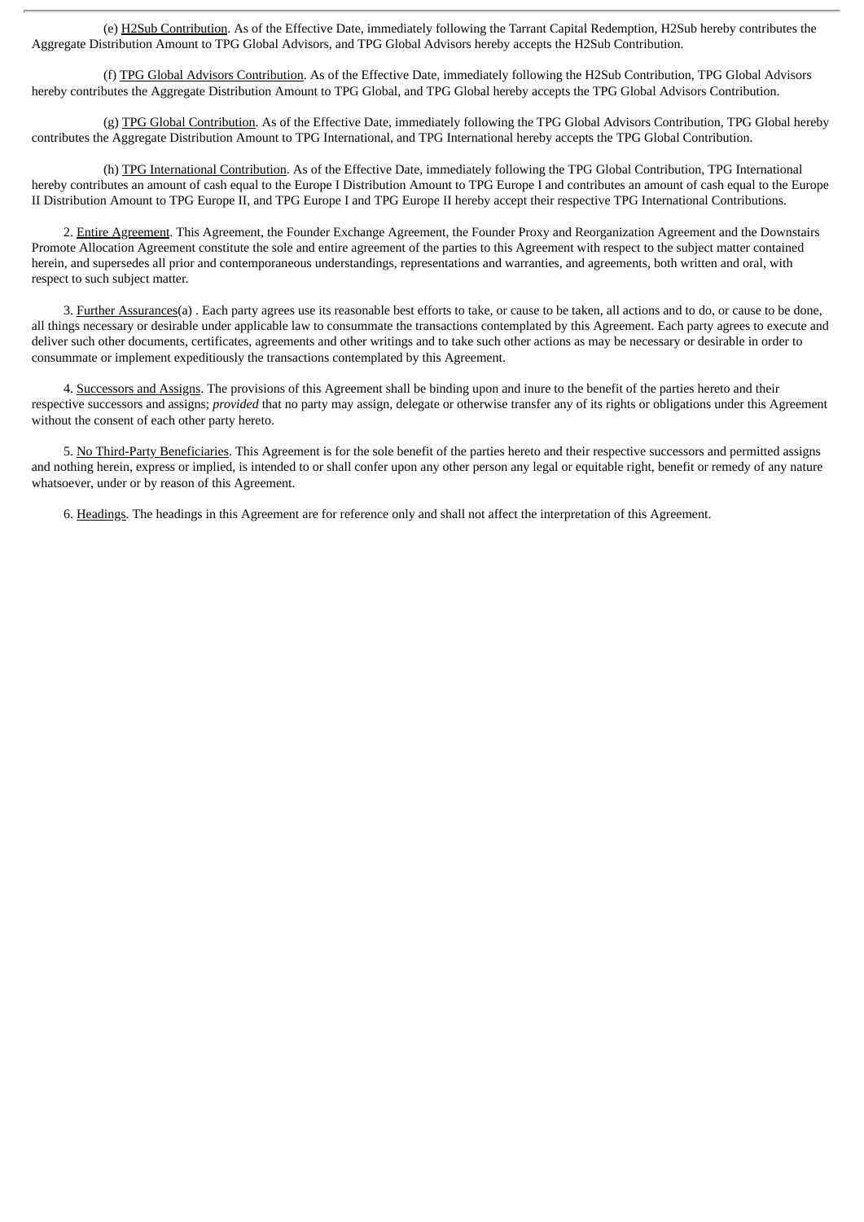(e) H2Sub Contribution. As of the Effective Date, immediately following the Tarrant Capital Redemption, H2Sub hereby contributes the Aggregate Distribution Amount to TPG Global Advisors, and TPG Global Advisors hereby accepts the H2Sub Contribution.

(f) TPG Global Advisors Contribution. As of the Effective Date, immediately following the H2Sub Contribution, TPG Global Advisors hereby contributes the Aggregate Distribution Amount to TPG Global, and TPG Global hereby accepts the TPG Global Advisors Contribution.

(g) TPG Global Contribution. As of the Effective Date, immediately following the TPG Global Advisors Contribution, TPG Global hereby contributes the Aggregate Distribution Amount to TPG International, and TPG International hereby accepts the TPG Global Contribution.

(h) TPG International Contribution. As of the Effective Date, immediately following the TPG Global Contribution, TPG International hereby contributes an amount of cash equal to the Europe I Distribution Amount to TPG Europe I and contributes an amount of cash equal to the Europe II Distribution Amount to TPG Europe II, and TPG Europe I and TPG Europe II hereby accept their respective TPG International Contributions.

2. Entire Agreement. This Agreement, the Founder Exchange Agreement, the Founder Proxy and Reorganization Agreement and the Downstairs Promote Allocation Agreement constitute the sole and entire agreement of the parties to this Agreement with respect to the subject matter contained herein, and supersedes all prior and contemporaneous understandings, representations and warranties, and agreements, both written and oral, with respect to such subject matter.

3. Further Assurances(a) . Each party agrees use its reasonable best efforts to take, or cause to be taken, all actions and to do, or cause to be done, all things necessary or desirable under applicable law to consummate the transactions contemplated by this Agreement. Each party agrees to execute and deliver such other documents, certificates, agreements and other writings and to take such other actions as may be necessary or desirable in order to consummate or implement expeditiously the transactions contemplated by this Agreement.

4. Successors and Assigns. The provisions of this Agreement shall be binding upon and inure to the benefit of the parties hereto and their respective successors and assigns; *provided* that no party may assign, delegate or otherwise transfer any of its rights or obligations under this Agreement without the consent of each other party hereto.

5. No Third-Party Beneficiaries. This Agreement is for the sole benefit of the parties hereto and their respective successors and permitted assigns and nothing herein, express or implied, is intended to or shall confer upon any other person any legal or equitable right, benefit or remedy of any nature whatsoever, under or by reason of this Agreement.

6. Headings. The headings in this Agreement are for reference only and shall not affect the interpretation of this Agreement.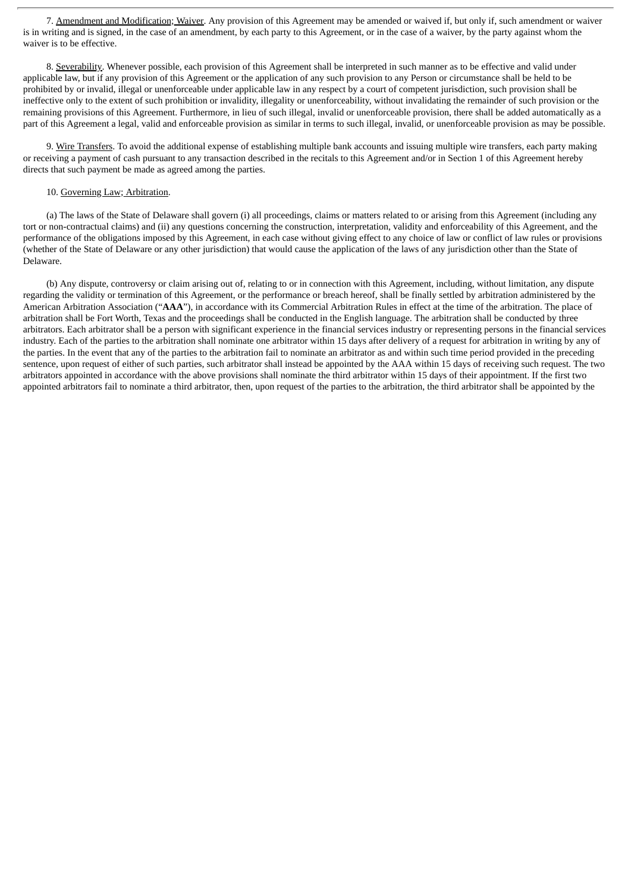7. Amendment and Modification; Waiver. Any provision of this Agreement may be amended or waived if, but only if, such amendment or waiver is in writing and is signed, in the case of an amendment, by each party to this Agreement, or in the case of a waiver, by the party against whom the waiver is to be effective.

8. Severability. Whenever possible, each provision of this Agreement shall be interpreted in such manner as to be effective and valid under applicable law, but if any provision of this Agreement or the application of any such provision to any Person or circumstance shall be held to be prohibited by or invalid, illegal or unenforceable under applicable law in any respect by a court of competent jurisdiction, such provision shall be ineffective only to the extent of such prohibition or invalidity, illegality or unenforceability, without invalidating the remainder of such provision or the remaining provisions of this Agreement. Furthermore, in lieu of such illegal, invalid or unenforceable provision, there shall be added automatically as a part of this Agreement a legal, valid and enforceable provision as similar in terms to such illegal, invalid, or unenforceable provision as may be possible.

9. Wire Transfers. To avoid the additional expense of establishing multiple bank accounts and issuing multiple wire transfers, each party making or receiving a payment of cash pursuant to any transaction described in the recitals to this Agreement and/or in Section 1 of this Agreement hereby directs that such payment be made as agreed among the parties.

10. Governing Law; Arbitration.

(a) The laws of the State of Delaware shall govern (i) all proceedings, claims or matters related to or arising from this Agreement (including any tort or non-contractual claims) and (ii) any questions concerning the construction, interpretation, validity and enforceability of this Agreement, and the performance of the obligations imposed by this Agreement, in each case without giving effect to any choice of law or conflict of law rules or provisions (whether of the State of Delaware or any other jurisdiction) that would cause the application of the laws of any jurisdiction other than the State of Delaware.

(b) Any dispute, controversy or claim arising out of, relating to or in connection with this Agreement, including, without limitation, any dispute regarding the validity or termination of this Agreement, or the performance or breach hereof, shall be finally settled by arbitration administered by the American Arbitration Association ("**AAA**"), in accordance with its Commercial Arbitration Rules in effect at the time of the arbitration. The place of arbitration shall be Fort Worth, Texas and the proceedings shall be conducted in the English language. The arbitration shall be conducted by three arbitrators. Each arbitrator shall be a person with significant experience in the financial services industry or representing persons in the financial services industry. Each of the parties to the arbitration shall nominate one arbitrator within 15 days after delivery of a request for arbitration in writing by any of the parties. In the event that any of the parties to the arbitration fail to nominate an arbitrator as and within such time period provided in the preceding sentence, upon request of either of such parties, such arbitrator shall instead be appointed by the AAA within 15 days of receiving such request. The two arbitrators appointed in accordance with the above provisions shall nominate the third arbitrator within 15 days of their appointment. If the first two appointed arbitrators fail to nominate a third arbitrator, then, upon request of the parties to the arbitration, the third arbitrator shall be appointed by the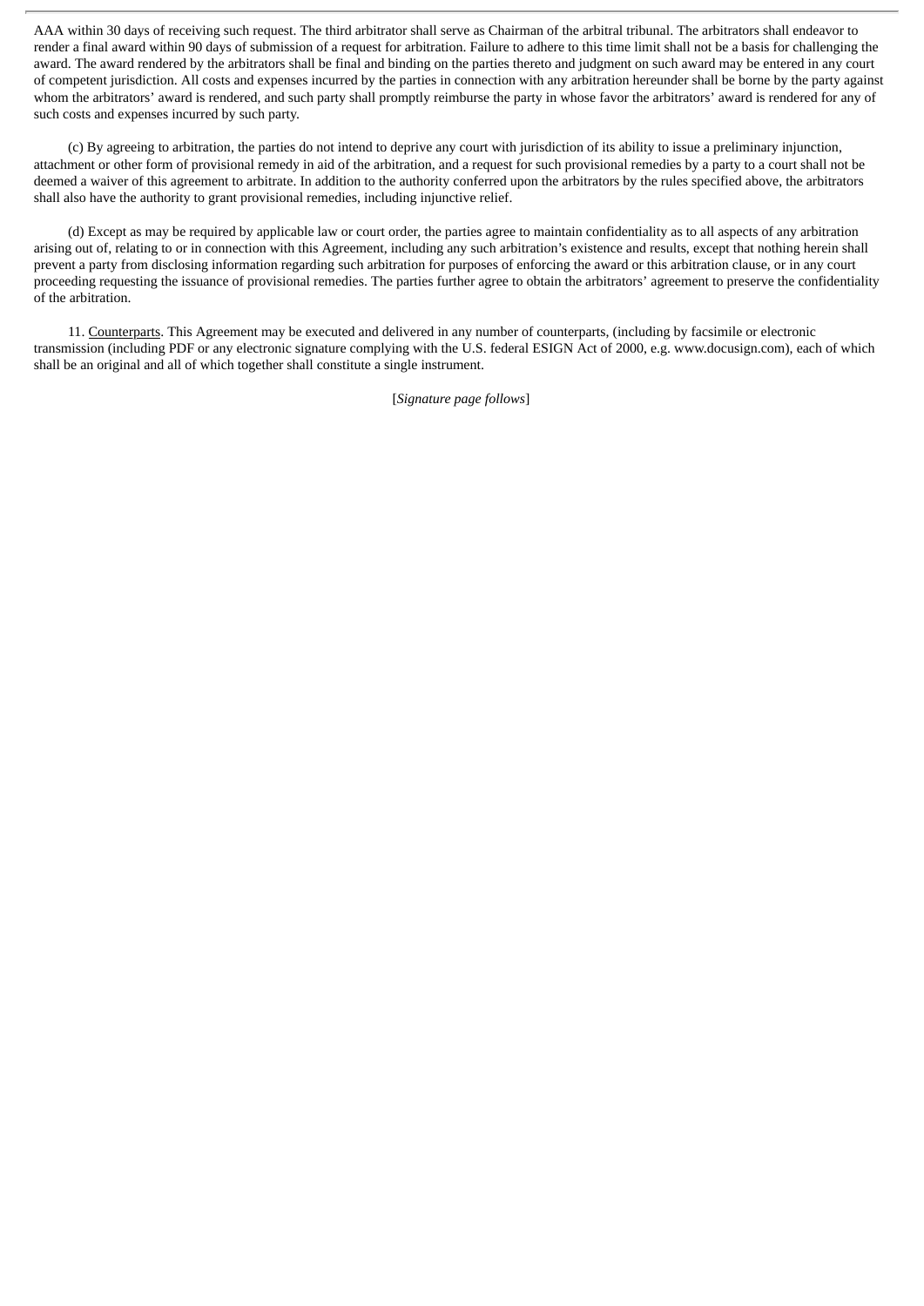AAA within 30 days of receiving such request. The third arbitrator shall serve as Chairman of the arbitral tribunal. The arbitrators shall endeavor to render a final award within 90 days of submission of a request for arbitration. Failure to adhere to this time limit shall not be a basis for challenging the award. The award rendered by the arbitrators shall be final and binding on the parties thereto and judgment on such award may be entered in any court of competent jurisdiction. All costs and expenses incurred by the parties in connection with any arbitration hereunder shall be borne by the party against whom the arbitrators' award is rendered, and such party shall promptly reimburse the party in whose favor the arbitrators' award is rendered for any of such costs and expenses incurred by such party.

(c) By agreeing to arbitration, the parties do not intend to deprive any court with jurisdiction of its ability to issue a preliminary injunction, attachment or other form of provisional remedy in aid of the arbitration, and a request for such provisional remedies by a party to a court shall not be deemed a waiver of this agreement to arbitrate. In addition to the authority conferred upon the arbitrators by the rules specified above, the arbitrators shall also have the authority to grant provisional remedies, including injunctive relief.

(d) Except as may be required by applicable law or court order, the parties agree to maintain confidentiality as to all aspects of any arbitration arising out of, relating to or in connection with this Agreement, including any such arbitration's existence and results, except that nothing herein shall prevent a party from disclosing information regarding such arbitration for purposes of enforcing the award or this arbitration clause, or in any court proceeding requesting the issuance of provisional remedies. The parties further agree to obtain the arbitrators' agreement to preserve the confidentiality of the arbitration.

11. Counterparts. This Agreement may be executed and delivered in any number of counterparts, (including by facsimile or electronic transmission (including PDF or any electronic signature complying with the U.S. federal ESIGN Act of 2000, e.g. www.docusign.com), each of which shall be an original and all of which together shall constitute a single instrument.

[*Signature page follows*]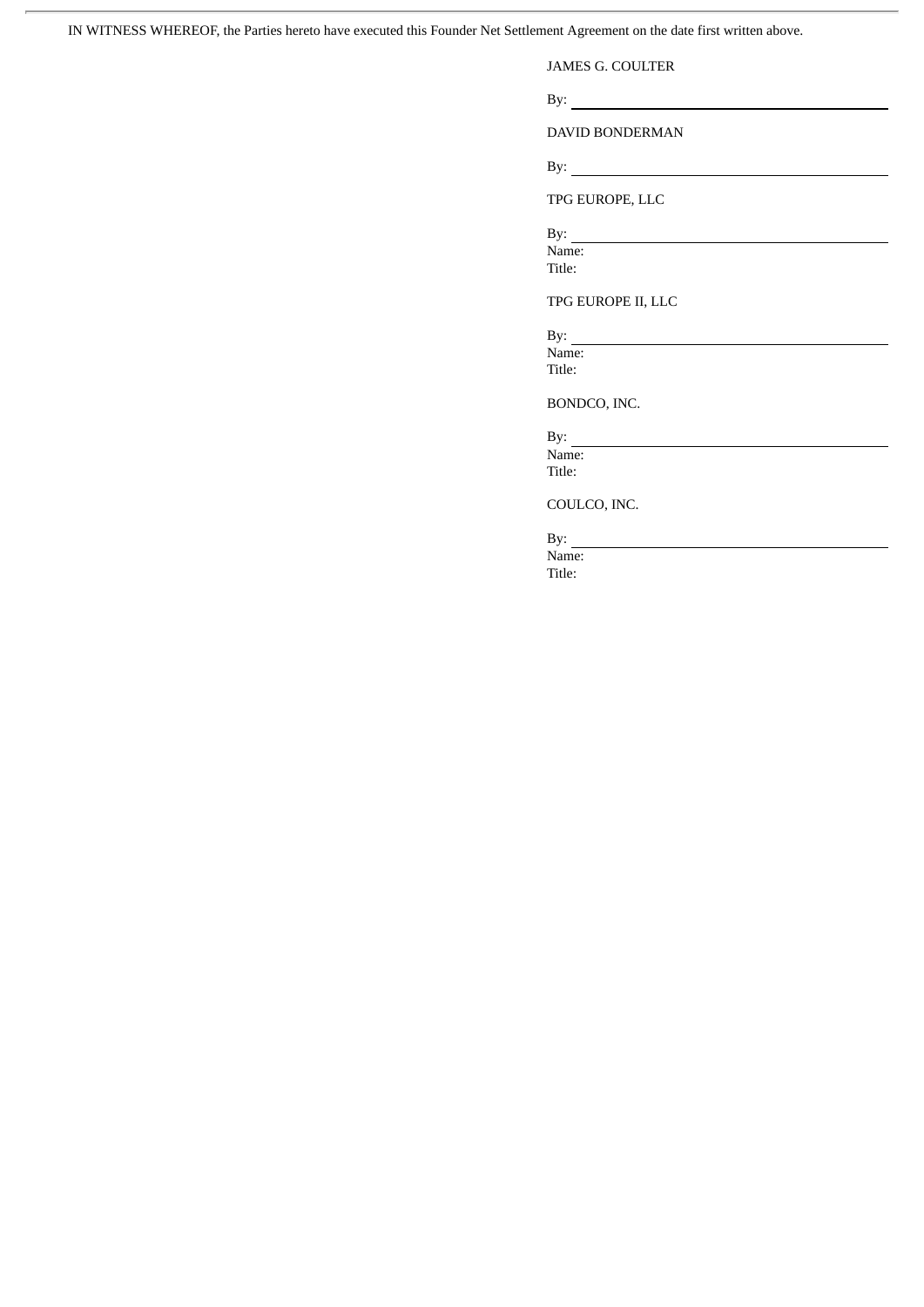IN WITNESS WHEREOF, the Parties hereto have executed this Founder Net Settlement Agreement on the date first written above.

JAMES G. COULTER

By: ______________________________

DAVID BONDERMAN

By: ______________________________

TPG EUROPE, LLC

By: ______________________________
Name:
Title:

TPG EUROPE II, LLC

By: ______________________________
Name:
Title:

BONDCO, INC.

By: ______________________________
Name:
Title:

COULCO, INC.

By: ______________________________
Name:
Title: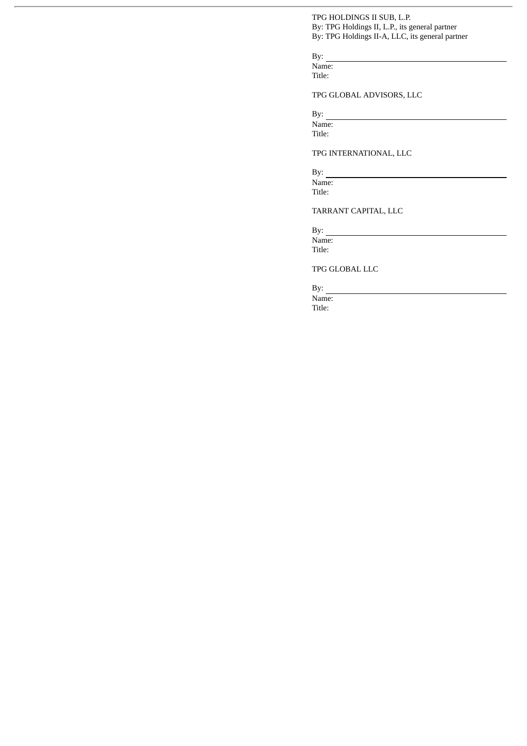TPG HOLDINGS II SUB, L.P.
By: TPG Holdings II, L.P., its general partner
By: TPG Holdings II-A, LLC, its general partner

By: \_\_\_\_\_\_\_\_\_\_\_\_\_\_\_\_\_\_\_\_\_\_\_\_\_\_\_\_
Name:
Title:

TPG GLOBAL ADVISORS, LLC

By: \_\_\_\_\_\_\_\_\_\_\_\_\_\_\_\_\_\_\_\_\_\_\_\_\_\_\_\_
Name:
Title:

TPG INTERNATIONAL, LLC

By: \_\_\_\_\_\_\_\_\_\_\_\_\_\_\_\_\_\_\_\_\_\_\_\_\_\_\_\_
Name:
Title:

TARRANT CAPITAL, LLC

By: \_\_\_\_\_\_\_\_\_\_\_\_\_\_\_\_\_\_\_\_\_\_\_\_\_\_\_\_
Name:
Title:

TPG GLOBAL LLC

By: \_\_\_\_\_\_\_\_\_\_\_\_\_\_\_\_\_\_\_\_\_\_\_\_\_\_\_\_
Name:
Title: